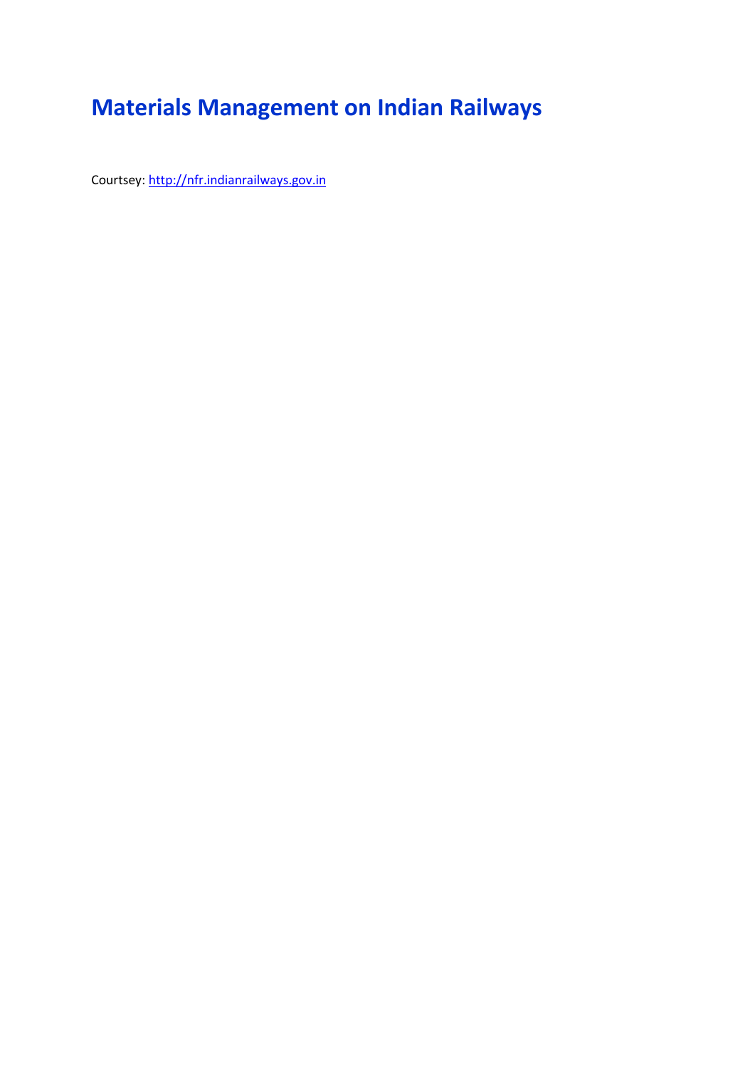# Materials Management on Indian Railways

Courtsey: http://nfr.indianrailways.gov.in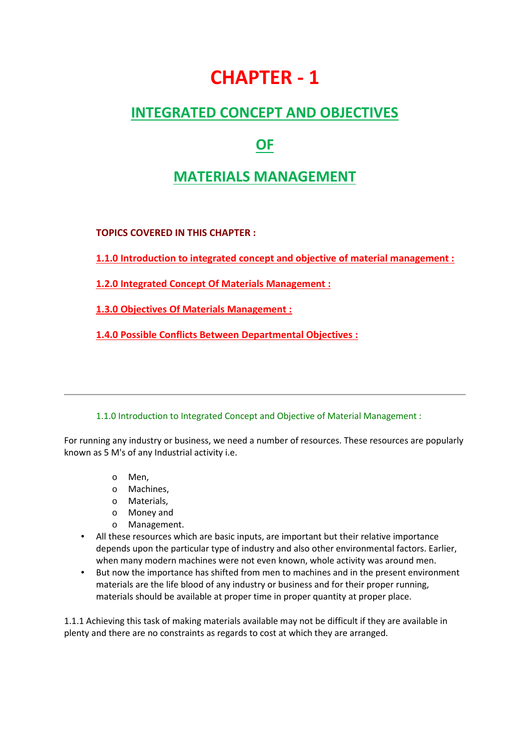# CHAPTER - 1

## INTEGRATED CONCEPT AND OBJECTIVES

## OF

## MATERIALS MANAGEMENT

**TOPICS COVERED IN THIS CHAPTER :**

**1.1.0 Introduction to integrated concept and objective of material management :**

**1.2.0 Integrated Concept Of Materials Management :**

**1.3.0 Objectives Of Materials Management :**

**1.4.0 Possible Conflicts Between Departmental Objectives :**

---

### 1.1.0 Introduction to Integrated Concept and Objective of Material Management :

For running any industry or business, we need a number of resources. These resources are popularly known as 5 M's of any Industrial activity i.e.

- Men,
- Machines,
- Materials,
- Money and
- Management.

- All these resources which are basic inputs, are important but their relative importance depends upon the particular type of industry and also other environmental factors. Earlier, when many modern machines were not even known, whole activity was around men.
- But now the importance has shifted from men to machines and in the present environment materials are the life blood of any industry or business and for their proper running, materials should be available at proper time in proper quantity at proper place.

1.1.1 Achieving this task of making materials available may not be difficult if they are available in plenty and there are no constraints as regards to cost at which they are arranged.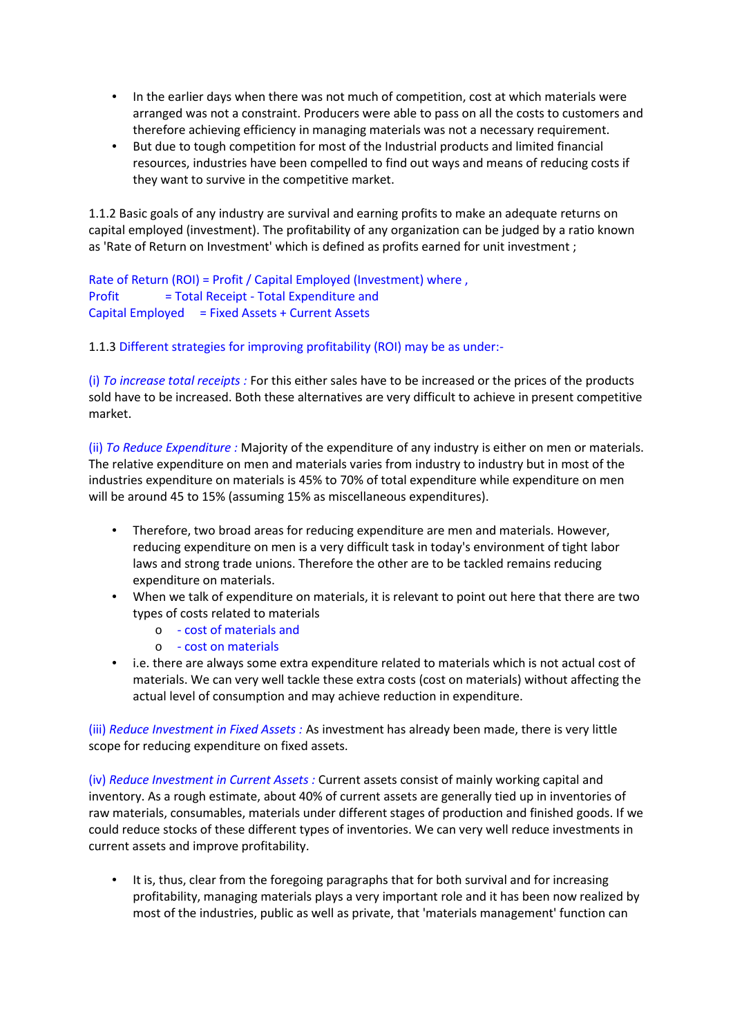- In the earlier days when there was not much of competition, cost at which materials were arranged was not a constraint. Producers were able to pass on all the costs to customers and therefore achieving efficiency in managing materials was not a necessary requirement.
- But due to tough competition for most of the Industrial products and limited financial resources, industries have been compelled to find out ways and means of reducing costs if they want to survive in the competitive market.

1.1.2 Basic goals of any industry are survival and earning profits to make an adequate returns on capital employed (investment). The profitability of any organization can be judged by a ratio known as 'Rate of Return on Investment' which is defined as profits earned for unit investment ;

Rate of Return (ROI) = Profit / Capital Employed (Investment) where ,
Profit = Total Receipt - Total Expenditure and
Capital Employed = Fixed Assets + Current Assets

1.1.3 Different strategies for improving profitability (ROI) may be as under:-

(i) *To increase total receipts :* For this either sales have to be increased or the prices of the products sold have to be increased. Both these alternatives are very difficult to achieve in present competitive market.

(ii) *To Reduce Expenditure :* Majority of the expenditure of any industry is either on men or materials. The relative expenditure on men and materials varies from industry to industry but in most of the industries expenditure on materials is 45% to 70% of total expenditure while expenditure on men will be around 45 to 15% (assuming 15% as miscellaneous expenditures).

- Therefore, two broad areas for reducing expenditure are men and materials. However, reducing expenditure on men is a very difficult task in today's environment of tight labor laws and strong trade unions. Therefore the other are to be tackled remains reducing expenditure on materials.
- When we talk of expenditure on materials, it is relevant to point out here that there are two types of costs related to materials
  - - cost of materials and
  - - cost on materials
- i.e. there are always some extra expenditure related to materials which is not actual cost of materials. We can very well tackle these extra costs (cost on materials) without affecting the actual level of consumption and may achieve reduction in expenditure.

(iii) *Reduce Investment in Fixed Assets :* As investment has already been made, there is very little scope for reducing expenditure on fixed assets.

(iv) *Reduce Investment in Current Assets :* Current assets consist of mainly working capital and inventory. As a rough estimate, about 40% of current assets are generally tied up in inventories of raw materials, consumables, materials under different stages of production and finished goods. If we could reduce stocks of these different types of inventories. We can very well reduce investments in current assets and improve profitability.

- It is, thus, clear from the foregoing paragraphs that for both survival and for increasing profitability, managing materials plays a very important role and it has been now realized by most of the industries, public as well as private, that 'materials management' function can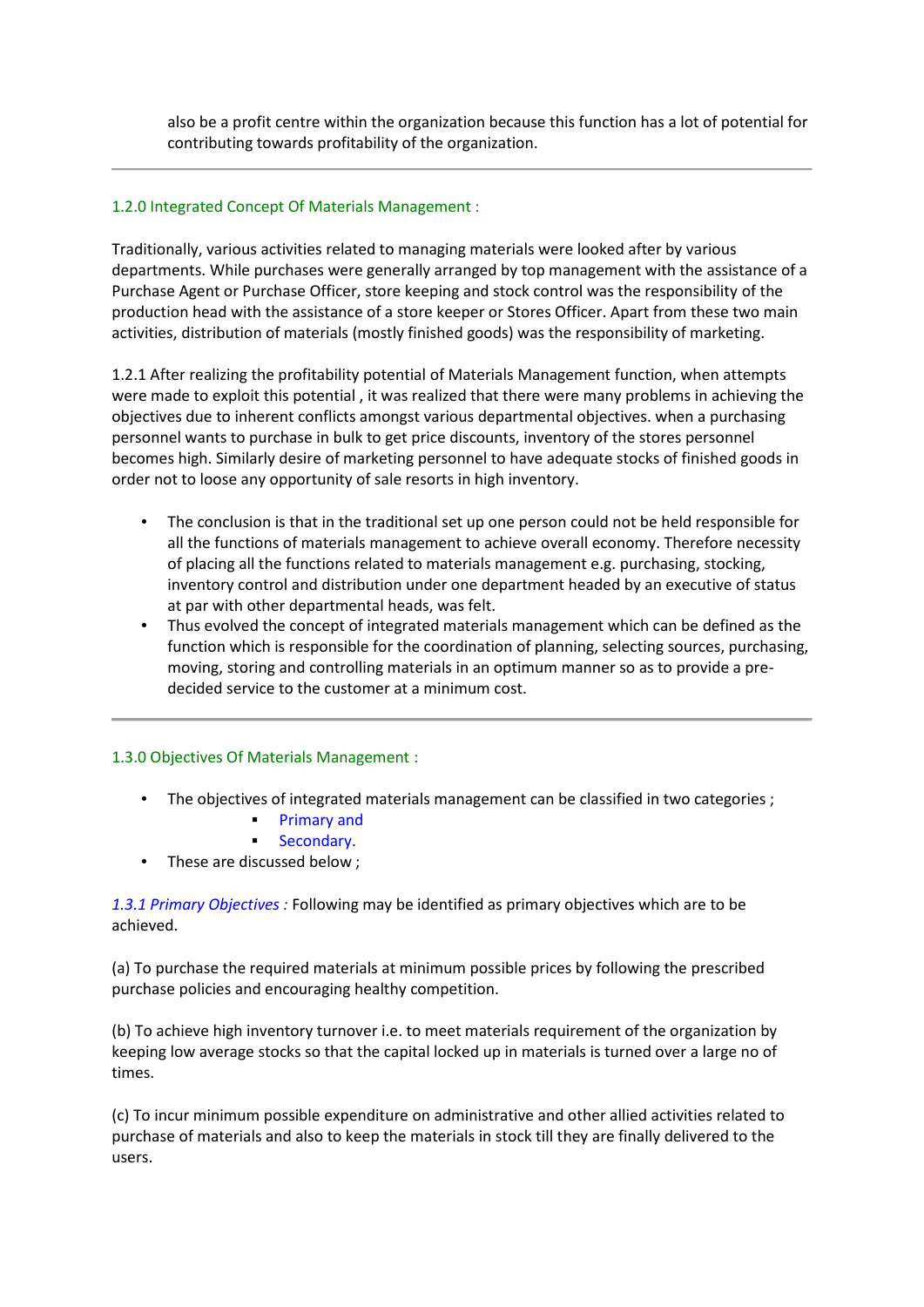also be a profit centre within the organization because this function has a lot of potential for contributing towards profitability of the organization.

---

## 1.2.0 Integrated Concept Of Materials Management :

Traditionally, various activities related to managing materials were looked after by various departments. While purchases were generally arranged by top management with the assistance of a Purchase Agent or Purchase Officer, store keeping and stock control was the responsibility of the production head with the assistance of a store keeper or Stores Officer. Apart from these two main activities, distribution of materials (mostly finished goods) was the responsibility of marketing.

1.2.1 After realizing the profitability potential of Materials Management function, when attempts were made to exploit this potential , it was realized that there were many problems in achieving the objectives due to inherent conflicts amongst various departmental objectives. when a purchasing personnel wants to purchase in bulk to get price discounts, inventory of the stores personnel becomes high. Similarly desire of marketing personnel to have adequate stocks of finished goods in order not to loose any opportunity of sale resorts in high inventory.

- The conclusion is that in the traditional set up one person could not be held responsible for all the functions of materials management to achieve overall economy. Therefore necessity of placing all the functions related to materials management e.g. purchasing, stocking, inventory control and distribution under one department headed by an executive of status at par with other departmental heads, was felt.
- Thus evolved the concept of integrated materials management which can be defined as the function which is responsible for the coordination of planning, selecting sources, purchasing, moving, storing and controlling materials in an optimum manner so as to provide a pre-decided service to the customer at a minimum cost.

---

## 1.3.0 Objectives Of Materials Management :

- The objectives of integrated materials management can be classified in two categories ;
    - Primary and
    - Secondary.
- These are discussed below ;

*1.3.1 Primary Objectives :* Following may be identified as primary objectives which are to be achieved.

(a) To purchase the required materials at minimum possible prices by following the prescribed purchase policies and encouraging healthy competition.

(b) To achieve high inventory turnover i.e. to meet materials requirement of the organization by keeping low average stocks so that the capital locked up in materials is turned over a large no of times.

(c) To incur minimum possible expenditure on administrative and other allied activities related to purchase of materials and also to keep the materials in stock till they are finally delivered to the users.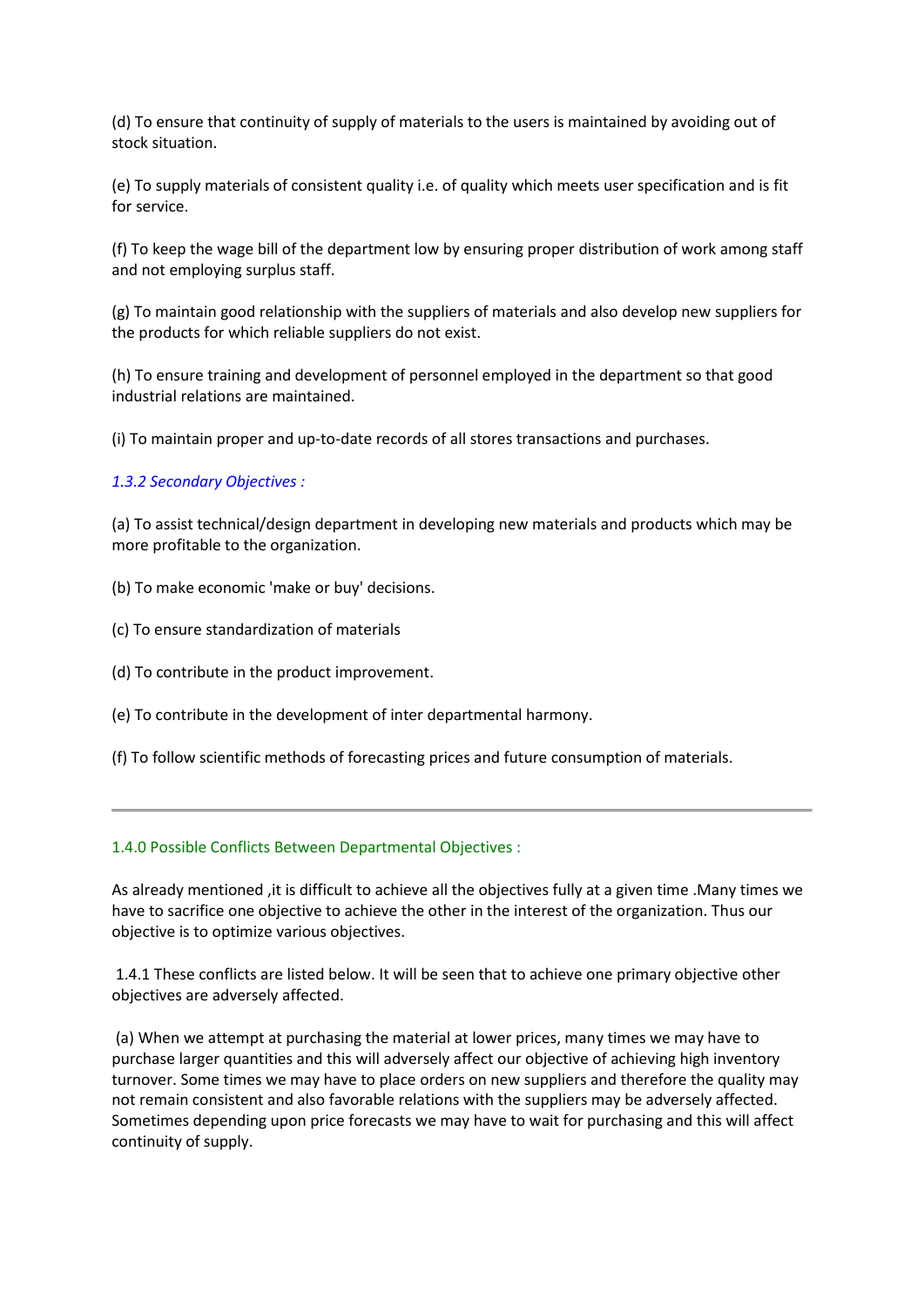(d) To ensure that continuity of supply of materials to the users is maintained by avoiding out of stock situation.

(e) To supply materials of consistent quality i.e. of quality which meets user specification and is fit for service.

(f) To keep the wage bill of the department low by ensuring proper distribution of work among staff and not employing surplus staff.

(g) To maintain good relationship with the suppliers of materials and also develop new suppliers for the products for which reliable suppliers do not exist.

(h) To ensure training and development of personnel employed in the department so that good industrial relations are maintained.

(i) To maintain proper and up-to-date records of all stores transactions and purchases.

### *1.3.2 Secondary Objectives :*

(a) To assist technical/design department in developing new materials and products which may be more profitable to the organization.

(b) To make economic 'make or buy' decisions.

(c) To ensure standardization of materials

(d) To contribute in the product improvement.

(e) To contribute in the development of inter departmental harmony.

(f) To follow scientific methods of forecasting prices and future consumption of materials.

---

## 1.4.0 Possible Conflicts Between Departmental Objectives :

As already mentioned ,it is difficult to achieve all the objectives fully at a given time .Many times we have to sacrifice one objective to achieve the other in the interest of the organization. Thus our objective is to optimize various objectives.

1.4.1 These conflicts are listed below. It will be seen that to achieve one primary objective other objectives are adversely affected.

(a) When we attempt at purchasing the material at lower prices, many times we may have to purchase larger quantities and this will adversely affect our objective of achieving high inventory turnover. Some times we may have to place orders on new suppliers and therefore the quality may not remain consistent and also favorable relations with the suppliers may be adversely affected. Sometimes depending upon price forecasts we may have to wait for purchasing and this will affect continuity of supply.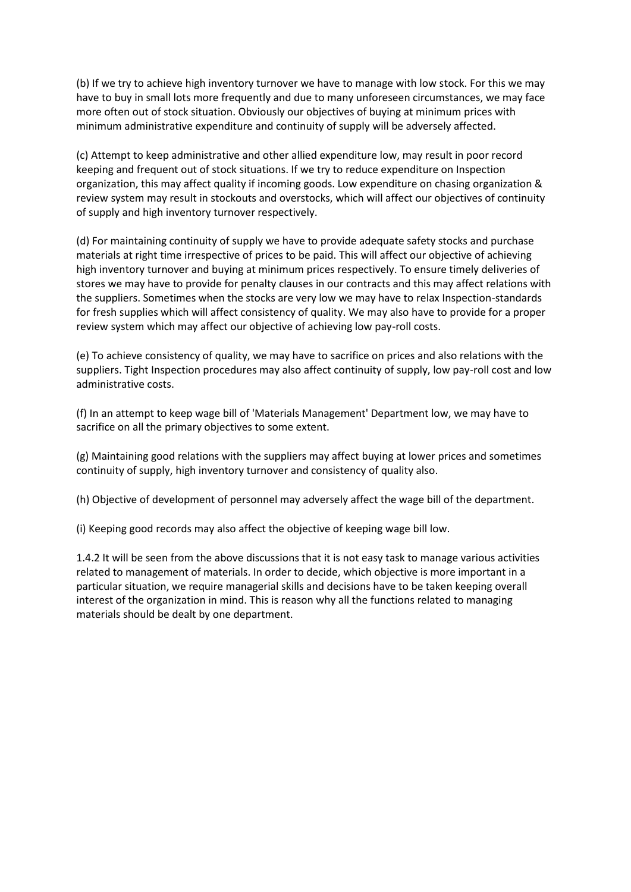(b) If we try to achieve high inventory turnover we have to manage with low stock. For this we may have to buy in small lots more frequently and due to many unforeseen circumstances, we may face more often out of stock situation. Obviously our objectives of buying at minimum prices with minimum administrative expenditure and continuity of supply will be adversely affected.

(c) Attempt to keep administrative and other allied expenditure low, may result in poor record keeping and frequent out of stock situations. If we try to reduce expenditure on Inspection organization, this may affect quality if incoming goods. Low expenditure on chasing organization & review system may result in stockouts and overstocks, which will affect our objectives of continuity of supply and high inventory turnover respectively.

(d) For maintaining continuity of supply we have to provide adequate safety stocks and purchase materials at right time irrespective of prices to be paid. This will affect our objective of achieving high inventory turnover and buying at minimum prices respectively. To ensure timely deliveries of stores we may have to provide for penalty clauses in our contracts and this may affect relations with the suppliers. Sometimes when the stocks are very low we may have to relax Inspection-standards for fresh supplies which will affect consistency of quality. We may also have to provide for a proper review system which may affect our objective of achieving low pay-roll costs.

(e) To achieve consistency of quality, we may have to sacrifice on prices and also relations with the suppliers. Tight Inspection procedures may also affect continuity of supply, low pay-roll cost and low administrative costs.

(f) In an attempt to keep wage bill of 'Materials Management' Department low, we may have to sacrifice on all the primary objectives to some extent.

(g) Maintaining good relations with the suppliers may affect buying at lower prices and sometimes continuity of supply, high inventory turnover and consistency of quality also.

(h) Objective of development of personnel may adversely affect the wage bill of the department.

(i) Keeping good records may also affect the objective of keeping wage bill low.

1.4.2 It will be seen from the above discussions that it is not easy task to manage various activities related to management of materials. In order to decide, which objective is more important in a particular situation, we require managerial skills and decisions have to be taken keeping overall interest of the organization in mind. This is reason why all the functions related to managing materials should be dealt by one department.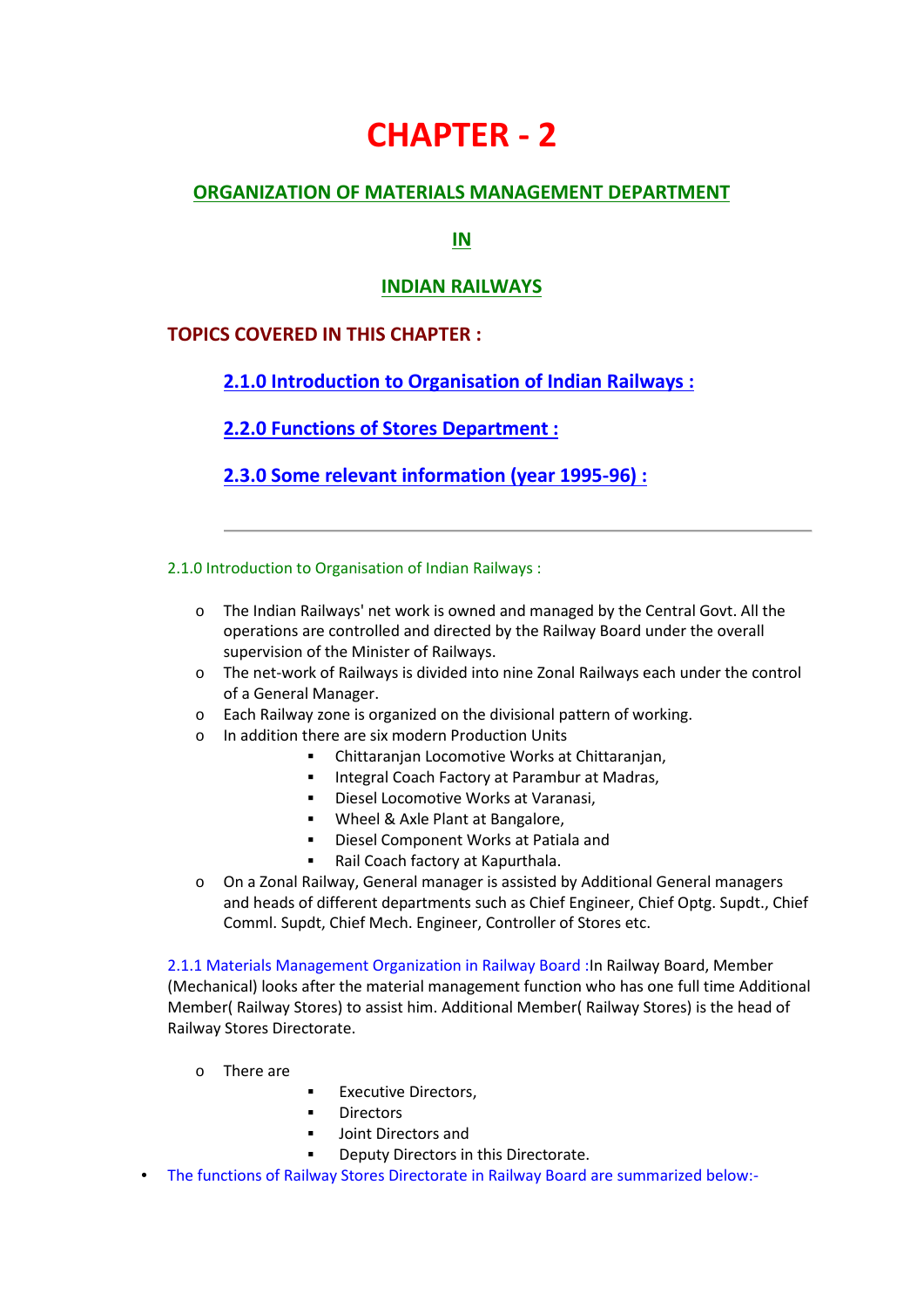# CHAPTER - 2

## ORGANIZATION OF MATERIALS MANAGEMENT DEPARTMENT

## IN

## INDIAN RAILWAYS

### TOPICS COVERED IN THIS CHAPTER :

- **2.1.0 Introduction to Organisation of Indian Railways :**
- **2.2.0 Functions of Stores Department :**
- **2.3.0 Some relevant information (year 1995-96) :**

---

### 2.1.0 Introduction to Organisation of Indian Railways :

- The Indian Railways' net work is owned and managed by the Central Govt. All the operations are controlled and directed by the Railway Board under the overall supervision of the Minister of Railways.
- The net-work of Railways is divided into nine Zonal Railways each under the control of a General Manager.
- Each Railway zone is organized on the divisional pattern of working.
- In addition there are six modern Production Units
  - Chittaranjan Locomotive Works at Chittaranjan,
  - Integral Coach Factory at Parambur at Madras,
  - Diesel Locomotive Works at Varanasi,
  - Wheel & Axle Plant at Bangalore,
  - Diesel Component Works at Patiala and
  - Rail Coach factory at Kapurthala.
- On a Zonal Railway, General manager is assisted by Additional General managers and heads of different departments such as Chief Engineer, Chief Optg. Supdt., Chief Comml. Supdt, Chief Mech. Engineer, Controller of Stores etc.

2.1.1 Materials Management Organization in Railway Board :In Railway Board, Member (Mechanical) looks after the material management function who has one full time Additional Member( Railway Stores) to assist him. Additional Member( Railway Stores) is the head of Railway Stores Directorate.

- There are
  - Executive Directors,
  - Directors
  - Joint Directors and
  - Deputy Directors in this Directorate.

- The functions of Railway Stores Directorate in Railway Board are summarized below:-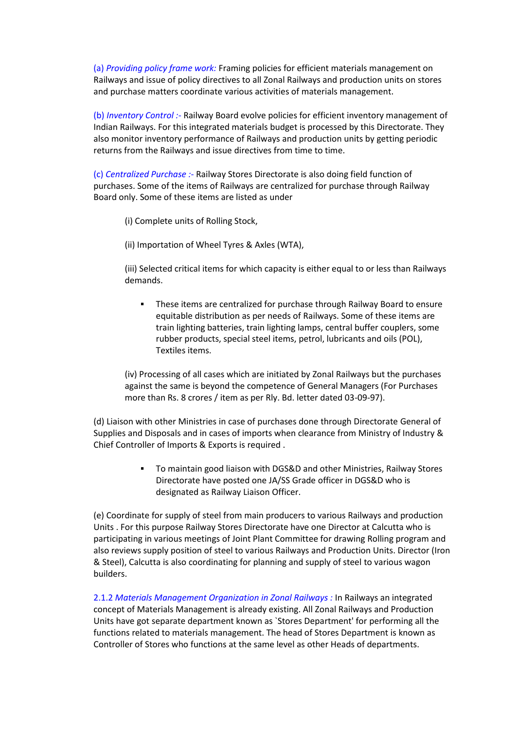(a) *Providing policy frame work:* Framing policies for efficient materials management on Railways and issue of policy directives to all Zonal Railways and production units on stores and purchase matters coordinate various activities of materials management.

(b) *Inventory Control :-* Railway Board evolve policies for efficient inventory management of Indian Railways. For this integrated materials budget is processed by this Directorate. They also monitor inventory performance of Railways and production units by getting periodic returns from the Railways and issue directives from time to time.

(c) *Centralized Purchase :-* Railway Stores Directorate is also doing field function of purchases. Some of the items of Railways are centralized for purchase through Railway Board only. Some of these items are listed as under

> (i) Complete units of Rolling Stock,
>
> (ii) Importation of Wheel Tyres & Axles (WTA),
>
> (iii) Selected critical items for which capacity is either equal to or less than Railways demands.
>
> - These items are centralized for purchase through Railway Board to ensure equitable distribution as per needs of Railways. Some of these items are train lighting batteries, train lighting lamps, central buffer couplers, some rubber products, special steel items, petrol, lubricants and oils (POL), Textiles items.
>
> (iv) Processing of all cases which are initiated by Zonal Railways but the purchases against the same is beyond the competence of General Managers (For Purchases more than Rs. 8 crores / item as per Rly. Bd. letter dated 03-09-97).

(d) Liaison with other Ministries in case of purchases done through Directorate General of Supplies and Disposals and in cases of imports when clearance from Ministry of Industry & Chief Controller of Imports & Exports is required .

> - To maintain good liaison with DGS&D and other Ministries, Railway Stores Directorate have posted one JA/SS Grade officer in DGS&D who is designated as Railway Liaison Officer.

(e) Coordinate for supply of steel from main producers to various Railways and production Units . For this purpose Railway Stores Directorate have one Director at Calcutta who is participating in various meetings of Joint Plant Committee for drawing Rolling program and also reviews supply position of steel to various Railways and Production Units. Director (Iron & Steel), Calcutta is also coordinating for planning and supply of steel to various wagon builders.

2.1.2 *Materials Management Organization in Zonal Railways :* In Railways an integrated concept of Materials Management is already existing. All Zonal Railways and Production Units have got separate department known as `Stores Department' for performing all the functions related to materials management. The head of Stores Department is known as Controller of Stores who functions at the same level as other Heads of departments.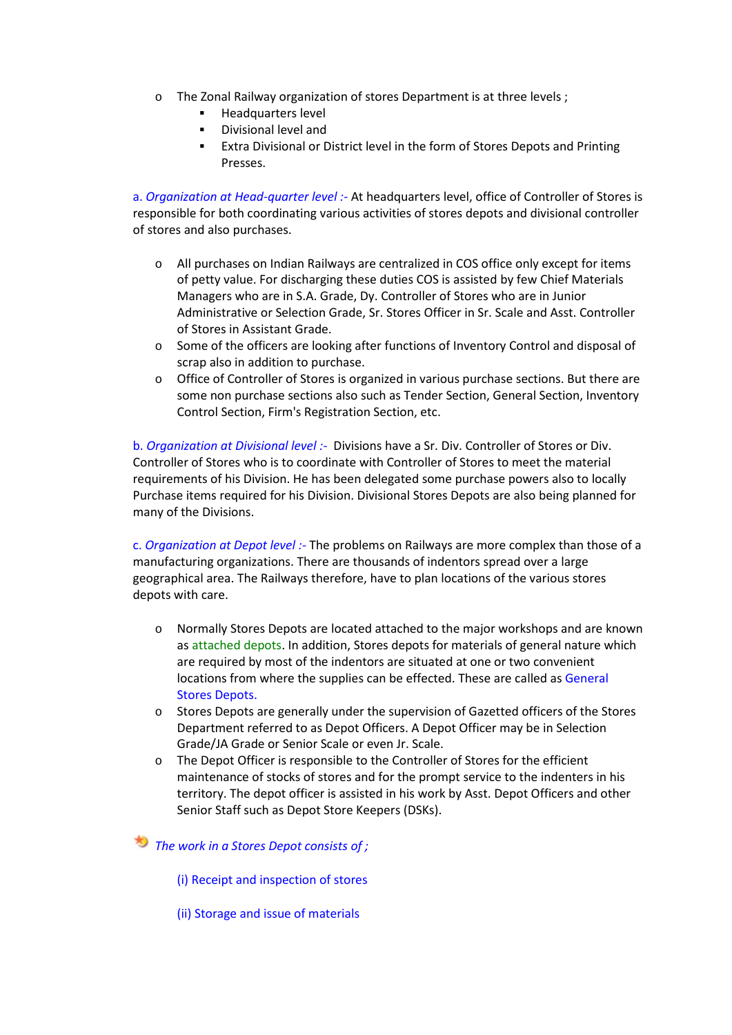- The Zonal Railway organization of stores Department is at three levels ;
  - Headquarters level
  - Divisional level and
  - Extra Divisional or District level in the form of Stores Depots and Printing Presses.

a. *Organization at Head-quarter level :-* At headquarters level, office of Controller of Stores is responsible for both coordinating various activities of stores depots and divisional controller of stores and also purchases.

- All purchases on Indian Railways are centralized in COS office only except for items of petty value. For discharging these duties COS is assisted by few Chief Materials Managers who are in S.A. Grade, Dy. Controller of Stores who are in Junior Administrative or Selection Grade, Sr. Stores Officer in Sr. Scale and Asst. Controller of Stores in Assistant Grade.
- Some of the officers are looking after functions of Inventory Control and disposal of scrap also in addition to purchase.
- Office of Controller of Stores is organized in various purchase sections. But there are some non purchase sections also such as Tender Section, General Section, Inventory Control Section, Firm's Registration Section, etc.

b. *Organization at Divisional level :-* Divisions have a Sr. Div. Controller of Stores or Div. Controller of Stores who is to coordinate with Controller of Stores to meet the material requirements of his Division. He has been delegated some purchase powers also to locally Purchase items required for his Division. Divisional Stores Depots are also being planned for many of the Divisions.

c. *Organization at Depot level :-* The problems on Railways are more complex than those of a manufacturing organizations. There are thousands of indentors spread over a large geographical area. The Railways therefore, have to plan locations of the various stores depots with care.

- Normally Stores Depots are located attached to the major workshops and are known as attached depots. In addition, Stores depots for materials of general nature which are required by most of the indentors are situated at one or two convenient locations from where the supplies can be effected. These are called as General Stores Depots.
- Stores Depots are generally under the supervision of Gazetted officers of the Stores Department referred to as Depot Officers. A Depot Officer may be in Selection Grade/JA Grade or Senior Scale or even Jr. Scale.
- The Depot Officer is responsible to the Controller of Stores for the efficient maintenance of stocks of stores and for the prompt service to the indenters in his territory. The depot officer is assisted in his work by Asst. Depot Officers and other Senior Staff such as Depot Store Keepers (DSKs).

*The work in a Stores Depot consists of ;*

(i) Receipt and inspection of stores

(ii) Storage and issue of materials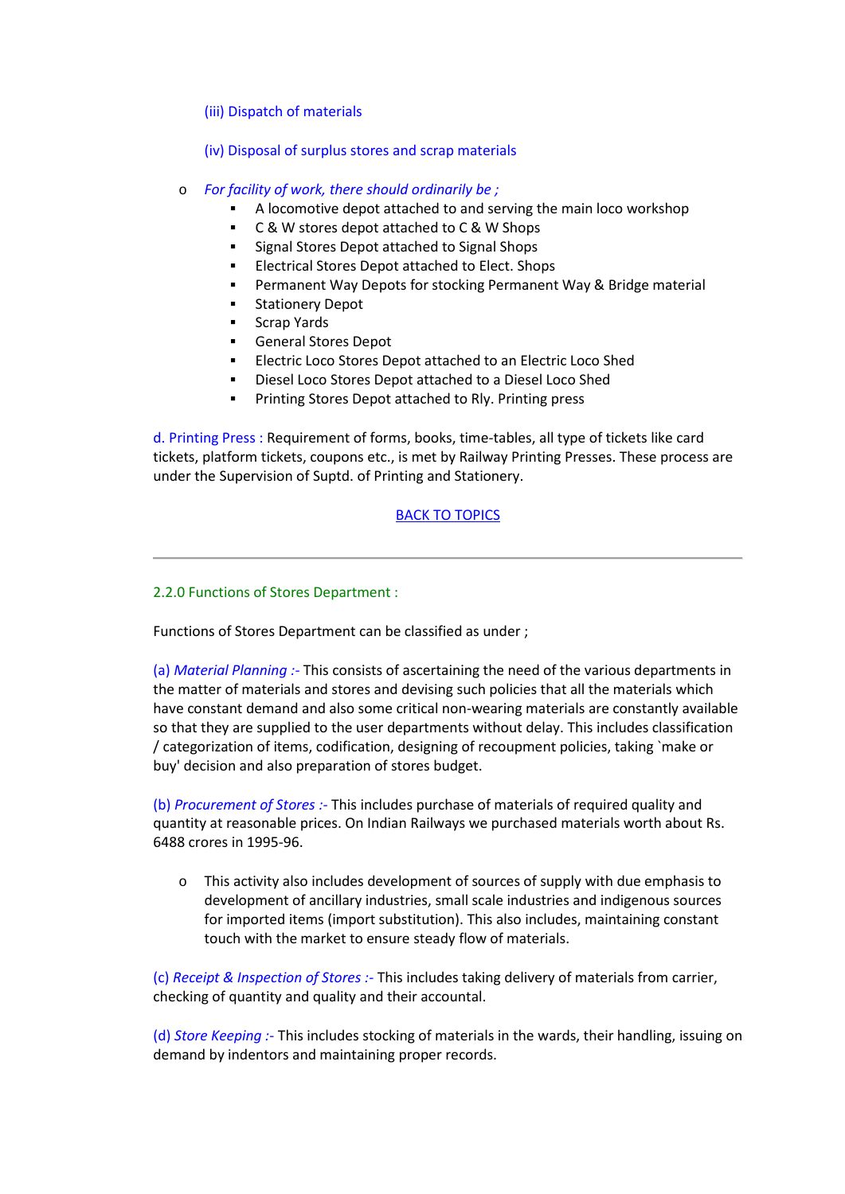(iii) Dispatch of materials

(iv) Disposal of surplus stores and scrap materials

- *For facility of work, there should ordinarily be ;*
  - A locomotive depot attached to and serving the main loco workshop
  - C & W stores depot attached to C & W Shops
  - Signal Stores Depot attached to Signal Shops
  - Electrical Stores Depot attached to Elect. Shops
  - Permanent Way Depots for stocking Permanent Way & Bridge material
  - Stationery Depot
  - Scrap Yards
  - General Stores Depot
  - Electric Loco Stores Depot attached to an Electric Loco Shed
  - Diesel Loco Stores Depot attached to a Diesel Loco Shed
  - Printing Stores Depot attached to Rly. Printing press

d. Printing Press : Requirement of forms, books, time-tables, all type of tickets like card tickets, platform tickets, coupons etc., is met by Railway Printing Presses. These process are under the Supervision of Suptd. of Printing and Stationery.

BACK TO TOPICS

---

## 2.2.0 Functions of Stores Department :

Functions of Stores Department can be classified as under ;

(a) *Material Planning :-* This consists of ascertaining the need of the various departments in the matter of materials and stores and devising such policies that all the materials which have constant demand and also some critical non-wearing materials are constantly available so that they are supplied to the user departments without delay. This includes classification / categorization of items, codification, designing of recoupment policies, taking `make or buy' decision and also preparation of stores budget.

(b) *Procurement of Stores :-* This includes purchase of materials of required quality and quantity at reasonable prices. On Indian Railways we purchased materials worth about Rs. 6488 crores in 1995-96.

- This activity also includes development of sources of supply with due emphasis to development of ancillary industries, small scale industries and indigenous sources for imported items (import substitution). This also includes, maintaining constant touch with the market to ensure steady flow of materials.

(c) *Receipt & Inspection of Stores :-* This includes taking delivery of materials from carrier, checking of quantity and quality and their accountal.

(d) *Store Keeping :-* This includes stocking of materials in the wards, their handling, issuing on demand by indentors and maintaining proper records.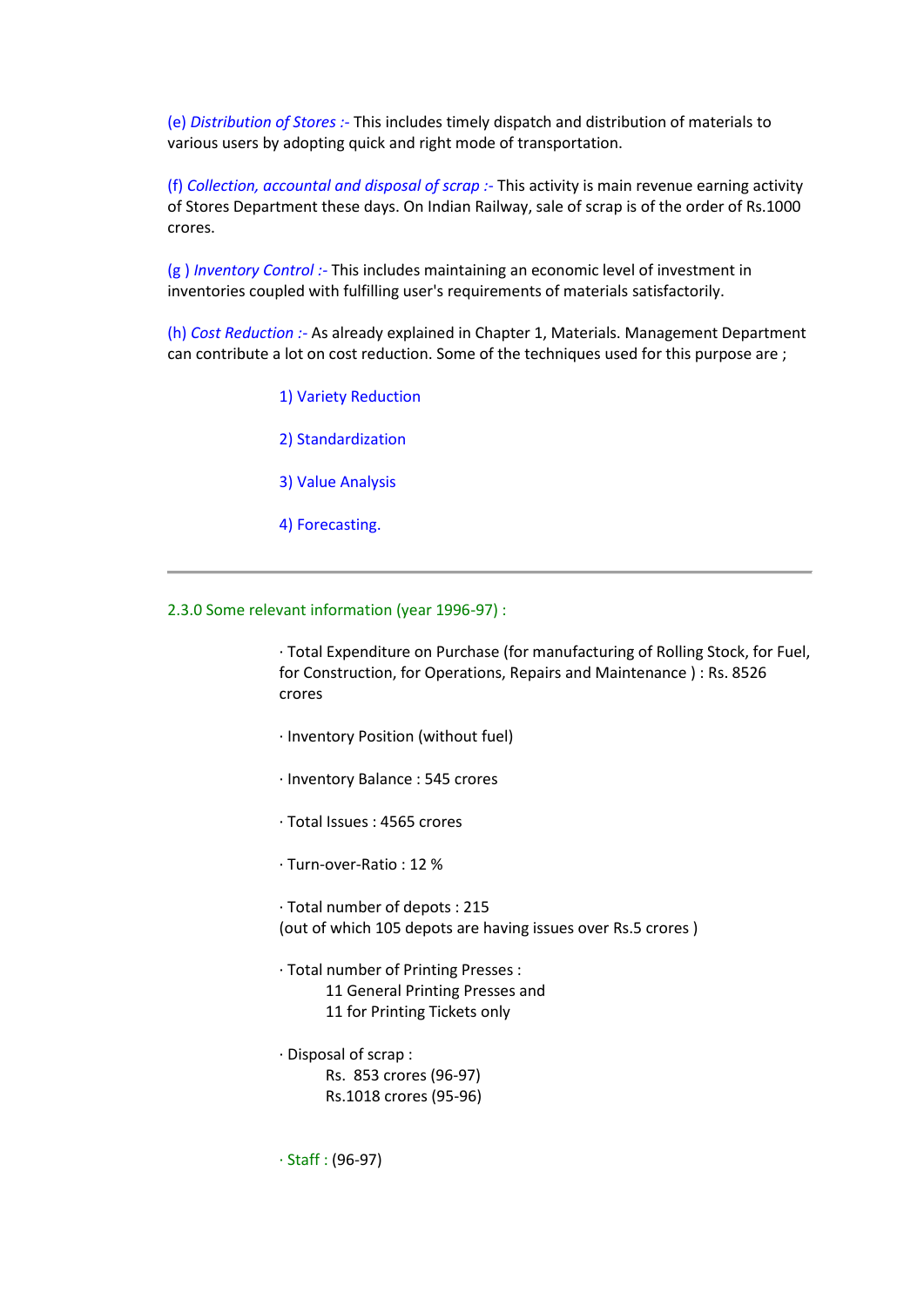(e) *Distribution of Stores :-* This includes timely dispatch and distribution of materials to various users by adopting quick and right mode of transportation.

(f) *Collection, accountal and disposal of scrap :-* This activity is main revenue earning activity of Stores Department these days. On Indian Railway, sale of scrap is of the order of Rs.1000 crores.

(g ) *Inventory Control :-* This includes maintaining an economic level of investment in inventories coupled with fulfilling user's requirements of materials satisfactorily.

(h) *Cost Reduction :-* As already explained in Chapter 1, Materials. Management Department can contribute a lot on cost reduction. Some of the techniques used for this purpose are ;

1) Variety Reduction

2) Standardization

3) Value Analysis

4) Forecasting.

---

2.3.0 Some relevant information (year 1996-97) :

· Total Expenditure on Purchase (for manufacturing of Rolling Stock, for Fuel, for Construction, for Operations, Repairs and Maintenance ) : Rs. 8526 crores

· Inventory Position (without fuel)

· Inventory Balance : 545 crores

· Total Issues : 4565 crores

· Turn-over-Ratio : 12 %

· Total number of depots : 215
(out of which 105 depots are having issues over Rs.5 crores )

· Total number of Printing Presses :
11 General Printing Presses and
11 for Printing Tickets only

· Disposal of scrap :
Rs. 853 crores (96-97)
Rs.1018 crores (95-96)

· Staff : (96-97)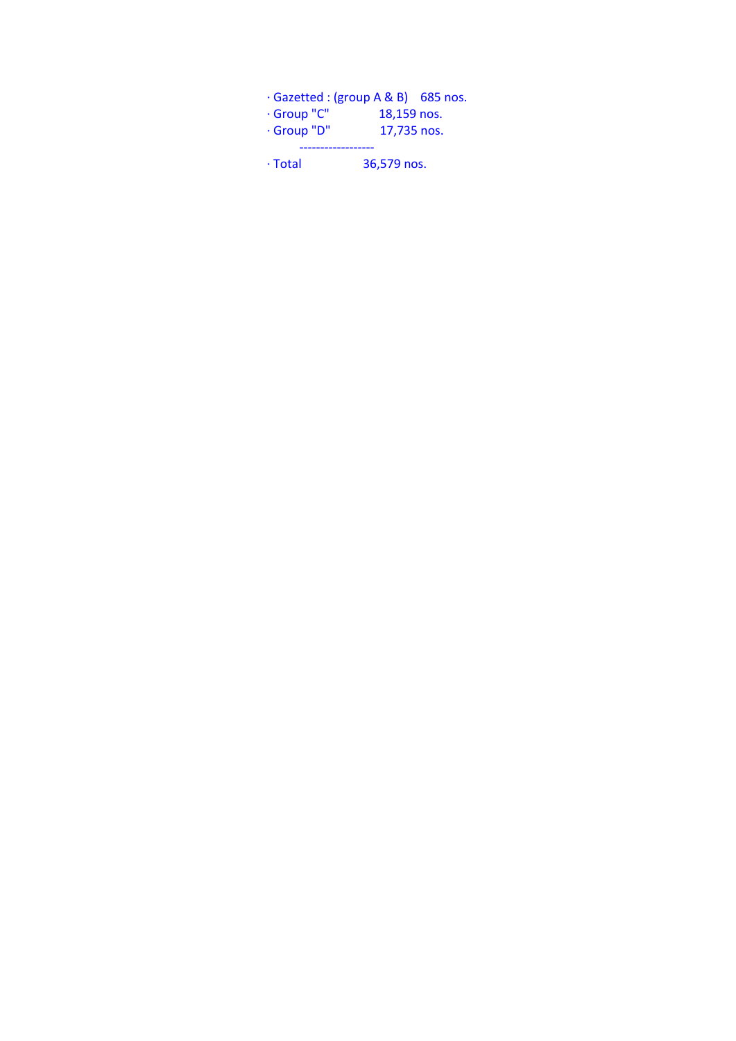- Gazetted : (group A & B) 685 nos.
- Group "C" 18,159 nos.
- Group "D" 17,735 nos.

------------------

- Total 36,579 nos.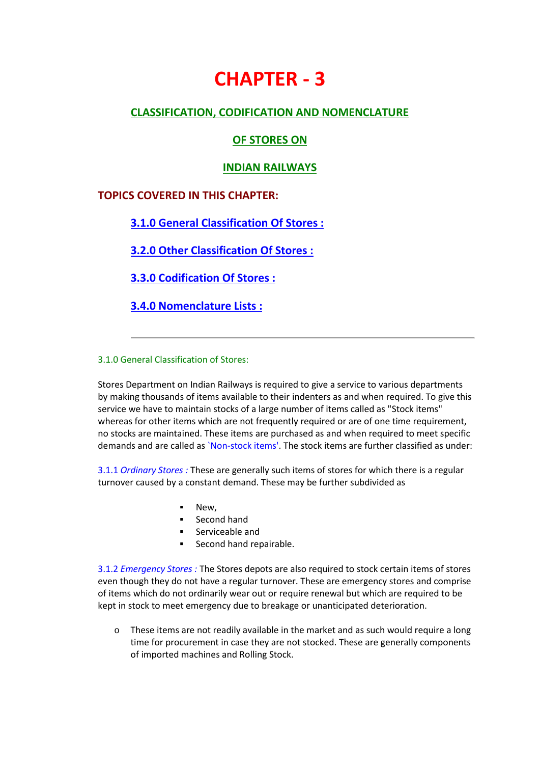# CHAPTER - 3

## CLASSIFICATION, CODIFICATION AND NOMENCLATURE

## OF STORES ON

## INDIAN RAILWAYS

**TOPICS COVERED IN THIS CHAPTER:**

- **3.1.0 General Classification Of Stores :**
- **3.2.0 Other Classification Of Stores :**
- **3.3.0 Codification Of Stores :**
- **3.4.0 Nomenclature Lists :**

---

### 3.1.0 General Classification of Stores:

Stores Department on Indian Railways is required to give a service to various departments by making thousands of items available to their indenters as and when required. To give this service we have to maintain stocks of a large number of items called as "Stock items" whereas for other items which are not frequently required or are of one time requirement, no stocks are maintained. These items are purchased as and when required to meet specific demands and are called as `Non-stock items'. The stock items are further classified as under:

3.1.1 *Ordinary Stores :* These are generally such items of stores for which there is a regular turnover caused by a constant demand. These may be further subdivided as

- New,
- Second hand
- Serviceable and
- Second hand repairable.

3.1.2 *Emergency Stores :* The Stores depots are also required to stock certain items of stores even though they do not have a regular turnover. These are emergency stores and comprise of items which do not ordinarily wear out or require renewal but which are required to be kept in stock to meet emergency due to breakage or unanticipated deterioration.

- These items are not readily available in the market and as such would require a long time for procurement in case they are not stocked. These are generally components of imported machines and Rolling Stock.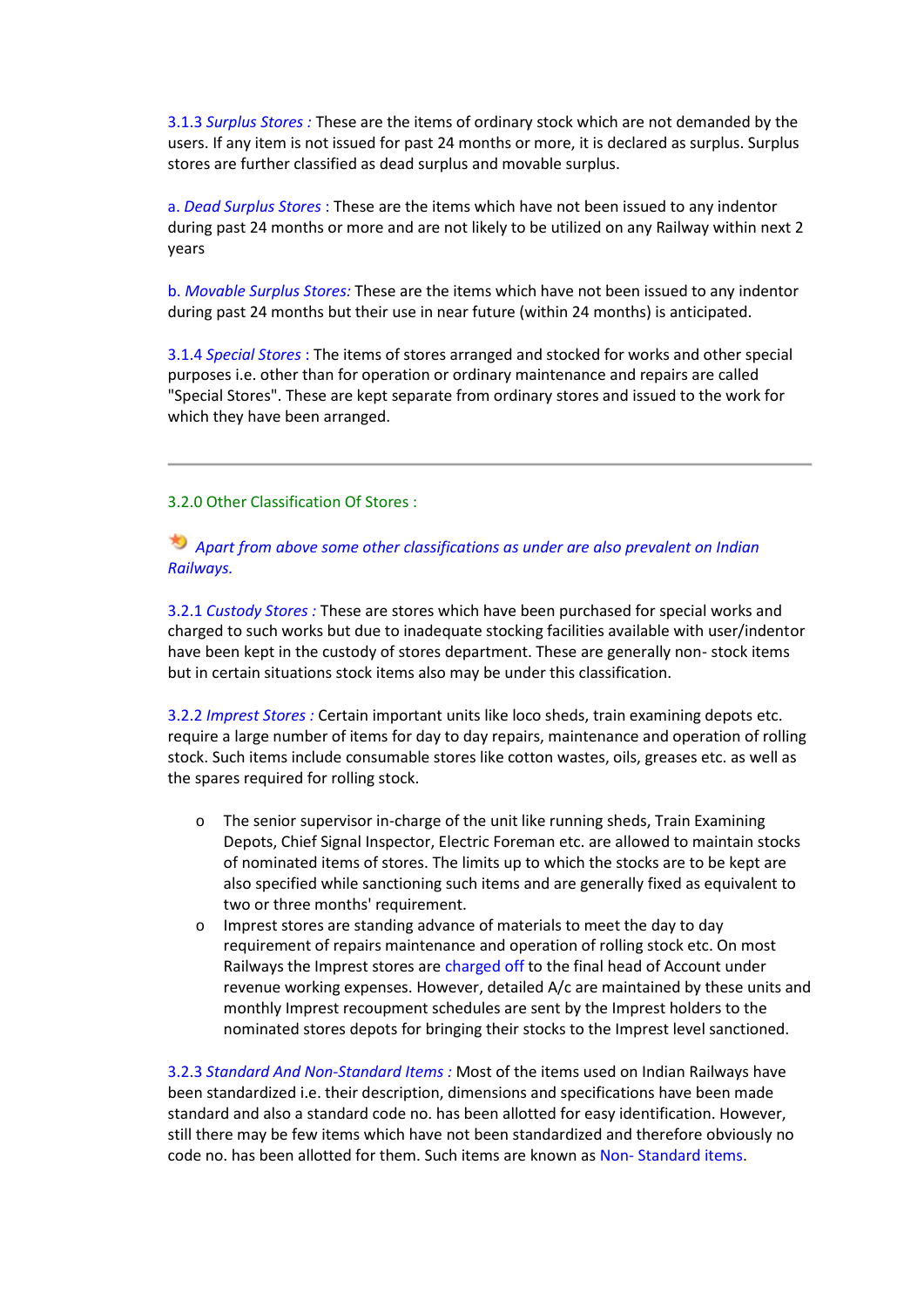*3.1.3 Surplus Stores :* These are the items of ordinary stock which are not demanded by the users. If any item is not issued for past 24 months or more, it is declared as surplus. Surplus stores are further classified as dead surplus and movable surplus.

a. *Dead Surplus Stores* : These are the items which have not been issued to any indentor during past 24 months or more and are not likely to be utilized on any Railway within next 2 years

b. *Movable Surplus Stores:* These are the items which have not been issued to any indentor during past 24 months but their use in near future (within 24 months) is anticipated.

*3.1.4 Special Stores* : The items of stores arranged and stocked for works and other special purposes i.e. other than for operation or ordinary maintenance and repairs are called "Special Stores". These are kept separate from ordinary stores and issued to the work for which they have been arranged.

---

## 3.2.0 Other Classification Of Stores :

*Apart from above some other classifications as under are also prevalent on Indian Railways.*

*3.2.1 Custody Stores :* These are stores which have been purchased for special works and charged to such works but due to inadequate stocking facilities available with user/indentor have been kept in the custody of stores department. These are generally non- stock items but in certain situations stock items also may be under this classification.

*3.2.2 Imprest Stores :* Certain important units like loco sheds, train examining depots etc. require a large number of items for day to day repairs, maintenance and operation of rolling stock. Such items include consumable stores like cotton wastes, oils, greases etc. as well as the spares required for rolling stock.

- The senior supervisor in-charge of the unit like running sheds, Train Examining Depots, Chief Signal Inspector, Electric Foreman etc. are allowed to maintain stocks of nominated items of stores. The limits up to which the stocks are to be kept are also specified while sanctioning such items and are generally fixed as equivalent to two or three months' requirement.
- Imprest stores are standing advance of materials to meet the day to day requirement of repairs maintenance and operation of rolling stock etc. On most Railways the Imprest stores are charged off to the final head of Account under revenue working expenses. However, detailed A/c are maintained by these units and monthly Imprest recoupment schedules are sent by the Imprest holders to the nominated stores depots for bringing their stocks to the Imprest level sanctioned.

*3.2.3 Standard And Non-Standard Items :* Most of the items used on Indian Railways have been standardized i.e. their description, dimensions and specifications have been made standard and also a standard code no. has been allotted for easy identification. However, still there may be few items which have not been standardized and therefore obviously no code no. has been allotted for them. Such items are known as Non- Standard items.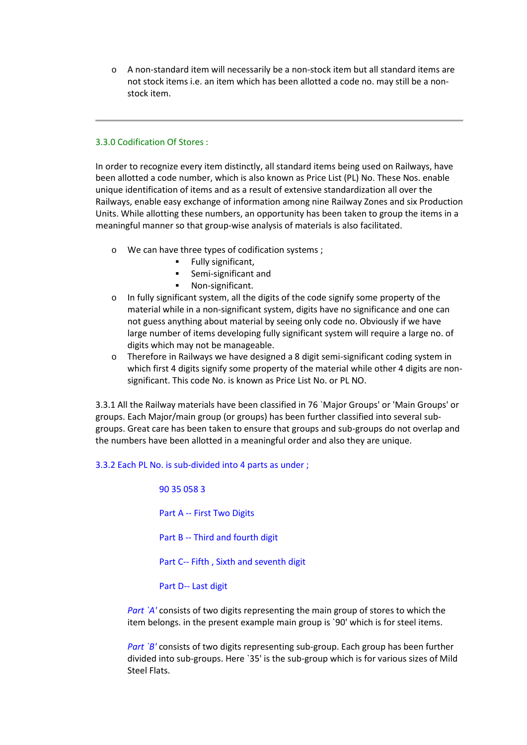- A non-standard item will necessarily be a non-stock item but all standard items are not stock items i.e. an item which has been allotted a code no. may still be a non-stock item.

---

### 3.3.0 Codification Of Stores :

In order to recognize every item distinctly, all standard items being used on Railways, have been allotted a code number, which is also known as Price List (PL) No. These Nos. enable unique identification of items and as a result of extensive standardization all over the Railways, enable easy exchange of information among nine Railway Zones and six Production Units. While allotting these numbers, an opportunity has been taken to group the items in a meaningful manner so that group-wise analysis of materials is also facilitated.

- We can have three types of codification systems ;
  - Fully significant,
  - Semi-significant and
  - Non-significant.
- In fully significant system, all the digits of the code signify some property of the material while in a non-significant system, digits have no significance and one can not guess anything about material by seeing only code no. Obviously if we have large number of items developing fully significant system will require a large no. of digits which may not be manageable.
- Therefore in Railways we have designed a 8 digit semi-significant coding system in which first 4 digits signify some property of the material while other 4 digits are non-significant. This code No. is known as Price List No. or PL NO.

3.3.1 All the Railway materials have been classified in 76 `Major Groups' or 'Main Groups' or groups. Each Major/main group (or groups) has been further classified into several sub-groups. Great care has been taken to ensure that groups and sub-groups do not overlap and the numbers have been allotted in a meaningful order and also they are unique.

3.3.2 Each PL No. is sub-divided into 4 parts as under ;

90 35 058 3

Part A -- First Two Digits

Part B -- Third and fourth digit

Part C-- Fifth , Sixth and seventh digit

Part D-- Last digit

*Part `A'* consists of two digits representing the main group of stores to which the item belongs. in the present example main group is `90' which is for steel items.

*Part `B'* consists of two digits representing sub-group. Each group has been further divided into sub-groups. Here `35' is the sub-group which is for various sizes of Mild Steel Flats.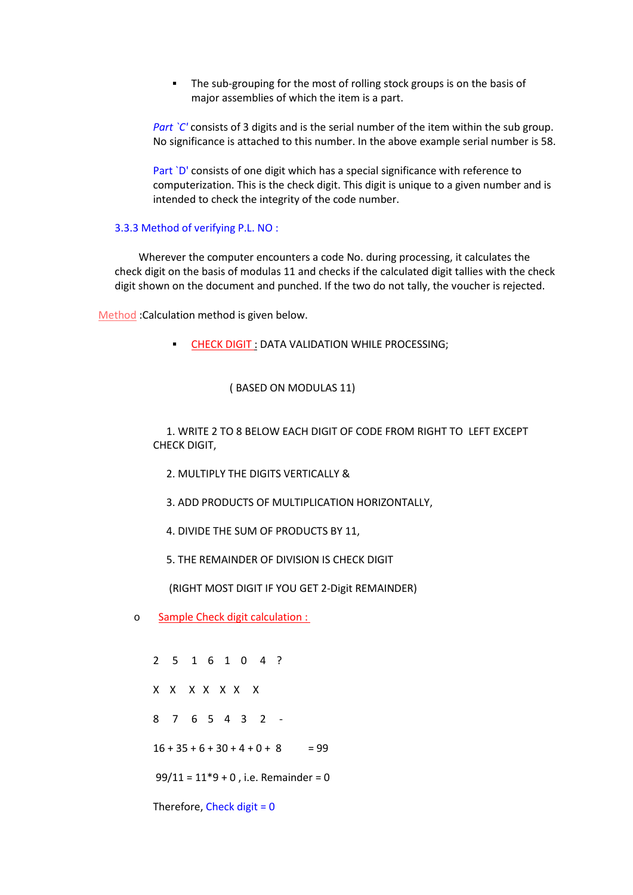- The sub-grouping for the most of rolling stock groups is on the basis of major assemblies of which the item is a part.

*Part `C'* consists of 3 digits and is the serial number of the item within the sub group. No significance is attached to this number. In the above example serial number is 58.

Part `D' consists of one digit which has a special significance with reference to computerization. This is the check digit. This digit is unique to a given number and is intended to check the integrity of the code number.

### 3.3.3 Method of verifying P.L. NO :

Wherever the computer encounters a code No. during processing, it calculates the check digit on the basis of modulas 11 and checks if the calculated digit tallies with the check digit shown on the document and punched. If the two do not tally, the voucher is rejected.

Method :Calculation method is given below.

- CHECK DIGIT : DATA VALIDATION WHILE PROCESSING;

( BASED ON MODULAS 11)

1. WRITE 2 TO 8 BELOW EACH DIGIT OF CODE FROM RIGHT TO LEFT EXCEPT CHECK DIGIT,
2. MULTIPLY THE DIGITS VERTICALLY &
3. ADD PRODUCTS OF MULTIPLICATION HORIZONTALLY,
4. DIVIDE THE SUM OF PRODUCTS BY 11,
5. THE REMAINDER OF DIVISION IS CHECK DIGIT

(RIGHT MOST DIGIT IF YOU GET 2-Digit REMAINDER)

- Sample Check digit calculation :

```
2   5   1   6   1   0   4   ?
X   X   X   X   X   X   X
8   7   6   5   4   3   2   -
16 + 35 + 6 + 30 + 4 + 0 + 8     = 99
99/11 = 11*9 + 0 , i.e. Remainder = 0
```

Therefore, Check digit = 0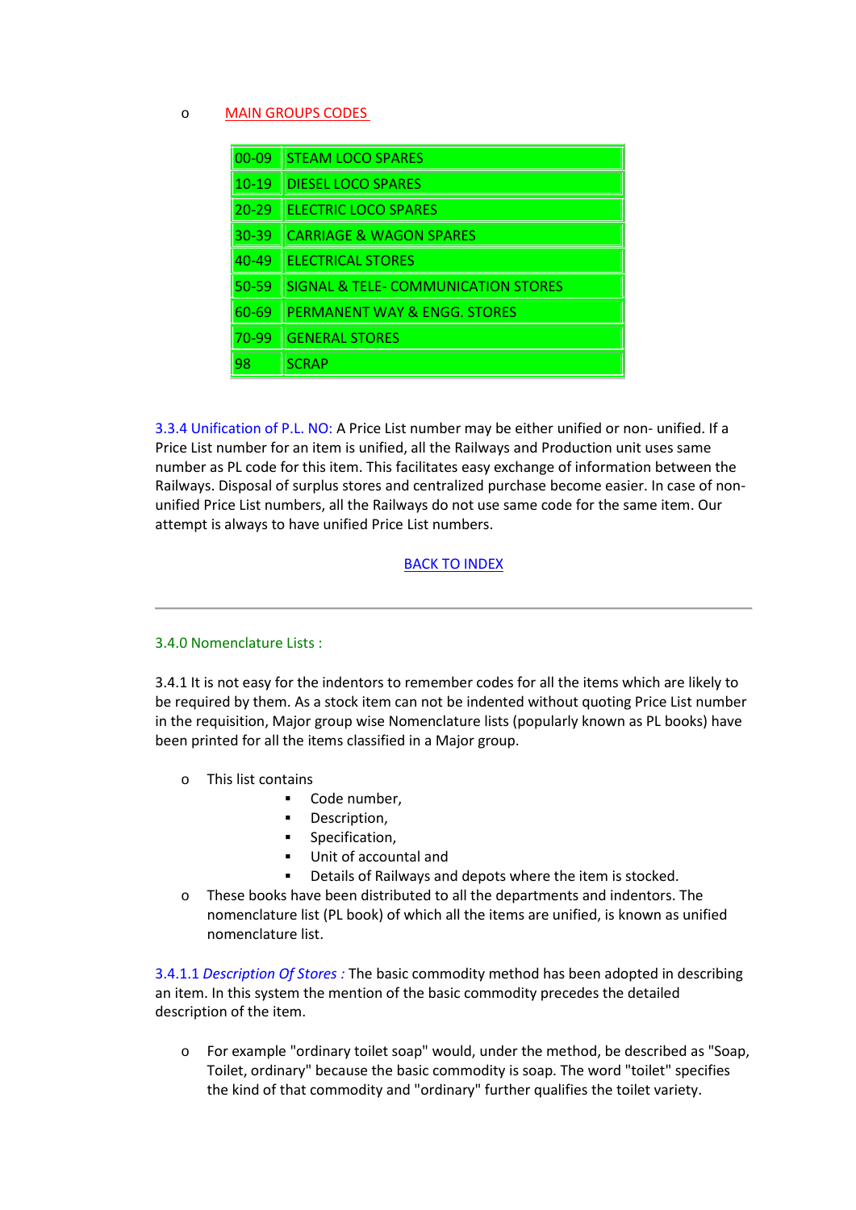- MAIN GROUPS CODES

| 00-09 | STEAM LOCO SPARES |
|---|---|
| 10-19 | DIESEL LOCO SPARES |
| 20-29 | ELECTRIC LOCO SPARES |
| 30-39 | CARRIAGE & WAGON SPARES |
| 40-49 | ELECTRICAL STORES |
| 50-59 | SIGNAL & TELE- COMMUNICATION STORES |
| 60-69 | PERMANENT WAY & ENGG. STORES |
| 70-99 | GENERAL STORES |
| 98 | SCRAP |

3.3.4 Unification of P.L. NO: A Price List number may be either unified or non- unified. If a Price List number for an item is unified, all the Railways and Production unit uses same number as PL code for this item. This facilitates easy exchange of information between the Railways. Disposal of surplus stores and centralized purchase become easier. In case of non-unified Price List numbers, all the Railways do not use same code for the same item. Our attempt is always to have unified Price List numbers.

BACK TO INDEX

---

### 3.4.0 Nomenclature Lists :

3.4.1 It is not easy for the indentors to remember codes for all the items which are likely to be required by them. As a stock item can not be indented without quoting Price List number in the requisition, Major group wise Nomenclature lists (popularly known as PL books) have been printed for all the items classified in a Major group.

- This list contains
  - Code number,
  - Description,
  - Specification,
  - Unit of accountal and
  - Details of Railways and depots where the item is stocked.
- These books have been distributed to all the departments and indentors. The nomenclature list (PL book) of which all the items are unified, is known as unified nomenclature list.

3.4.1.1 *Description Of Stores :* The basic commodity method has been adopted in describing an item. In this system the mention of the basic commodity precedes the detailed description of the item.

- For example "ordinary toilet soap" would, under the method, be described as "Soap, Toilet, ordinary" because the basic commodity is soap. The word "toilet" specifies the kind of that commodity and "ordinary" further qualifies the toilet variety.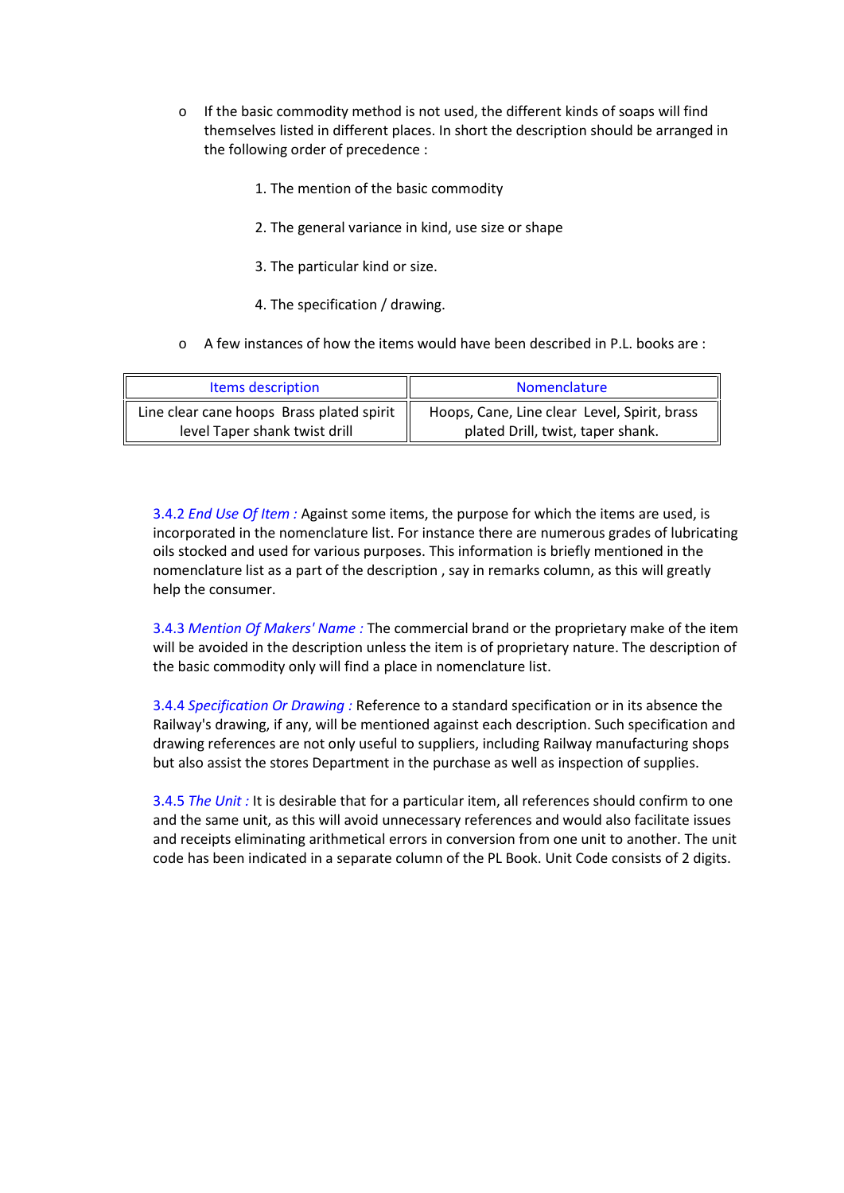- If the basic commodity method is not used, the different kinds of soaps will find themselves listed in different places. In short the description should be arranged in the following order of precedence :

    1. The mention of the basic commodity
    2. The general variance in kind, use size or shape
    3. The particular kind or size.
    4. The specification / drawing.

- A few instances of how the items would have been described in P.L. books are :

| Items description | Nomenclature |
| --- | --- |
| Line clear cane hoops Brass plated spirit level Taper shank twist drill | Hoops, Cane, Line clear Level, Spirit, brass plated Drill, twist, taper shank. |

3.4.2 *End Use Of Item :* Against some items, the purpose for which the items are used, is incorporated in the nomenclature list. For instance there are numerous grades of lubricating oils stocked and used for various purposes. This information is briefly mentioned in the nomenclature list as a part of the description , say in remarks column, as this will greatly help the consumer.

3.4.3 *Mention Of Makers' Name :* The commercial brand or the proprietary make of the item will be avoided in the description unless the item is of proprietary nature. The description of the basic commodity only will find a place in nomenclature list.

3.4.4 *Specification Or Drawing :* Reference to a standard specification or in its absence the Railway's drawing, if any, will be mentioned against each description. Such specification and drawing references are not only useful to suppliers, including Railway manufacturing shops but also assist the stores Department in the purchase as well as inspection of supplies.

3.4.5 *The Unit :* It is desirable that for a particular item, all references should confirm to one and the same unit, as this will avoid unnecessary references and would also facilitate issues and receipts eliminating arithmetical errors in conversion from one unit to another. The unit code has been indicated in a separate column of the PL Book. Unit Code consists of 2 digits.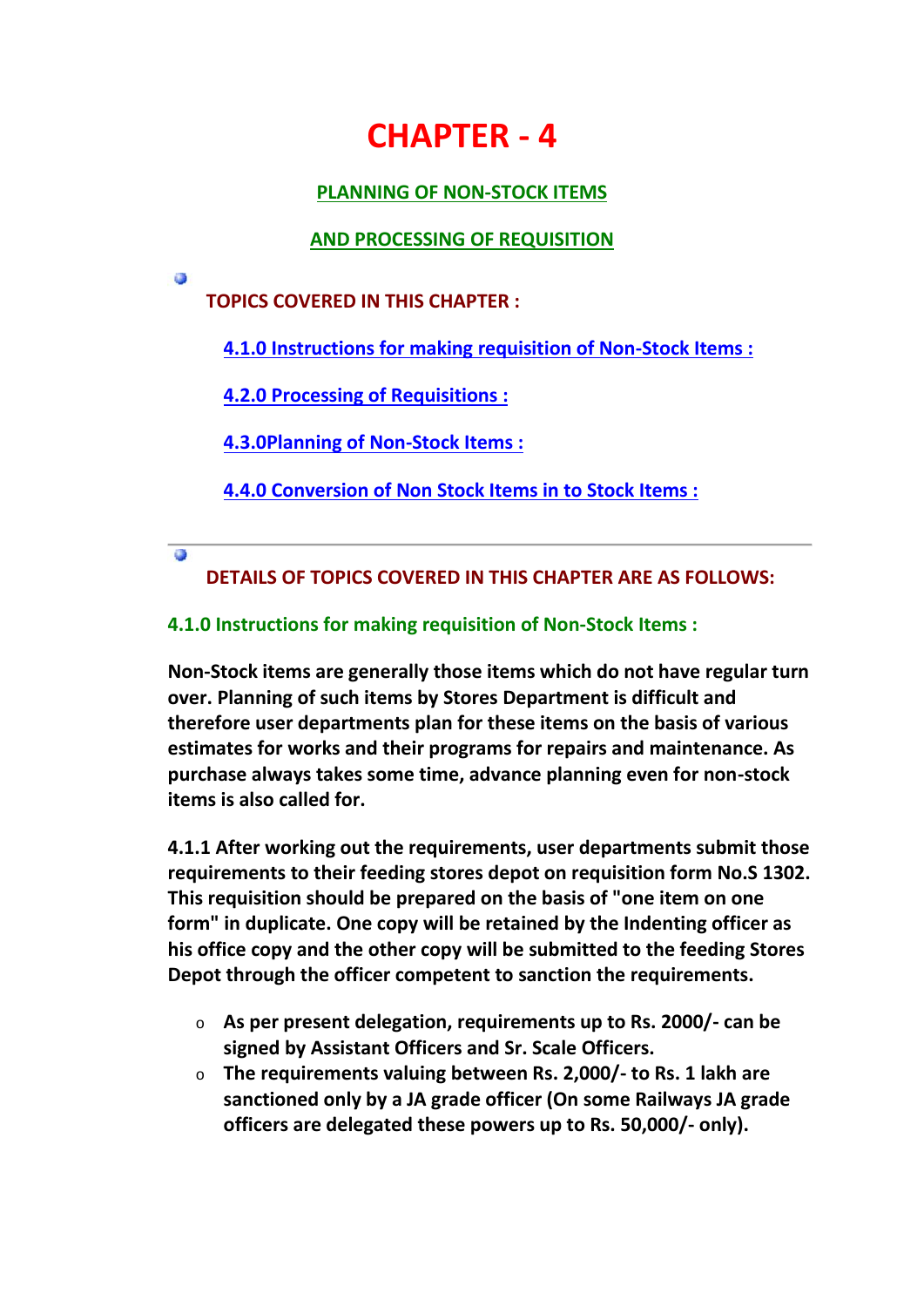# CHAPTER - 4

## PLANNING OF NON-STOCK ITEMS

## AND PROCESSING OF REQUISITION

**TOPICS COVERED IN THIS CHAPTER :**

- 4.1.0 Instructions for making requisition of Non-Stock Items :
- 4.2.0 Processing of Requisitions :
- 4.3.0Planning of Non-Stock Items :
- 4.4.0 Conversion of Non Stock Items in to Stock Items :

---

**DETAILS OF TOPICS COVERED IN THIS CHAPTER ARE AS FOLLOWS:**

### 4.1.0 Instructions for making requisition of Non-Stock Items :

**Non-Stock items are generally those items which do not have regular turn over. Planning of such items by Stores Department is difficult and therefore user departments plan for these items on the basis of various estimates for works and their programs for repairs and maintenance. As purchase always takes some time, advance planning even for non-stock items is also called for.**

**4.1.1 After working out the requirements, user departments submit those requirements to their feeding stores depot on requisition form No.S 1302. This requisition should be prepared on the basis of "one item on one form" in duplicate. One copy will be retained by the Indenting officer as his office copy and the other copy will be submitted to the feeding Stores Depot through the officer competent to sanction the requirements.**

- **As per present delegation, requirements up to Rs. 2000/- can be signed by Assistant Officers and Sr. Scale Officers.**
- **The requirements valuing between Rs. 2,000/- to Rs. 1 lakh are sanctioned only by a JA grade officer (On some Railways JA grade officers are delegated these powers up to Rs. 50,000/- only).**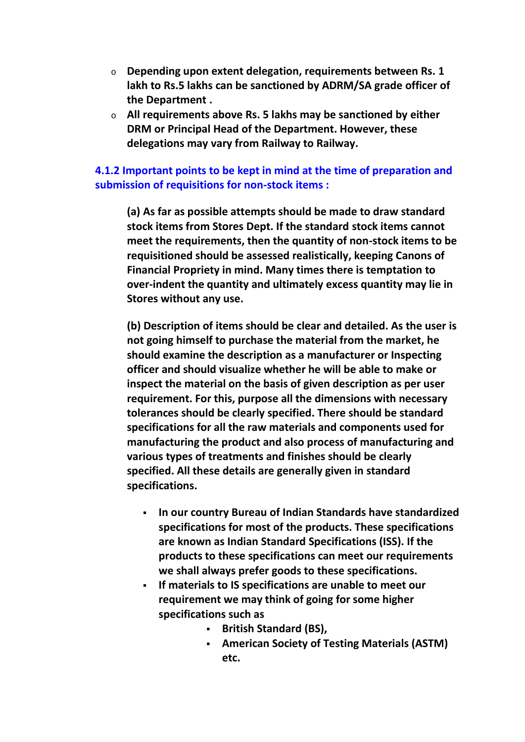- **Depending upon extent delegation, requirements between Rs. 1 lakh to Rs.5 lakhs can be sanctioned by ADRM/SA grade officer of the Department .**
- **All requirements above Rs. 5 lakhs may be sanctioned by either DRM or Principal Head of the Department. However, these delegations may vary from Railway to Railway.**

### 4.1.2 Important points to be kept in mind at the time of preparation and submission of requisitions for non-stock items :

**(a) As far as possible attempts should be made to draw standard stock items from Stores Dept. If the standard stock items cannot meet the requirements, then the quantity of non-stock items to be requisitioned should be assessed realistically, keeping Canons of Financial Propriety in mind. Many times there is temptation to over-indent the quantity and ultimately excess quantity may lie in Stores without any use.**

**(b) Description of items should be clear and detailed. As the user is not going himself to purchase the material from the market, he should examine the description as a manufacturer or Inspecting officer and should visualize whether he will be able to make or inspect the material on the basis of given description as per user requirement. For this, purpose all the dimensions with necessary tolerances should be clearly specified. There should be standard specifications for all the raw materials and components used for manufacturing the product and also process of manufacturing and various types of treatments and finishes should be clearly specified. All these details are generally given in standard specifications.**

- **In our country Bureau of Indian Standards have standardized specifications for most of the products. These specifications are known as Indian Standard Specifications (ISS). If the products to these specifications can meet our requirements we shall always prefer goods to these specifications.**
- **If materials to IS specifications are unable to meet our requirement we may think of going for some higher specifications such as**
  - **British Standard (BS),**
  - **American Society of Testing Materials (ASTM) etc.**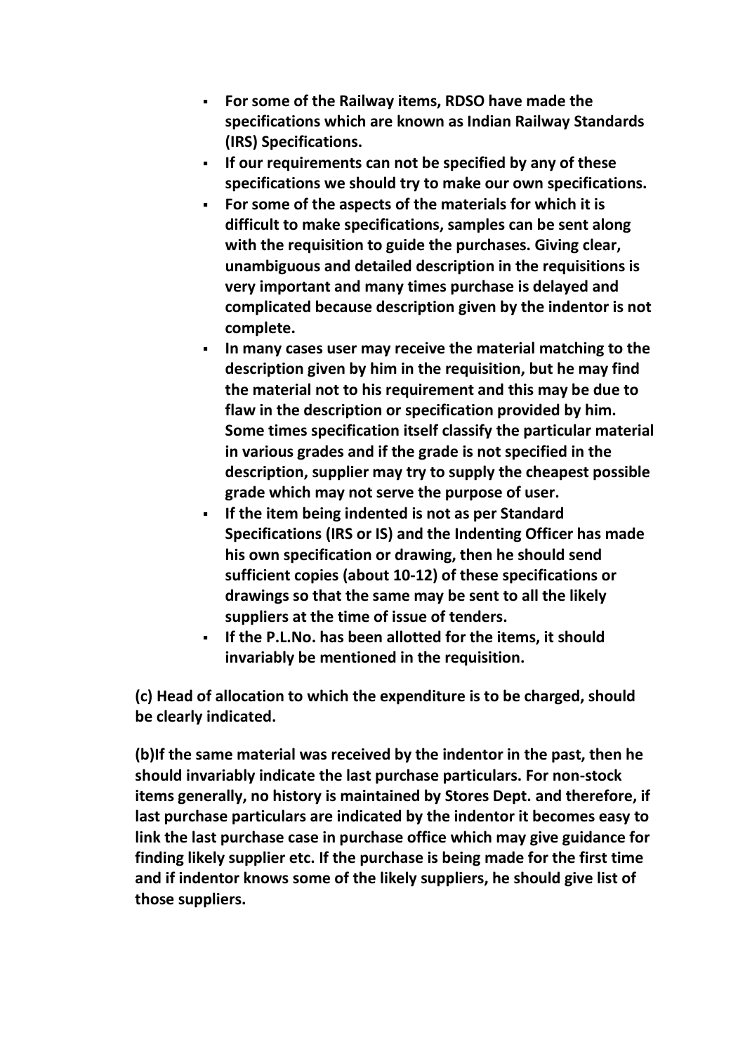- **For some of the Railway items, RDSO have made the specifications which are known as Indian Railway Standards (IRS) Specifications.**
- **If our requirements can not be specified by any of these specifications we should try to make our own specifications.**
- **For some of the aspects of the materials for which it is difficult to make specifications, samples can be sent along with the requisition to guide the purchases. Giving clear, unambiguous and detailed description in the requisitions is very important and many times purchase is delayed and complicated because description given by the indentor is not complete.**
- **In many cases user may receive the material matching to the description given by him in the requisition, but he may find the material not to his requirement and this may be due to flaw in the description or specification provided by him. Some times specification itself classify the particular material in various grades and if the grade is not specified in the description, supplier may try to supply the cheapest possible grade which may not serve the purpose of user.**
- **If the item being indented is not as per Standard Specifications (IRS or IS) and the Indenting Officer has made his own specification or drawing, then he should send sufficient copies (about 10-12) of these specifications or drawings so that the same may be sent to all the likely suppliers at the time of issue of tenders.**
- **If the P.L.No. has been allotted for the items, it should invariably be mentioned in the requisition.**

**(c) Head of allocation to which the expenditure is to be charged, should be clearly indicated.**

**(b)If the same material was received by the indentor in the past, then he should invariably indicate the last purchase particulars. For non-stock items generally, no history is maintained by Stores Dept. and therefore, if last purchase particulars are indicated by the indentor it becomes easy to link the last purchase case in purchase office which may give guidance for finding likely supplier etc. If the purchase is being made for the first time and if indentor knows some of the likely suppliers, he should give list of those suppliers.**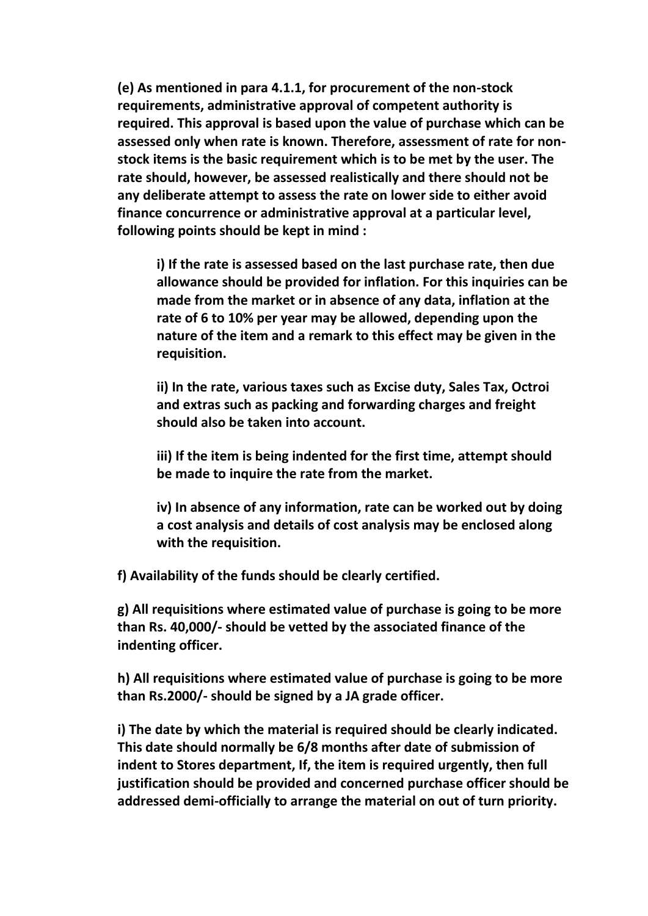**(e) As mentioned in para 4.1.1, for procurement of the non-stock requirements, administrative approval of competent authority is required. This approval is based upon the value of purchase which can be assessed only when rate is known. Therefore, assessment of rate for non-stock items is the basic requirement which is to be met by the user. The rate should, however, be assessed realistically and there should not be any deliberate attempt to assess the rate on lower side to either avoid finance concurrence or administrative approval at a particular level, following points should be kept in mind :**

> **i) If the rate is assessed based on the last purchase rate, then due allowance should be provided for inflation. For this inquiries can be made from the market or in absence of any data, inflation at the rate of 6 to 10% per year may be allowed, depending upon the nature of the item and a remark to this effect may be given in the requisition.**
>
> **ii) In the rate, various taxes such as Excise duty, Sales Tax, Octroi and extras such as packing and forwarding charges and freight should also be taken into account.**
>
> **iii) If the item is being indented for the first time, attempt should be made to inquire the rate from the market.**
>
> **iv) In absence of any information, rate can be worked out by doing a cost analysis and details of cost analysis may be enclosed along with the requisition.**

**f) Availability of the funds should be clearly certified.**

**g) All requisitions where estimated value of purchase is going to be more than Rs. 40,000/- should be vetted by the associated finance of the indenting officer.**

**h) All requisitions where estimated value of purchase is going to be more than Rs.2000/- should be signed by a JA grade officer.**

**i) The date by which the material is required should be clearly indicated. This date should normally be 6/8 months after date of submission of indent to Stores department, If, the item is required urgently, then full justification should be provided and concerned purchase officer should be addressed demi-officially to arrange the material on out of turn priority.**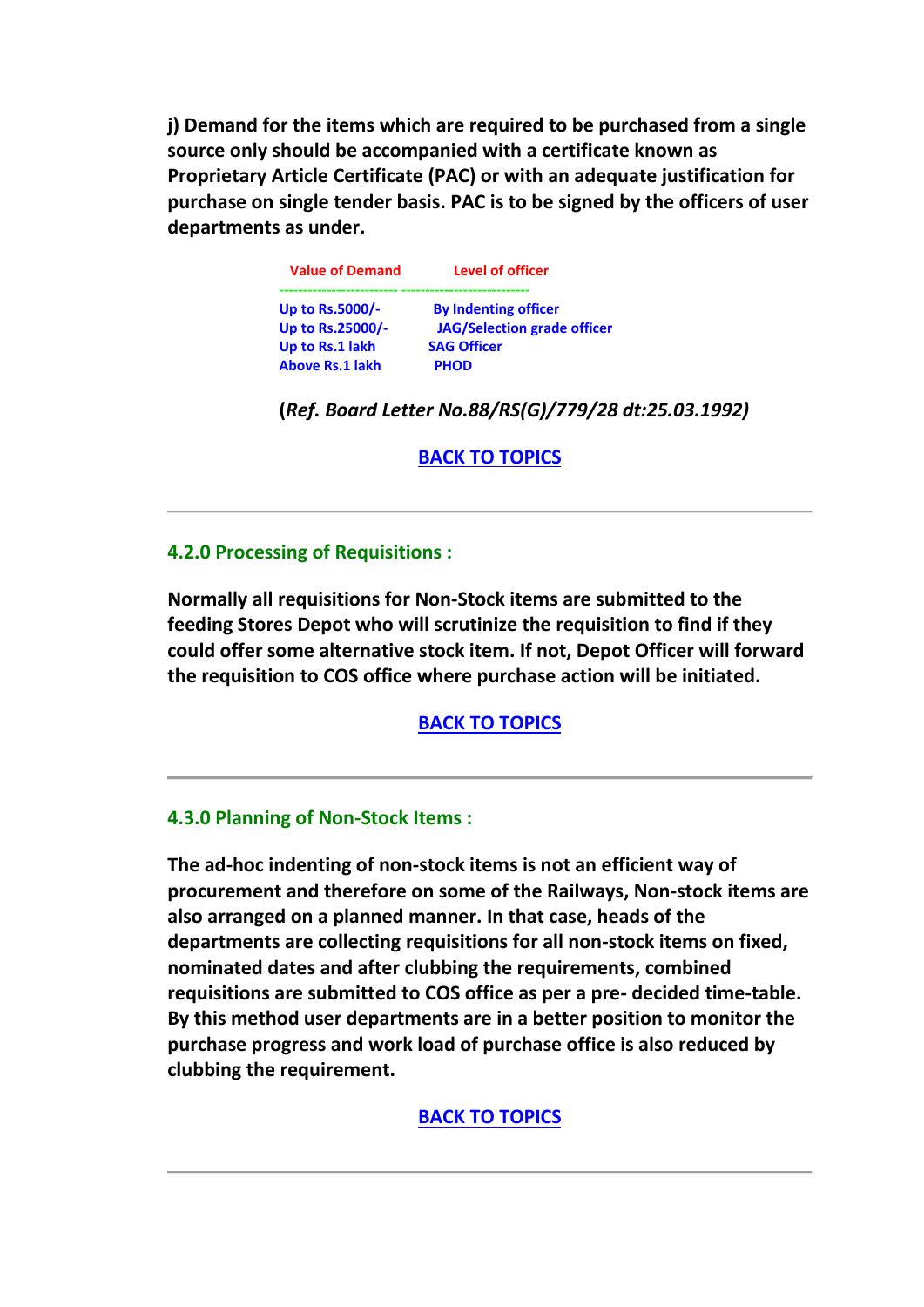**j) Demand for the items which are required to be purchased from a single source only should be accompanied with a certificate known as Proprietary Article Certificate (PAC) or with an adequate justification for purchase on single tender basis. PAC is to be signed by the officers of user departments as under.**

| Value of Demand | Level of officer |
|---|---|
| Up to Rs.5000/- | By Indenting officer |
| Up to Rs.25000/- | JAG/Selection grade officer |
| Up to Rs.1 lakh | SAG Officer |
| Above Rs.1 lakh | PHOD |

**(*Ref. Board Letter No.88/RS(G)/779/28 dt:25.03.1992)***

**BACK TO TOPICS**

---

## 4.2.0 Processing of Requisitions :

**Normally all requisitions for Non-Stock items are submitted to the feeding Stores Depot who will scrutinize the requisition to find if they could offer some alternative stock item. If not, Depot Officer will forward the requisition to COS office where purchase action will be initiated.**

**BACK TO TOPICS**

---

## 4.3.0 Planning of Non-Stock Items :

**The ad-hoc indenting of non-stock items is not an efficient way of procurement and therefore on some of the Railways, Non-stock items are also arranged on a planned manner. In that case, heads of the departments are collecting requisitions for all non-stock items on fixed, nominated dates and after clubbing the requirements, combined requisitions are submitted to COS office as per a pre- decided time-table. By this method user departments are in a better position to monitor the purchase progress and work load of purchase office is also reduced by clubbing the requirement.**

**BACK TO TOPICS**

---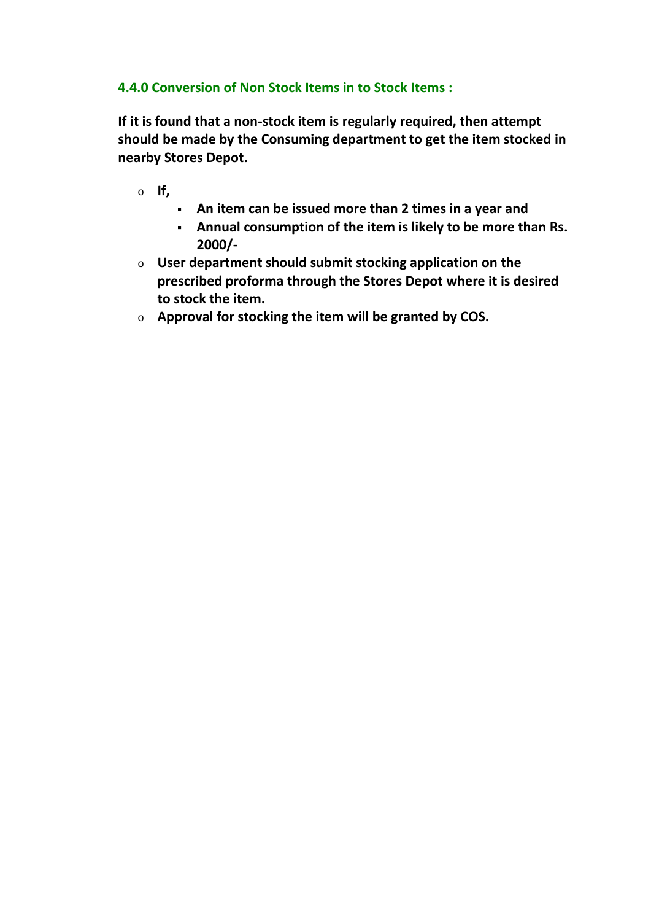### 4.4.0 Conversion of Non Stock Items in to Stock Items :

**If it is found that a non-stock item is regularly required, then attempt should be made by the Consuming department to get the item stocked in nearby Stores Depot.**

- **If,**
  - **An item can be issued more than 2 times in a year and**
  - **Annual consumption of the item is likely to be more than Rs. 2000/-**
- **User department should submit stocking application on the prescribed proforma through the Stores Depot where it is desired to stock the item.**
- **Approval for stocking the item will be granted by COS.**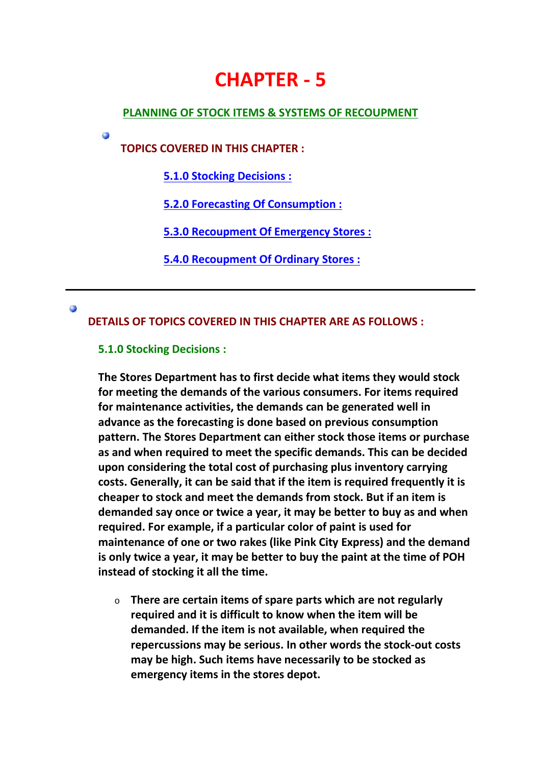# CHAPTER - 5

## PLANNING OF STOCK ITEMS & SYSTEMS OF RECOUPMENT

**TOPICS COVERED IN THIS CHAPTER :**

- **5.1.0 Stocking Decisions :**
- **5.2.0 Forecasting Of Consumption :**
- **5.3.0 Recoupment Of Emergency Stores :**
- **5.4.0 Recoupment Of Ordinary Stores :**

---

**DETAILS OF TOPICS COVERED IN THIS CHAPTER ARE AS FOLLOWS :**

### 5.1.0 Stocking Decisions :

**The Stores Department has to first decide what items they would stock for meeting the demands of the various consumers. For items required for maintenance activities, the demands can be generated well in advance as the forecasting is done based on previous consumption pattern. The Stores Department can either stock those items or purchase as and when required to meet the specific demands. This can be decided upon considering the total cost of purchasing plus inventory carrying costs. Generally, it can be said that if the item is required frequently it is cheaper to stock and meet the demands from stock. But if an item is demanded say once or twice a year, it may be better to buy as and when required. For example, if a particular color of paint is used for maintenance of one or two rakes (like Pink City Express) and the demand is only twice a year, it may be better to buy the paint at the time of POH instead of stocking it all the time.**

- **There are certain items of spare parts which are not regularly required and it is difficult to know when the item will be demanded. If the item is not available, when required the repercussions may be serious. In other words the stock-out costs may be high. Such items have necessarily to be stocked as emergency items in the stores depot.**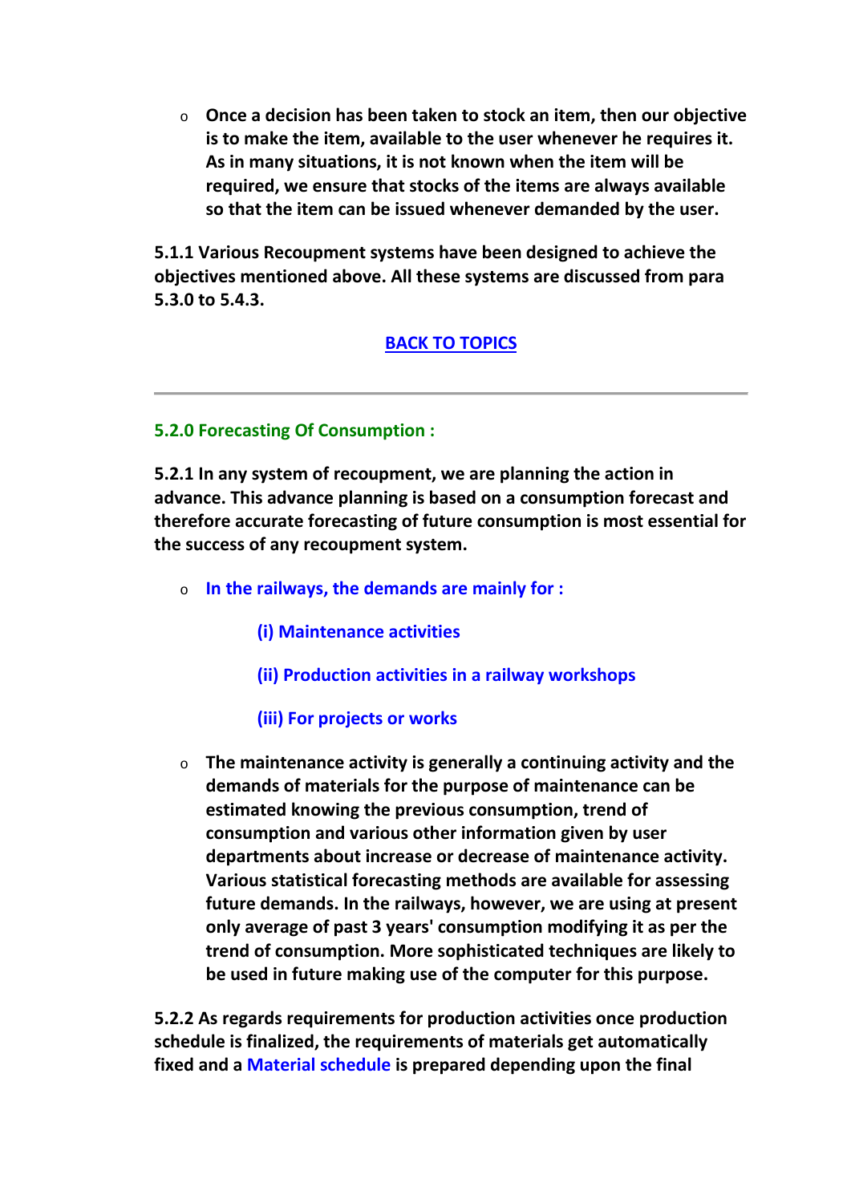- **Once a decision has been taken to stock an item, then our objective is to make the item, available to the user whenever he requires it. As in many situations, it is not known when the item will be required, we ensure that stocks of the items are always available so that the item can be issued whenever demanded by the user.**

**5.1.1 Various Recoupment systems have been designed to achieve the objectives mentioned above. All these systems are discussed from para 5.3.0 to 5.4.3.**

**BACK TO TOPICS**

---

### 5.2.0 Forecasting Of Consumption :

**5.2.1 In any system of recoupment, we are planning the action in advance. This advance planning is based on a consumption forecast and therefore accurate forecasting of future consumption is most essential for the success of any recoupment system.**

- **In the railways, the demands are mainly for :**

  **(i) Maintenance activities**

  **(ii) Production activities in a railway workshops**

  **(iii) For projects or works**

- **The maintenance activity is generally a continuing activity and the demands of materials for the purpose of maintenance can be estimated knowing the previous consumption, trend of consumption and various other information given by user departments about increase or decrease of maintenance activity. Various statistical forecasting methods are available for assessing future demands. In the railways, however, we are using at present only average of past 3 years' consumption modifying it as per the trend of consumption. More sophisticated techniques are likely to be used in future making use of the computer for this purpose.**

**5.2.2 As regards requirements for production activities once production schedule is finalized, the requirements of materials get automatically fixed and a Material schedule is prepared depending upon the final**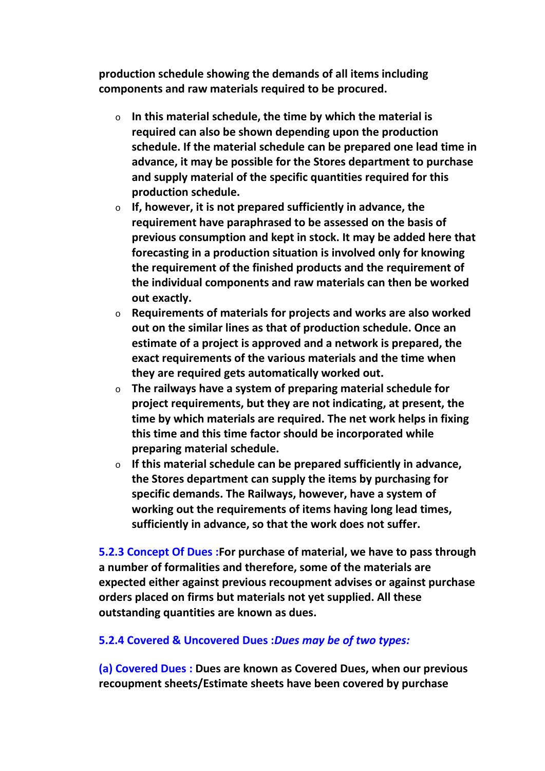**production schedule showing the demands of all items including components and raw materials required to be procured.**

- **In this material schedule, the time by which the material is required can also be shown depending upon the production schedule. If the material schedule can be prepared one lead time in advance, it may be possible for the Stores department to purchase and supply material of the specific quantities required for this production schedule.**
- **If, however, it is not prepared sufficiently in advance, the requirement have paraphrased to be assessed on the basis of previous consumption and kept in stock. It may be added here that forecasting in a production situation is involved only for knowing the requirement of the finished products and the requirement of the individual components and raw materials can then be worked out exactly.**
- **Requirements of materials for projects and works are also worked out on the similar lines as that of production schedule. Once an estimate of a project is approved and a network is prepared, the exact requirements of the various materials and the time when they are required gets automatically worked out.**
- **The railways have a system of preparing material schedule for project requirements, but they are not indicating, at present, the time by which materials are required. The net work helps in fixing this time and this time factor should be incorporated while preparing material schedule.**
- **If this material schedule can be prepared sufficiently in advance, the Stores department can supply the items by purchasing for specific demands. The Railways, however, have a system of working out the requirements of items having long lead times, sufficiently in advance, so that the work does not suffer.**

**5.2.3 Concept Of Dues :For purchase of material, we have to pass through a number of formalities and therefore, some of the materials are expected either against previous recoupment advises or against purchase orders placed on firms but materials not yet supplied. All these outstanding quantities are known as dues.**

**5.2.4 Covered & Uncovered Dues :*Dues may be of two types:***

**(a) Covered Dues : Dues are known as Covered Dues, when our previous recoupment sheets/Estimate sheets have been covered by purchase**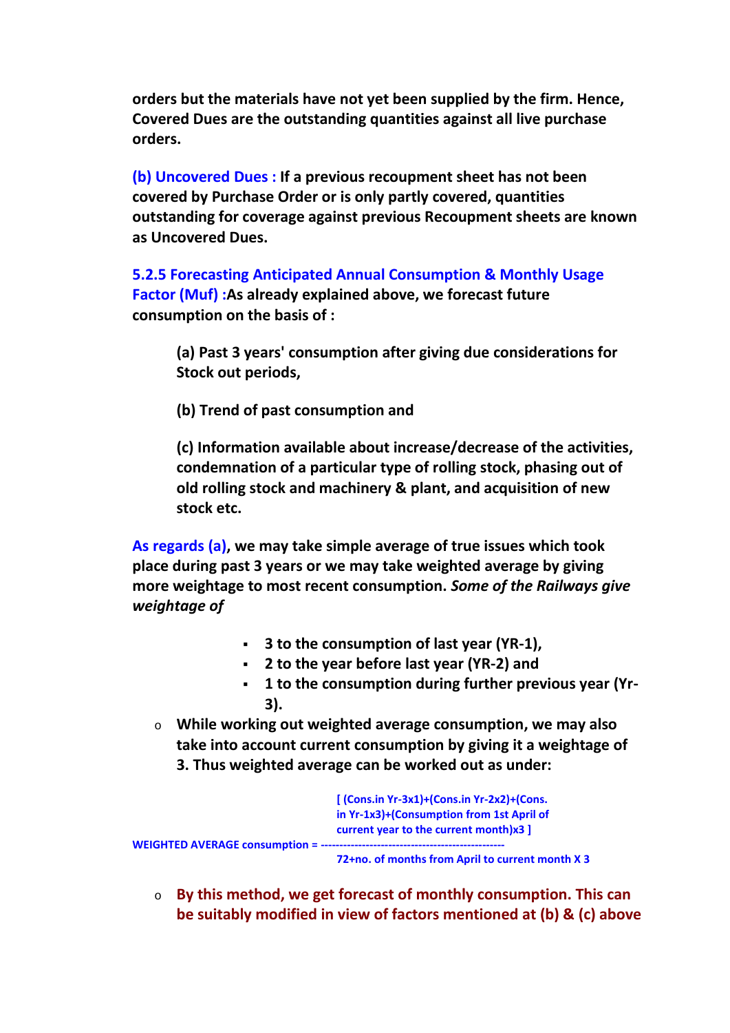**orders but the materials have not yet been supplied by the firm. Hence, Covered Dues are the outstanding quantities against all live purchase orders.**

**(b) Uncovered Dues : If a previous recoupment sheet has not been covered by Purchase Order or is only partly covered, quantities outstanding for coverage against previous Recoupment sheets are known as Uncovered Dues.**

**5.2.5 Forecasting Anticipated Annual Consumption & Monthly Usage Factor (Muf) :As already explained above, we forecast future consumption on the basis of :**

> **(a) Past 3 years' consumption after giving due considerations for Stock out periods,**
>
> **(b) Trend of past consumption and**
>
> **(c) Information available about increase/decrease of the activities, condemnation of a particular type of rolling stock, phasing out of old rolling stock and machinery & plant, and acquisition of new stock etc.**

**As regards (a), we may take simple average of true issues which took place during past 3 years or we may take weighted average by giving more weightage to most recent consumption. *Some of the Railways give weightage of***

- **3 to the consumption of last year (YR-1),**
- **2 to the year before last year (YR-2) and**
- **1 to the consumption during further previous year (Yr-3).**

- **While working out weighted average consumption, we may also take into account current consumption by giving it a weightage of 3. Thus weighted average can be worked out as under:**

$$\text{WEIGHTED AVERAGE consumption} = \frac{[\,(\text{Cons.in Yr-3}\times 1)+(\text{Cons.in Yr-2}\times 2)+(\text{Cons. in Yr-1}\times 3)+(\text{Consumption from 1st April of current year to the current month})\times 3\,]}{72+\text{no. of months from April to current month} \times 3}$$

- **By this method, we get forecast of monthly consumption. This can be suitably modified in view of factors mentioned at (b) & (c) above**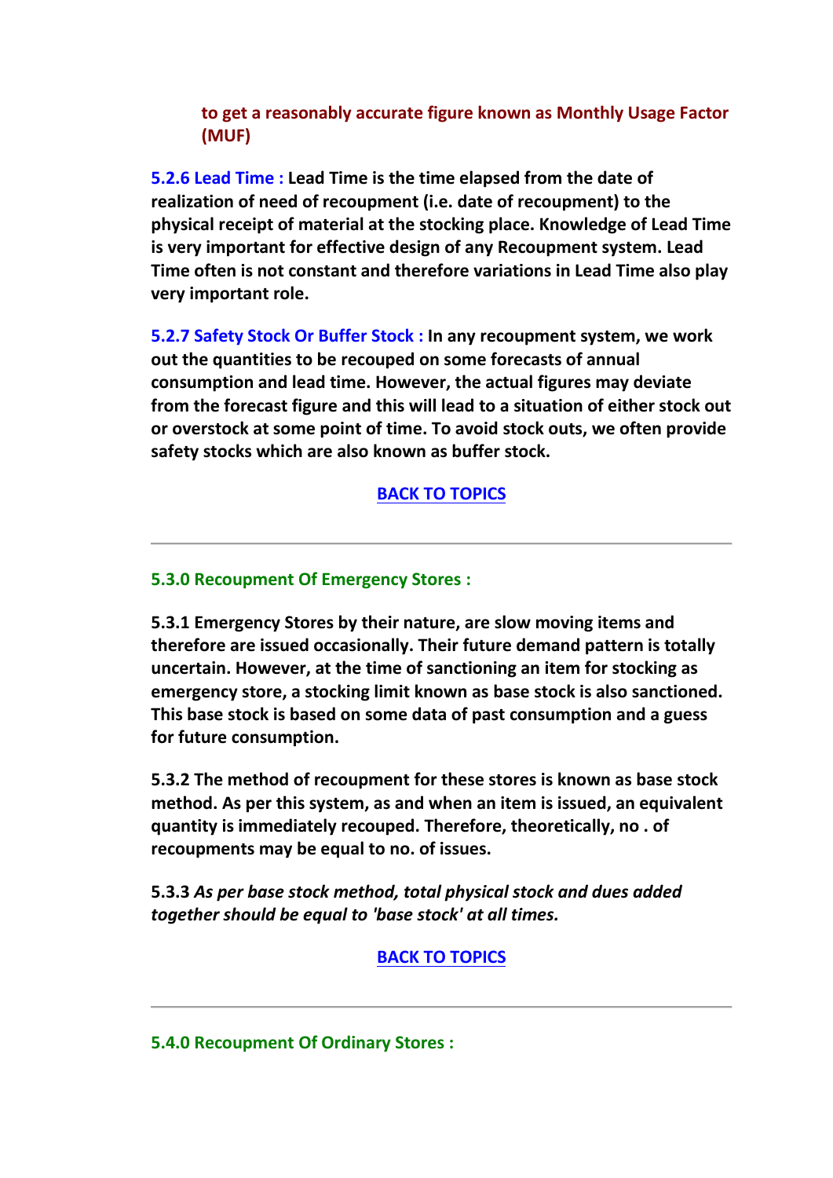**to get a reasonably accurate figure known as Monthly Usage Factor (MUF)**

**5.2.6 Lead Time : Lead Time is the time elapsed from the date of realization of need of recoupment (i.e. date of recoupment) to the physical receipt of material at the stocking place. Knowledge of Lead Time is very important for effective design of any Recoupment system. Lead Time often is not constant and therefore variations in Lead Time also play very important role.**

**5.2.7 Safety Stock Or Buffer Stock : In any recoupment system, we work out the quantities to be recouped on some forecasts of annual consumption and lead time. However, the actual figures may deviate from the forecast figure and this will lead to a situation of either stock out or overstock at some point of time. To avoid stock outs, we often provide safety stocks which are also known as buffer stock.**

**BACK TO TOPICS**

---

### 5.3.0 Recoupment Of Emergency Stores :

**5.3.1 Emergency Stores by their nature, are slow moving items and therefore are issued occasionally. Their future demand pattern is totally uncertain. However, at the time of sanctioning an item for stocking as emergency store, a stocking limit known as base stock is also sanctioned. This base stock is based on some data of past consumption and a guess for future consumption.**

**5.3.2 The method of recoupment for these stores is known as base stock method. As per this system, as and when an item is issued, an equivalent quantity is immediately recouped. Therefore, theoretically, no . of recoupments may be equal to no. of issues.**

**5.3.3** ***As per base stock method, total physical stock and dues added together should be equal to 'base stock' at all times.***

**BACK TO TOPICS**

---

### 5.4.0 Recoupment Of Ordinary Stores :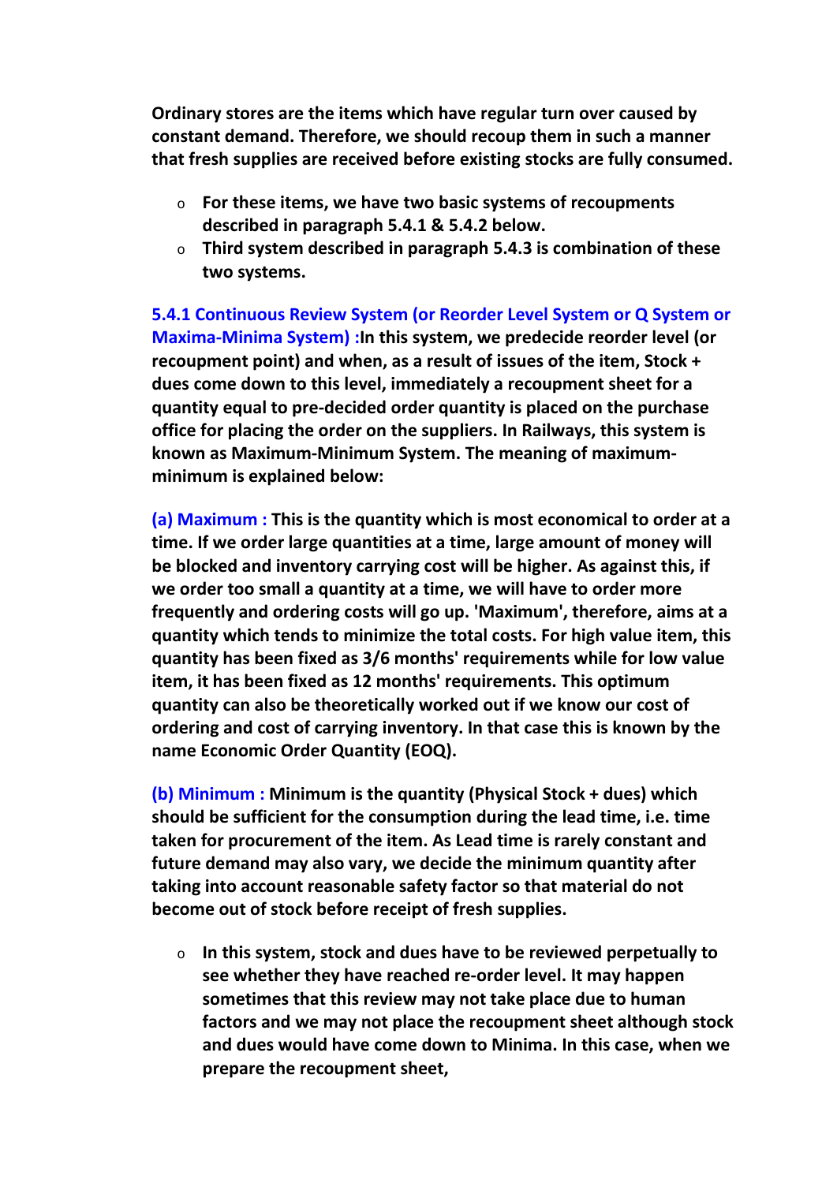**Ordinary stores are the items which have regular turn over caused by constant demand. Therefore, we should recoup them in such a manner that fresh supplies are received before existing stocks are fully consumed.**

- **For these items, we have two basic systems of recoupments described in paragraph 5.4.1 & 5.4.2 below.**
- **Third system described in paragraph 5.4.3 is combination of these two systems.**

**5.4.1 Continuous Review System (or Reorder Level System or Q System or Maxima-Minima System) :** **In this system, we predecide reorder level (or recoupment point) and when, as a result of issues of the item, Stock + dues come down to this level, immediately a recoupment sheet for a quantity equal to pre-decided order quantity is placed on the purchase office for placing the order on the suppliers. In Railways, this system is known as Maximum-Minimum System. The meaning of maximum-minimum is explained below:**

**(a) Maximum :** **This is the quantity which is most economical to order at a time. If we order large quantities at a time, large amount of money will be blocked and inventory carrying cost will be higher. As against this, if we order too small a quantity at a time, we will have to order more frequently and ordering costs will go up. 'Maximum', therefore, aims at a quantity which tends to minimize the total costs. For high value item, this quantity has been fixed as 3/6 months' requirements while for low value item, it has been fixed as 12 months' requirements. This optimum quantity can also be theoretically worked out if we know our cost of ordering and cost of carrying inventory. In that case this is known by the name Economic Order Quantity (EOQ).**

**(b) Minimum :** **Minimum is the quantity (Physical Stock + dues) which should be sufficient for the consumption during the lead time, i.e. time taken for procurement of the item. As Lead time is rarely constant and future demand may also vary, we decide the minimum quantity after taking into account reasonable safety factor so that material do not become out of stock before receipt of fresh supplies.**

- **In this system, stock and dues have to be reviewed perpetually to see whether they have reached re-order level. It may happen sometimes that this review may not take place due to human factors and we may not place the recoupment sheet although stock and dues would have come down to Minima. In this case, when we prepare the recoupment sheet,**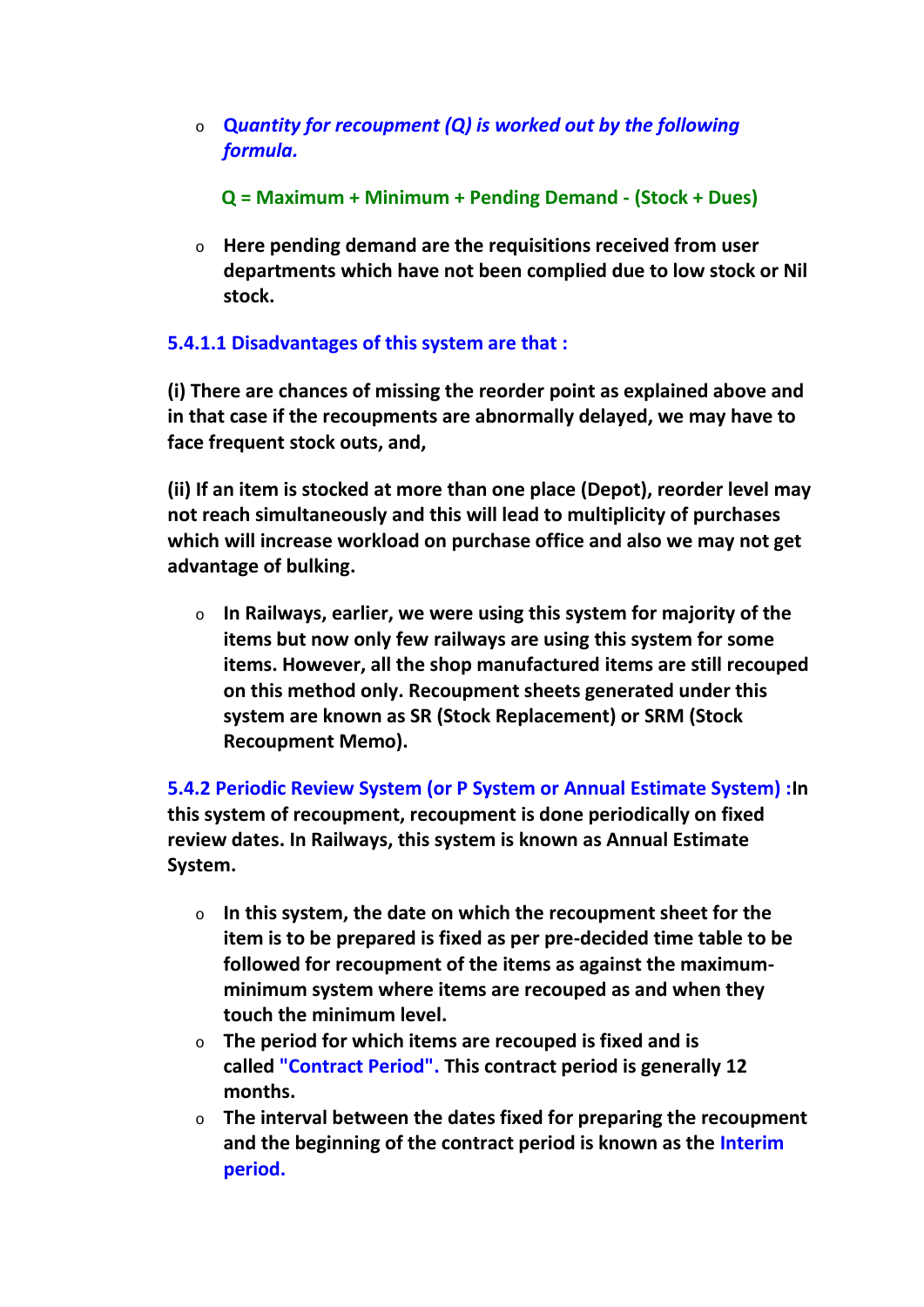- ***Quantity for recoupment (Q) is worked out by the following formula.***

  **Q = Maximum + Minimum + Pending Demand - (Stock + Dues)**

- **Here pending demand are the requisitions received from user departments which have not been complied due to low stock or Nil stock.**

#### 5.4.1.1 Disadvantages of this system are that :

**(i) There are chances of missing the reorder point as explained above and in that case if the recoupments are abnormally delayed, we may have to face frequent stock outs, and,**

**(ii) If an item is stocked at more than one place (Depot), reorder level may not reach simultaneously and this will lead to multiplicity of purchases which will increase workload on purchase office and also we may not get advantage of bulking.**

- **In Railways, earlier, we were using this system for majority of the items but now only few railways are using this system for some items. However, all the shop manufactured items are still recouped on this method only. Recoupment sheets generated under this system are known as SR (Stock Replacement) or SRM (Stock Recoupment Memo).**

**5.4.2 Periodic Review System (or P System or Annual Estimate System) :In this system of recoupment, recoupment is done periodically on fixed review dates. In Railways, this system is known as Annual Estimate System.**

- **In this system, the date on which the recoupment sheet for the item is to be prepared is fixed as per pre-decided time table to be followed for recoupment of the items as against the maximum-minimum system where items are recouped as and when they touch the minimum level.**
- **The period for which items are recouped is fixed and is called "Contract Period". This contract period is generally 12 months.**
- **The interval between the dates fixed for preparing the recoupment and the beginning of the contract period is known as the Interim period.**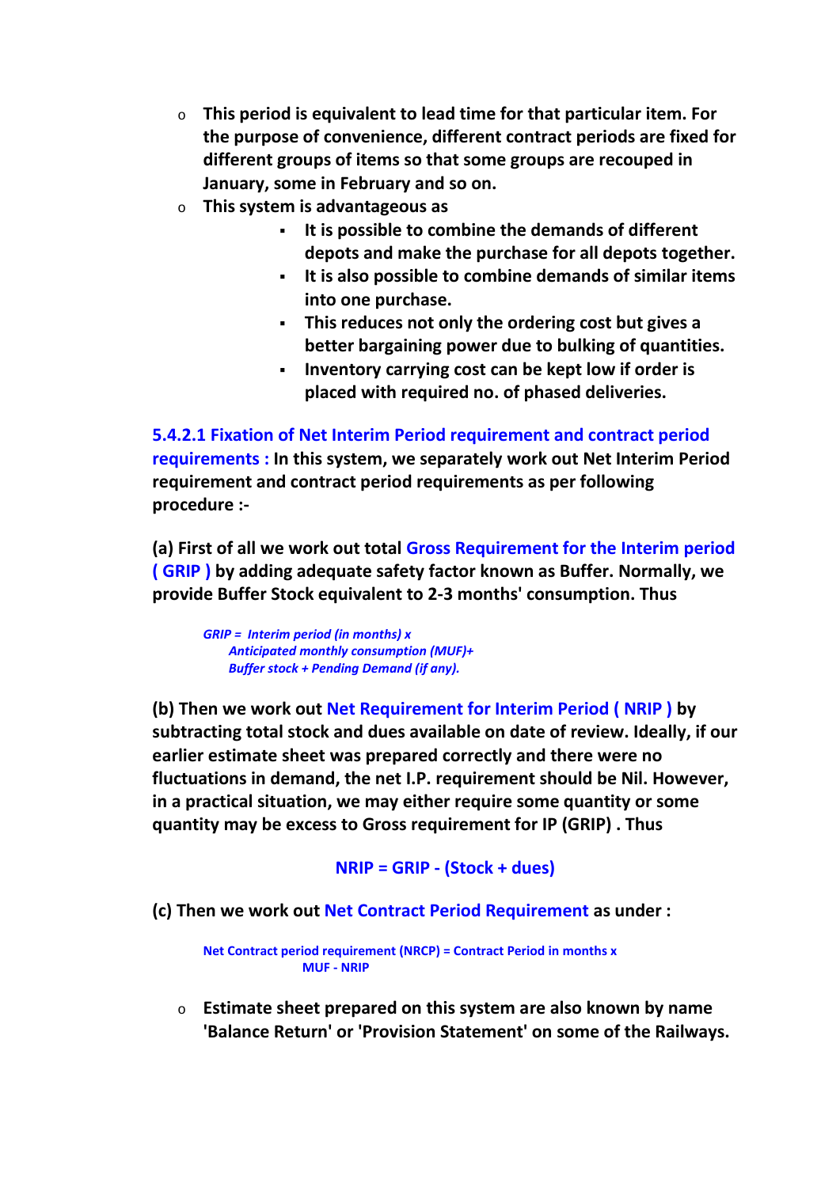- **This period is equivalent to lead time for that particular item. For the purpose of convenience, different contract periods are fixed for different groups of items so that some groups are recouped in January, some in February and so on.**
- **This system is advantageous as**
    - **It is possible to combine the demands of different depots and make the purchase for all depots together.**
    - **It is also possible to combine demands of similar items into one purchase.**
    - **This reduces not only the ordering cost but gives a better bargaining power due to bulking of quantities.**
    - **Inventory carrying cost can be kept low if order is placed with required no. of phased deliveries.**

**5.4.2.1 Fixation of Net Interim Period requirement and contract period requirements :** **In this system, we separately work out Net Interim Period requirement and contract period requirements as per following procedure :-**

**(a) First of all we work out total Gross Requirement for the Interim period ( GRIP ) by adding adequate safety factor known as Buffer. Normally, we provide Buffer Stock equivalent to 2-3 months' consumption. Thus**

***GRIP = Interim period (in months) x Anticipated monthly consumption (MUF)+ Buffer stock + Pending Demand (if any).***

**(b) Then we work out Net Requirement for Interim Period ( NRIP ) by subtracting total stock and dues available on date of review. Ideally, if our earlier estimate sheet was prepared correctly and there were no fluctuations in demand, the net I.P. requirement should be Nil. However, in a practical situation, we may either require some quantity or some quantity may be excess to Gross requirement for IP (GRIP) . Thus**

**NRIP = GRIP - (Stock + dues)**

**(c) Then we work out Net Contract Period Requirement as under :**

**Net Contract period requirement (NRCP) = Contract Period in months x MUF - NRIP**

- **Estimate sheet prepared on this system are also known by name 'Balance Return' or 'Provision Statement' on some of the Railways.**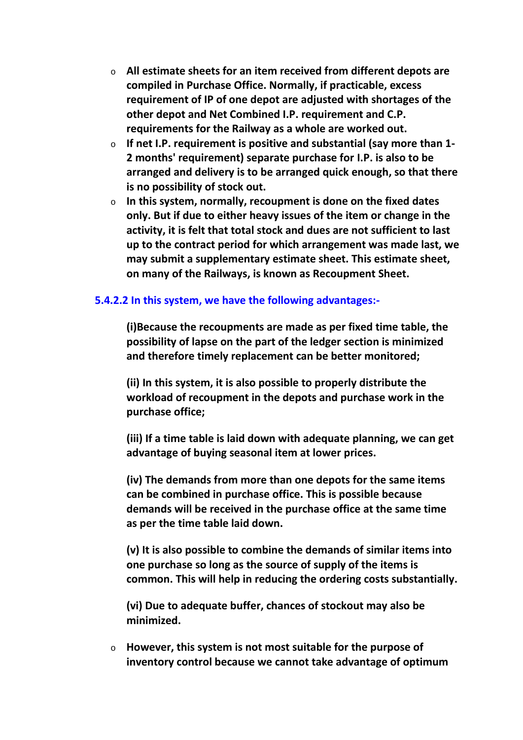- **All estimate sheets for an item received from different depots are compiled in Purchase Office. Normally, if practicable, excess requirement of IP of one depot are adjusted with shortages of the other depot and Net Combined I.P. requirement and C.P. requirements for the Railway as a whole are worked out.**
- **If net I.P. requirement is positive and substantial (say more than 1-2 months' requirement) separate purchase for I.P. is also to be arranged and delivery is to be arranged quick enough, so that there is no possibility of stock out.**
- **In this system, normally, recoupment is done on the fixed dates only. But if due to either heavy issues of the item or change in the activity, it is felt that total stock and dues are not sufficient to last up to the contract period for which arrangement was made last, we may submit a supplementary estimate sheet. This estimate sheet, on many of the Railways, is known as Recoupment Sheet.**

### 5.4.2.2 In this system, we have the following advantages:-

**(i)Because the recoupments are made as per fixed time table, the possibility of lapse on the part of the ledger section is minimized and therefore timely replacement can be better monitored;**

**(ii) In this system, it is also possible to properly distribute the workload of recoupment in the depots and purchase work in the purchase office;**

**(iii) If a time table is laid down with adequate planning, we can get advantage of buying seasonal item at lower prices.**

**(iv) The demands from more than one depots for the same items can be combined in purchase office. This is possible because demands will be received in the purchase office at the same time as per the time table laid down.**

**(v) It is also possible to combine the demands of similar items into one purchase so long as the source of supply of the items is common. This will help in reducing the ordering costs substantially.**

**(vi) Due to adequate buffer, chances of stockout may also be minimized.**

- **However, this system is not most suitable for the purpose of inventory control because we cannot take advantage of optimum**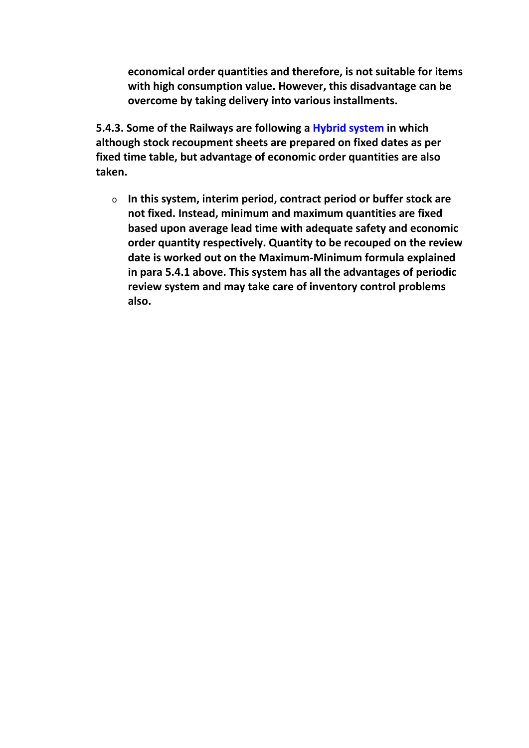**economical order quantities and therefore, is not suitable for items with high consumption value. However, this disadvantage can be overcome by taking delivery into various installments.**

**5.4.3. Some of the Railways are following a Hybrid system in which although stock recoupment sheets are prepared on fixed dates as per fixed time table, but advantage of economic order quantities are also taken.**

- **In this system, interim period, contract period or buffer stock are not fixed. Instead, minimum and maximum quantities are fixed based upon average lead time with adequate safety and economic order quantity respectively. Quantity to be recouped on the review date is worked out on the Maximum-Minimum formula explained in para 5.4.1 above. This system has all the advantages of periodic review system and may take care of inventory control problems also.**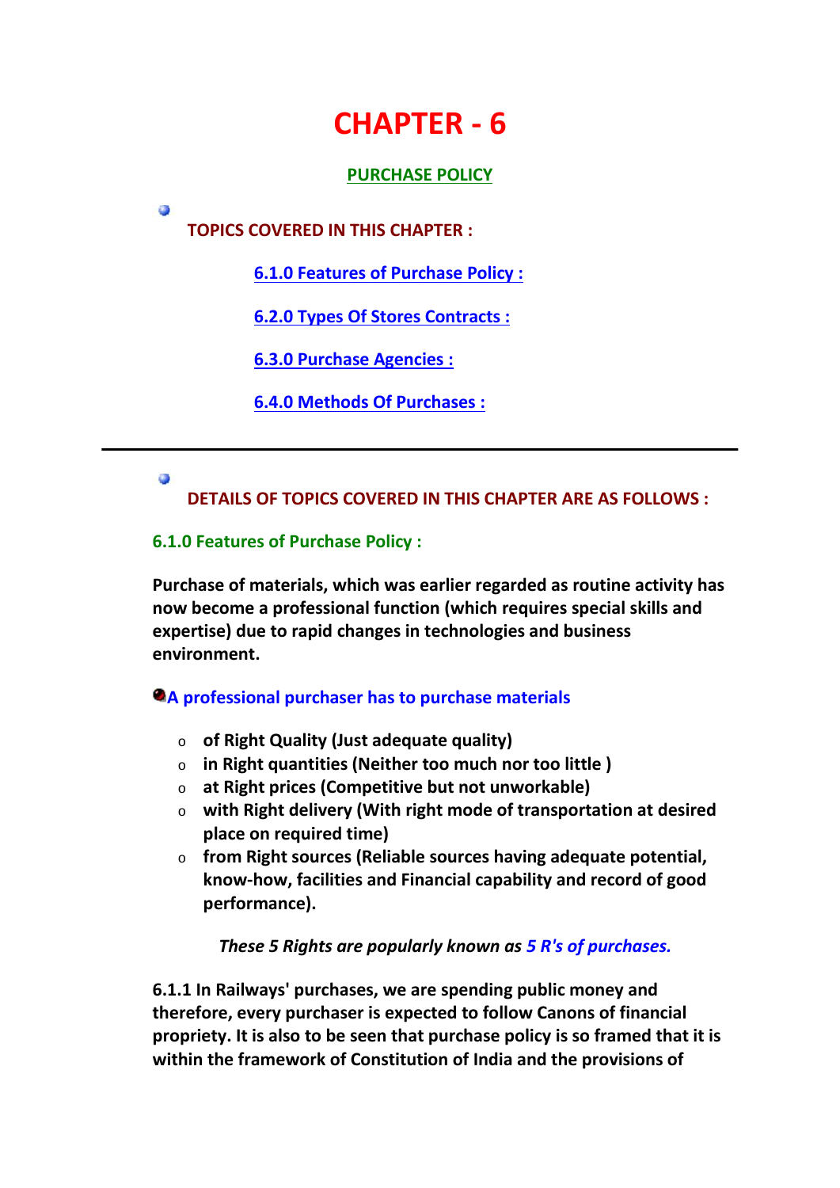# CHAPTER - 6

## PURCHASE POLICY

**TOPICS COVERED IN THIS CHAPTER :**

- 6.1.0 Features of Purchase Policy :
- 6.2.0 Types Of Stores Contracts :
- 6.3.0 Purchase Agencies :
- 6.4.0 Methods Of Purchases :

---

**DETAILS OF TOPICS COVERED IN THIS CHAPTER ARE AS FOLLOWS :**

### 6.1.0 Features of Purchase Policy :

**Purchase of materials, which was earlier regarded as routine activity has now become a professional function (which requires special skills and expertise) due to rapid changes in technologies and business environment.**

**A professional purchaser has to purchase materials**

- **of Right Quality (Just adequate quality)**
- **in Right quantities (Neither too much nor too little )**
- **at Right prices (Competitive but not unworkable)**
- **with Right delivery (With right mode of transportation at desired place on required time)**
- **from Right sources (Reliable sources having adequate potential, know-how, facilities and Financial capability and record of good performance).**

***These 5 Rights are popularly known as 5 R's of purchases.***

**6.1.1 In Railways' purchases, we are spending public money and therefore, every purchaser is expected to follow Canons of financial propriety. It is also to be seen that purchase policy is so framed that it is within the framework of Constitution of India and the provisions of**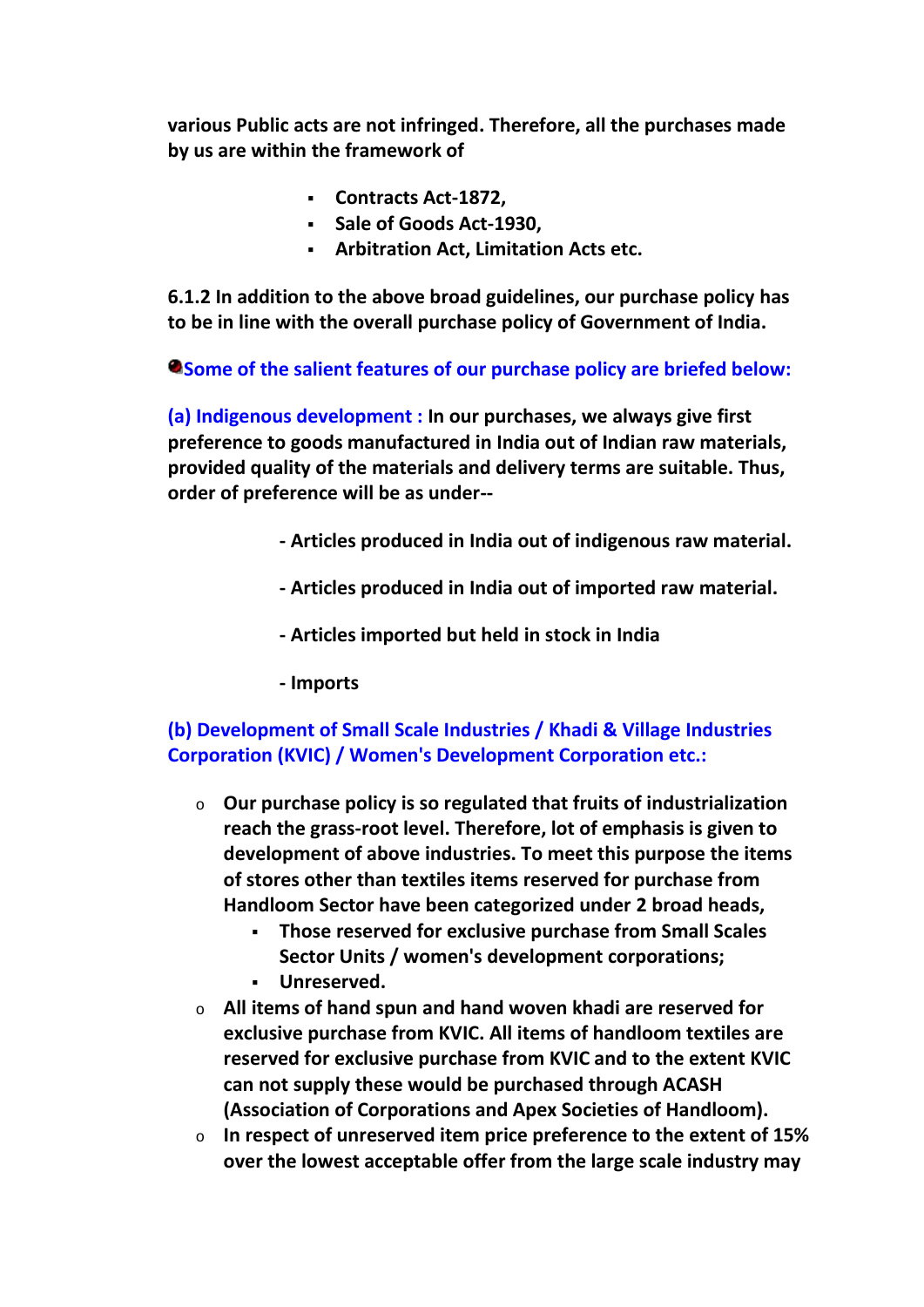**various Public acts are not infringed. Therefore, all the purchases made by us are within the framework of**

- **Contracts Act-1872,**
- **Sale of Goods Act-1930,**
- **Arbitration Act, Limitation Acts etc.**

**6.1.2 In addition to the above broad guidelines, our purchase policy has to be in line with the overall purchase policy of Government of India.**

**Some of the salient features of our purchase policy are briefed below:**

**(a) Indigenous development : In our purchases, we always give first preference to goods manufactured in India out of Indian raw materials, provided quality of the materials and delivery terms are suitable. Thus, order of preference will be as under--**

**- Articles produced in India out of indigenous raw material.**

**- Articles produced in India out of imported raw material.**

**- Articles imported but held in stock in India**

**- Imports**

**(b) Development of Small Scale Industries / Khadi & Village Industries Corporation (KVIC) / Women's Development Corporation etc.:**

- **Our purchase policy is so regulated that fruits of industrialization reach the grass-root level. Therefore, lot of emphasis is given to development of above industries. To meet this purpose the items of stores other than textiles items reserved for purchase from Handloom Sector have been categorized under 2 broad heads,**
  - **Those reserved for exclusive purchase from Small Scales Sector Units / women's development corporations;**
  - **Unreserved.**
- **All items of hand spun and hand woven khadi are reserved for exclusive purchase from KVIC. All items of handloom textiles are reserved for exclusive purchase from KVIC and to the extent KVIC can not supply these would be purchased through ACASH (Association of Corporations and Apex Societies of Handloom).**
- **In respect of unreserved item price preference to the extent of 15% over the lowest acceptable offer from the large scale industry may**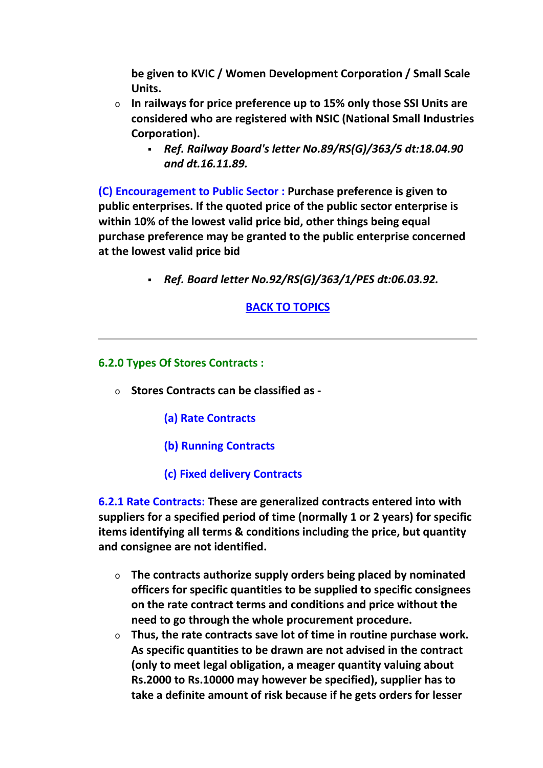**be given to KVIC / Women Development Corporation / Small Scale Units.**

- **In railways for price preference up to 15% only those SSI Units are considered who are registered with NSIC (National Small Industries Corporation).**
    - ***Ref. Railway Board's letter No.89/RS(G)/363/5 dt:18.04.90 and dt.16.11.89.***

**(C) Encouragement to Public Sector : Purchase preference is given to public enterprises. If the quoted price of the public sector enterprise is within 10% of the lowest valid price bid, other things being equal purchase preference may be granted to the public enterprise concerned at the lowest valid price bid**

- ***Ref. Board letter No.92/RS(G)/363/1/PES dt:06.03.92.***

**BACK TO TOPICS**

---

### 6.2.0 Types Of Stores Contracts :

- **Stores Contracts can be classified as -**

    **(a) Rate Contracts**

    **(b) Running Contracts**

    **(c) Fixed delivery Contracts**

**6.2.1 Rate Contracts: These are generalized contracts entered into with suppliers for a specified period of time (normally 1 or 2 years) for specific items identifying all terms & conditions including the price, but quantity and consignee are not identified.**

- **The contracts authorize supply orders being placed by nominated officers for specific quantities to be supplied to specific consignees on the rate contract terms and conditions and price without the need to go through the whole procurement procedure.**
- **Thus, the rate contracts save lot of time in routine purchase work. As specific quantities to be drawn are not advised in the contract (only to meet legal obligation, a meager quantity valuing about Rs.2000 to Rs.10000 may however be specified), supplier has to take a definite amount of risk because if he gets orders for lesser**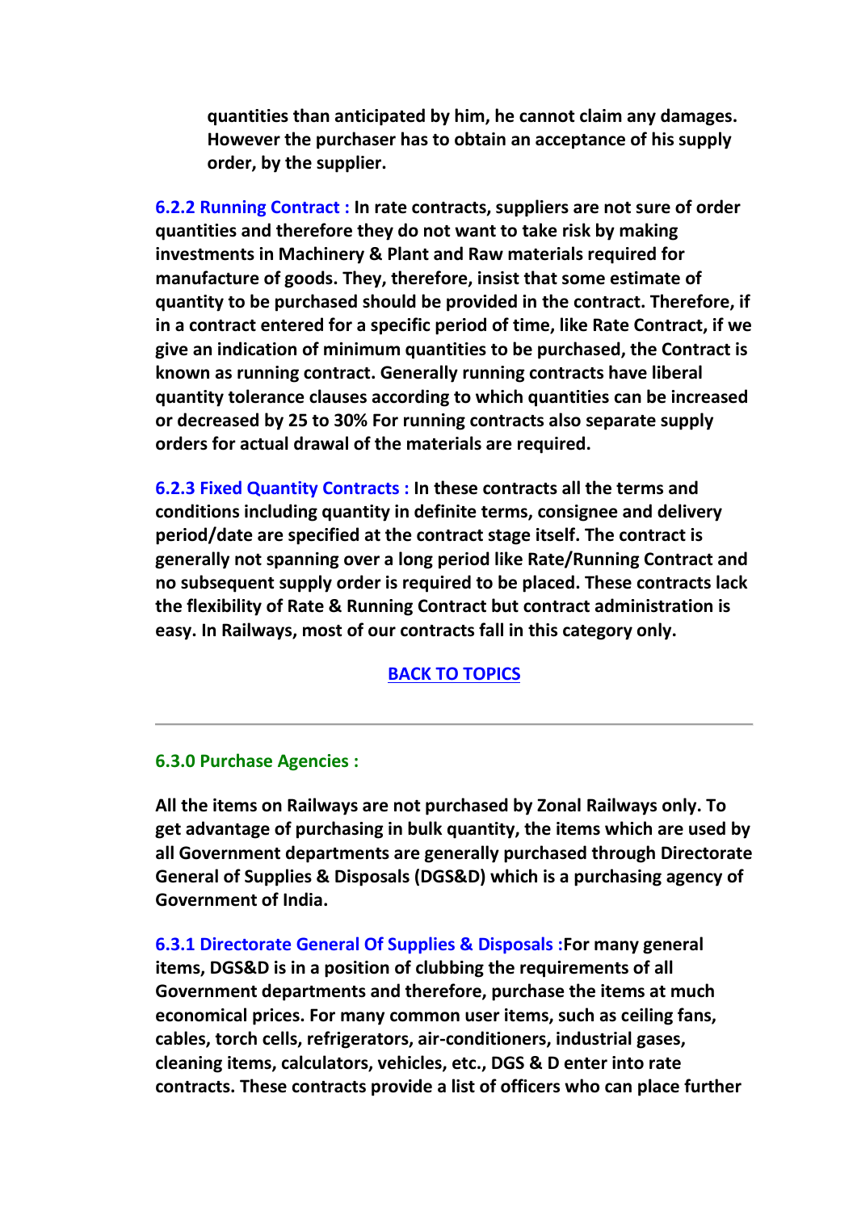**quantities than anticipated by him, he cannot claim any damages. However the purchaser has to obtain an acceptance of his supply order, by the supplier.**

**6.2.2 Running Contract :** **In rate contracts, suppliers are not sure of order quantities and therefore they do not want to take risk by making investments in Machinery & Plant and Raw materials required for manufacture of goods. They, therefore, insist that some estimate of quantity to be purchased should be provided in the contract. Therefore, if in a contract entered for a specific period of time, like Rate Contract, if we give an indication of minimum quantities to be purchased, the Contract is known as running contract. Generally running contracts have liberal quantity tolerance clauses according to which quantities can be increased or decreased by 25 to 30% For running contracts also separate supply orders for actual drawal of the materials are required.**

**6.2.3 Fixed Quantity Contracts :** **In these contracts all the terms and conditions including quantity in definite terms, consignee and delivery period/date are specified at the contract stage itself. The contract is generally not spanning over a long period like Rate/Running Contract and no subsequent supply order is required to be placed. These contracts lack the flexibility of Rate & Running Contract but contract administration is easy. In Railways, most of our contracts fall in this category only.**

**BACK TO TOPICS**

---

### 6.3.0 Purchase Agencies :

**All the items on Railways are not purchased by Zonal Railways only. To get advantage of purchasing in bulk quantity, the items which are used by all Government departments are generally purchased through Directorate General of Supplies & Disposals (DGS&D) which is a purchasing agency of Government of India.**

**6.3.1 Directorate General Of Supplies & Disposals :** **For many general items, DGS&D is in a position of clubbing the requirements of all Government departments and therefore, purchase the items at much economical prices. For many common user items, such as ceiling fans, cables, torch cells, refrigerators, air-conditioners, industrial gases, cleaning items, calculators, vehicles, etc., DGS & D enter into rate contracts. These contracts provide a list of officers who can place further**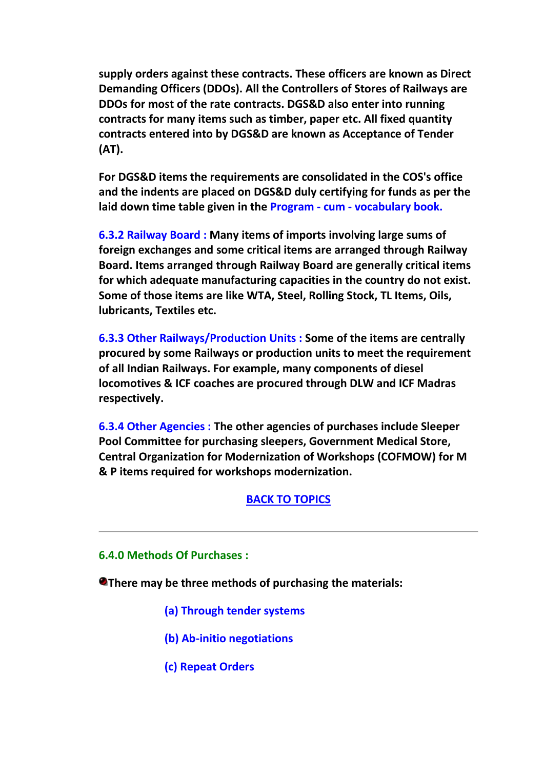**supply orders against these contracts. These officers are known as Direct Demanding Officers (DDOs). All the Controllers of Stores of Railways are DDOs for most of the rate contracts. DGS&D also enter into running contracts for many items such as timber, paper etc. All fixed quantity contracts entered into by DGS&D are known as Acceptance of Tender (AT).**

**For DGS&D items the requirements are consolidated in the COS's office and the indents are placed on DGS&D duly certifying for funds as per the laid down time table given in the Program - cum - vocabulary book.**

**6.3.2 Railway Board : Many items of imports involving large sums of foreign exchanges and some critical items are arranged through Railway Board. Items arranged through Railway Board are generally critical items for which adequate manufacturing capacities in the country do not exist. Some of those items are like WTA, Steel, Rolling Stock, TL Items, Oils, lubricants, Textiles etc.**

**6.3.3 Other Railways/Production Units : Some of the items are centrally procured by some Railways or production units to meet the requirement of all Indian Railways. For example, many components of diesel locomotives & ICF coaches are procured through DLW and ICF Madras respectively.**

**6.3.4 Other Agencies : The other agencies of purchases include Sleeper Pool Committee for purchasing sleepers, Government Medical Store, Central Organization for Modernization of Workshops (COFMOW) for M & P items required for workshops modernization.**

**BACK TO TOPICS**

---

### 6.4.0 Methods Of Purchases :

**There may be three methods of purchasing the materials:**

- **(a) Through tender systems**
- **(b) Ab-initio negotiations**
- **(c) Repeat Orders**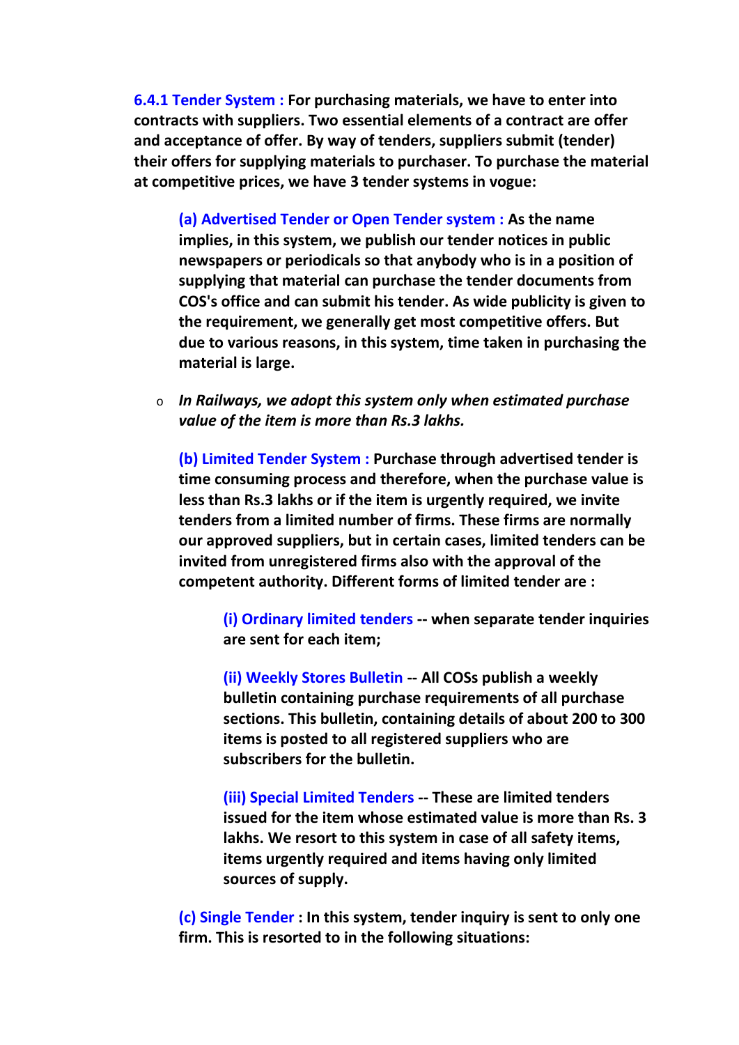**6.4.1 Tender System : For purchasing materials, we have to enter into contracts with suppliers. Two essential elements of a contract are offer and acceptance of offer. By way of tenders, suppliers submit (tender) their offers for supplying materials to purchaser. To purchase the material at competitive prices, we have 3 tender systems in vogue:**

> **(a) Advertised Tender or Open Tender system : As the name implies, in this system, we publish our tender notices in public newspapers or periodicals so that anybody who is in a position of supplying that material can purchase the tender documents from COS's office and can submit his tender. As wide publicity is given to the requirement, we generally get most competitive offers. But due to various reasons, in this system, time taken in purchasing the material is large.**

- ***In Railways, we adopt this system only when estimated purchase value of the item is more than Rs.3 lakhs.***

> **(b) Limited Tender System : Purchase through advertised tender is time consuming process and therefore, when the purchase value is less than Rs.3 lakhs or if the item is urgently required, we invite tenders from a limited number of firms. These firms are normally our approved suppliers, but in certain cases, limited tenders can be invited from unregistered firms also with the approval of the competent authority. Different forms of limited tender are :**
>
> > **(i) Ordinary limited tenders -- when separate tender inquiries are sent for each item;**
> >
> > **(ii) Weekly Stores Bulletin -- All COSs publish a weekly bulletin containing purchase requirements of all purchase sections. This bulletin, containing details of about 200 to 300 items is posted to all registered suppliers who are subscribers for the bulletin.**
> >
> > **(iii) Special Limited Tenders -- These are limited tenders issued for the item whose estimated value is more than Rs. 3 lakhs. We resort to this system in case of all safety items, items urgently required and items having only limited sources of supply.**
>
> **(c) Single Tender : In this system, tender inquiry is sent to only one firm. This is resorted to in the following situations:**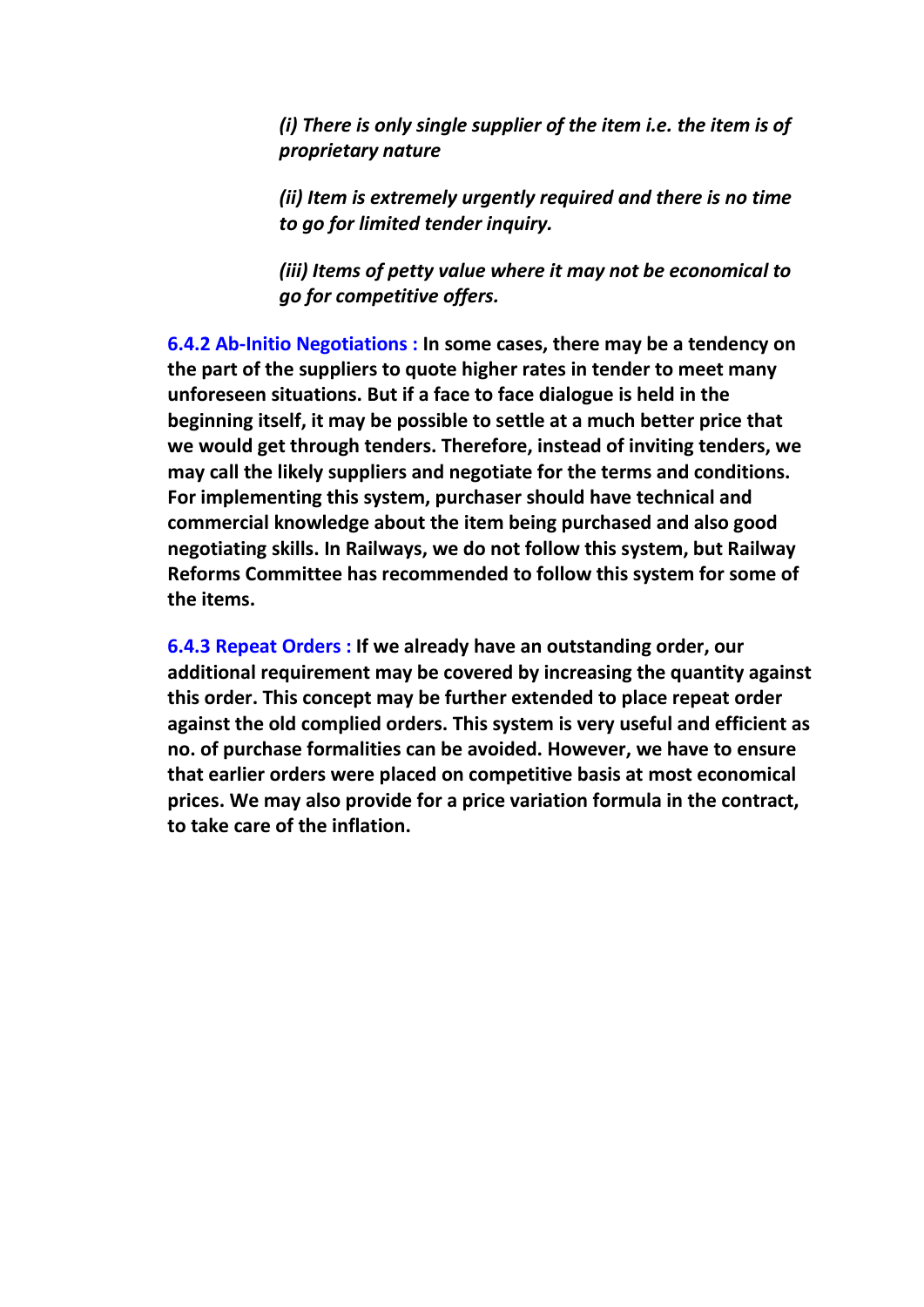*(i) There is only single supplier of the item i.e. the item is of proprietary nature*

*(ii) Item is extremely urgently required and there is no time to go for limited tender inquiry.*

*(iii) Items of petty value where it may not be economical to go for competitive offers.*

**6.4.2 Ab-Initio Negotiations :** **In some cases, there may be a tendency on the part of the suppliers to quote higher rates in tender to meet many unforeseen situations. But if a face to face dialogue is held in the beginning itself, it may be possible to settle at a much better price that we would get through tenders. Therefore, instead of inviting tenders, we may call the likely suppliers and negotiate for the terms and conditions. For implementing this system, purchaser should have technical and commercial knowledge about the item being purchased and also good negotiating skills. In Railways, we do not follow this system, but Railway Reforms Committee has recommended to follow this system for some of the items.**

**6.4.3 Repeat Orders :** **If we already have an outstanding order, our additional requirement may be covered by increasing the quantity against this order. This concept may be further extended to place repeat order against the old complied orders. This system is very useful and efficient as no. of purchase formalities can be avoided. However, we have to ensure that earlier orders were placed on competitive basis at most economical prices. We may also provide for a price variation formula in the contract, to take care of the inflation.**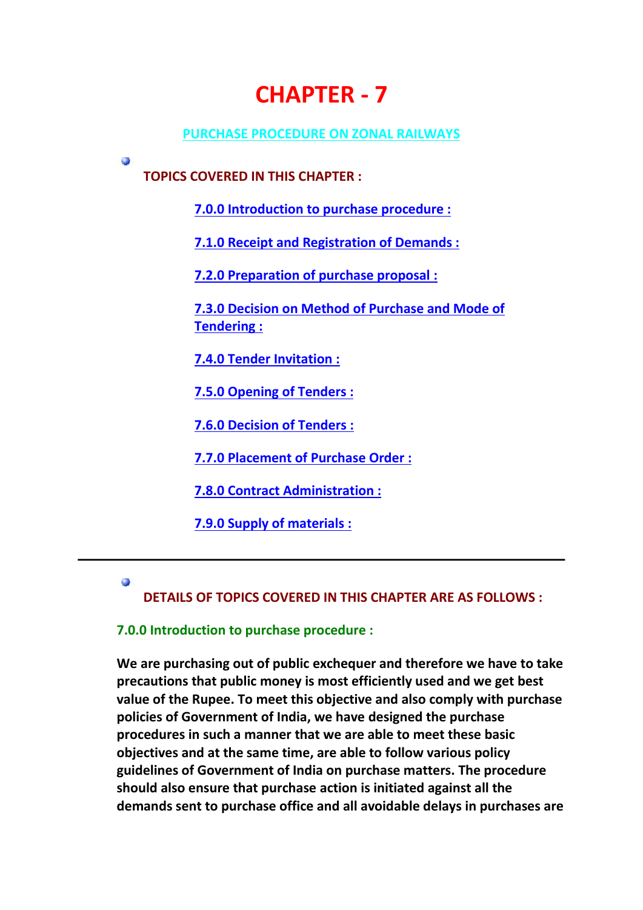# CHAPTER - 7

## PURCHASE PROCEDURE ON ZONAL RAILWAYS

**TOPICS COVERED IN THIS CHAPTER :**

- 7.0.0 Introduction to purchase procedure :
- 7.1.0 Receipt and Registration of Demands :
- 7.2.0 Preparation of purchase proposal :
- 7.3.0 Decision on Method of Purchase and Mode of Tendering :
- 7.4.0 Tender Invitation :
- 7.5.0 Opening of Tenders :
- 7.6.0 Decision of Tenders :
- 7.7.0 Placement of Purchase Order :
- 7.8.0 Contract Administration :
- 7.9.0 Supply of materials :

---

**DETAILS OF TOPICS COVERED IN THIS CHAPTER ARE AS FOLLOWS :**

### 7.0.0 Introduction to purchase procedure :

**We are purchasing out of public exchequer and therefore we have to take precautions that public money is most efficiently used and we get best value of the Rupee. To meet this objective and also comply with purchase policies of Government of India, we have designed the purchase procedures in such a manner that we are able to meet these basic objectives and at the same time, are able to follow various policy guidelines of Government of India on purchase matters. The procedure should also ensure that purchase action is initiated against all the demands sent to purchase office and all avoidable delays in purchases are**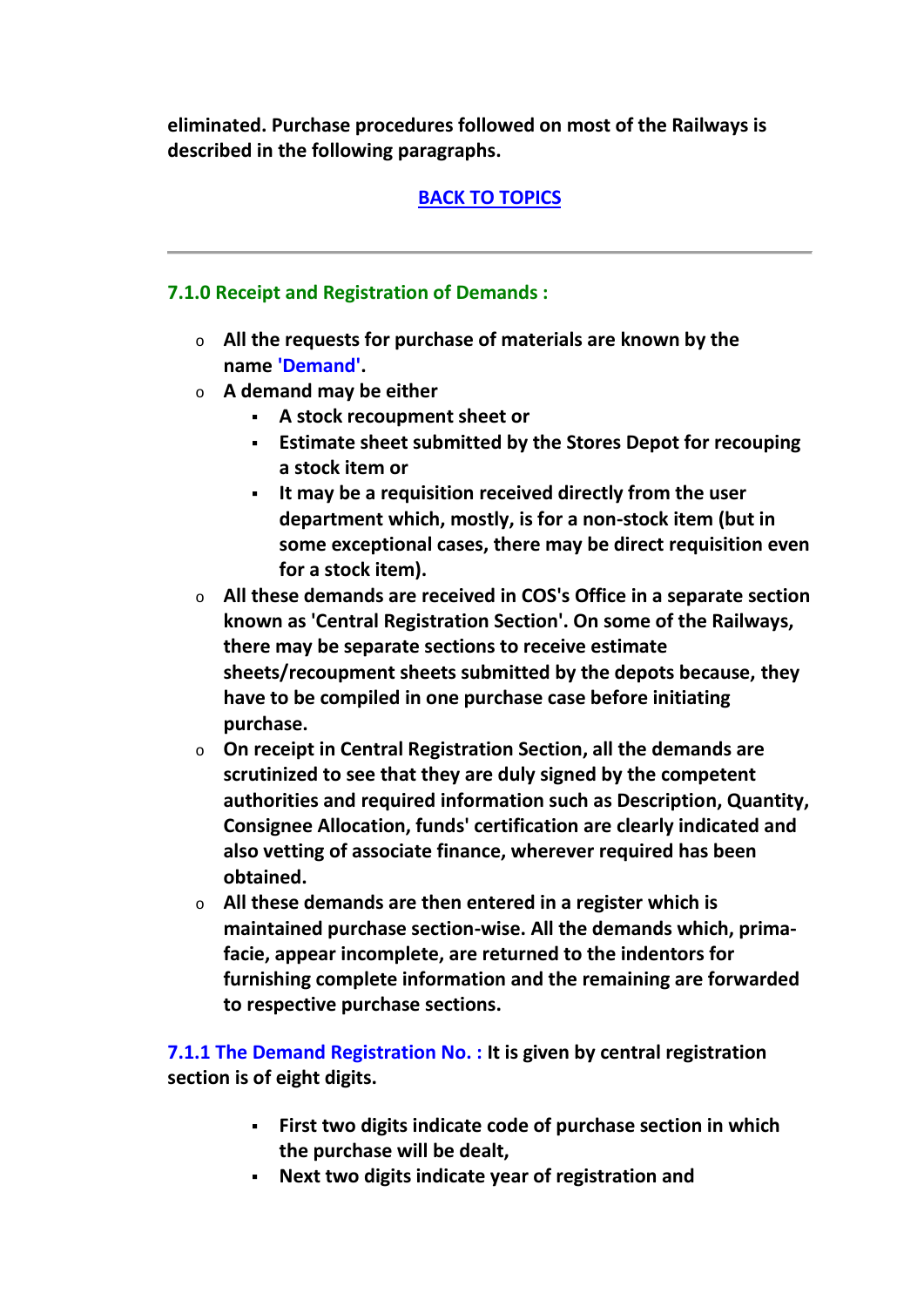**eliminated. Purchase procedures followed on most of the Railways is described in the following paragraphs.**

**BACK TO TOPICS**

---

### 7.1.0 Receipt and Registration of Demands :

- **All the requests for purchase of materials are known by the name 'Demand'.**
- **A demand may be either**
  - **A stock recoupment sheet or**
  - **Estimate sheet submitted by the Stores Depot for recouping a stock item or**
  - **It may be a requisition received directly from the user department which, mostly, is for a non-stock item (but in some exceptional cases, there may be direct requisition even for a stock item).**
- **All these demands are received in COS's Office in a separate section known as 'Central Registration Section'. On some of the Railways, there may be separate sections to receive estimate sheets/recoupment sheets submitted by the depots because, they have to be compiled in one purchase case before initiating purchase.**
- **On receipt in Central Registration Section, all the demands are scrutinized to see that they are duly signed by the competent authorities and required information such as Description, Quantity, Consignee Allocation, funds' certification are clearly indicated and also vetting of associate finance, wherever required has been obtained.**
- **All these demands are then entered in a register which is maintained purchase section-wise. All the demands which, prima-facie, appear incomplete, are returned to the indentors for furnishing complete information and the remaining are forwarded to respective purchase sections.**

**7.1.1 The Demand Registration No. : It is given by central registration section is of eight digits.**

- **First two digits indicate code of purchase section in which the purchase will be dealt,**
- **Next two digits indicate year of registration and**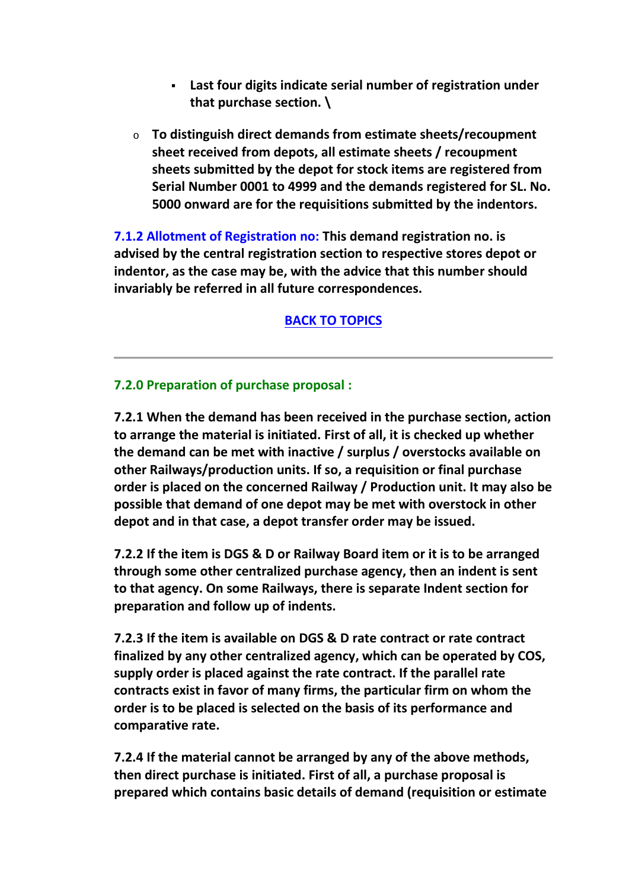- **Last four digits indicate serial number of registration under that purchase section. \**

- **To distinguish direct demands from estimate sheets/recoupment sheet received from depots, all estimate sheets / recoupment sheets submitted by the depot for stock items are registered from Serial Number 0001 to 4999 and the demands registered for SL. No. 5000 onward are for the requisitions submitted by the indentors.**

**7.1.2 Allotment of Registration no: This demand registration no. is advised by the central registration section to respective stores depot or indentor, as the case may be, with the advice that this number should invariably be referred in all future correspondences.**

**BACK TO TOPICS**

---

### 7.2.0 Preparation of purchase proposal :

**7.2.1 When the demand has been received in the purchase section, action to arrange the material is initiated. First of all, it is checked up whether the demand can be met with inactive / surplus / overstocks available on other Railways/production units. If so, a requisition or final purchase order is placed on the concerned Railway / Production unit. It may also be possible that demand of one depot may be met with overstock in other depot and in that case, a depot transfer order may be issued.**

**7.2.2 If the item is DGS & D or Railway Board item or it is to be arranged through some other centralized purchase agency, then an indent is sent to that agency. On some Railways, there is separate Indent section for preparation and follow up of indents.**

**7.2.3 If the item is available on DGS & D rate contract or rate contract finalized by any other centralized agency, which can be operated by COS, supply order is placed against the rate contract. If the parallel rate contracts exist in favor of many firms, the particular firm on whom the order is to be placed is selected on the basis of its performance and comparative rate.**

**7.2.4 If the material cannot be arranged by any of the above methods, then direct purchase is initiated. First of all, a purchase proposal is prepared which contains basic details of demand (requisition or estimate**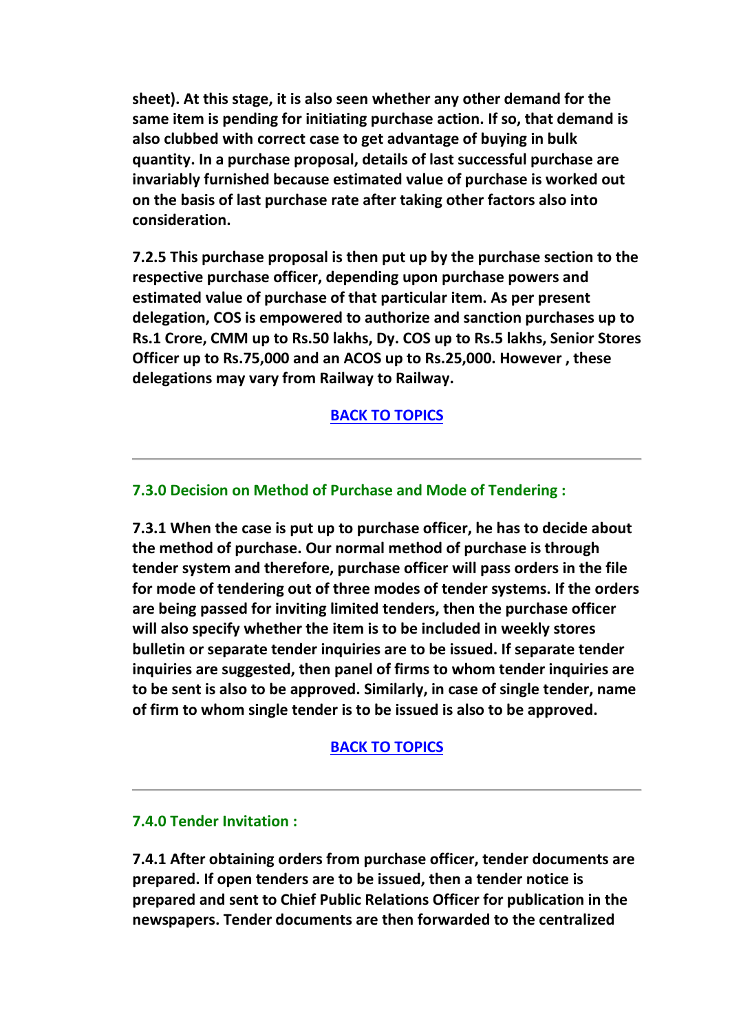**sheet). At this stage, it is also seen whether any other demand for the same item is pending for initiating purchase action. If so, that demand is also clubbed with correct case to get advantage of buying in bulk quantity. In a purchase proposal, details of last successful purchase are invariably furnished because estimated value of purchase is worked out on the basis of last purchase rate after taking other factors also into consideration.**

**7.2.5 This purchase proposal is then put up by the purchase section to the respective purchase officer, depending upon purchase powers and estimated value of purchase of that particular item. As per present delegation, COS is empowered to authorize and sanction purchases up to Rs.1 Crore, CMM up to Rs.50 lakhs, Dy. COS up to Rs.5 lakhs, Senior Stores Officer up to Rs.75,000 and an ACOS up to Rs.25,000. However , these delegations may vary from Railway to Railway.**

**BACK TO TOPICS**

---

### 7.3.0 Decision on Method of Purchase and Mode of Tendering :

**7.3.1 When the case is put up to purchase officer, he has to decide about the method of purchase. Our normal method of purchase is through tender system and therefore, purchase officer will pass orders in the file for mode of tendering out of three modes of tender systems. If the orders are being passed for inviting limited tenders, then the purchase officer will also specify whether the item is to be included in weekly stores bulletin or separate tender inquiries are to be issued. If separate tender inquiries are suggested, then panel of firms to whom tender inquiries are to be sent is also to be approved. Similarly, in case of single tender, name of firm to whom single tender is to be issued is also to be approved.**

**BACK TO TOPICS**

---

### 7.4.0 Tender Invitation :

**7.4.1 After obtaining orders from purchase officer, tender documents are prepared. If open tenders are to be issued, then a tender notice is prepared and sent to Chief Public Relations Officer for publication in the newspapers. Tender documents are then forwarded to the centralized**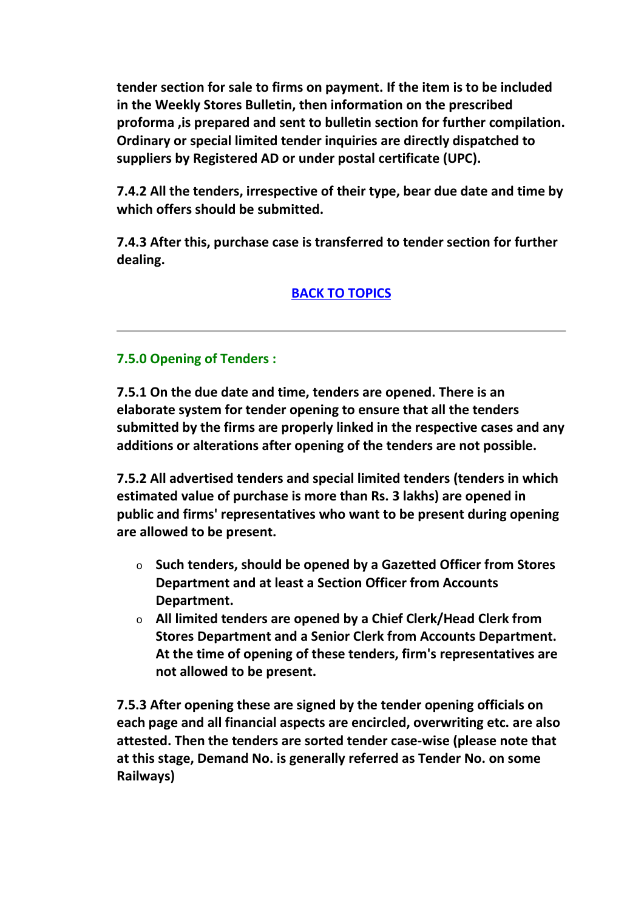**tender section for sale to firms on payment. If the item is to be included in the Weekly Stores Bulletin, then information on the prescribed proforma ,is prepared and sent to bulletin section for further compilation. Ordinary or special limited tender inquiries are directly dispatched to suppliers by Registered AD or under postal certificate (UPC).**

**7.4.2 All the tenders, irrespective of their type, bear due date and time by which offers should be submitted.**

**7.4.3 After this, purchase case is transferred to tender section for further dealing.**

**BACK TO TOPICS**

---

## 7.5.0 Opening of Tenders :

**7.5.1 On the due date and time, tenders are opened. There is an elaborate system for tender opening to ensure that all the tenders submitted by the firms are properly linked in the respective cases and any additions or alterations after opening of the tenders are not possible.**

**7.5.2 All advertised tenders and special limited tenders (tenders in which estimated value of purchase is more than Rs. 3 lakhs) are opened in public and firms' representatives who want to be present during opening are allowed to be present.**

- **Such tenders, should be opened by a Gazetted Officer from Stores Department and at least a Section Officer from Accounts Department.**
- **All limited tenders are opened by a Chief Clerk/Head Clerk from Stores Department and a Senior Clerk from Accounts Department. At the time of opening of these tenders, firm's representatives are not allowed to be present.**

**7.5.3 After opening these are signed by the tender opening officials on each page and all financial aspects are encircled, overwriting etc. are also attested. Then the tenders are sorted tender case-wise (please note that at this stage, Demand No. is generally referred as Tender No. on some Railways)**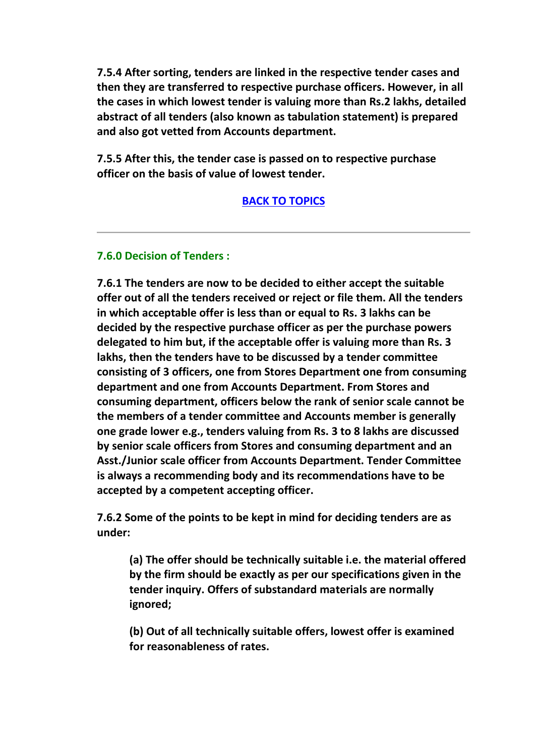**7.5.4 After sorting, tenders are linked in the respective tender cases and then they are transferred to respective purchase officers. However, in all the cases in which lowest tender is valuing more than Rs.2 lakhs, detailed abstract of all tenders (also known as tabulation statement) is prepared and also got vetted from Accounts department.**

**7.5.5 After this, the tender case is passed on to respective purchase officer on the basis of value of lowest tender.**

**BACK TO TOPICS**

---

### 7.6.0 Decision of Tenders :

**7.6.1 The tenders are now to be decided to either accept the suitable offer out of all the tenders received or reject or file them. All the tenders in which acceptable offer is less than or equal to Rs. 3 lakhs can be decided by the respective purchase officer as per the purchase powers delegated to him but, if the acceptable offer is valuing more than Rs. 3 lakhs, then the tenders have to be discussed by a tender committee consisting of 3 officers, one from Stores Department one from consuming department and one from Accounts Department. From Stores and consuming department, officers below the rank of senior scale cannot be the members of a tender committee and Accounts member is generally one grade lower e.g., tenders valuing from Rs. 3 to 8 lakhs are discussed by senior scale officers from Stores and consuming department and an Asst./Junior scale officer from Accounts Department. Tender Committee is always a recommending body and its recommendations have to be accepted by a competent accepting officer.**

**7.6.2 Some of the points to be kept in mind for deciding tenders are as under:**

> **(a) The offer should be technically suitable i.e. the material offered by the firm should be exactly as per our specifications given in the tender inquiry. Offers of substandard materials are normally ignored;**
>
> **(b) Out of all technically suitable offers, lowest offer is examined for reasonableness of rates.**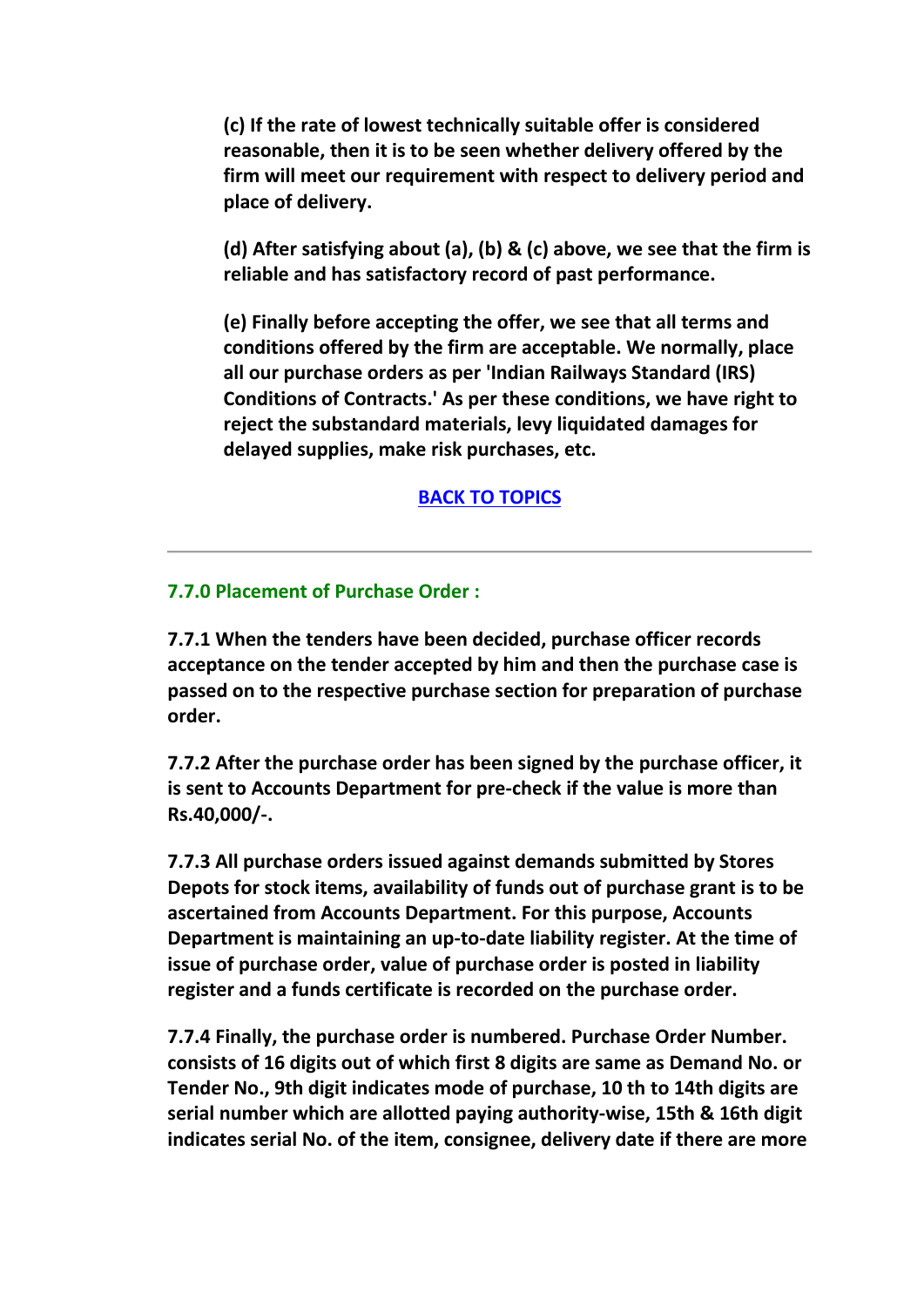**(c) If the rate of lowest technically suitable offer is considered reasonable, then it is to be seen whether delivery offered by the firm will meet our requirement with respect to delivery period and place of delivery.**

**(d) After satisfying about (a), (b) & (c) above, we see that the firm is reliable and has satisfactory record of past performance.**

**(e) Finally before accepting the offer, we see that all terms and conditions offered by the firm are acceptable. We normally, place all our purchase orders as per 'Indian Railways Standard (IRS) Conditions of Contracts.' As per these conditions, we have right to reject the substandard materials, levy liquidated damages for delayed supplies, make risk purchases, etc.**

**BACK TO TOPICS**

---

### 7.7.0 Placement of Purchase Order :

**7.7.1 When the tenders have been decided, purchase officer records acceptance on the tender accepted by him and then the purchase case is passed on to the respective purchase section for preparation of purchase order.**

**7.7.2 After the purchase order has been signed by the purchase officer, it is sent to Accounts Department for pre-check if the value is more than Rs.40,000/-.**

**7.7.3 All purchase orders issued against demands submitted by Stores Depots for stock items, availability of funds out of purchase grant is to be ascertained from Accounts Department. For this purpose, Accounts Department is maintaining an up-to-date liability register. At the time of issue of purchase order, value of purchase order is posted in liability register and a funds certificate is recorded on the purchase order.**

**7.7.4 Finally, the purchase order is numbered. Purchase Order Number. consists of 16 digits out of which first 8 digits are same as Demand No. or Tender No., 9th digit indicates mode of purchase, 10 th to 14th digits are serial number which are allotted paying authority-wise, 15th & 16th digit indicates serial No. of the item, consignee, delivery date if there are more**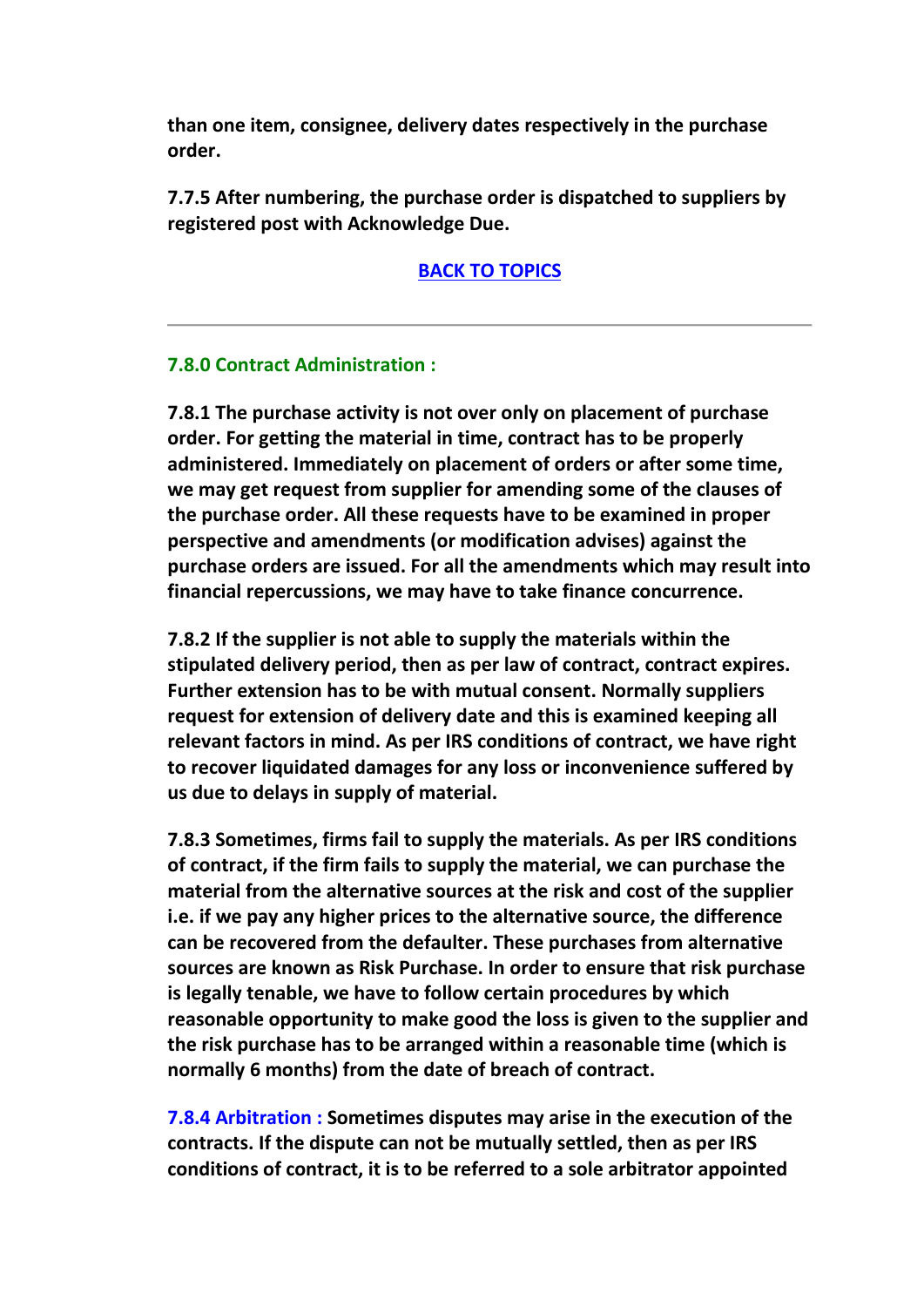**than one item, consignee, delivery dates respectively in the purchase order.**

**7.7.5 After numbering, the purchase order is dispatched to suppliers by registered post with Acknowledge Due.**

**BACK TO TOPICS**

---

### 7.8.0 Contract Administration :

**7.8.1 The purchase activity is not over only on placement of purchase order. For getting the material in time, contract has to be properly administered. Immediately on placement of orders or after some time, we may get request from supplier for amending some of the clauses of the purchase order. All these requests have to be examined in proper perspective and amendments (or modification advises) against the purchase orders are issued. For all the amendments which may result into financial repercussions, we may have to take finance concurrence.**

**7.8.2 If the supplier is not able to supply the materials within the stipulated delivery period, then as per law of contract, contract expires. Further extension has to be with mutual consent. Normally suppliers request for extension of delivery date and this is examined keeping all relevant factors in mind. As per IRS conditions of contract, we have right to recover liquidated damages for any loss or inconvenience suffered by us due to delays in supply of material.**

**7.8.3 Sometimes, firms fail to supply the materials. As per IRS conditions of contract, if the firm fails to supply the material, we can purchase the material from the alternative sources at the risk and cost of the supplier i.e. if we pay any higher prices to the alternative source, the difference can be recovered from the defaulter. These purchases from alternative sources are known as Risk Purchase. In order to ensure that risk purchase is legally tenable, we have to follow certain procedures by which reasonable opportunity to make good the loss is given to the supplier and the risk purchase has to be arranged within a reasonable time (which is normally 6 months) from the date of breach of contract.**

**7.8.4 Arbitration : Sometimes disputes may arise in the execution of the contracts. If the dispute can not be mutually settled, then as per IRS conditions of contract, it is to be referred to a sole arbitrator appointed**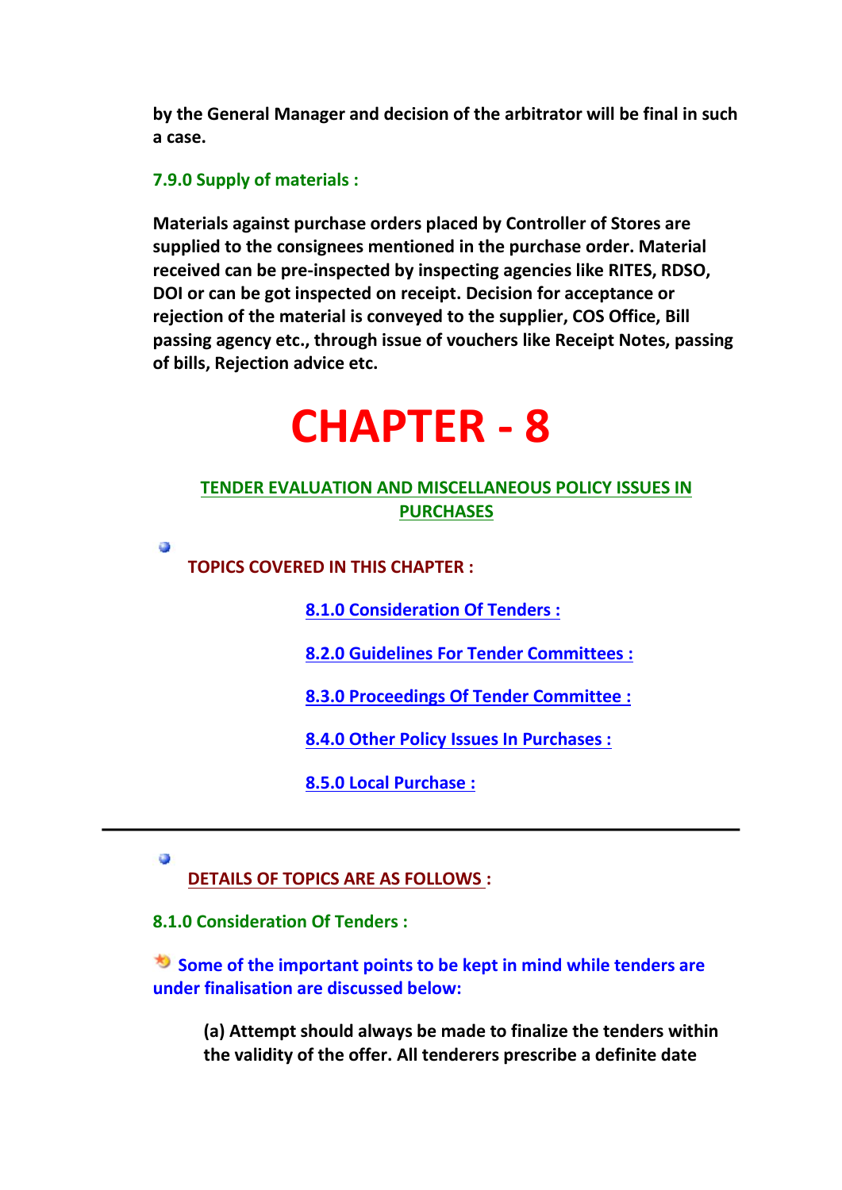**by the General Manager and decision of the arbitrator will be final in such a case.**

### 7.9.0 Supply of materials :

**Materials against purchase orders placed by Controller of Stores are supplied to the consignees mentioned in the purchase order. Material received can be pre-inspected by inspecting agencies like RITES, RDSO, DOI or can be got inspected on receipt. Decision for acceptance or rejection of the material is conveyed to the supplier, COS Office, Bill passing agency etc., through issue of vouchers like Receipt Notes, passing of bills, Rejection advice etc.**

# CHAPTER - 8

## TENDER EVALUATION AND MISCELLANEOUS POLICY ISSUES IN PURCHASES

**TOPICS COVERED IN THIS CHAPTER :**

- 8.1.0 Consideration Of Tenders :
- 8.2.0 Guidelines For Tender Committees :
- 8.3.0 Proceedings Of Tender Committee :
- 8.4.0 Other Policy Issues In Purchases :
- 8.5.0 Local Purchase :

---

**DETAILS OF TOPICS ARE AS FOLLOWS :**

### 8.1.0 Consideration Of Tenders :

**Some of the important points to be kept in mind while tenders are under finalisation are discussed below:**

**(a) Attempt should always be made to finalize the tenders within the validity of the offer. All tenderers prescribe a definite date**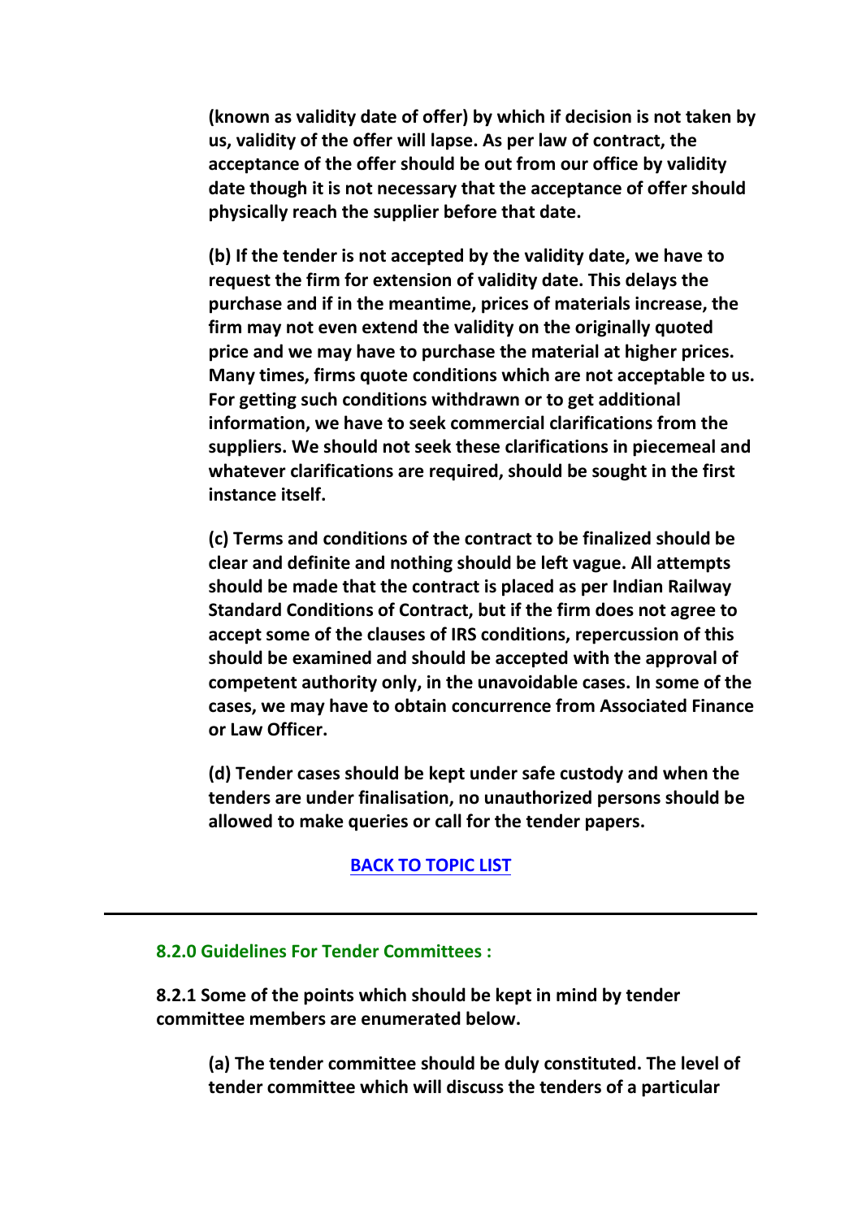**(known as validity date of offer) by which if decision is not taken by us, validity of the offer will lapse. As per law of contract, the acceptance of the offer should be out from our office by validity date though it is not necessary that the acceptance of offer should physically reach the supplier before that date.**

**(b) If the tender is not accepted by the validity date, we have to request the firm for extension of validity date. This delays the purchase and if in the meantime, prices of materials increase, the firm may not even extend the validity on the originally quoted price and we may have to purchase the material at higher prices. Many times, firms quote conditions which are not acceptable to us. For getting such conditions withdrawn or to get additional information, we have to seek commercial clarifications from the suppliers. We should not seek these clarifications in piecemeal and whatever clarifications are required, should be sought in the first instance itself.**

**(c) Terms and conditions of the contract to be finalized should be clear and definite and nothing should be left vague. All attempts should be made that the contract is placed as per Indian Railway Standard Conditions of Contract, but if the firm does not agree to accept some of the clauses of IRS conditions, repercussion of this should be examined and should be accepted with the approval of competent authority only, in the unavoidable cases. In some of the cases, we may have to obtain concurrence from Associated Finance or Law Officer.**

**(d) Tender cases should be kept under safe custody and when the tenders are under finalisation, no unauthorized persons should be allowed to make queries or call for the tender papers.**

**BACK TO TOPIC LIST**

---

### 8.2.0 Guidelines For Tender Committees :

**8.2.1 Some of the points which should be kept in mind by tender committee members are enumerated below.**

**(a) The tender committee should be duly constituted. The level of tender committee which will discuss the tenders of a particular**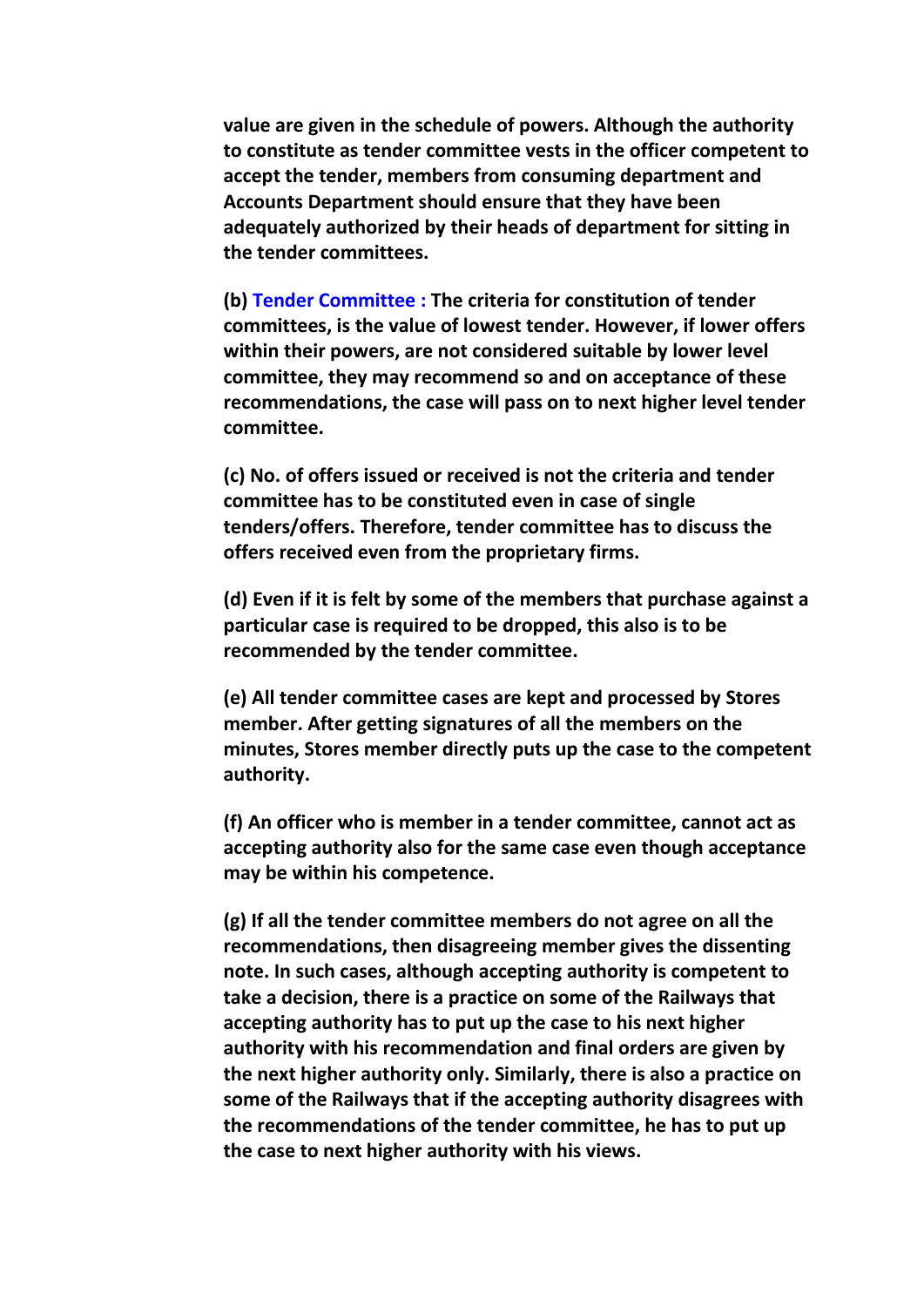**value are given in the schedule of powers. Although the authority to constitute as tender committee vests in the officer competent to accept the tender, members from consuming department and Accounts Department should ensure that they have been adequately authorized by their heads of department for sitting in the tender committees.**

**(b) Tender Committee : The criteria for constitution of tender committees, is the value of lowest tender. However, if lower offers within their powers, are not considered suitable by lower level committee, they may recommend so and on acceptance of these recommendations, the case will pass on to next higher level tender committee.**

**(c) No. of offers issued or received is not the criteria and tender committee has to be constituted even in case of single tenders/offers. Therefore, tender committee has to discuss the offers received even from the proprietary firms.**

**(d) Even if it is felt by some of the members that purchase against a particular case is required to be dropped, this also is to be recommended by the tender committee.**

**(e) All tender committee cases are kept and processed by Stores member. After getting signatures of all the members on the minutes, Stores member directly puts up the case to the competent authority.**

**(f) An officer who is member in a tender committee, cannot act as accepting authority also for the same case even though acceptance may be within his competence.**

**(g) If all the tender committee members do not agree on all the recommendations, then disagreeing member gives the dissenting note. In such cases, although accepting authority is competent to take a decision, there is a practice on some of the Railways that accepting authority has to put up the case to his next higher authority with his recommendation and final orders are given by the next higher authority only. Similarly, there is also a practice on some of the Railways that if the accepting authority disagrees with the recommendations of the tender committee, he has to put up the case to next higher authority with his views.**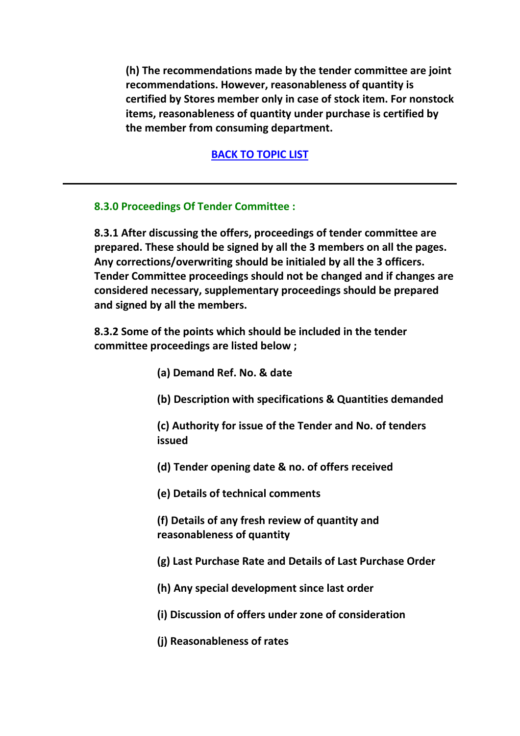**(h) The recommendations made by the tender committee are joint recommendations. However, reasonableness of quantity is certified by Stores member only in case of stock item. For nonstock items, reasonableness of quantity under purchase is certified by the member from consuming department.**

**BACK TO TOPIC LIST**

---

### 8.3.0 Proceedings Of Tender Committee :

**8.3.1 After discussing the offers, proceedings of tender committee are prepared. These should be signed by all the 3 members on all the pages. Any corrections/overwriting should be initialed by all the 3 officers. Tender Committee proceedings should not be changed and if changes are considered necessary, supplementary proceedings should be prepared and signed by all the members.**

**8.3.2 Some of the points which should be included in the tender committee proceedings are listed below ;**

**(a) Demand Ref. No. & date**

**(b) Description with specifications & Quantities demanded**

**(c) Authority for issue of the Tender and No. of tenders issued**

**(d) Tender opening date & no. of offers received**

**(e) Details of technical comments**

**(f) Details of any fresh review of quantity and reasonableness of quantity**

**(g) Last Purchase Rate and Details of Last Purchase Order**

**(h) Any special development since last order**

**(i) Discussion of offers under zone of consideration**

**(j) Reasonableness of rates**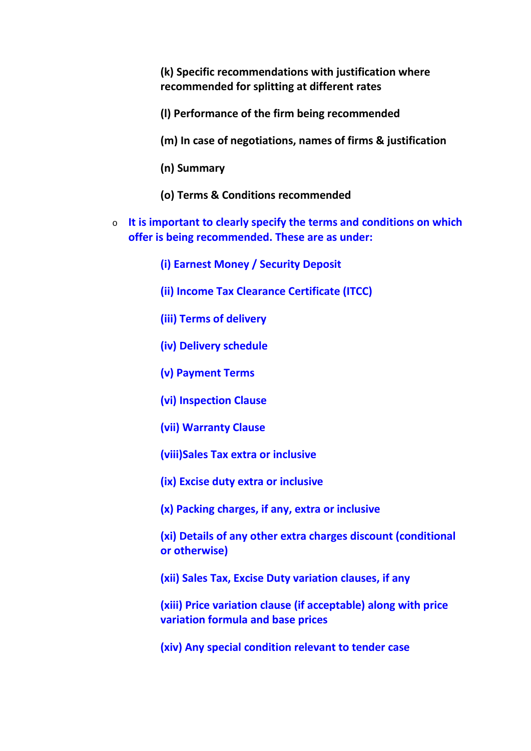**(k) Specific recommendations with justification where recommended for splitting at different rates**

**(l) Performance of the firm being recommended**

**(m) In case of negotiations, names of firms & justification**

**(n) Summary**

**(o) Terms & Conditions recommended**

- **It is important to clearly specify the terms and conditions on which offer is being recommended. These are as under:**

  **(i) Earnest Money / Security Deposit**

  **(ii) Income Tax Clearance Certificate (ITCC)**

  **(iii) Terms of delivery**

  **(iv) Delivery schedule**

  **(v) Payment Terms**

  **(vi) Inspection Clause**

  **(vii) Warranty Clause**

  **(viii)Sales Tax extra or inclusive**

  **(ix) Excise duty extra or inclusive**

  **(x) Packing charges, if any, extra or inclusive**

  **(xi) Details of any other extra charges discount (conditional or otherwise)**

  **(xii) Sales Tax, Excise Duty variation clauses, if any**

  **(xiii) Price variation clause (if acceptable) along with price variation formula and base prices**

  **(xiv) Any special condition relevant to tender case**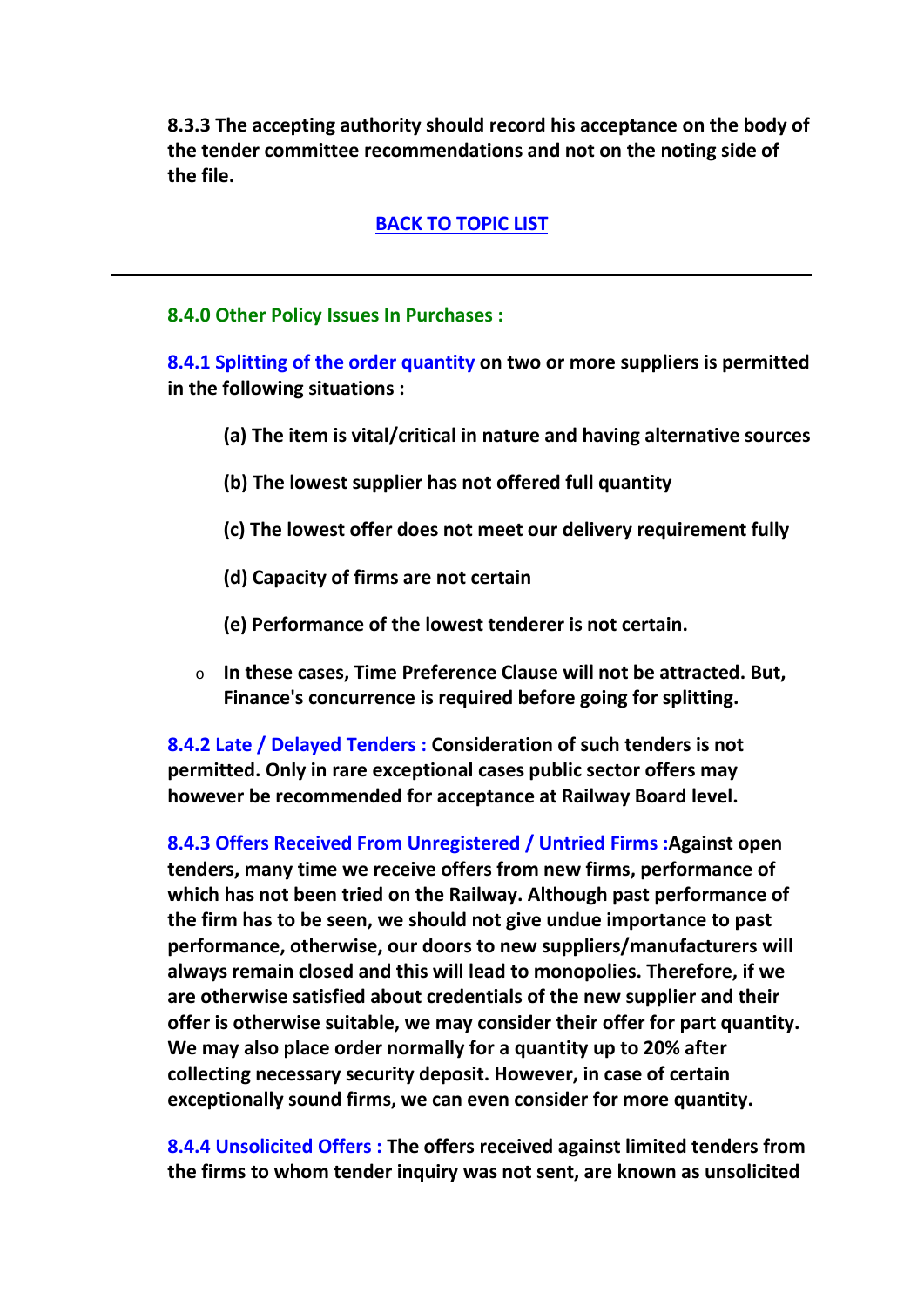**8.3.3 The accepting authority should record his acceptance on the body of the tender committee recommendations and not on the noting side of the file.**

**BACK TO TOPIC LIST**

---

## 8.4.0 Other Policy Issues In Purchases :

**8.4.1 Splitting of the order quantity on two or more suppliers is permitted in the following situations :**

> **(a) The item is vital/critical in nature and having alternative sources**
>
> **(b) The lowest supplier has not offered full quantity**
>
> **(c) The lowest offer does not meet our delivery requirement fully**
>
> **(d) Capacity of firms are not certain**
>
> **(e) Performance of the lowest tenderer is not certain.**

- **In these cases, Time Preference Clause will not be attracted. But, Finance's concurrence is required before going for splitting.**

**8.4.2 Late / Delayed Tenders : Consideration of such tenders is not permitted. Only in rare exceptional cases public sector offers may however be recommended for acceptance at Railway Board level.**

**8.4.3 Offers Received From Unregistered / Untried Firms :Against open tenders, many time we receive offers from new firms, performance of which has not been tried on the Railway. Although past performance of the firm has to be seen, we should not give undue importance to past performance, otherwise, our doors to new suppliers/manufacturers will always remain closed and this will lead to monopolies. Therefore, if we are otherwise satisfied about credentials of the new supplier and their offer is otherwise suitable, we may consider their offer for part quantity. We may also place order normally for a quantity up to 20% after collecting necessary security deposit. However, in case of certain exceptionally sound firms, we can even consider for more quantity.**

**8.4.4 Unsolicited Offers : The offers received against limited tenders from the firms to whom tender inquiry was not sent, are known as unsolicited**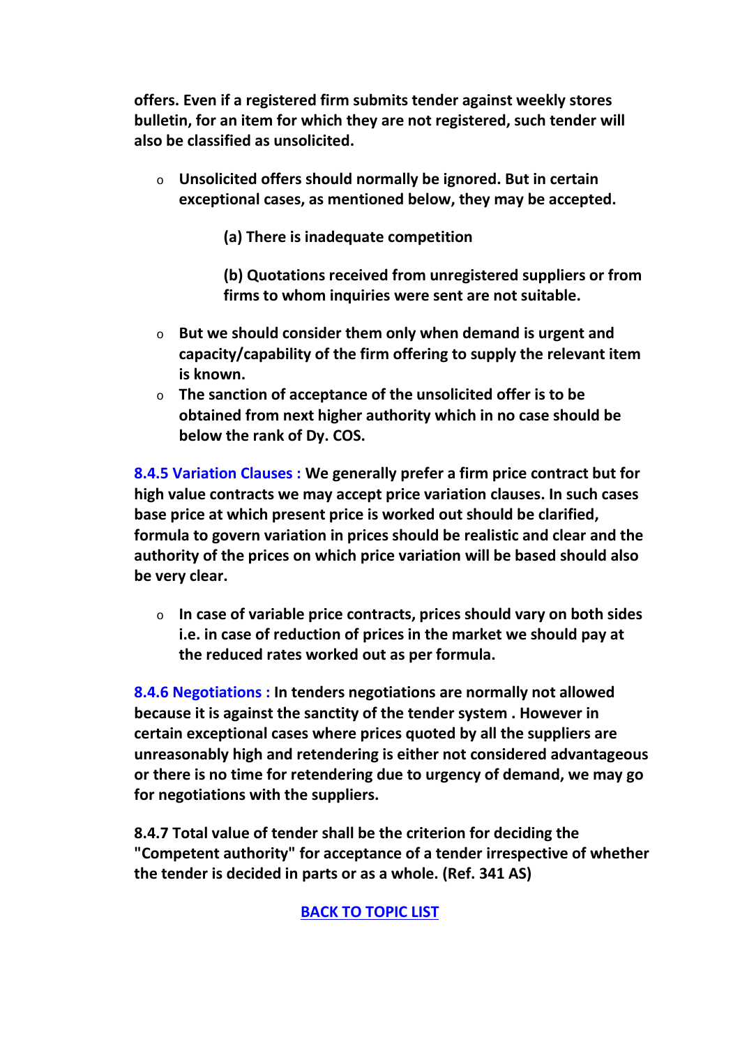**offers. Even if a registered firm submits tender against weekly stores bulletin, for an item for which they are not registered, such tender will also be classified as unsolicited.**

- **Unsolicited offers should normally be ignored. But in certain exceptional cases, as mentioned below, they may be accepted.**

  **(a) There is inadequate competition**

  **(b) Quotations received from unregistered suppliers or from firms to whom inquiries were sent are not suitable.**

- **But we should consider them only when demand is urgent and capacity/capability of the firm offering to supply the relevant item is known.**
- **The sanction of acceptance of the unsolicited offer is to be obtained from next higher authority which in no case should be below the rank of Dy. COS.**

**8.4.5 Variation Clauses : We generally prefer a firm price contract but for high value contracts we may accept price variation clauses. In such cases base price at which present price is worked out should be clarified, formula to govern variation in prices should be realistic and clear and the authority of the prices on which price variation will be based should also be very clear.**

- **In case of variable price contracts, prices should vary on both sides i.e. in case of reduction of prices in the market we should pay at the reduced rates worked out as per formula.**

**8.4.6 Negotiations : In tenders negotiations are normally not allowed because it is against the sanctity of the tender system . However in certain exceptional cases where prices quoted by all the suppliers are unreasonably high and retendering is either not considered advantageous or there is no time for retendering due to urgency of demand, we may go for negotiations with the suppliers.**

**8.4.7 Total value of tender shall be the criterion for deciding the "Competent authority" for acceptance of a tender irrespective of whether the tender is decided in parts or as a whole. (Ref. 341 AS)**

**BACK TO TOPIC LIST**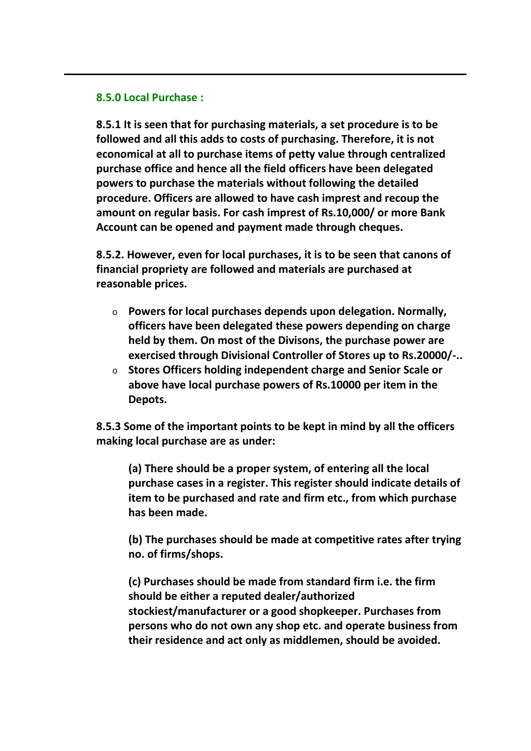### 8.5.0 Local Purchase :

**8.5.1 It is seen that for purchasing materials, a set procedure is to be followed and all this adds to costs of purchasing. Therefore, it is not economical at all to purchase items of petty value through centralized purchase office and hence all the field officers have been delegated powers to purchase the materials without following the detailed procedure. Officers are allowed to have cash imprest and recoup the amount on regular basis. For cash imprest of Rs.10,000/ or more Bank Account can be opened and payment made through cheques.**

**8.5.2. However, even for local purchases, it is to be seen that canons of financial propriety are followed and materials are purchased at reasonable prices.**

- **Powers for local purchases depends upon delegation. Normally, officers have been delegated these powers depending on charge held by them. On most of the Divisons, the purchase power are exercised through Divisional Controller of Stores up to Rs.20000/-..**
- **Stores Officers holding independent charge and Senior Scale or above have local purchase powers of Rs.10000 per item in the Depots.**

**8.5.3 Some of the important points to be kept in mind by all the officers making local purchase are as under:**

> **(a) There should be a proper system, of entering all the local purchase cases in a register. This register should indicate details of item to be purchased and rate and firm etc., from which purchase has been made.**
>
> **(b) The purchases should be made at competitive rates after trying no. of firms/shops.**
>
> **(c) Purchases should be made from standard firm i.e. the firm should be either a reputed dealer/authorized stockiest/manufacturer or a good shopkeeper. Purchases from persons who do not own any shop etc. and operate business from their residence and act only as middlemen, should be avoided.**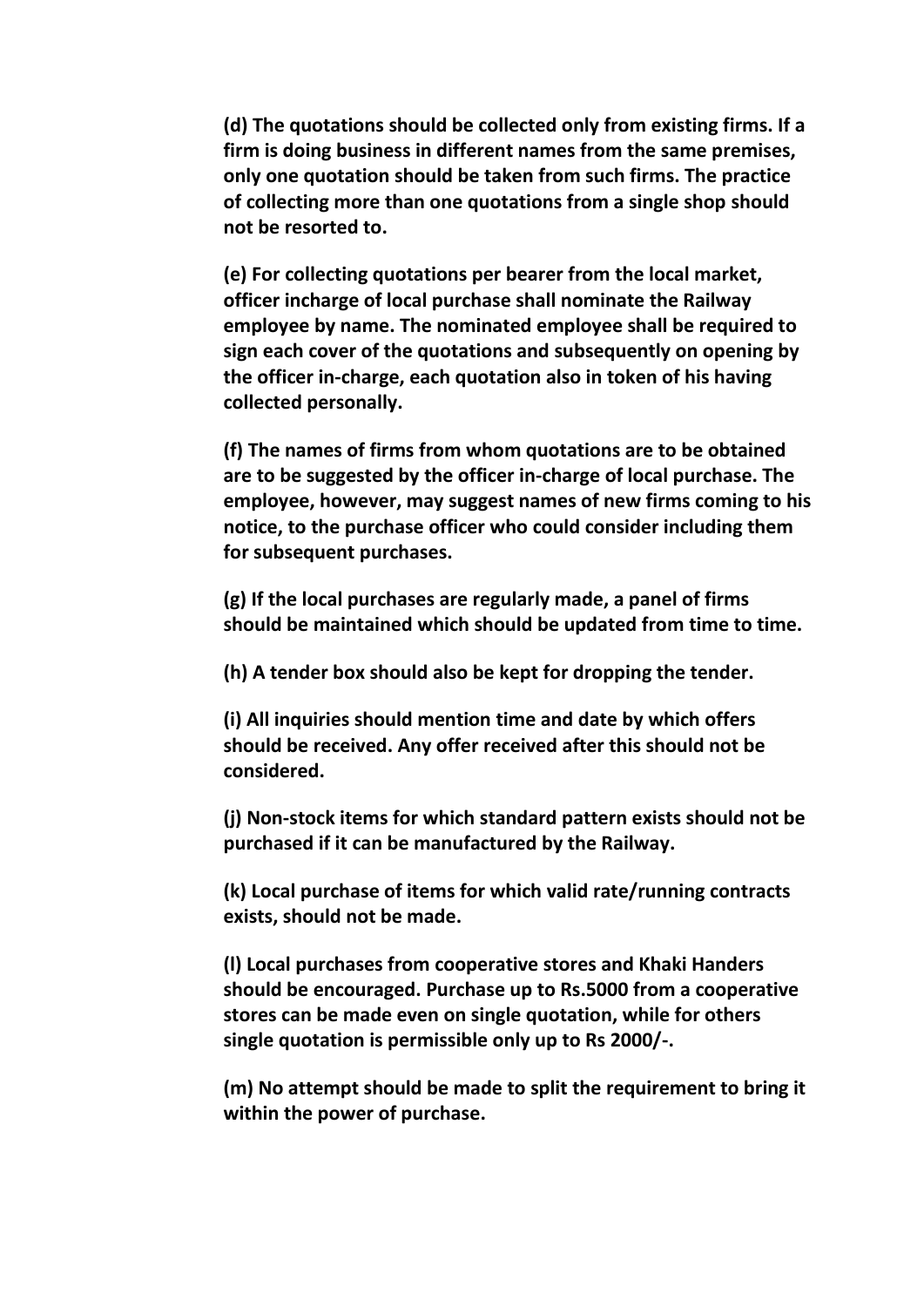**(d) The quotations should be collected only from existing firms. If a firm is doing business in different names from the same premises, only one quotation should be taken from such firms. The practice of collecting more than one quotations from a single shop should not be resorted to.**

**(e) For collecting quotations per bearer from the local market, officer incharge of local purchase shall nominate the Railway employee by name. The nominated employee shall be required to sign each cover of the quotations and subsequently on opening by the officer in-charge, each quotation also in token of his having collected personally.**

**(f) The names of firms from whom quotations are to be obtained are to be suggested by the officer in-charge of local purchase. The employee, however, may suggest names of new firms coming to his notice, to the purchase officer who could consider including them for subsequent purchases.**

**(g) If the local purchases are regularly made, a panel of firms should be maintained which should be updated from time to time.**

**(h) A tender box should also be kept for dropping the tender.**

**(i) All inquiries should mention time and date by which offers should be received. Any offer received after this should not be considered.**

**(j) Non-stock items for which standard pattern exists should not be purchased if it can be manufactured by the Railway.**

**(k) Local purchase of items for which valid rate/running contracts exists, should not be made.**

**(l) Local purchases from cooperative stores and Khaki Handers should be encouraged. Purchase up to Rs.5000 from a cooperative stores can be made even on single quotation, while for others single quotation is permissible only up to Rs 2000/-.**

**(m) No attempt should be made to split the requirement to bring it within the power of purchase.**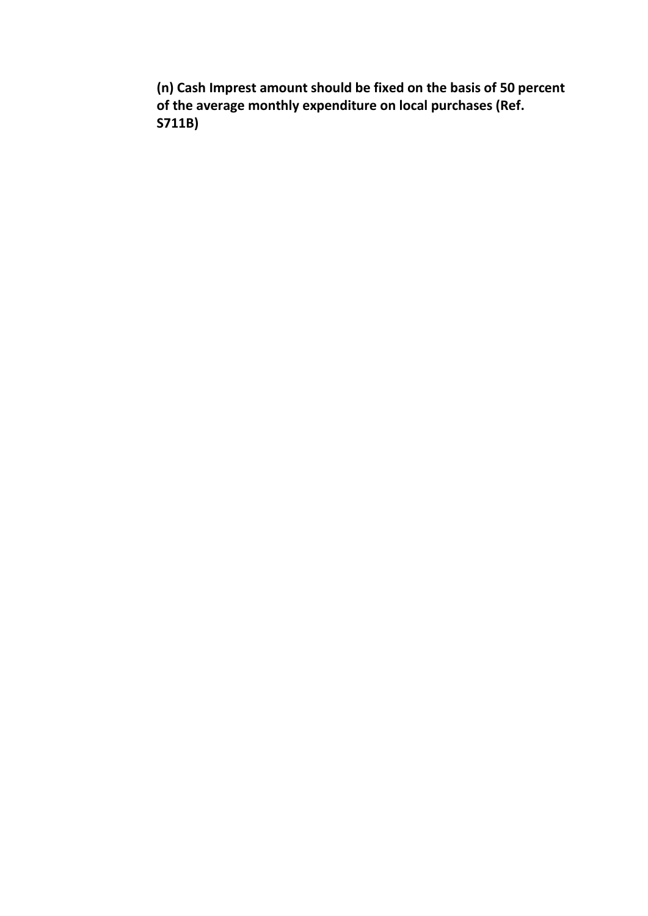**(n) Cash Imprest amount should be fixed on the basis of 50 percent of the average monthly expenditure on local purchases (Ref. S711B)**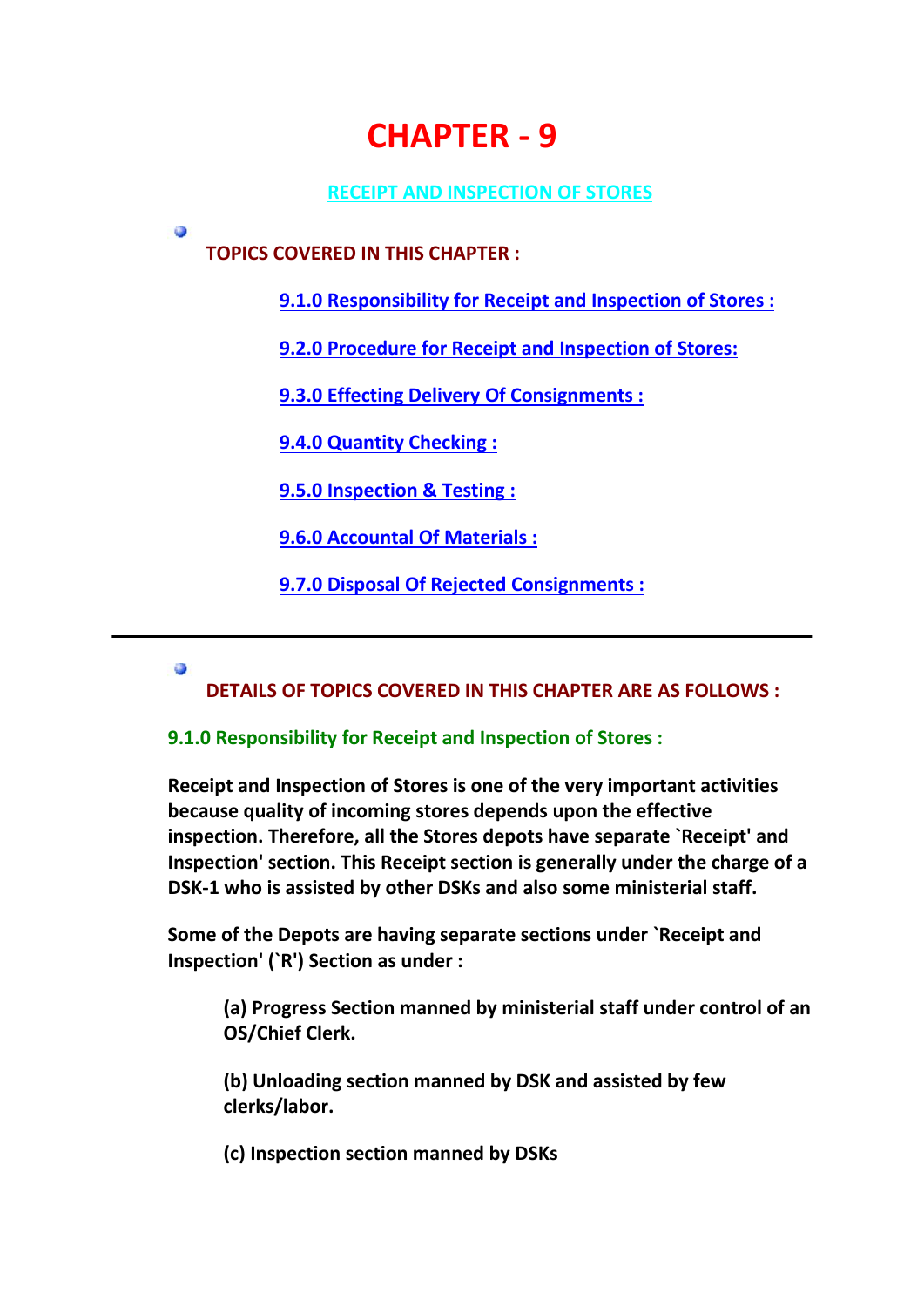# CHAPTER - 9

## RECEIPT AND INSPECTION OF STORES

### TOPICS COVERED IN THIS CHAPTER :

- 9.1.0 Responsibility for Receipt and Inspection of Stores :
- 9.2.0 Procedure for Receipt and Inspection of Stores:
- 9.3.0 Effecting Delivery Of Consignments :
- 9.4.0 Quantity Checking :
- 9.5.0 Inspection & Testing :
- 9.6.0 Accountal Of Materials :
- 9.7.0 Disposal Of Rejected Consignments :

---

### DETAILS OF TOPICS COVERED IN THIS CHAPTER ARE AS FOLLOWS :

#### 9.1.0 Responsibility for Receipt and Inspection of Stores :

**Receipt and Inspection of Stores is one of the very important activities because quality of incoming stores depends upon the effective inspection. Therefore, all the Stores depots have separate `Receipt' and Inspection' section. This Receipt section is generally under the charge of a DSK-1 who is assisted by other DSKs and also some ministerial staff.**

**Some of the Depots are having separate sections under `Receipt and Inspection' (`R') Section as under :**

**(a) Progress Section manned by ministerial staff under control of an OS/Chief Clerk.**

**(b) Unloading section manned by DSK and assisted by few clerks/labor.**

**(c) Inspection section manned by DSKs**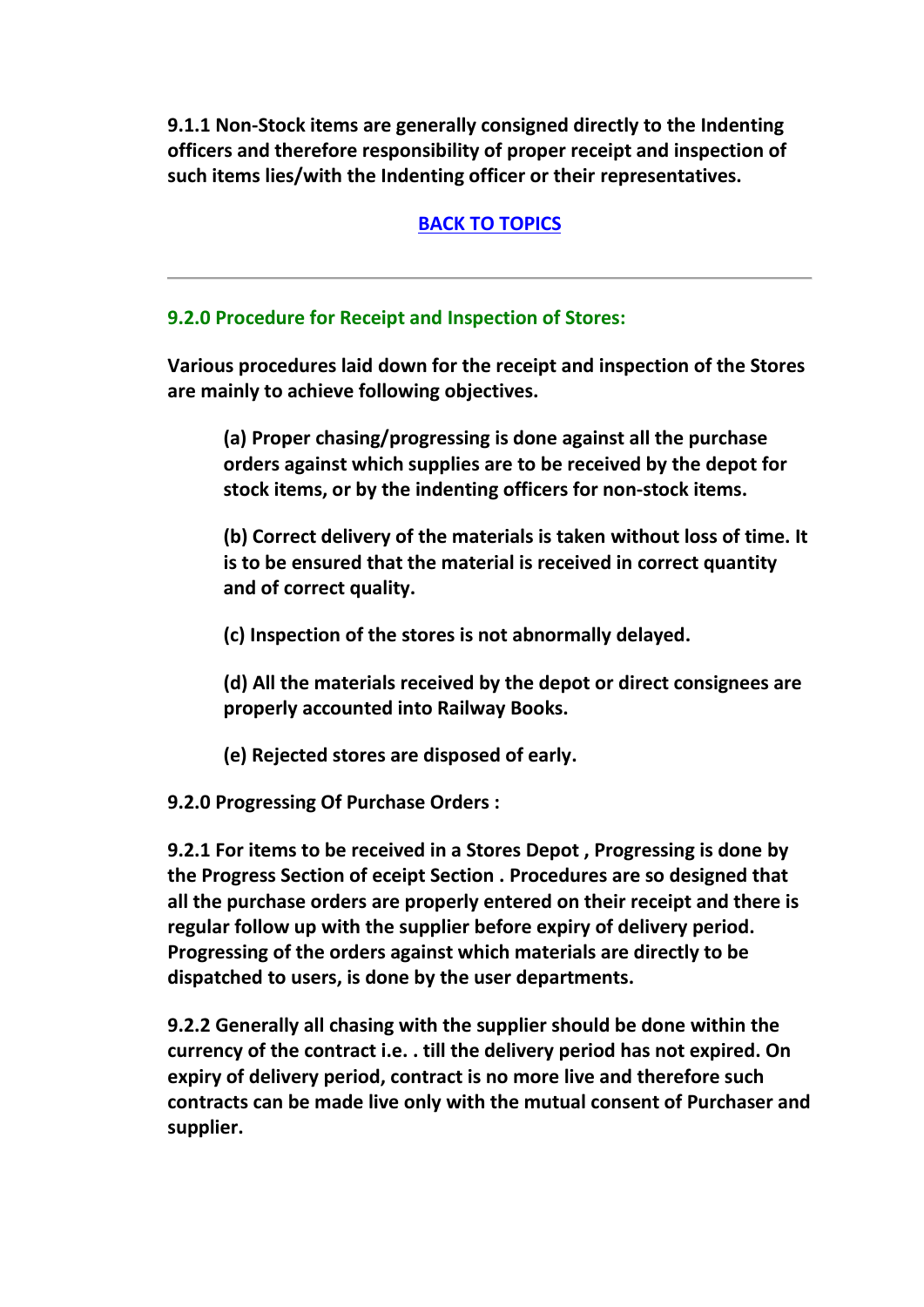**9.1.1 Non-Stock items are generally consigned directly to the Indenting officers and therefore responsibility of proper receipt and inspection of such items lies/with the Indenting officer or their representatives.**

**BACK TO TOPICS**

---

## 9.2.0 Procedure for Receipt and Inspection of Stores:

**Various procedures laid down for the receipt and inspection of the Stores are mainly to achieve following objectives.**

> **(a) Proper chasing/progressing is done against all the purchase orders against which supplies are to be received by the depot for stock items, or by the indenting officers for non-stock items.**
>
> **(b) Correct delivery of the materials is taken without loss of time. It is to be ensured that the material is received in correct quantity and of correct quality.**
>
> **(c) Inspection of the stores is not abnormally delayed.**
>
> **(d) All the materials received by the depot or direct consignees are properly accounted into Railway Books.**
>
> **(e) Rejected stores are disposed of early.**

**9.2.0 Progressing Of Purchase Orders :**

**9.2.1 For items to be received in a Stores Depot , Progressing is done by the Progress Section of eceipt Section . Procedures are so designed that all the purchase orders are properly entered on their receipt and there is regular follow up with the supplier before expiry of delivery period. Progressing of the orders against which materials are directly to be dispatched to users, is done by the user departments.**

**9.2.2 Generally all chasing with the supplier should be done within the currency of the contract i.e. . till the delivery period has not expired. On expiry of delivery period, contract is no more live and therefore such contracts can be made live only with the mutual consent of Purchaser and supplier.**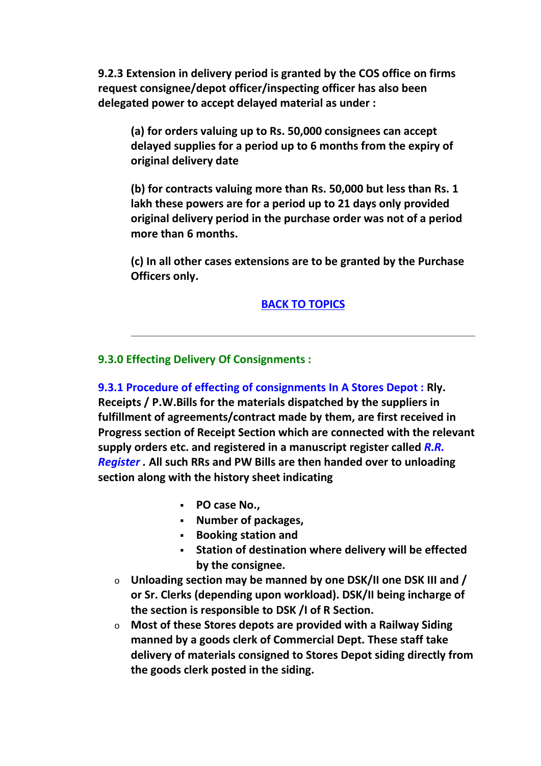**9.2.3 Extension in delivery period is granted by the COS office on firms request consignee/depot officer/inspecting officer has also been delegated power to accept delayed material as under :**

> **(a) for orders valuing up to Rs. 50,000 consignees can accept delayed supplies for a period up to 6 months from the expiry of original delivery date**
>
> **(b) for contracts valuing more than Rs. 50,000 but less than Rs. 1 lakh these powers are for a period up to 21 days only provided original delivery period in the purchase order was not of a period more than 6 months.**
>
> **(c) In all other cases extensions are to be granted by the Purchase Officers only.**

**BACK TO TOPICS**

---

## 9.3.0 Effecting Delivery Of Consignments :

**9.3.1 Procedure of effecting of consignments In A Stores Depot : Rly. Receipts / P.W.Bills for the materials dispatched by the suppliers in fulfillment of agreements/contract made by them, are first received in Progress section of Receipt Section which are connected with the relevant supply orders etc. and registered in a manuscript register called *R.R. Register* . All such RRs and PW Bills are then handed over to unloading section along with the history sheet indicating**

- **PO case No.,**
- **Number of packages,**
- **Booking station and**
- **Station of destination where delivery will be effected by the consignee.**

- **Unloading section may be manned by one DSK/II one DSK III and / or Sr. Clerks (depending upon workload). DSK/II being incharge of the section is responsible to DSK /I of R Section.**
- **Most of these Stores depots are provided with a Railway Siding manned by a goods clerk of Commercial Dept. These staff take delivery of materials consigned to Stores Depot siding directly from the goods clerk posted in the siding.**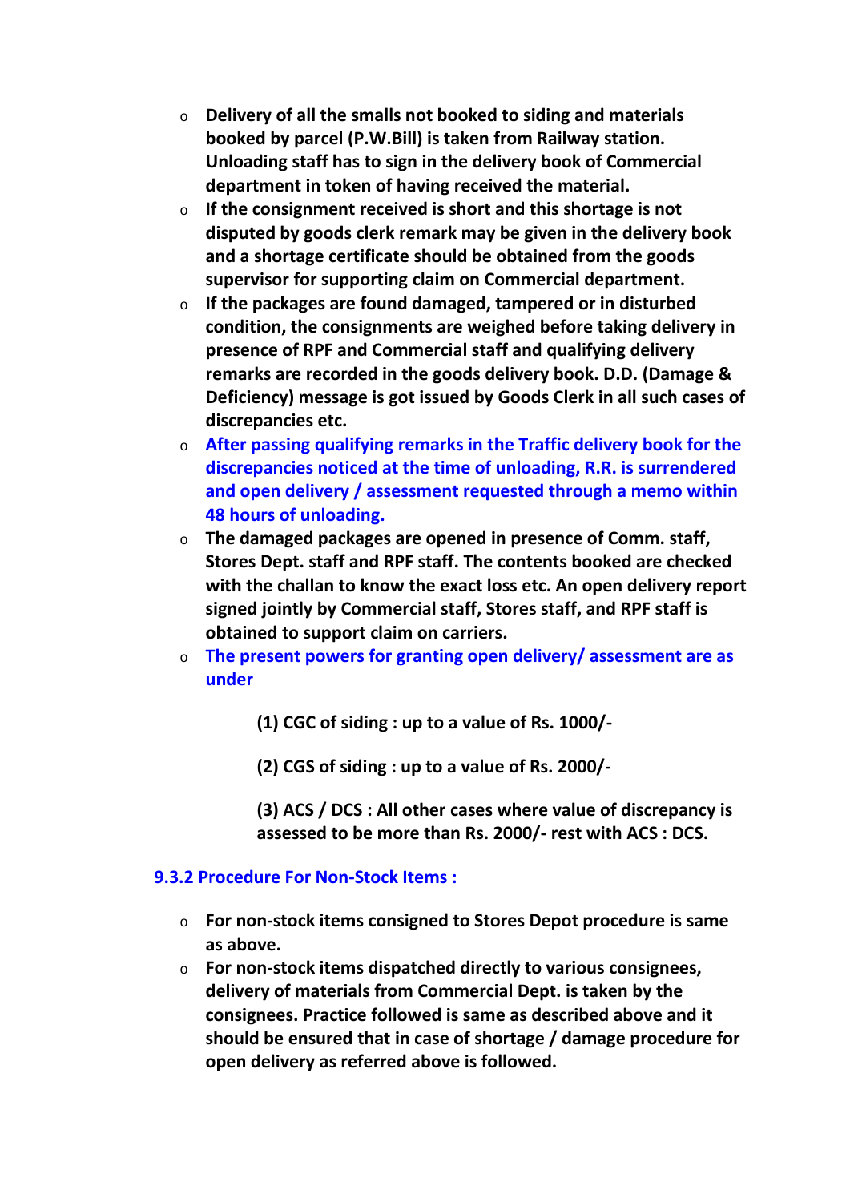- **Delivery of all the smalls not booked to siding and materials booked by parcel (P.W.Bill) is taken from Railway station. Unloading staff has to sign in the delivery book of Commercial department in token of having received the material.**
- **If the consignment received is short and this shortage is not disputed by goods clerk remark may be given in the delivery book and a shortage certificate should be obtained from the goods supervisor for supporting claim on Commercial department.**
- **If the packages are found damaged, tampered or in disturbed condition, the consignments are weighed before taking delivery in presence of RPF and Commercial staff and qualifying delivery remarks are recorded in the goods delivery book. D.D. (Damage & Deficiency) message is got issued by Goods Clerk in all such cases of discrepancies etc.**
- **After passing qualifying remarks in the Traffic delivery book for the discrepancies noticed at the time of unloading, R.R. is surrendered and open delivery / assessment requested through a memo within 48 hours of unloading.**
- **The damaged packages are opened in presence of Comm. staff, Stores Dept. staff and RPF staff. The contents booked are checked with the challan to know the exact loss etc. An open delivery report signed jointly by Commercial staff, Stores staff, and RPF staff is obtained to support claim on carriers.**
- **The present powers for granting open delivery/ assessment are as under**

  **(1) CGC of siding : up to a value of Rs. 1000/-**

  **(2) CGS of siding : up to a value of Rs. 2000/-**

  **(3) ACS / DCS : All other cases where value of discrepancy is assessed to be more than Rs. 2000/- rest with ACS : DCS.**

### 9.3.2 Procedure For Non-Stock Items :

- **For non-stock items consigned to Stores Depot procedure is same as above.**
- **For non-stock items dispatched directly to various consignees, delivery of materials from Commercial Dept. is taken by the consignees. Practice followed is same as described above and it should be ensured that in case of shortage / damage procedure for open delivery as referred above is followed.**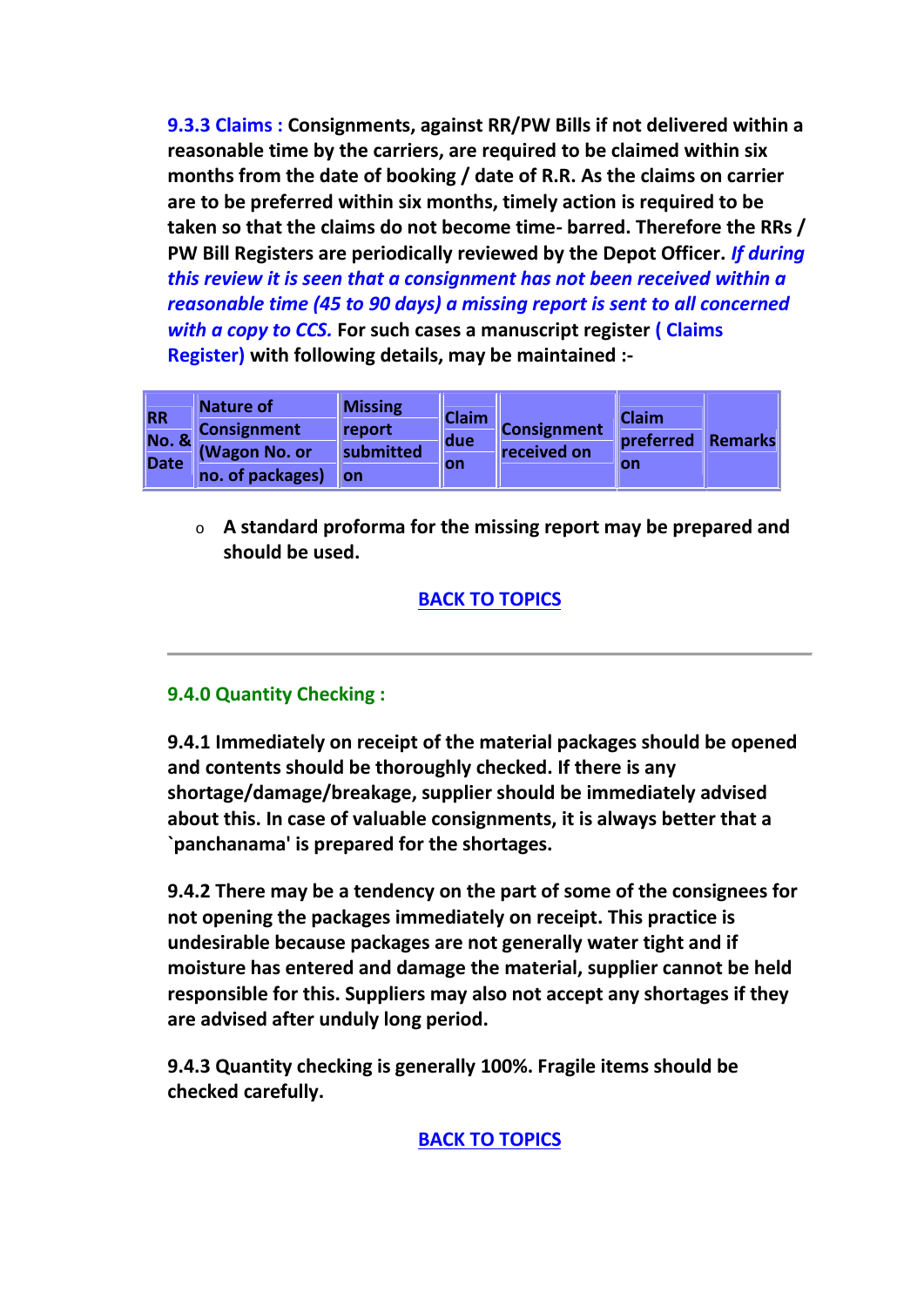**9.3.3 Claims :** **Consignments, against RR/PW Bills if not delivered within a reasonable time by the carriers, are required to be claimed within six months from the date of booking / date of R.R. As the claims on carrier are to be preferred within six months, timely action is required to be taken so that the claims do not become time- barred. Therefore the RRs / PW Bill Registers are periodically reviewed by the Depot Officer.** ***If during this review it is seen that a consignment has not been received within a reasonable time (45 to 90 days) a missing report is sent to all concerned with a copy to CCS.*** **For such cases a manuscript register ( Claims Register) with following details, may be maintained :-**

| RR No. & Date | Nature of Consignment (Wagon No. or no. of packages) | Missing report submitted on | Claim due on | Consignment received on | Claim preferred on | Remarks |
|---|---|---|---|---|---|---|

- **A standard proforma for the missing report may be prepared and should be used.**

BACK TO TOPICS

---

## 9.4.0 Quantity Checking :

**9.4.1 Immediately on receipt of the material packages should be opened and contents should be thoroughly checked. If there is any shortage/damage/breakage, supplier should be immediately advised about this. In case of valuable consignments, it is always better that a `panchanama' is prepared for the shortages.**

**9.4.2 There may be a tendency on the part of some of the consignees for not opening the packages immediately on receipt. This practice is undesirable because packages are not generally water tight and if moisture has entered and damage the material, supplier cannot be held responsible for this. Suppliers may also not accept any shortages if they are advised after unduly long period.**

**9.4.3 Quantity checking is generally 100%. Fragile items should be checked carefully.**

BACK TO TOPICS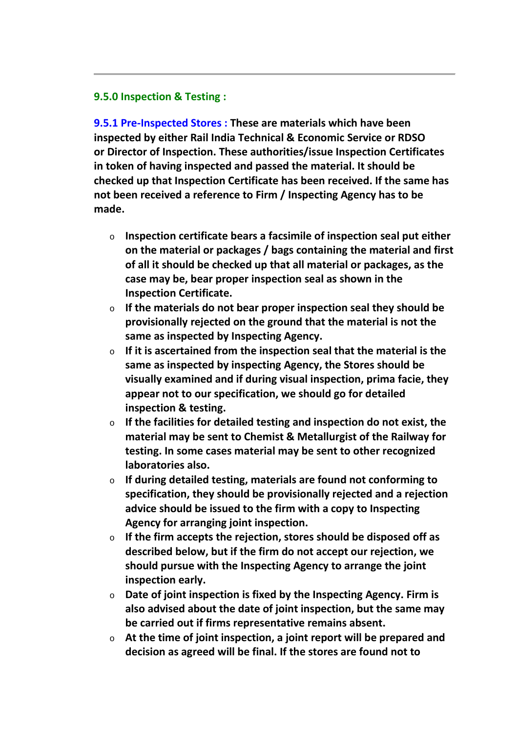### 9.5.0 Inspection & Testing :

**9.5.1 Pre-Inspected Stores : These are materials which have been inspected by either Rail India Technical & Economic Service or RDSO or Director of Inspection. These authorities/issue Inspection Certificates in token of having inspected and passed the material. It should be checked up that Inspection Certificate has been received. If the same has not been received a reference to Firm / Inspecting Agency has to be made.**

- **Inspection certificate bears a facsimile of inspection seal put either on the material or packages / bags containing the material and first of all it should be checked up that all material or packages, as the case may be, bear proper inspection seal as shown in the Inspection Certificate.**
- **If the materials do not bear proper inspection seal they should be provisionally rejected on the ground that the material is not the same as inspected by Inspecting Agency.**
- **If it is ascertained from the inspection seal that the material is the same as inspected by inspecting Agency, the Stores should be visually examined and if during visual inspection, prima facie, they appear not to our specification, we should go for detailed inspection & testing.**
- **If the facilities for detailed testing and inspection do not exist, the material may be sent to Chemist & Metallurgist of the Railway for testing. In some cases material may be sent to other recognized laboratories also.**
- **If during detailed testing, materials are found not conforming to specification, they should be provisionally rejected and a rejection advice should be issued to the firm with a copy to Inspecting Agency for arranging joint inspection.**
- **If the firm accepts the rejection, stores should be disposed off as described below, but if the firm do not accept our rejection, we should pursue with the Inspecting Agency to arrange the joint inspection early.**
- **Date of joint inspection is fixed by the Inspecting Agency. Firm is also advised about the date of joint inspection, but the same may be carried out if firms representative remains absent.**
- **At the time of joint inspection, a joint report will be prepared and decision as agreed will be final. If the stores are found not to**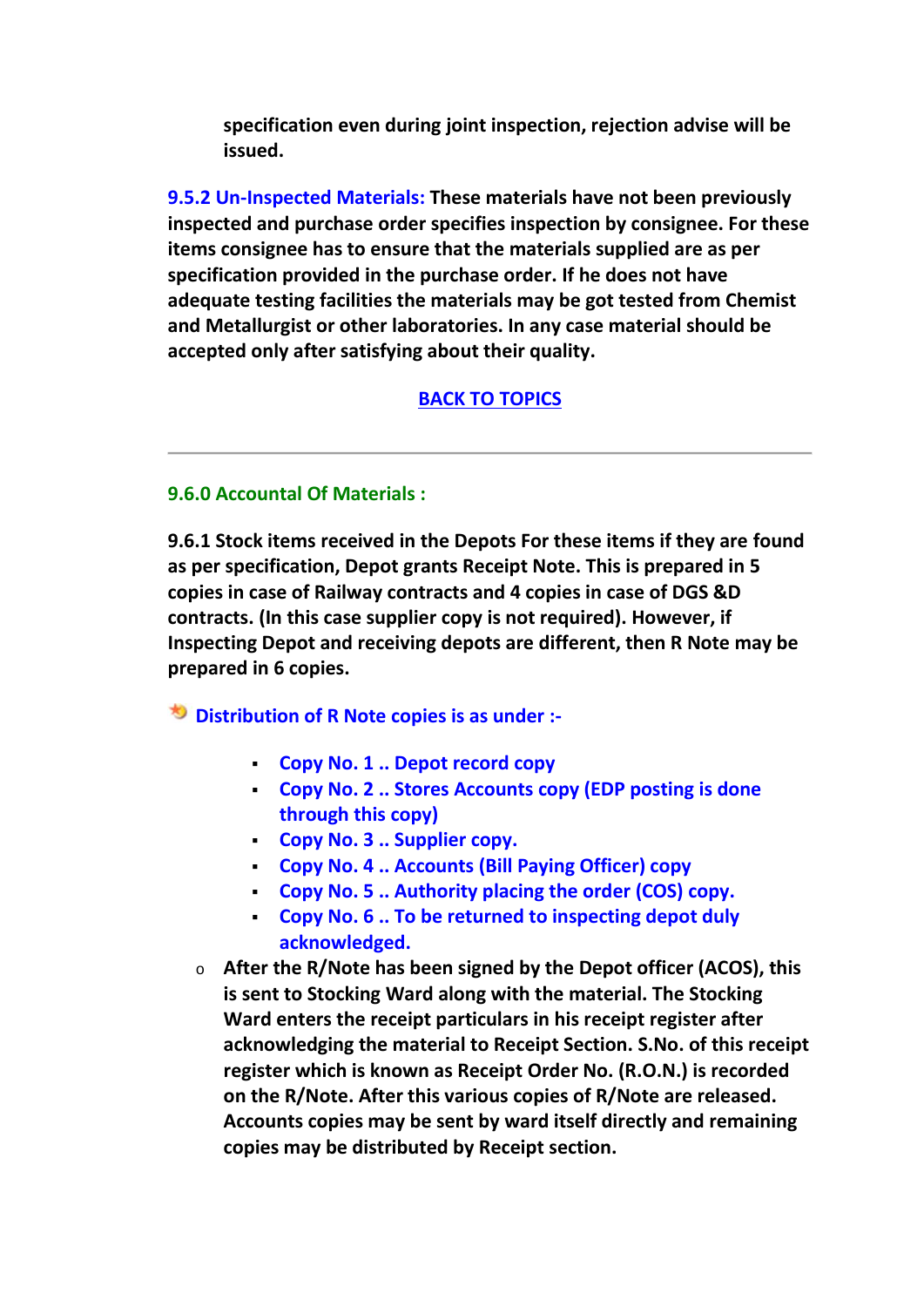**specification even during joint inspection, rejection advise will be issued.**

**9.5.2 Un-Inspected Materials: These materials have not been previously inspected and purchase order specifies inspection by consignee. For these items consignee has to ensure that the materials supplied are as per specification provided in the purchase order. If he does not have adequate testing facilities the materials may be got tested from Chemist and Metallurgist or other laboratories. In any case material should be accepted only after satisfying about their quality.**

BACK TO TOPICS

---

## 9.6.0 Accountal Of Materials :

**9.6.1 Stock items received in the Depots For these items if they are found as per specification, Depot grants Receipt Note. This is prepared in 5 copies in case of Railway contracts and 4 copies in case of DGS &D contracts. (In this case supplier copy is not required). However, if Inspecting Depot and receiving depots are different, then R Note may be prepared in 6 copies.**

**Distribution of R Note copies is as under :-**

- **Copy No. 1 .. Depot record copy**
- **Copy No. 2 .. Stores Accounts copy (EDP posting is done through this copy)**
- **Copy No. 3 .. Supplier copy.**
- **Copy No. 4 .. Accounts (Bill Paying Officer) copy**
- **Copy No. 5 .. Authority placing the order (COS) copy.**
- **Copy No. 6 .. To be returned to inspecting depot duly acknowledged.**

- **After the R/Note has been signed by the Depot officer (ACOS), this is sent to Stocking Ward along with the material. The Stocking Ward enters the receipt particulars in his receipt register after acknowledging the material to Receipt Section. S.No. of this receipt register which is known as Receipt Order No. (R.O.N.) is recorded on the R/Note. After this various copies of R/Note are released. Accounts copies may be sent by ward itself directly and remaining copies may be distributed by Receipt section.**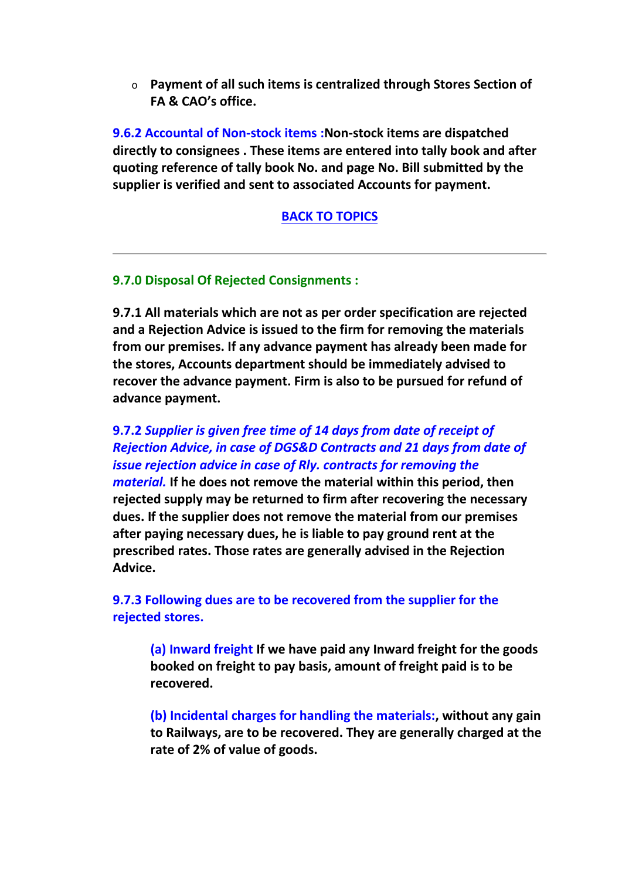- **Payment of all such items is centralized through Stores Section of FA & CAO's office.**

**9.6.2 Accountal of Non-stock items :Non-stock items are dispatched directly to consignees . These items are entered into tally book and after quoting reference of tally book No. and page No. Bill submitted by the supplier is verified and sent to associated Accounts for payment.**

**BACK TO TOPICS**

---

### 9.7.0 Disposal Of Rejected Consignments :

**9.7.1 All materials which are not as per order specification are rejected and a Rejection Advice is issued to the firm for removing the materials from our premises. If any advance payment has already been made for the stores, Accounts department should be immediately advised to recover the advance payment. Firm is also to be pursued for refund of advance payment.**

**9.7.2 *Supplier is given free time of 14 days from date of receipt of Rejection Advice, in case of DGS&D Contracts and 21 days from date of issue rejection advice in case of Rly. contracts for removing the material.* If he does not remove the material within this period, then rejected supply may be returned to firm after recovering the necessary dues. If the supplier does not remove the material from our premises after paying necessary dues, he is liable to pay ground rent at the prescribed rates. Those rates are generally advised in the Rejection Advice.**

**9.7.3 Following dues are to be recovered from the supplier for the rejected stores.**

> **(a) Inward freight If we have paid any Inward freight for the goods booked on freight to pay basis, amount of freight paid is to be recovered.**
>
> **(b) Incidental charges for handling the materials:, without any gain to Railways, are to be recovered. They are generally charged at the rate of 2% of value of goods.**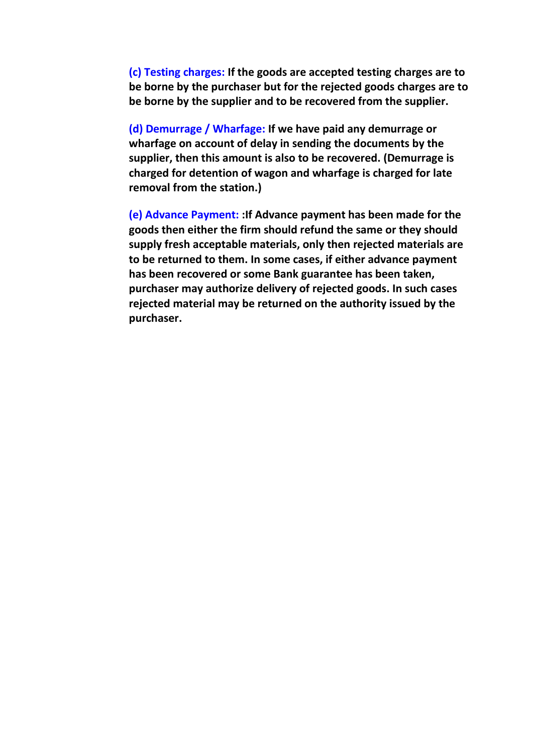**(c) Testing charges:** **If the goods are accepted testing charges are to be borne by the purchaser but for the rejected goods charges are to be borne by the supplier and to be recovered from the supplier.**

**(d) Demurrage / Wharfage:** **If we have paid any demurrage or wharfage on account of delay in sending the documents by the supplier, then this amount is also to be recovered. (Demurrage is charged for detention of wagon and wharfage is charged for late removal from the station.)**

**(e) Advance Payment:** **:If Advance payment has been made for the goods then either the firm should refund the same or they should supply fresh acceptable materials, only then rejected materials are to be returned to them. In some cases, if either advance payment has been recovered or some Bank guarantee has been taken, purchaser may authorize delivery of rejected goods. In such cases rejected material may be returned on the authority issued by the purchaser.**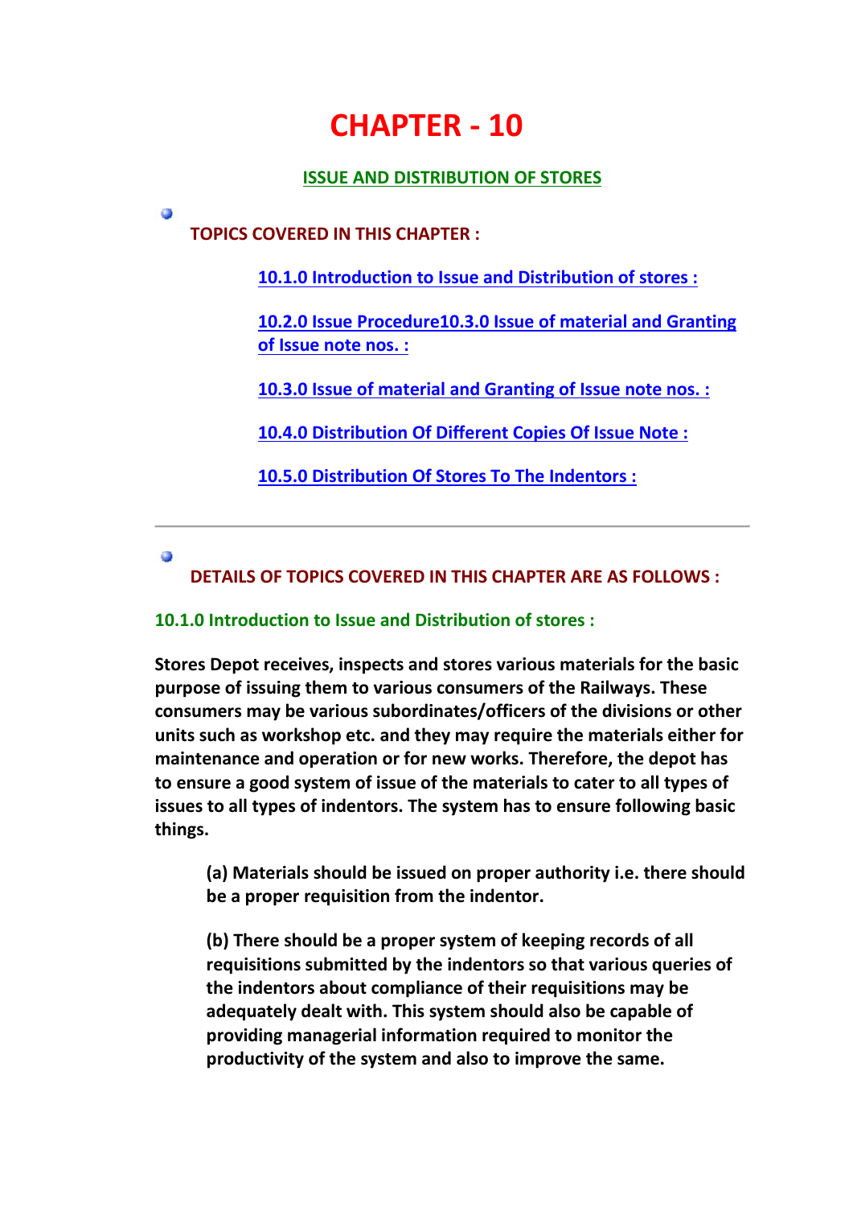# CHAPTER - 10

## ISSUE AND DISTRIBUTION OF STORES

### TOPICS COVERED IN THIS CHAPTER :

- 10.1.0 Introduction to Issue and Distribution of stores :
- 10.2.0 Issue Procedure10.3.0 Issue of material and Granting of Issue note nos. :
- 10.3.0 Issue of material and Granting of Issue note nos. :
- 10.4.0 Distribution Of Different Copies Of Issue Note :
- 10.5.0 Distribution Of Stores To The Indentors :

---

### DETAILS OF TOPICS COVERED IN THIS CHAPTER ARE AS FOLLOWS :

#### 10.1.0 Introduction to Issue and Distribution of stores :

**Stores Depot receives, inspects and stores various materials for the basic purpose of issuing them to various consumers of the Railways. These consumers may be various subordinates/officers of the divisions or other units such as workshop etc. and they may require the materials either for maintenance and operation or for new works. Therefore, the depot has to ensure a good system of issue of the materials to cater to all types of issues to all types of indentors. The system has to ensure following basic things.**

**(a) Materials should be issued on proper authority i.e. there should be a proper requisition from the indentor.**

**(b) There should be a proper system of keeping records of all requisitions submitted by the indentors so that various queries of the indentors about compliance of their requisitions may be adequately dealt with. This system should also be capable of providing managerial information required to monitor the productivity of the system and also to improve the same.**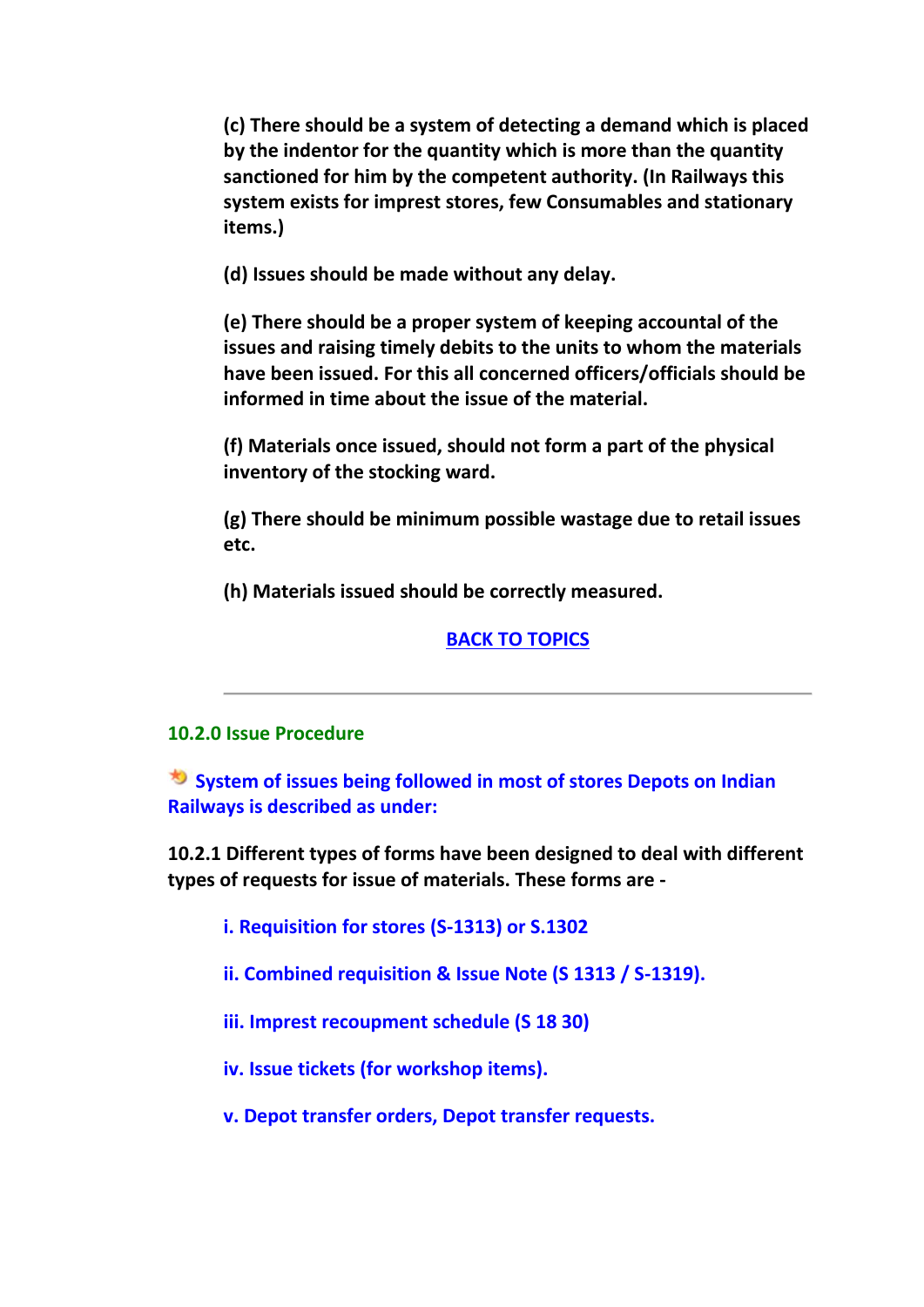**(c) There should be a system of detecting a demand which is placed by the indentor for the quantity which is more than the quantity sanctioned for him by the competent authority. (In Railways this system exists for imprest stores, few Consumables and stationary items.)**

**(d) Issues should be made without any delay.**

**(e) There should be a proper system of keeping accountal of the issues and raising timely debits to the units to whom the materials have been issued. For this all concerned officers/officials should be informed in time about the issue of the material.**

**(f) Materials once issued, should not form a part of the physical inventory of the stocking ward.**

**(g) There should be minimum possible wastage due to retail issues etc.**

**(h) Materials issued should be correctly measured.**

**BACK TO TOPICS**

---

## 10.2.0 Issue Procedure

**System of issues being followed in most of stores Depots on Indian Railways is described as under:**

**10.2.1 Different types of forms have been designed to deal with different types of requests for issue of materials. These forms are -**

**i. Requisition for stores (S-1313) or S.1302**

**ii. Combined requisition & Issue Note (S 1313 / S-1319).**

**iii. Imprest recoupment schedule (S 18 30)**

**iv. Issue tickets (for workshop items).**

**v. Depot transfer orders, Depot transfer requests.**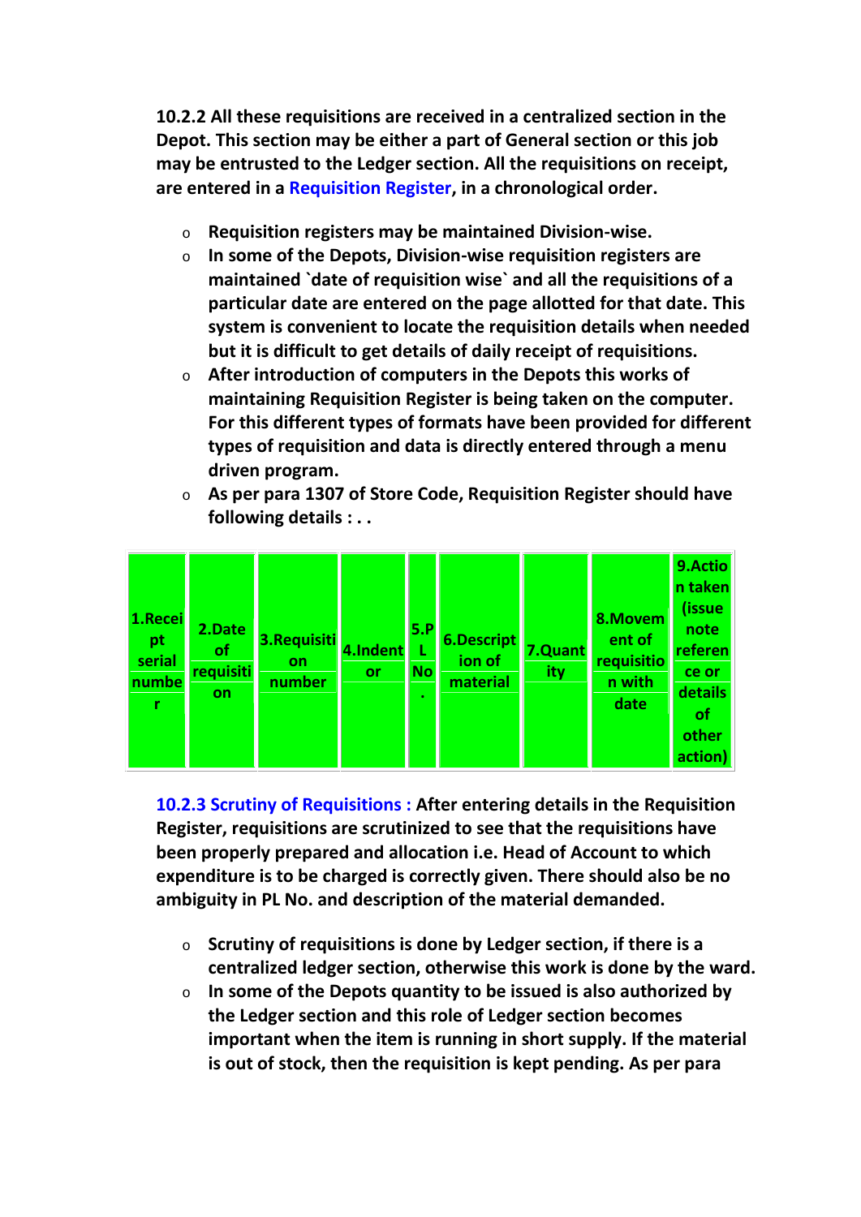**10.2.2 All these requisitions are received in a centralized section in the Depot. This section may be either a part of General section or this job may be entrusted to the Ledger section. All the requisitions on receipt, are entered in a Requisition Register, in a chronological order.**

- **Requisition registers may be maintained Division-wise.**
- **In some of the Depots, Division-wise requisition registers are maintained `date of requisition wise` and all the requisitions of a particular date are entered on the page allotted for that date. This system is convenient to locate the requisition details when needed but it is difficult to get details of daily receipt of requisitions.**
- **After introduction of computers in the Depots this works of maintaining Requisition Register is being taken on the computer. For this different types of formats have been provided for different types of requisition and data is directly entered through a menu driven program.**
- **As per para 1307 of Store Code, Requisition Register should have following details : . .**

| 1.Receipt serial number | 2.Date of requisition | 3.Requisition number | 4.Indentor | 5.PL No. | 6.Description of material | 7.Quantity | 8.Movement of requisition with date | 9.Action taken (issue note reference or details of other action) |
|---|---|---|---|---|---|---|---|---|

**10.2.3 Scrutiny of Requisitions : After entering details in the Requisition Register, requisitions are scrutinized to see that the requisitions have been properly prepared and allocation i.e. Head of Account to which expenditure is to be charged is correctly given. There should also be no ambiguity in PL No. and description of the material demanded.**

- **Scrutiny of requisitions is done by Ledger section, if there is a centralized ledger section, otherwise this work is done by the ward.**
- **In some of the Depots quantity to be issued is also authorized by the Ledger section and this role of Ledger section becomes important when the item is running in short supply. If the material is out of stock, then the requisition is kept pending. As per para**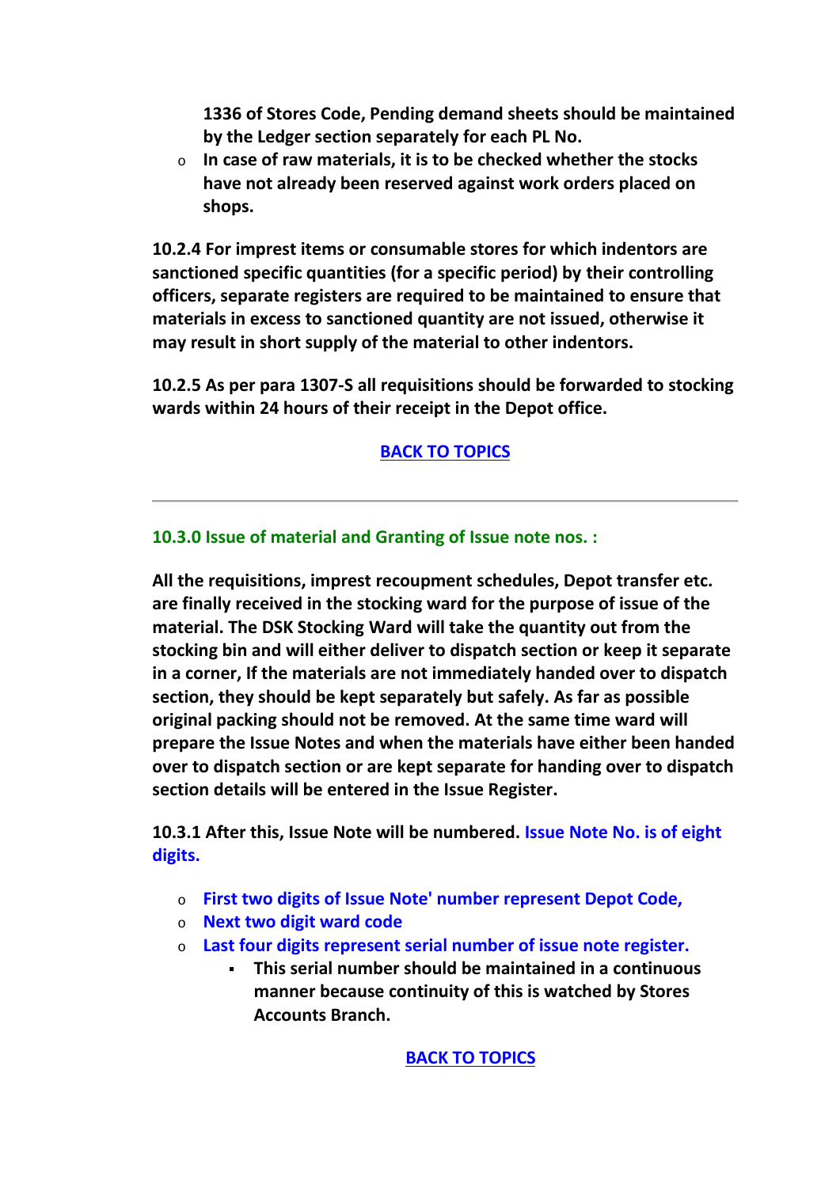**1336 of Stores Code, Pending demand sheets should be maintained by the Ledger section separately for each PL No.**

- **In case of raw materials, it is to be checked whether the stocks have not already been reserved against work orders placed on shops.**

**10.2.4 For imprest items or consumable stores for which indentors are sanctioned specific quantities (for a specific period) by their controlling officers, separate registers are required to be maintained to ensure that materials in excess to sanctioned quantity are not issued, otherwise it may result in short supply of the material to other indentors.**

**10.2.5 As per para 1307-S all requisitions should be forwarded to stocking wards within 24 hours of their receipt in the Depot office.**

**BACK TO TOPICS**

---

### 10.3.0 Issue of material and Granting of Issue note nos. :

**All the requisitions, imprest recoupment schedules, Depot transfer etc. are finally received in the stocking ward for the purpose of issue of the material. The DSK Stocking Ward will take the quantity out from the stocking bin and will either deliver to dispatch section or keep it separate in a corner, If the materials are not immediately handed over to dispatch section, they should be kept separately but safely. As far as possible original packing should not be removed. At the same time ward will prepare the Issue Notes and when the materials have either been handed over to dispatch section or are kept separate for handing over to dispatch section details will be entered in the Issue Register.**

**10.3.1 After this, Issue Note will be numbered. Issue Note No. is of eight digits.**

- **First two digits of Issue Note' number represent Depot Code,**
- **Next two digit ward code**
- **Last four digits represent serial number of issue note register.**
    - **This serial number should be maintained in a continuous manner because continuity of this is watched by Stores Accounts Branch.**

**BACK TO TOPICS**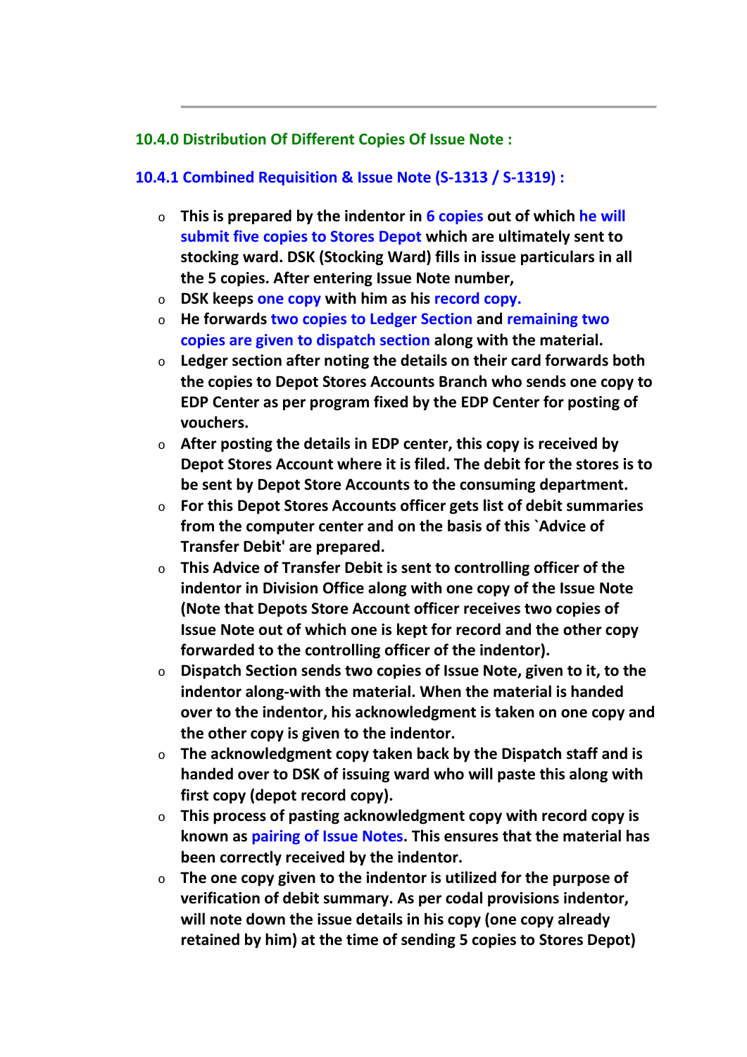## 10.4.0 Distribution Of Different Copies Of Issue Note :

### 10.4.1 Combined Requisition & Issue Note (S-1313 / S-1319) :

- **This is prepared by the indentor in 6 copies out of which he will submit five copies to Stores Depot which are ultimately sent to stocking ward. DSK (Stocking Ward) fills in issue particulars in all the 5 copies. After entering Issue Note number,**
- **DSK keeps one copy with him as his record copy.**
- **He forwards two copies to Ledger Section and remaining two copies are given to dispatch section along with the material.**
- **Ledger section after noting the details on their card forwards both the copies to Depot Stores Accounts Branch who sends one copy to EDP Center as per program fixed by the EDP Center for posting of vouchers.**
- **After posting the details in EDP center, this copy is received by Depot Stores Account where it is filed. The debit for the stores is to be sent by Depot Store Accounts to the consuming department.**
- **For this Depot Stores Accounts officer gets list of debit summaries from the computer center and on the basis of this `Advice of Transfer Debit' are prepared.**
- **This Advice of Transfer Debit is sent to controlling officer of the indentor in Division Office along with one copy of the Issue Note (Note that Depots Store Account officer receives two copies of Issue Note out of which one is kept for record and the other copy forwarded to the controlling officer of the indentor).**
- **Dispatch Section sends two copies of Issue Note, given to it, to the indentor along-with the material. When the material is handed over to the indentor, his acknowledgment is taken on one copy and the other copy is given to the indentor.**
- **The acknowledgment copy taken back by the Dispatch staff and is handed over to DSK of issuing ward who will paste this along with first copy (depot record copy).**
- **This process of pasting acknowledgment copy with record copy is known as pairing of Issue Notes. This ensures that the material has been correctly received by the indentor.**
- **The one copy given to the indentor is utilized for the purpose of verification of debit summary. As per codal provisions indentor, will note down the issue details in his copy (one copy already retained by him) at the time of sending 5 copies to Stores Depot)**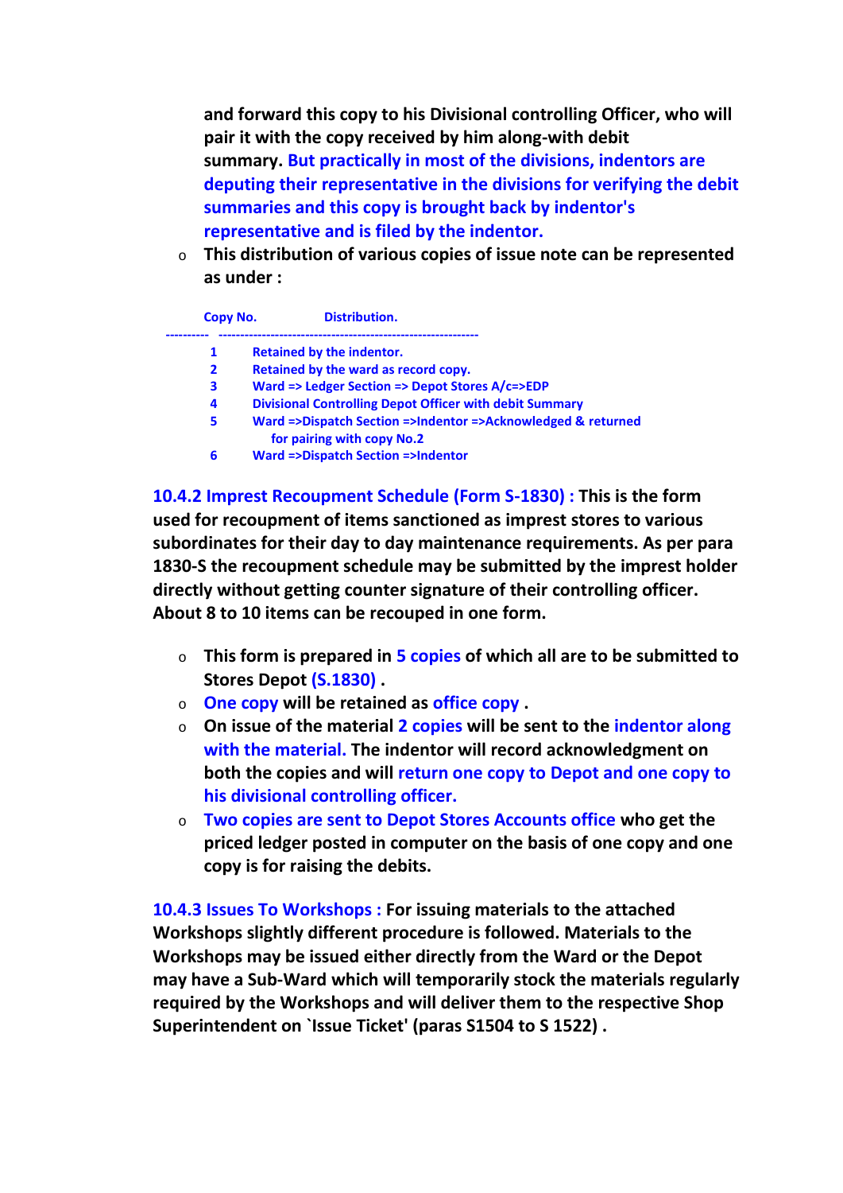and forward this copy to his Divisional controlling Officer, who will pair it with the copy received by him along-with debit summary. But practically in most of the divisions, indentors are deputing their representative in the divisions for verifying the debit summaries and this copy is brought back by indentor's representative and is filed by the indentor.

- This distribution of various copies of issue note can be represented as under :

| Copy No. | Distribution. |
|---|---|
| 1 | Retained by the indentor. |
| 2 | Retained by the ward as record copy. |
| 3 | Ward => Ledger Section => Depot Stores A/c=>EDP |
| 4 | Divisional Controlling Depot Officer with debit Summary |
| 5 | Ward =>Dispatch Section =>Indentor =>Acknowledged & returned for pairing with copy No.2 |
| 6 | Ward =>Dispatch Section =>Indentor |

**10.4.2 Imprest Recoupment Schedule (Form S-1830) :** This is the form used for recoupment of items sanctioned as imprest stores to various subordinates for their day to day maintenance requirements. As per para 1830-S the recoupment schedule may be submitted by the imprest holder directly without getting counter signature of their controlling officer. About 8 to 10 items can be recouped in one form.

- This form is prepared in 5 copies of which all are to be submitted to Stores Depot (S.1830) .
- One copy will be retained as office copy .
- On issue of the material 2 copies will be sent to the indentor along with the material. The indentor will record acknowledgment on both the copies and will return one copy to Depot and one copy to his divisional controlling officer.
- Two copies are sent to Depot Stores Accounts office who get the priced ledger posted in computer on the basis of one copy and one copy is for raising the debits.

**10.4.3 Issues To Workshops :** For issuing materials to the attached Workshops slightly different procedure is followed. Materials to the Workshops may be issued either directly from the Ward or the Depot may have a Sub-Ward which will temporarily stock the materials regularly required by the Workshops and will deliver them to the respective Shop Superintendent on `Issue Ticket' (paras S1504 to S 1522) .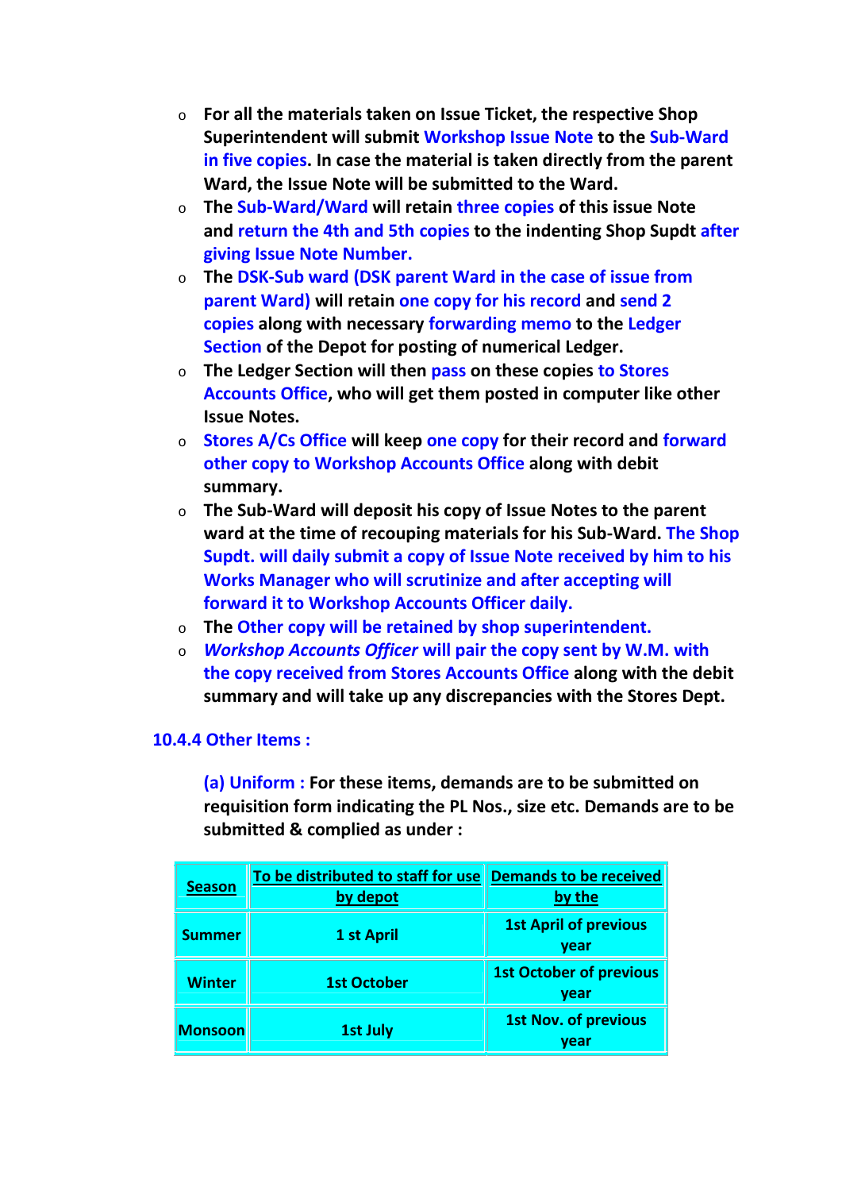- For all the materials taken on Issue Ticket, the respective Shop Superintendent will submit Workshop Issue Note to the Sub-Ward in five copies. In case the material is taken directly from the parent Ward, the Issue Note will be submitted to the Ward.
- The Sub-Ward/Ward will retain three copies of this issue Note and return the 4th and 5th copies to the indenting Shop Supdt after giving Issue Note Number.
- The DSK-Sub ward (DSK parent Ward in the case of issue from parent Ward) will retain one copy for his record and send 2 copies along with necessary forwarding memo to the Ledger Section of the Depot for posting of numerical Ledger.
- The Ledger Section will then pass on these copies to Stores Accounts Office, who will get them posted in computer like other Issue Notes.
- Stores A/Cs Office will keep one copy for their record and forward other copy to Workshop Accounts Office along with debit summary.
- The Sub-Ward will deposit his copy of Issue Notes to the parent ward at the time of recouping materials for his Sub-Ward. The Shop Supdt. will daily submit a copy of Issue Note received by him to his Works Manager who will scrutinize and after accepting will forward it to Workshop Accounts Officer daily.
- The Other copy will be retained by shop superintendent.
- *Workshop Accounts Officer* will pair the copy sent by W.M. with the copy received from Stores Accounts Office along with the debit summary and will take up any discrepancies with the Stores Dept.

### 10.4.4 Other Items :

(a) Uniform : For these items, demands are to be submitted on requisition form indicating the PL Nos., size etc. Demands are to be submitted & complied as under :

| Season | To be distributed to staff for use by depot | Demands to be received by the |
|---|---|---|
| Summer | 1 st April | 1st April of previous year |
| Winter | 1st October | 1st October of previous year |
| Monsoon | 1st July | 1st Nov. of previous year |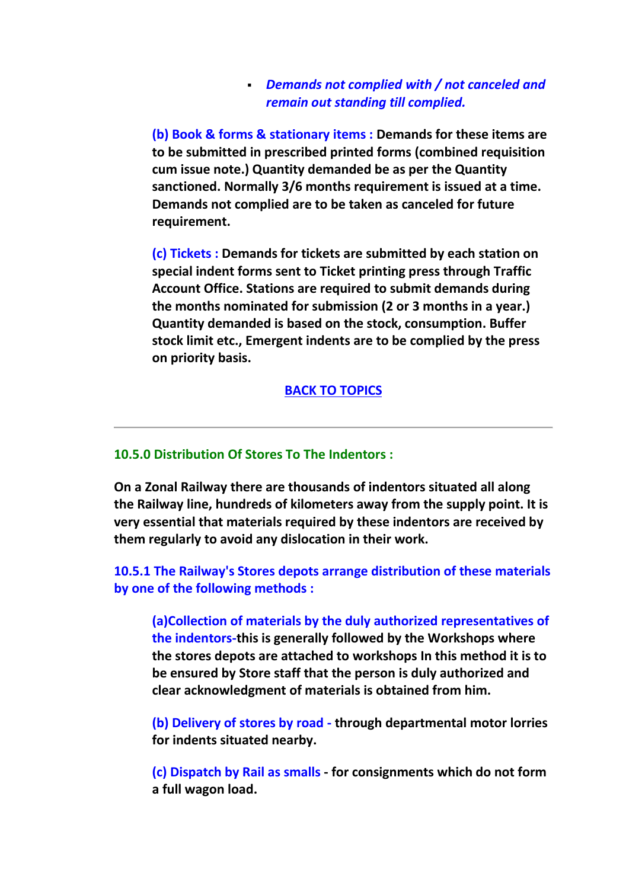- ***Demands not complied with / not canceled and remain out standing till complied.***

**(b) Book & forms & stationary items : Demands for these items are to be submitted in prescribed printed forms (combined requisition cum issue note.) Quantity demanded be as per the Quantity sanctioned. Normally 3/6 months requirement is issued at a time. Demands not complied are to be taken as canceled for future requirement.**

**(c) Tickets : Demands for tickets are submitted by each station on special indent forms sent to Ticket printing press through Traffic Account Office. Stations are required to submit demands during the months nominated for submission (2 or 3 months in a year.) Quantity demanded is based on the stock, consumption. Buffer stock limit etc., Emergent indents are to be complied by the press on priority basis.**

**BACK TO TOPICS**

---

### 10.5.0 Distribution Of Stores To The Indentors :

**On a Zonal Railway there are thousands of indentors situated all along the Railway line, hundreds of kilometers away from the supply point. It is very essential that materials required by these indentors are received by them regularly to avoid any dislocation in their work.**

**10.5.1 The Railway's Stores depots arrange distribution of these materials by one of the following methods :**

**(a)Collection of materials by the duly authorized representatives of the indentors-this is generally followed by the Workshops where the stores depots are attached to workshops In this method it is to be ensured by Store staff that the person is duly authorized and clear acknowledgment of materials is obtained from him.**

**(b) Delivery of stores by road - through departmental motor lorries for indents situated nearby.**

**(c) Dispatch by Rail as smalls - for consignments which do not form a full wagon load.**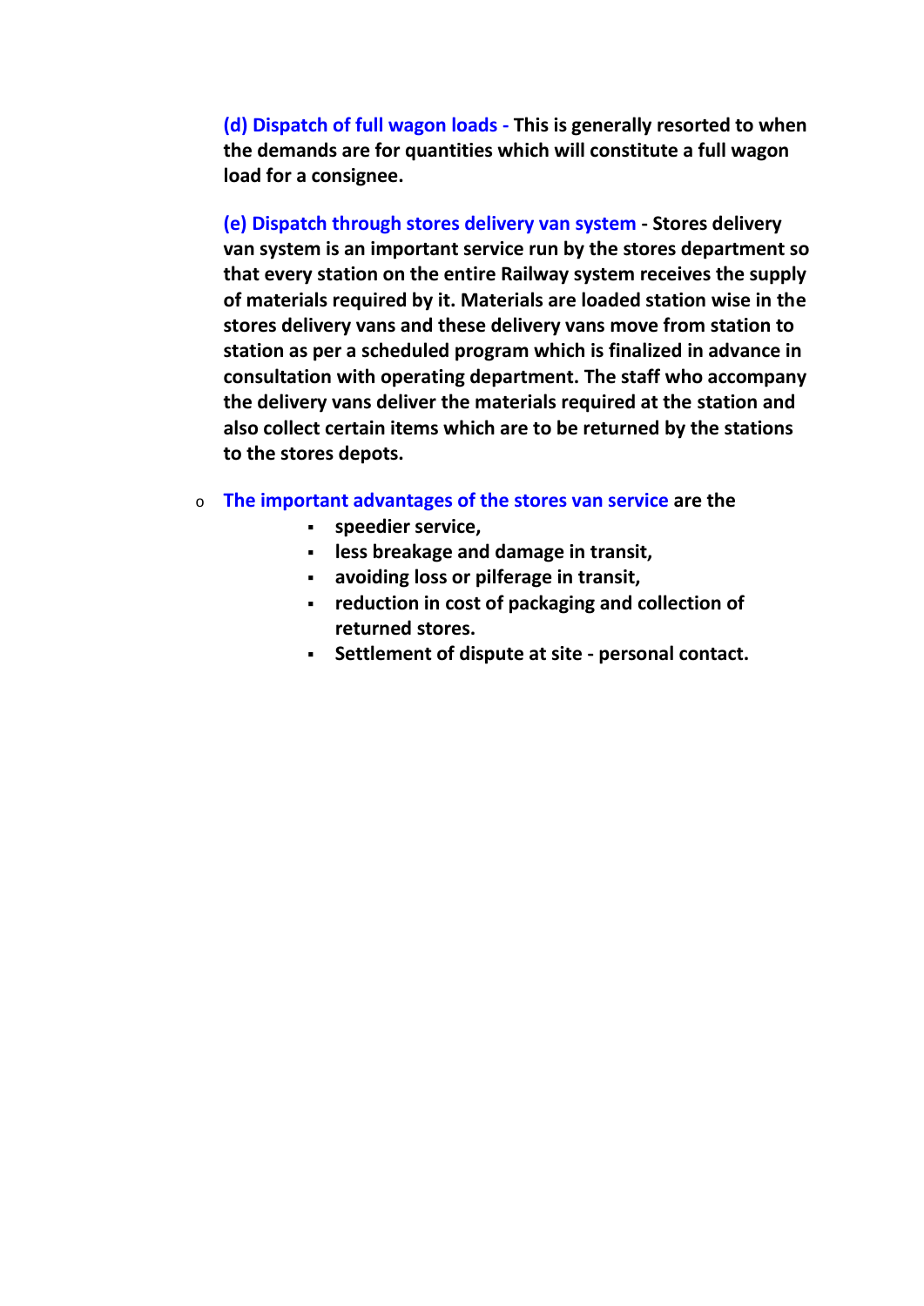**(d) Dispatch of full wagon loads -** **This is generally resorted to when the demands are for quantities which will constitute a full wagon load for a consignee.**

**(e) Dispatch through stores delivery van system** **- Stores delivery van system is an important service run by the stores department so that every station on the entire Railway system receives the supply of materials required by it. Materials are loaded station wise in the stores delivery vans and these delivery vans move from station to station as per a scheduled program which is finalized in advance in consultation with operating department. The staff who accompany the delivery vans deliver the materials required at the station and also collect certain items which are to be returned by the stations to the stores depots.**

- **The important advantages of the stores van service** **are the**
  - **speedier service,**
  - **less breakage and damage in transit,**
  - **avoiding loss or pilferage in transit,**
  - **reduction in cost of packaging and collection of returned stores.**
  - **Settlement of dispute at site - personal contact.**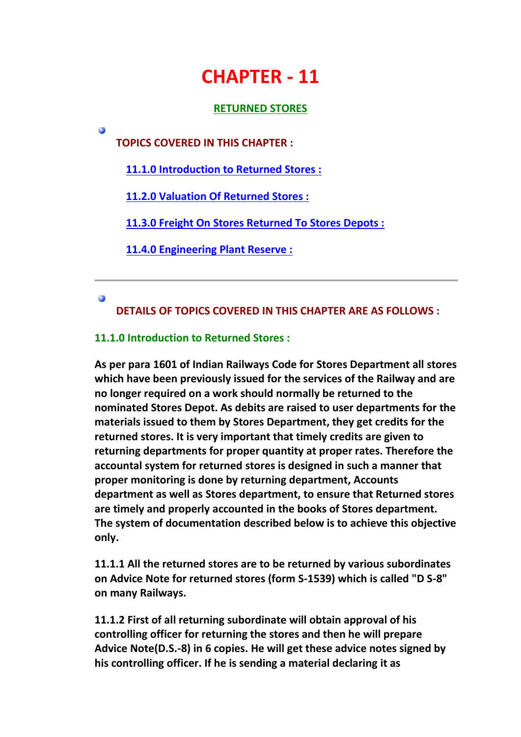# CHAPTER - 11

## RETURNED STORES

**TOPICS COVERED IN THIS CHAPTER :**

- **11.1.0 Introduction to Returned Stores :**
- **11.2.0 Valuation Of Returned Stores :**
- **11.3.0 Freight On Stores Returned To Stores Depots :**
- **11.4.0 Engineering Plant Reserve :**

---

**DETAILS OF TOPICS COVERED IN THIS CHAPTER ARE AS FOLLOWS :**

### 11.1.0 Introduction to Returned Stores :

**As per para 1601 of Indian Railways Code for Stores Department all stores which have been previously issued for the services of the Railway and are no longer required on a work should normally be returned to the nominated Stores Depot. As debits are raised to user departments for the materials issued to them by Stores Department, they get credits for the returned stores. It is very important that timely credits are given to returning departments for proper quantity at proper rates. Therefore the accountal system for returned stores is designed in such a manner that proper monitoring is done by returning department, Accounts department as well as Stores department, to ensure that Returned stores are timely and properly accounted in the books of Stores department. The system of documentation described below is to achieve this objective only.**

**11.1.1 All the returned stores are to be returned by various subordinates on Advice Note for returned stores (form S-1539) which is called "D S-8" on many Railways.**

**11.1.2 First of all returning subordinate will obtain approval of his controlling officer for returning the stores and then he will prepare Advice Note(D.S.-8) in 6 copies. He will get these advice notes signed by his controlling officer. If he is sending a material declaring it as**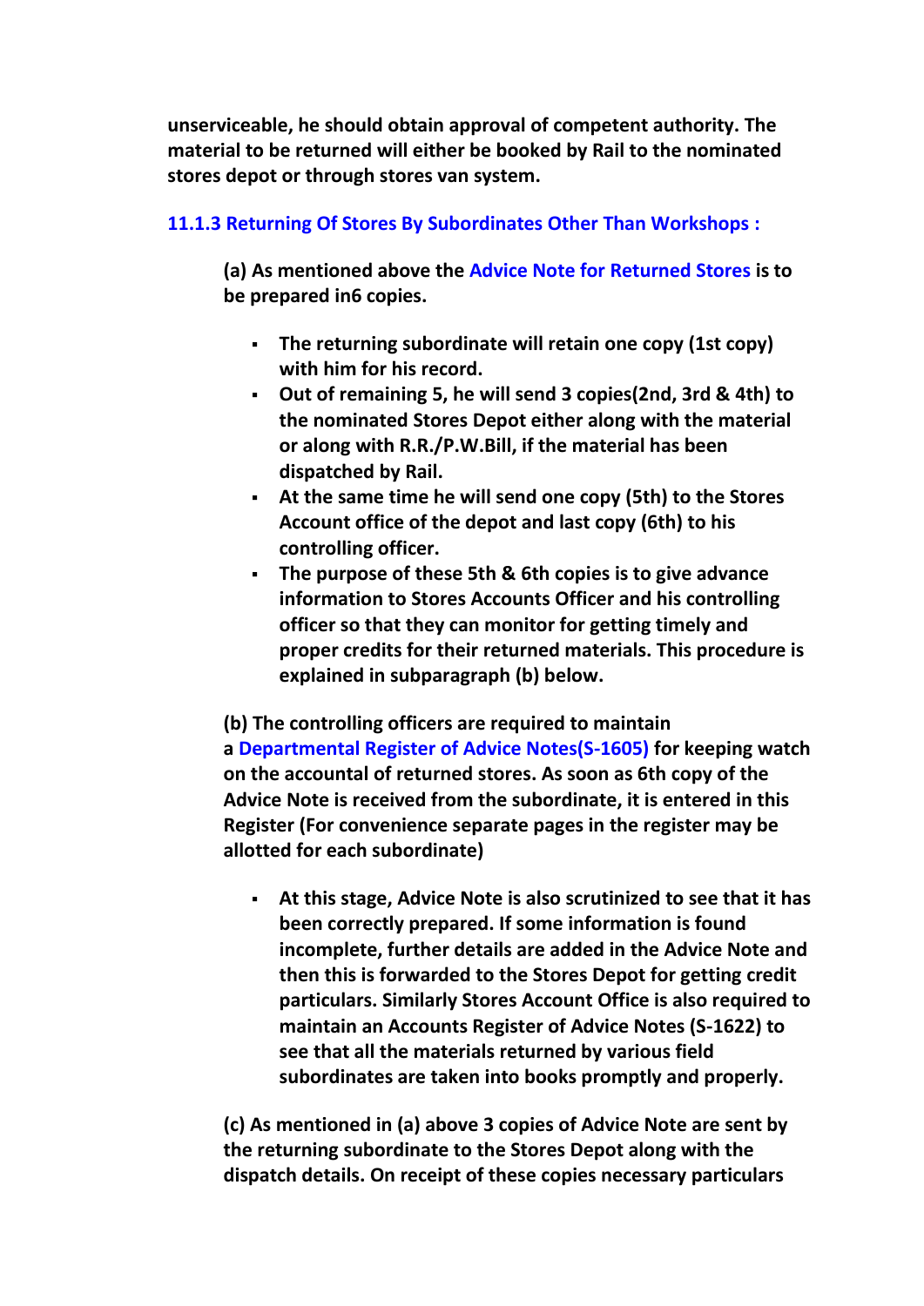**unserviceable, he should obtain approval of competent authority. The material to be returned will either be booked by Rail to the nominated stores depot or through stores van system.**

### 11.1.3 Returning Of Stores By Subordinates Other Than Workshops :

**(a) As mentioned above the Advice Note for Returned Stores is to be prepared in6 copies.**

- **The returning subordinate will retain one copy (1st copy) with him for his record.**
- **Out of remaining 5, he will send 3 copies(2nd, 3rd & 4th) to the nominated Stores Depot either along with the material or along with R.R./P.W.Bill, if the material has been dispatched by Rail.**
- **At the same time he will send one copy (5th) to the Stores Account office of the depot and last copy (6th) to his controlling officer.**
- **The purpose of these 5th & 6th copies is to give advance information to Stores Accounts Officer and his controlling officer so that they can monitor for getting timely and proper credits for their returned materials. This procedure is explained in subparagraph (b) below.**

**(b) The controlling officers are required to maintain a Departmental Register of Advice Notes(S-1605) for keeping watch on the accountal of returned stores. As soon as 6th copy of the Advice Note is received from the subordinate, it is entered in this Register (For convenience separate pages in the register may be allotted for each subordinate)**

- **At this stage, Advice Note is also scrutinized to see that it has been correctly prepared. If some information is found incomplete, further details are added in the Advice Note and then this is forwarded to the Stores Depot for getting credit particulars. Similarly Stores Account Office is also required to maintain an Accounts Register of Advice Notes (S-1622) to see that all the materials returned by various field subordinates are taken into books promptly and properly.**

**(c) As mentioned in (a) above 3 copies of Advice Note are sent by the returning subordinate to the Stores Depot along with the dispatch details. On receipt of these copies necessary particulars**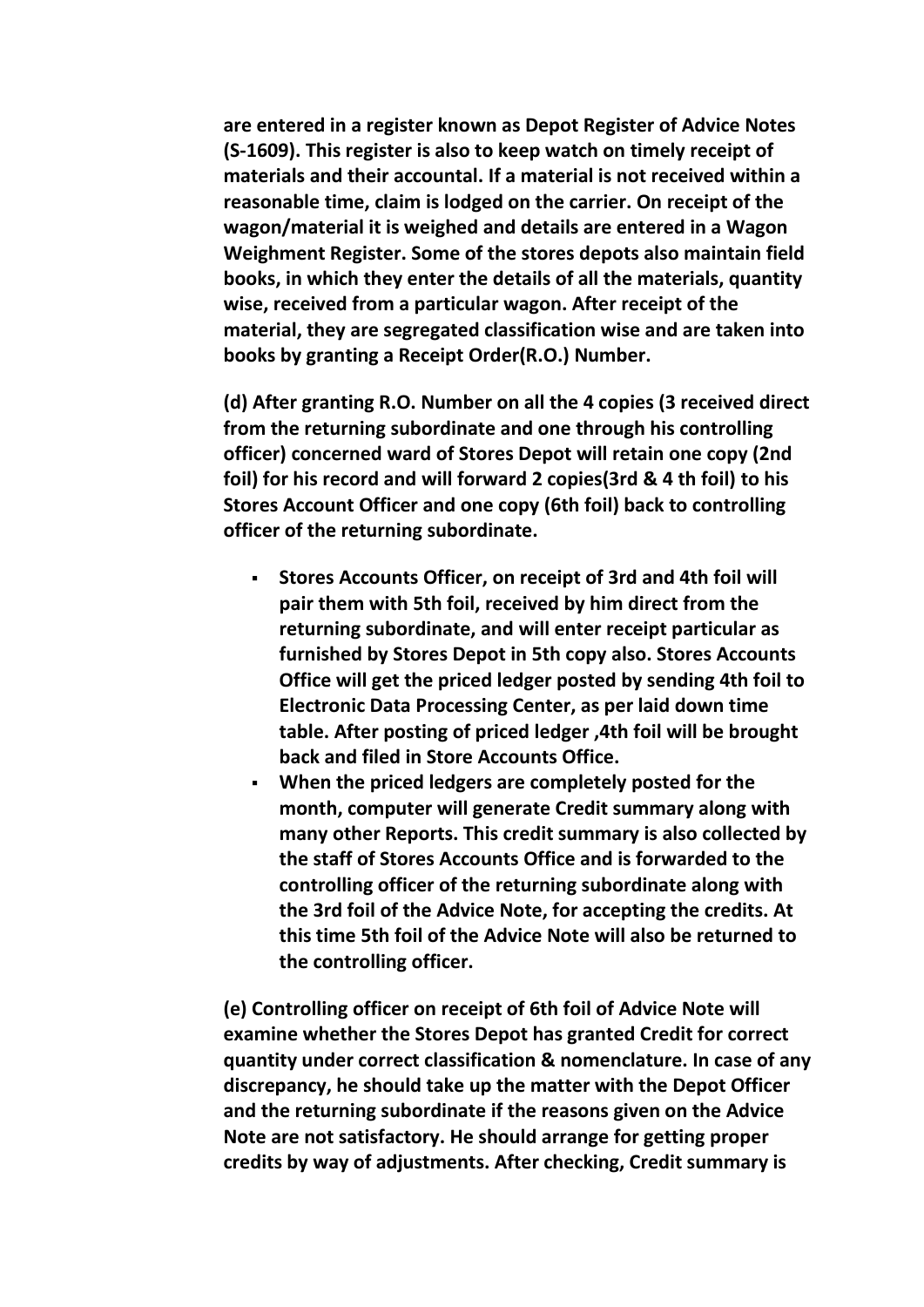**are entered in a register known as Depot Register of Advice Notes (S-1609). This register is also to keep watch on timely receipt of materials and their accountal. If a material is not received within a reasonable time, claim is lodged on the carrier. On receipt of the wagon/material it is weighed and details are entered in a Wagon Weighment Register. Some of the stores depots also maintain field books, in which they enter the details of all the materials, quantity wise, received from a particular wagon. After receipt of the material, they are segregated classification wise and are taken into books by granting a Receipt Order(R.O.) Number.**

**(d) After granting R.O. Number on all the 4 copies (3 received direct from the returning subordinate and one through his controlling officer) concerned ward of Stores Depot will retain one copy (2nd foil) for his record and will forward 2 copies(3rd & 4 th foil) to his Stores Account Officer and one copy (6th foil) back to controlling officer of the returning subordinate.**

- **Stores Accounts Officer, on receipt of 3rd and 4th foil will pair them with 5th foil, received by him direct from the returning subordinate, and will enter receipt particular as furnished by Stores Depot in 5th copy also. Stores Accounts Office will get the priced ledger posted by sending 4th foil to Electronic Data Processing Center, as per laid down time table. After posting of priced ledger ,4th foil will be brought back and filed in Store Accounts Office.**
- **When the priced ledgers are completely posted for the month, computer will generate Credit summary along with many other Reports. This credit summary is also collected by the staff of Stores Accounts Office and is forwarded to the controlling officer of the returning subordinate along with the 3rd foil of the Advice Note, for accepting the credits. At this time 5th foil of the Advice Note will also be returned to the controlling officer.**

**(e) Controlling officer on receipt of 6th foil of Advice Note will examine whether the Stores Depot has granted Credit for correct quantity under correct classification & nomenclature. In case of any discrepancy, he should take up the matter with the Depot Officer and the returning subordinate if the reasons given on the Advice Note are not satisfactory. He should arrange for getting proper credits by way of adjustments. After checking, Credit summary is**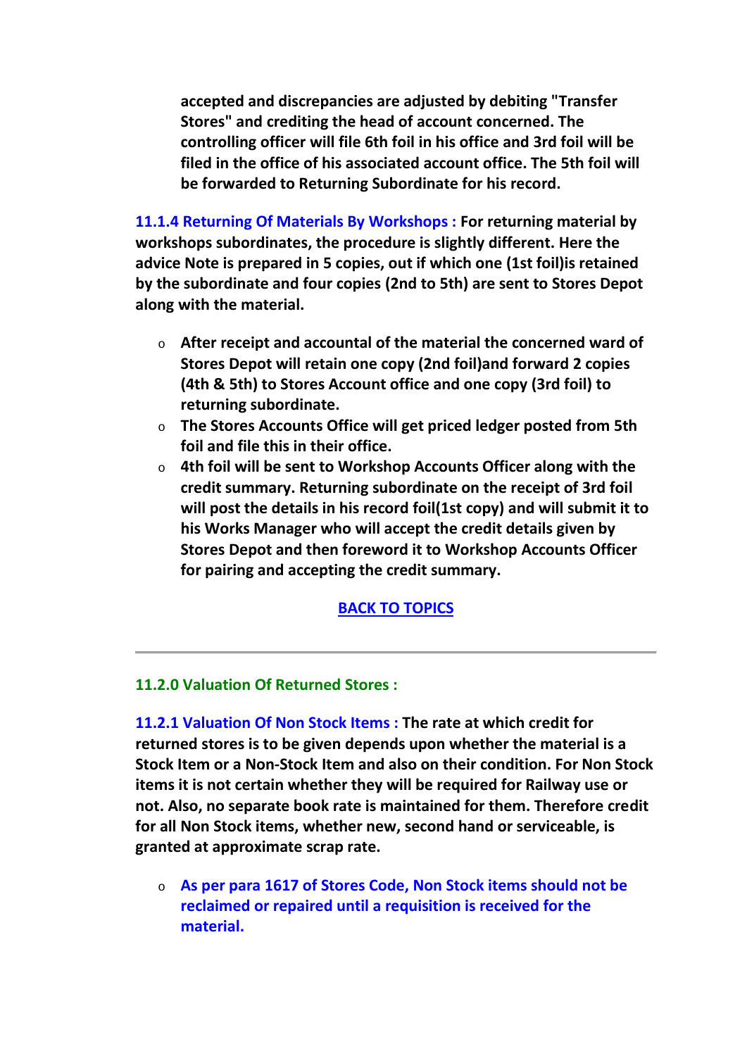**accepted and discrepancies are adjusted by debiting "Transfer Stores" and crediting the head of account concerned. The controlling officer will file 6th foil in his office and 3rd foil will be filed in the office of his associated account office. The 5th foil will be forwarded to Returning Subordinate for his record.**

**11.1.4 Returning Of Materials By Workshops : For returning material by workshops subordinates, the procedure is slightly different. Here the advice Note is prepared in 5 copies, out if which one (1st foil)is retained by the subordinate and four copies (2nd to 5th) are sent to Stores Depot along with the material.**

- **After receipt and accountal of the material the concerned ward of Stores Depot will retain one copy (2nd foil)and forward 2 copies (4th & 5th) to Stores Account office and one copy (3rd foil) to returning subordinate.**
- **The Stores Accounts Office will get priced ledger posted from 5th foil and file this in their office.**
- **4th foil will be sent to Workshop Accounts Officer along with the credit summary. Returning subordinate on the receipt of 3rd foil will post the details in his record foil(1st copy) and will submit it to his Works Manager who will accept the credit details given by Stores Depot and then foreword it to Workshop Accounts Officer for pairing and accepting the credit summary.**

**BACK TO TOPICS**

---

### 11.2.0 Valuation Of Returned Stores :

**11.2.1 Valuation Of Non Stock Items : The rate at which credit for returned stores is to be given depends upon whether the material is a Stock Item or a Non-Stock Item and also on their condition. For Non Stock items it is not certain whether they will be required for Railway use or not. Also, no separate book rate is maintained for them. Therefore credit for all Non Stock items, whether new, second hand or serviceable, is granted at approximate scrap rate.**

- **As per para 1617 of Stores Code, Non Stock items should not be reclaimed or repaired until a requisition is received for the material.**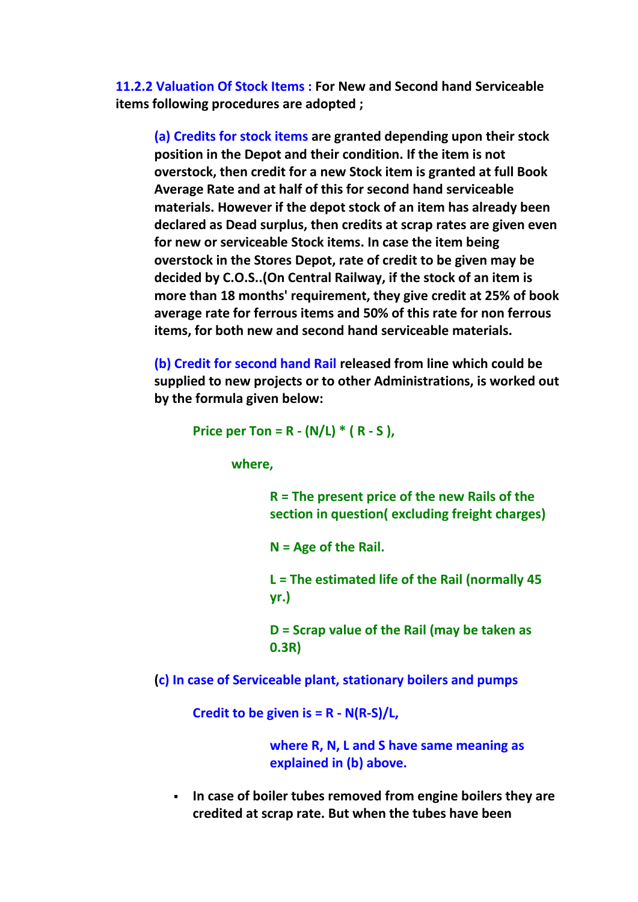**11.2.2 Valuation Of Stock Items :** **For New and Second hand Serviceable items following procedures are adopted ;**

**(a) Credits for stock items are granted depending upon their stock position in the Depot and their condition. If the item is not overstock, then credit for a new Stock item is granted at full Book Average Rate and at half of this for second hand serviceable materials. However if the depot stock of an item has already been declared as Dead surplus, then credits at scrap rates are given even for new or serviceable Stock items. In case the item being overstock in the Stores Depot, rate of credit to be given may be decided by C.O.S..(On Central Railway, if the stock of an item is more than 18 months' requirement, they give credit at 25% of book average rate for ferrous items and 50% of this rate for non ferrous items, for both new and second hand serviceable materials.**

**(b) Credit for second hand Rail released from line which could be supplied to new projects or to other Administrations, is worked out by the formula given below:**

**Price per Ton = $R - (N/L) * ( R - S )$,**

**where,**

**R = The present price of the new Rails of the section in question( excluding freight charges)**

**N = Age of the Rail.**

**L = The estimated life of the Rail (normally 45 yr.)**

**D = Scrap value of the Rail (may be taken as 0.3R)**

**(c) In case of Serviceable plant, stationary boilers and pumps**

**Credit to be given is = $R - N(R-S)/L$,**

**where R, N, L and S have same meaning as explained in (b) above.**

- **In case of boiler tubes removed from engine boilers they are credited at scrap rate. But when the tubes have been**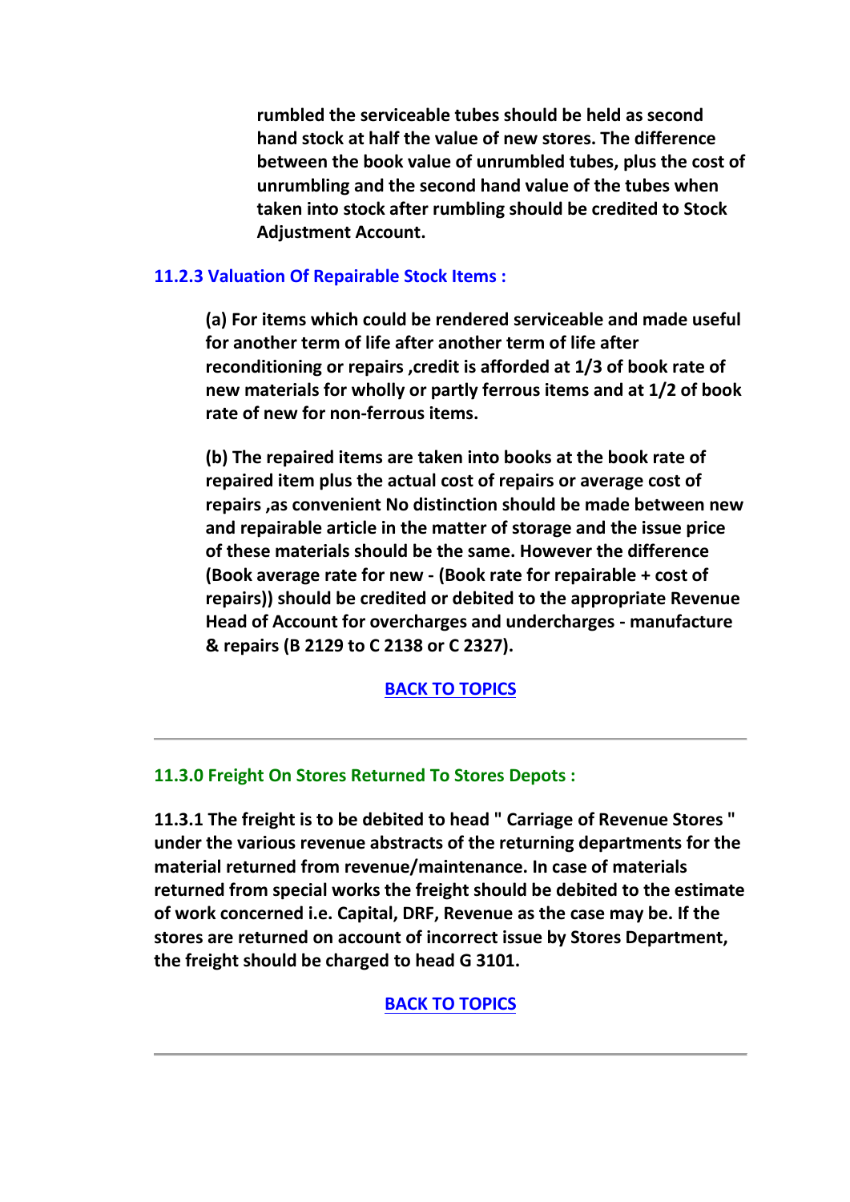**rumbled the serviceable tubes should be held as second hand stock at half the value of new stores. The difference between the book value of unrumbled tubes, plus the cost of unrumbling and the second hand value of the tubes when taken into stock after rumbling should be credited to Stock Adjustment Account.**

### 11.2.3 Valuation Of Repairable Stock Items :

**(a) For items which could be rendered serviceable and made useful for another term of life after another term of life after reconditioning or repairs ,credit is afforded at 1/3 of book rate of new materials for wholly or partly ferrous items and at 1/2 of book rate of new for non-ferrous items.**

**(b) The repaired items are taken into books at the book rate of repaired item plus the actual cost of repairs or average cost of repairs ,as convenient No distinction should be made between new and repairable article in the matter of storage and the issue price of these materials should be the same. However the difference (Book average rate for new - (Book rate for repairable + cost of repairs)) should be credited or debited to the appropriate Revenue Head of Account for overcharges and undercharges - manufacture & repairs (B 2129 to C 2138 or C 2327).**

BACK TO TOPICS

---

### 11.3.0 Freight On Stores Returned To Stores Depots :

**11.3.1 The freight is to be debited to head " Carriage of Revenue Stores " under the various revenue abstracts of the returning departments for the material returned from revenue/maintenance. In case of materials returned from special works the freight should be debited to the estimate of work concerned i.e. Capital, DRF, Revenue as the case may be. If the stores are returned on account of incorrect issue by Stores Department, the freight should be charged to head G 3101.**

BACK TO TOPICS

---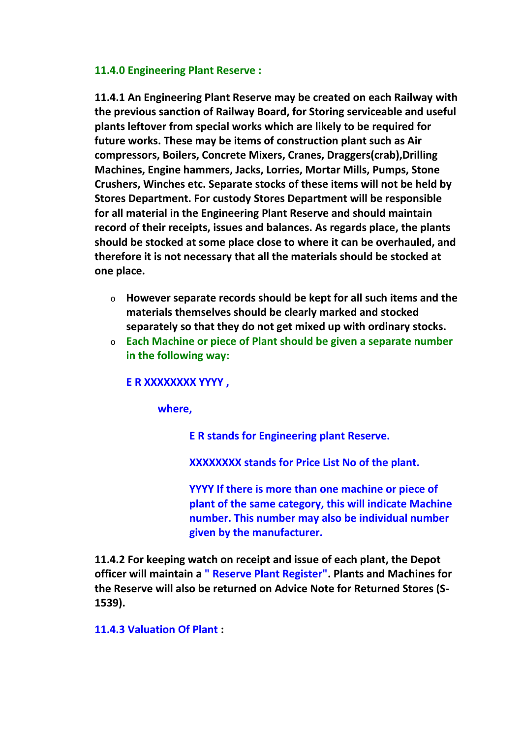### 11.4.0 Engineering Plant Reserve :

**11.4.1 An Engineering Plant Reserve may be created on each Railway with the previous sanction of Railway Board, for Storing serviceable and useful plants leftover from special works which are likely to be required for future works. These may be items of construction plant such as Air compressors, Boilers, Concrete Mixers, Cranes, Draggers(crab),Drilling Machines, Engine hammers, Jacks, Lorries, Mortar Mills, Pumps, Stone Crushers, Winches etc. Separate stocks of these items will not be held by Stores Department. For custody Stores Department will be responsible for all material in the Engineering Plant Reserve and should maintain record of their receipts, issues and balances. As regards place, the plants should be stocked at some place close to where it can be overhauled, and therefore it is not necessary that all the materials should be stocked at one place.**

- **However separate records should be kept for all such items and the materials themselves should be clearly marked and stocked separately so that they do not get mixed up with ordinary stocks.**
- **Each Machine or piece of Plant should be given a separate number in the following way:**

  **E R XXXXXXXX YYYY ,**

  **where,**

  **E R stands for Engineering plant Reserve.**

  **XXXXXXXX stands for Price List No of the plant.**

  **YYYY If there is more than one machine or piece of plant of the same category, this will indicate Machine number. This number may also be individual number given by the manufacturer.**

**11.4.2 For keeping watch on receipt and issue of each plant, the Depot officer will maintain a " Reserve Plant Register". Plants and Machines for the Reserve will also be returned on Advice Note for Returned Stores (S-1539).**

**11.4.3 Valuation Of Plant :**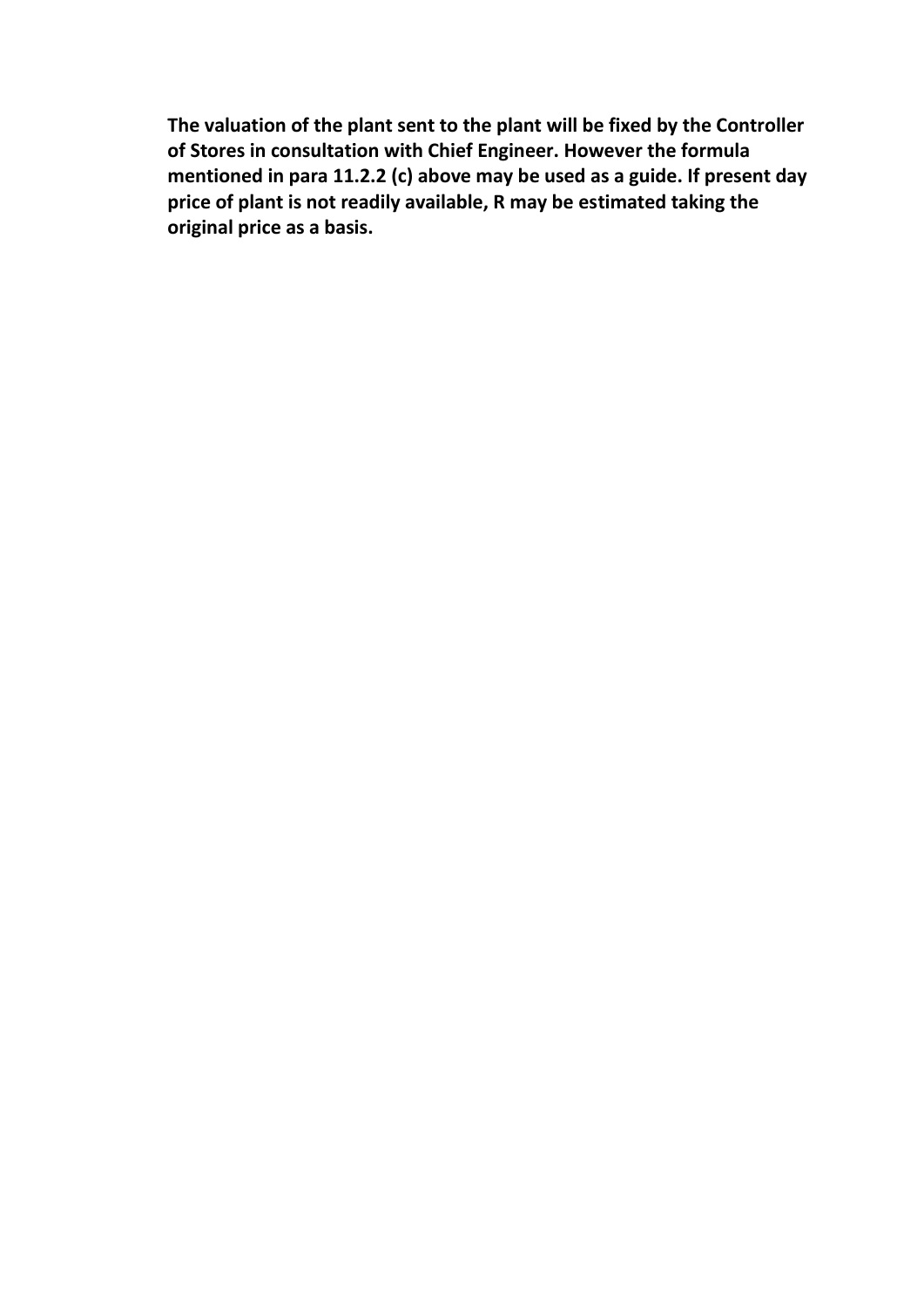**The valuation of the plant sent to the plant will be fixed by the Controller of Stores in consultation with Chief Engineer. However the formula mentioned in para 11.2.2 (c) above may be used as a guide. If present day price of plant is not readily available, R may be estimated taking the original price as a basis.**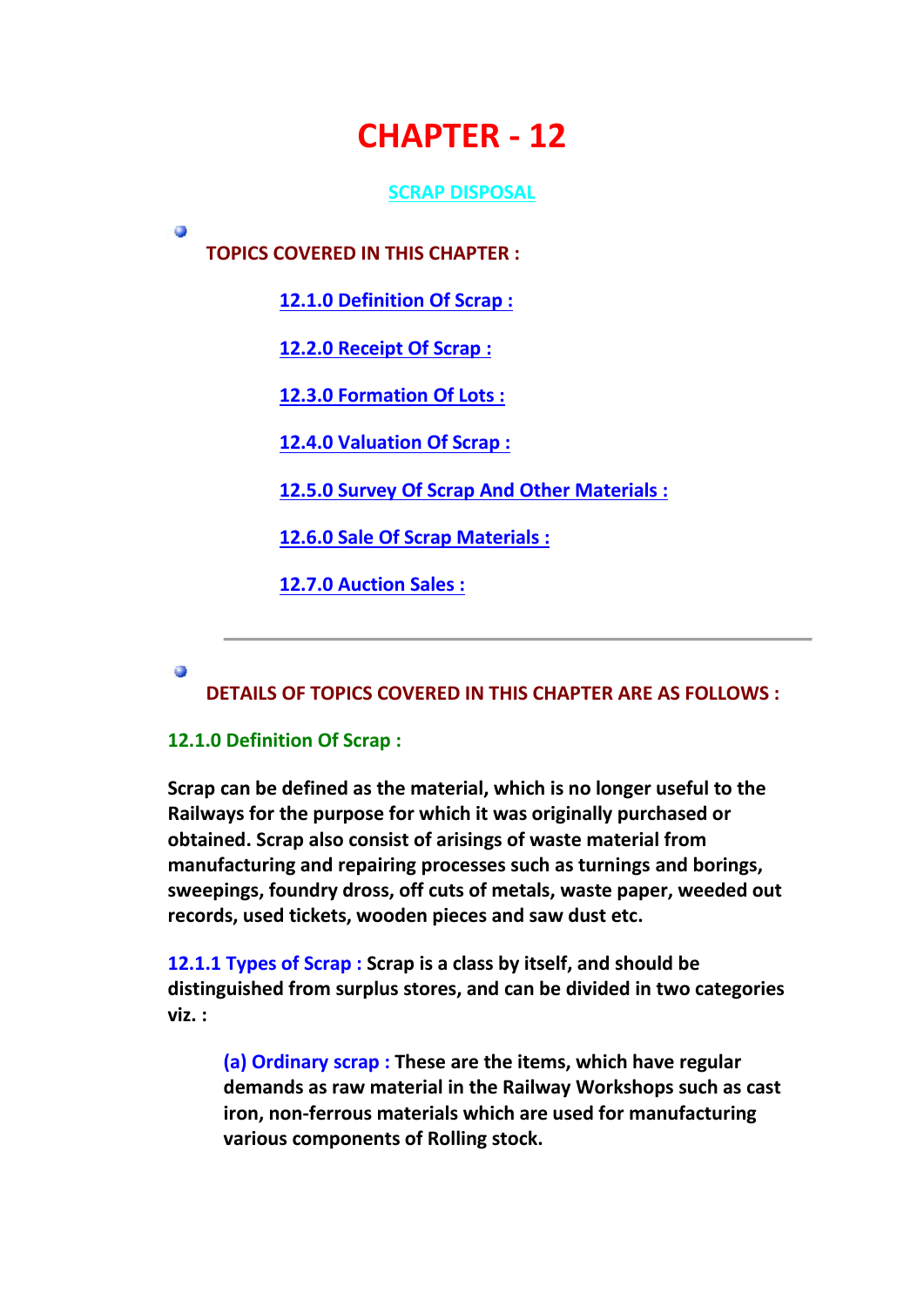# CHAPTER - 12

## SCRAP DISPOSAL

**TOPICS COVERED IN THIS CHAPTER :**

- 12.1.0 Definition Of Scrap :
- 12.2.0 Receipt Of Scrap :
- 12.3.0 Formation Of Lots :
- 12.4.0 Valuation Of Scrap :
- 12.5.0 Survey Of Scrap And Other Materials :
- 12.6.0 Sale Of Scrap Materials :
- 12.7.0 Auction Sales :

---

**DETAILS OF TOPICS COVERED IN THIS CHAPTER ARE AS FOLLOWS :**

### 12.1.0 Definition Of Scrap :

**Scrap can be defined as the material, which is no longer useful to the Railways for the purpose for which it was originally purchased or obtained. Scrap also consist of arisings of waste material from manufacturing and repairing processes such as turnings and borings, sweepings, foundry dross, off cuts of metals, waste paper, weeded out records, used tickets, wooden pieces and saw dust etc.**

**12.1.1 Types of Scrap : Scrap is a class by itself, and should be distinguished from surplus stores, and can be divided in two categories viz. :**

> **(a) Ordinary scrap : These are the items, which have regular demands as raw material in the Railway Workshops such as cast iron, non-ferrous materials which are used for manufacturing various components of Rolling stock.**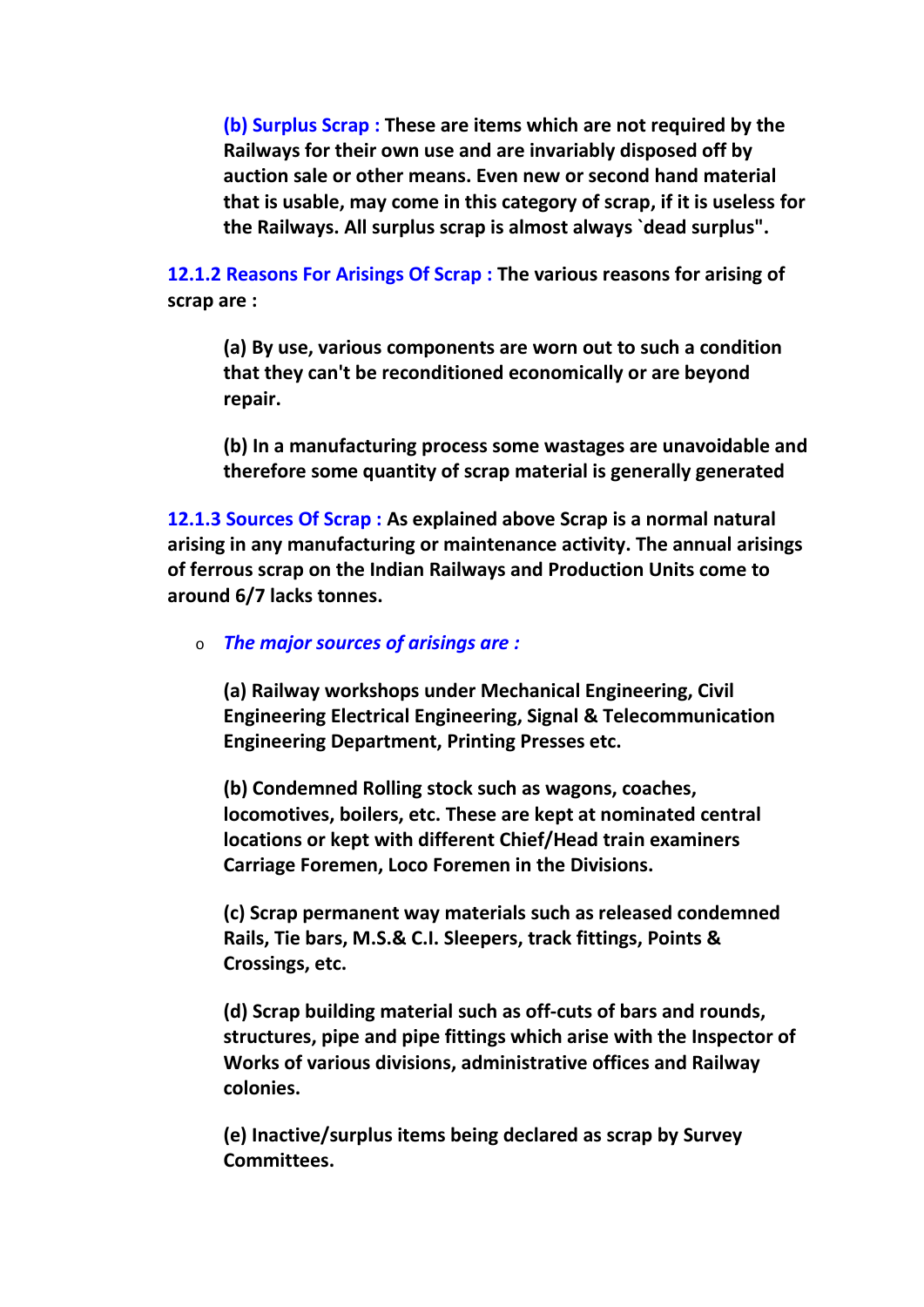**(b) Surplus Scrap :** **These are items which are not required by the Railways for their own use and are invariably disposed off by auction sale or other means. Even new or second hand material that is usable, may come in this category of scrap, if it is useless for the Railways. All surplus scrap is almost always `dead surplus".**

**12.1.2 Reasons For Arisings Of Scrap :** **The various reasons for arising of scrap are :**

**(a) By use, various components are worn out to such a condition that they can't be reconditioned economically or are beyond repair.**

**(b) In a manufacturing process some wastages are unavoidable and therefore some quantity of scrap material is generally generated**

**12.1.3 Sources Of Scrap :** **As explained above Scrap is a normal natural arising in any manufacturing or maintenance activity. The annual arisings of ferrous scrap on the Indian Railways and Production Units come to around 6/7 lacks tonnes.**

- ***The major sources of arisings are :***

**(a) Railway workshops under Mechanical Engineering, Civil Engineering Electrical Engineering, Signal & Telecommunication Engineering Department, Printing Presses etc.**

**(b) Condemned Rolling stock such as wagons, coaches, locomotives, boilers, etc. These are kept at nominated central locations or kept with different Chief/Head train examiners Carriage Foremen, Loco Foremen in the Divisions.**

**(c) Scrap permanent way materials such as released condemned Rails, Tie bars, M.S.& C.I. Sleepers, track fittings, Points & Crossings, etc.**

**(d) Scrap building material such as off-cuts of bars and rounds, structures, pipe and pipe fittings which arise with the Inspector of Works of various divisions, administrative offices and Railway colonies.**

**(e) Inactive/surplus items being declared as scrap by Survey Committees.**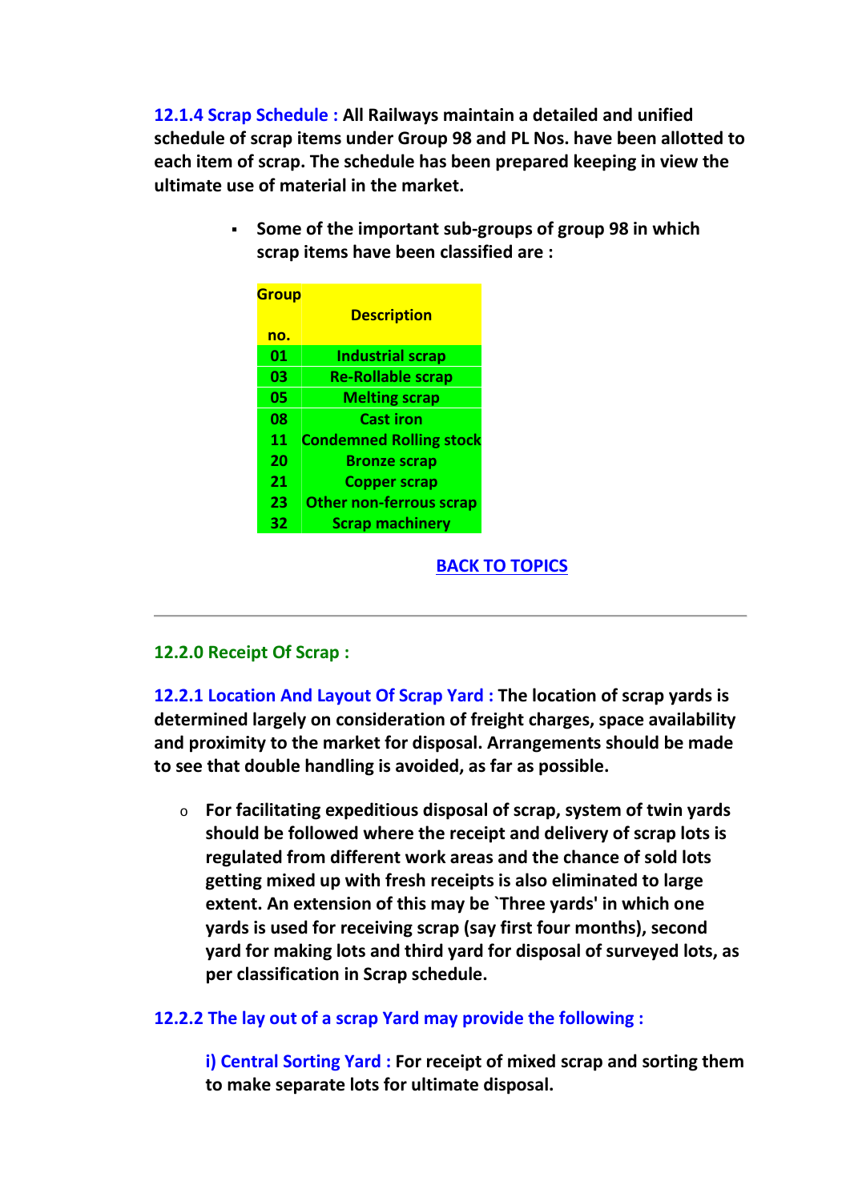**12.1.4 Scrap Schedule : All Railways maintain a detailed and unified schedule of scrap items under Group 98 and PL Nos. have been allotted to each item of scrap. The schedule has been prepared keeping in view the ultimate use of material in the market.**

- **Some of the important sub-groups of group 98 in which scrap items have been classified are :**

| Group no. | Description |
|---|---|
| 01 | Industrial scrap |
| 03 | Re-Rollable scrap |
| 05 | Melting scrap |
| 08 | Cast iron |
| 11 | Condemned Rolling stock |
| 20 | Bronze scrap |
| 21 | Copper scrap |
| 23 | Other non-ferrous scrap |
| 32 | Scrap machinery |

BACK TO TOPICS

---

## 12.2.0 Receipt Of Scrap :

**12.2.1 Location And Layout Of Scrap Yard : The location of scrap yards is determined largely on consideration of freight charges, space availability and proximity to the market for disposal. Arrangements should be made to see that double handling is avoided, as far as possible.**

- **For facilitating expeditious disposal of scrap, system of twin yards should be followed where the receipt and delivery of scrap lots is regulated from different work areas and the chance of sold lots getting mixed up with fresh receipts is also eliminated to large extent. An extension of this may be `Three yards' in which one yards is used for receiving scrap (say first four months), second yard for making lots and third yard for disposal of surveyed lots, as per classification in Scrap schedule.**

### 12.2.2 The lay out of a scrap Yard may provide the following :

**i) Central Sorting Yard : For receipt of mixed scrap and sorting them to make separate lots for ultimate disposal.**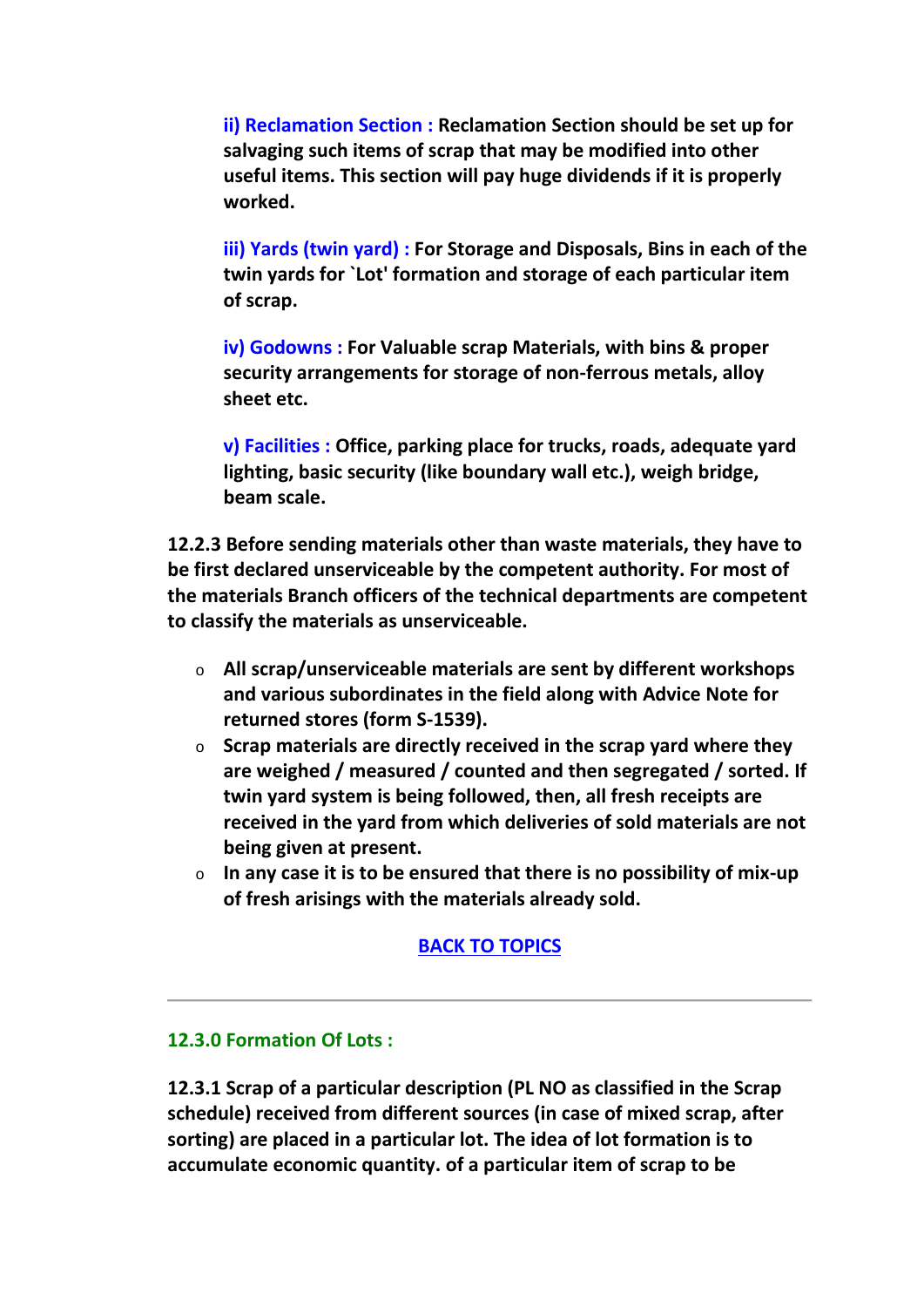**ii) Reclamation Section : Reclamation Section should be set up for salvaging such items of scrap that may be modified into other useful items. This section will pay huge dividends if it is properly worked.**

**iii) Yards (twin yard) : For Storage and Disposals, Bins in each of the twin yards for `Lot' formation and storage of each particular item of scrap.**

**iv) Godowns : For Valuable scrap Materials, with bins & proper security arrangements for storage of non-ferrous metals, alloy sheet etc.**

**v) Facilities : Office, parking place for trucks, roads, adequate yard lighting, basic security (like boundary wall etc.), weigh bridge, beam scale.**

**12.2.3 Before sending materials other than waste materials, they have to be first declared unserviceable by the competent authority. For most of the materials Branch officers of the technical departments are competent to classify the materials as unserviceable.**

- **All scrap/unserviceable materials are sent by different workshops and various subordinates in the field along with Advice Note for returned stores (form S-1539).**
- **Scrap materials are directly received in the scrap yard where they are weighed / measured / counted and then segregated / sorted. If twin yard system is being followed, then, all fresh receipts are received in the yard from which deliveries of sold materials are not being given at present.**
- **In any case it is to be ensured that there is no possibility of mix-up of fresh arisings with the materials already sold.**

**BACK TO TOPICS**

---

### 12.3.0 Formation Of Lots :

**12.3.1 Scrap of a particular description (PL NO as classified in the Scrap schedule) received from different sources (in case of mixed scrap, after sorting) are placed in a particular lot. The idea of lot formation is to accumulate economic quantity. of a particular item of scrap to be**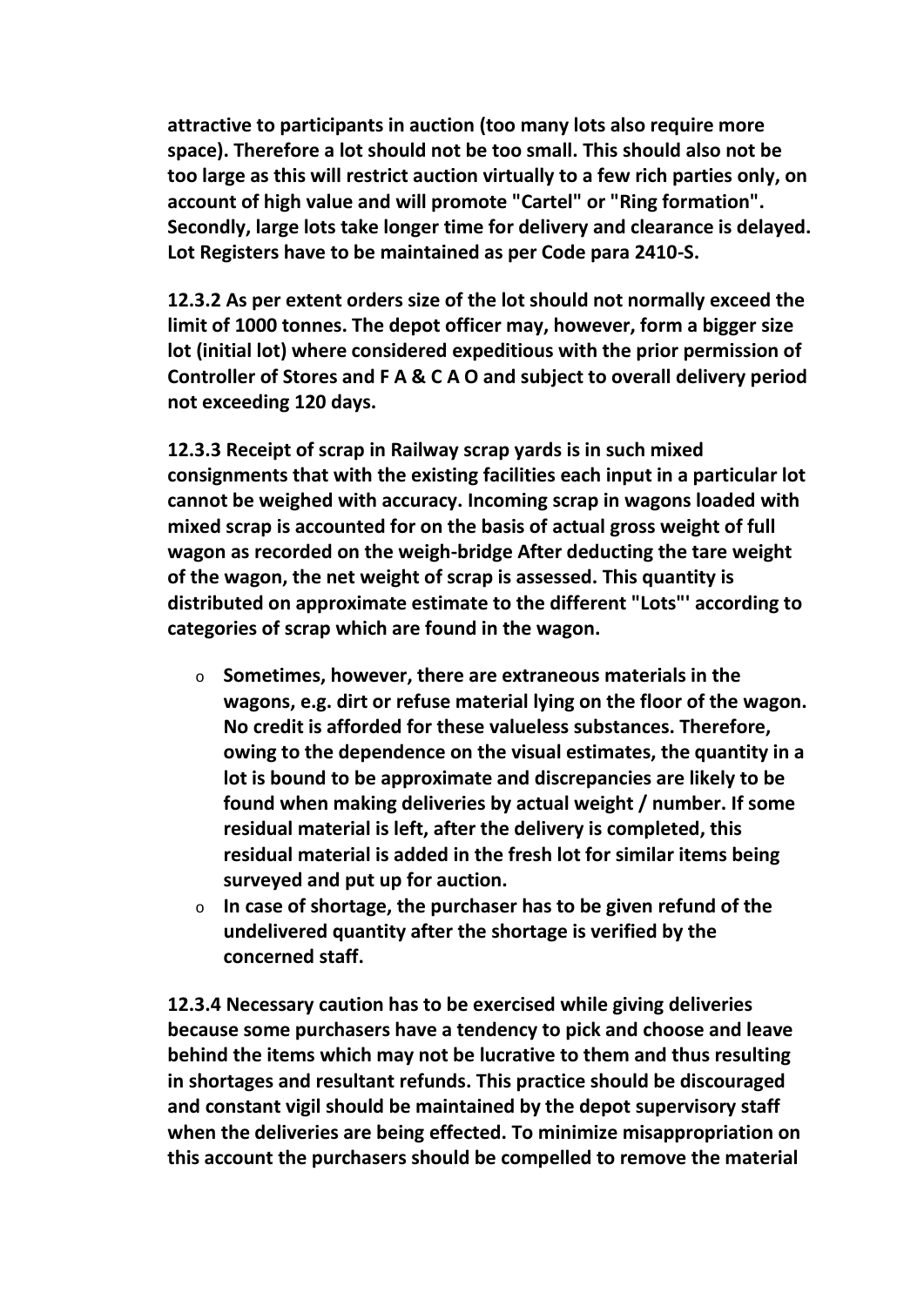**attractive to participants in auction (too many lots also require more space). Therefore a lot should not be too small. This should also not be too large as this will restrict auction virtually to a few rich parties only, on account of high value and will promote "Cartel" or "Ring formation". Secondly, large lots take longer time for delivery and clearance is delayed. Lot Registers have to be maintained as per Code para 2410-S.**

**12.3.2 As per extent orders size of the lot should not normally exceed the limit of 1000 tonnes. The depot officer may, however, form a bigger size lot (initial lot) where considered expeditious with the prior permission of Controller of Stores and F A & C A O and subject to overall delivery period not exceeding 120 days.**

**12.3.3 Receipt of scrap in Railway scrap yards is in such mixed consignments that with the existing facilities each input in a particular lot cannot be weighed with accuracy. Incoming scrap in wagons loaded with mixed scrap is accounted for on the basis of actual gross weight of full wagon as recorded on the weigh-bridge After deducting the tare weight of the wagon, the net weight of scrap is assessed. This quantity is distributed on approximate estimate to the different "Lots"' according to categories of scrap which are found in the wagon.**

- **Sometimes, however, there are extraneous materials in the wagons, e.g. dirt or refuse material lying on the floor of the wagon. No credit is afforded for these valueless substances. Therefore, owing to the dependence on the visual estimates, the quantity in a lot is bound to be approximate and discrepancies are likely to be found when making deliveries by actual weight / number. If some residual material is left, after the delivery is completed, this residual material is added in the fresh lot for similar items being surveyed and put up for auction.**
- **In case of shortage, the purchaser has to be given refund of the undelivered quantity after the shortage is verified by the concerned staff.**

**12.3.4 Necessary caution has to be exercised while giving deliveries because some purchasers have a tendency to pick and choose and leave behind the items which may not be lucrative to them and thus resulting in shortages and resultant refunds. This practice should be discouraged and constant vigil should be maintained by the depot supervisory staff when the deliveries are being effected. To minimize misappropriation on this account the purchasers should be compelled to remove the material**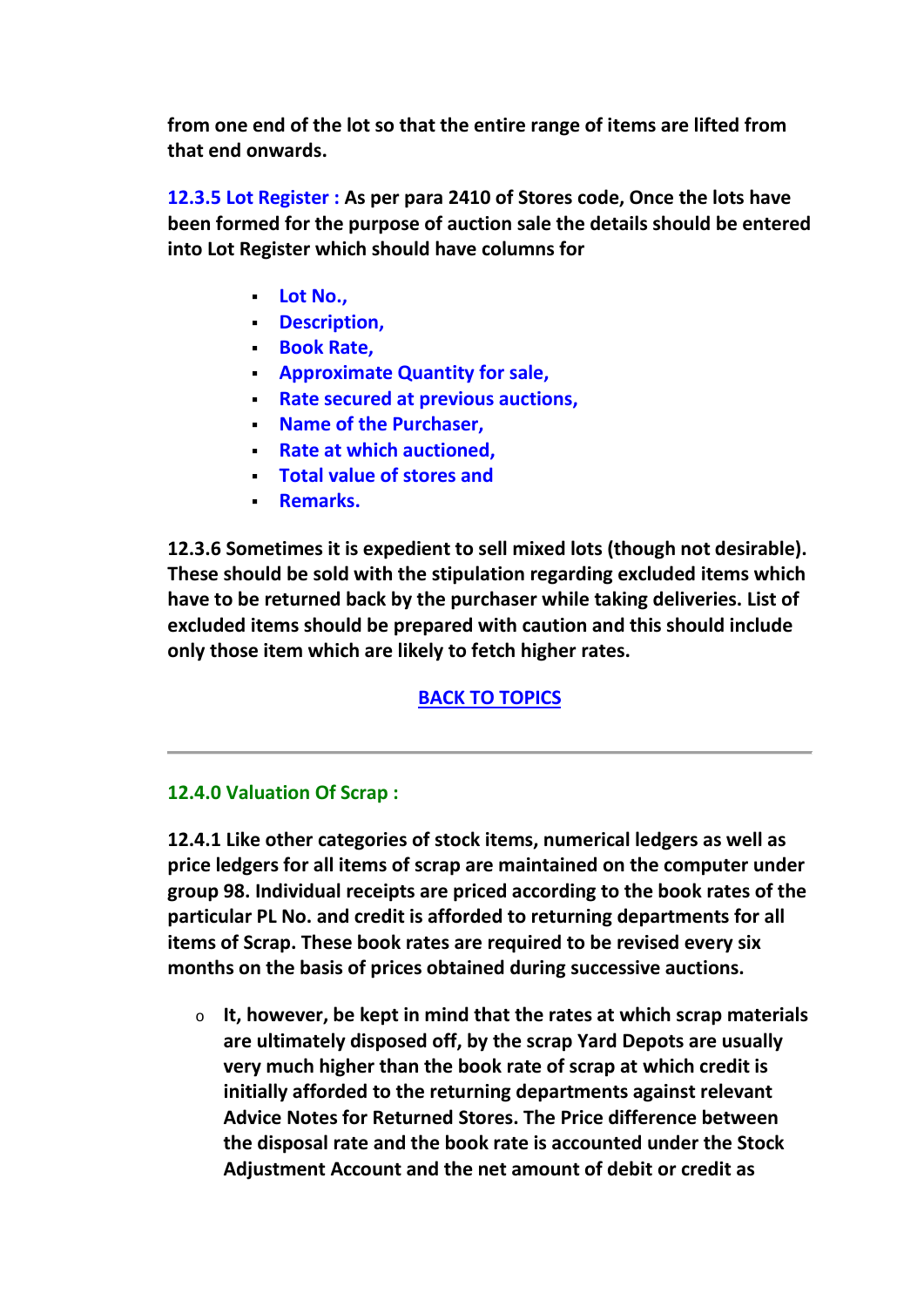**from one end of the lot so that the entire range of items are lifted from that end onwards.**

**12.3.5 Lot Register : As per para 2410 of Stores code, Once the lots have been formed for the purpose of auction sale the details should be entered into Lot Register which should have columns for**

- **Lot No.,**
- **Description,**
- **Book Rate,**
- **Approximate Quantity for sale,**
- **Rate secured at previous auctions,**
- **Name of the Purchaser,**
- **Rate at which auctioned,**
- **Total value of stores and**
- **Remarks.**

**12.3.6 Sometimes it is expedient to sell mixed lots (though not desirable). These should be sold with the stipulation regarding excluded items which have to be returned back by the purchaser while taking deliveries. List of excluded items should be prepared with caution and this should include only those item which are likely to fetch higher rates.**

**BACK TO TOPICS**

---

## 12.4.0 Valuation Of Scrap :

**12.4.1 Like other categories of stock items, numerical ledgers as well as price ledgers for all items of scrap are maintained on the computer under group 98. Individual receipts are priced according to the book rates of the particular PL No. and credit is afforded to returning departments for all items of Scrap. These book rates are required to be revised every six months on the basis of prices obtained during successive auctions.**

- **It, however, be kept in mind that the rates at which scrap materials are ultimately disposed off, by the scrap Yard Depots are usually very much higher than the book rate of scrap at which credit is initially afforded to the returning departments against relevant Advice Notes for Returned Stores. The Price difference between the disposal rate and the book rate is accounted under the Stock Adjustment Account and the net amount of debit or credit as**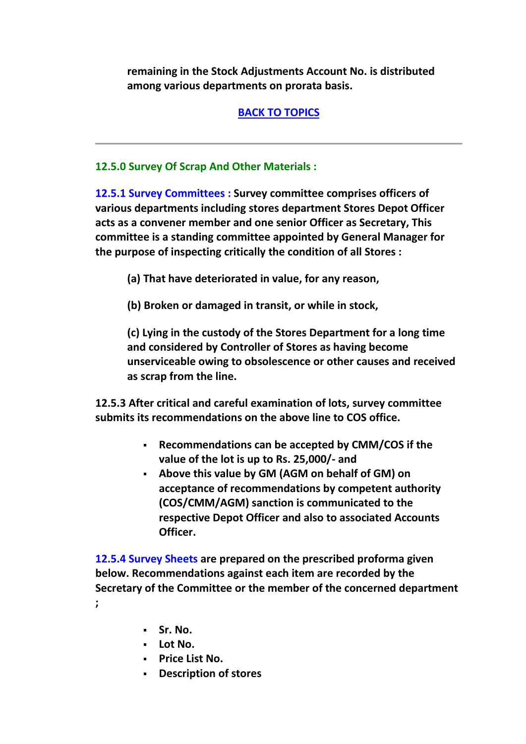**remaining in the Stock Adjustments Account No. is distributed among various departments on prorata basis.**

**BACK TO TOPICS**

---

### 12.5.0 Survey Of Scrap And Other Materials :

**12.5.1 Survey Committees : Survey committee comprises officers of various departments including stores department Stores Depot Officer acts as a convener member and one senior Officer as Secretary, This committee is a standing committee appointed by General Manager for the purpose of inspecting critically the condition of all Stores :**

**(a) That have deteriorated in value, for any reason,**

**(b) Broken or damaged in transit, or while in stock,**

**(c) Lying in the custody of the Stores Department for a long time and considered by Controller of Stores as having become unserviceable owing to obsolescence or other causes and received as scrap from the line.**

**12.5.3 After critical and careful examination of lots, survey committee submits its recommendations on the above line to COS office.**

- **Recommendations can be accepted by CMM/COS if the value of the lot is up to Rs. 25,000/- and**
- **Above this value by GM (AGM on behalf of GM) on acceptance of recommendations by competent authority (COS/CMM/AGM) sanction is communicated to the respective Depot Officer and also to associated Accounts Officer.**

**12.5.4 Survey Sheets are prepared on the prescribed proforma given below. Recommendations against each item are recorded by the Secretary of the Committee or the member of the concerned department ;**

- **Sr. No.**
- **Lot No.**
- **Price List No.**
- **Description of stores**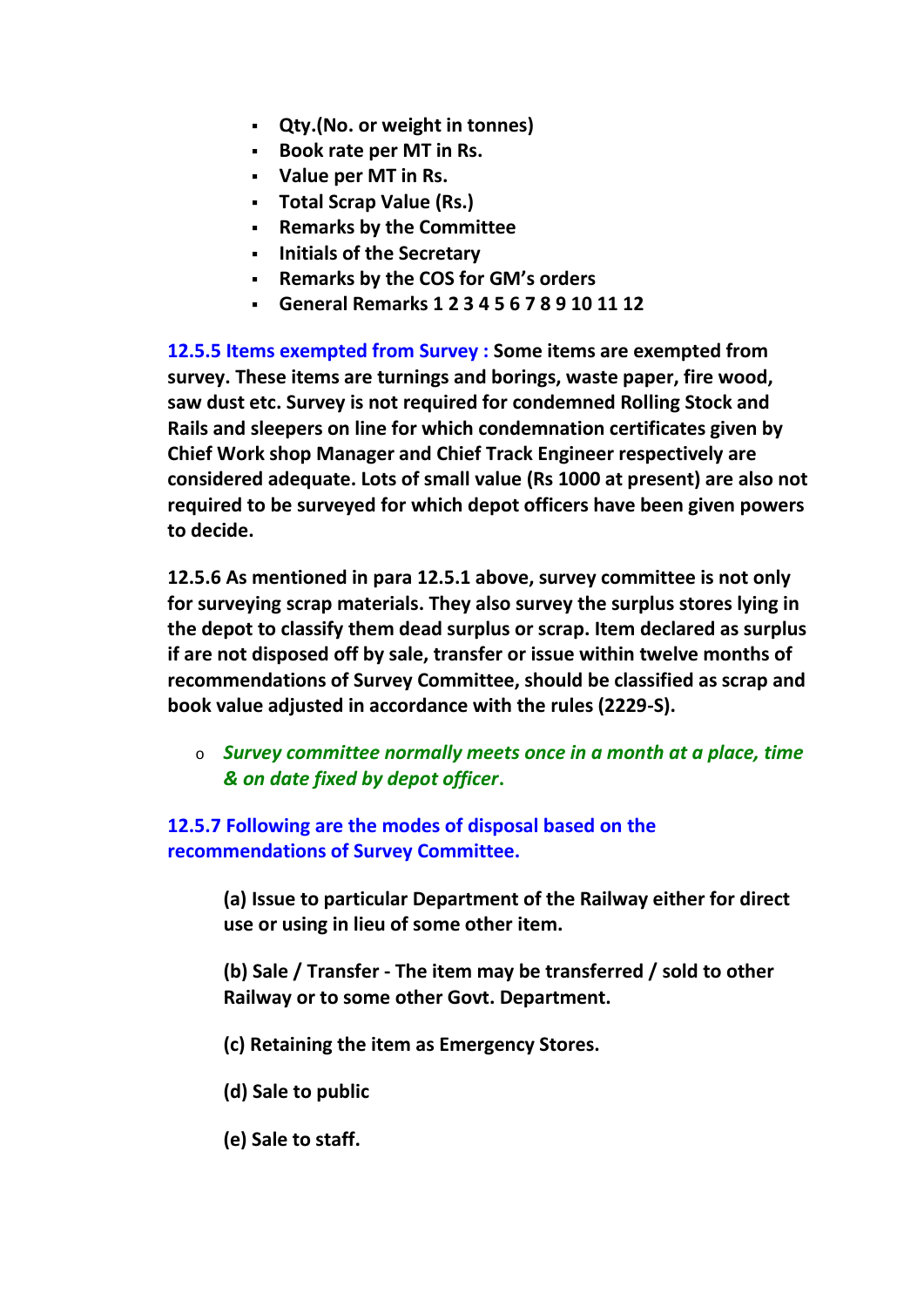- **Qty.(No. or weight in tonnes)**
- **Book rate per MT in Rs.**
- **Value per MT in Rs.**
- **Total Scrap Value (Rs.)**
- **Remarks by the Committee**
- **Initials of the Secretary**
- **Remarks by the COS for GM's orders**
- **General Remarks 1 2 3 4 5 6 7 8 9 10 11 12**

**12.5.5 Items exempted from Survey : Some items are exempted from survey. These items are turnings and borings, waste paper, fire wood, saw dust etc. Survey is not required for condemned Rolling Stock and Rails and sleepers on line for which condemnation certificates given by Chief Work shop Manager and Chief Track Engineer respectively are considered adequate. Lots of small value (Rs 1000 at present) are also not required to be surveyed for which depot officers have been given powers to decide.**

**12.5.6 As mentioned in para 12.5.1 above, survey committee is not only for surveying scrap materials. They also survey the surplus stores lying in the depot to classify them dead surplus or scrap. Item declared as surplus if are not disposed off by sale, transfer or issue within twelve months of recommendations of Survey Committee, should be classified as scrap and book value adjusted in accordance with the rules (2229-S).**

- ***Survey committee normally meets once in a month at a place, time & on date fixed by depot officer.***

**12.5.7 Following are the modes of disposal based on the recommendations of Survey Committee.**

**(a) Issue to particular Department of the Railway either for direct use or using in lieu of some other item.**

**(b) Sale / Transfer - The item may be transferred / sold to other Railway or to some other Govt. Department.**

**(c) Retaining the item as Emergency Stores.**

**(d) Sale to public**

**(e) Sale to staff.**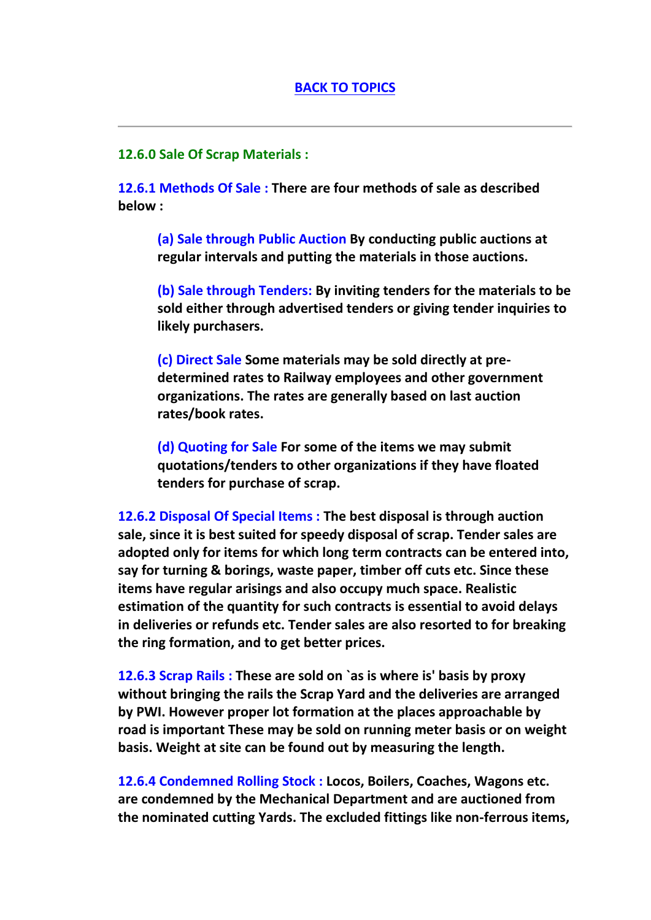[BACK TO TOPICS]

---

### 12.6.0 Sale Of Scrap Materials :

**12.6.1 Methods Of Sale : There are four methods of sale as described below :**

> **(a) Sale through Public Auction By conducting public auctions at regular intervals and putting the materials in those auctions.**
>
> **(b) Sale through Tenders: By inviting tenders for the materials to be sold either through advertised tenders or giving tender inquiries to likely purchasers.**
>
> **(c) Direct Sale Some materials may be sold directly at pre-determined rates to Railway employees and other government organizations. The rates are generally based on last auction rates/book rates.**
>
> **(d) Quoting for Sale For some of the items we may submit quotations/tenders to other organizations if they have floated tenders for purchase of scrap.**

**12.6.2 Disposal Of Special Items : The best disposal is through auction sale, since it is best suited for speedy disposal of scrap. Tender sales are adopted only for items for which long term contracts can be entered into, say for turning & borings, waste paper, timber off cuts etc. Since these items have regular arisings and also occupy much space. Realistic estimation of the quantity for such contracts is essential to avoid delays in deliveries or refunds etc. Tender sales are also resorted to for breaking the ring formation, and to get better prices.**

**12.6.3 Scrap Rails : These are sold on `as is where is' basis by proxy without bringing the rails the Scrap Yard and the deliveries are arranged by PWI. However proper lot formation at the places approachable by road is important These may be sold on running meter basis or on weight basis. Weight at site can be found out by measuring the length.**

**12.6.4 Condemned Rolling Stock : Locos, Boilers, Coaches, Wagons etc. are condemned by the Mechanical Department and are auctioned from the nominated cutting Yards. The excluded fittings like non-ferrous items,**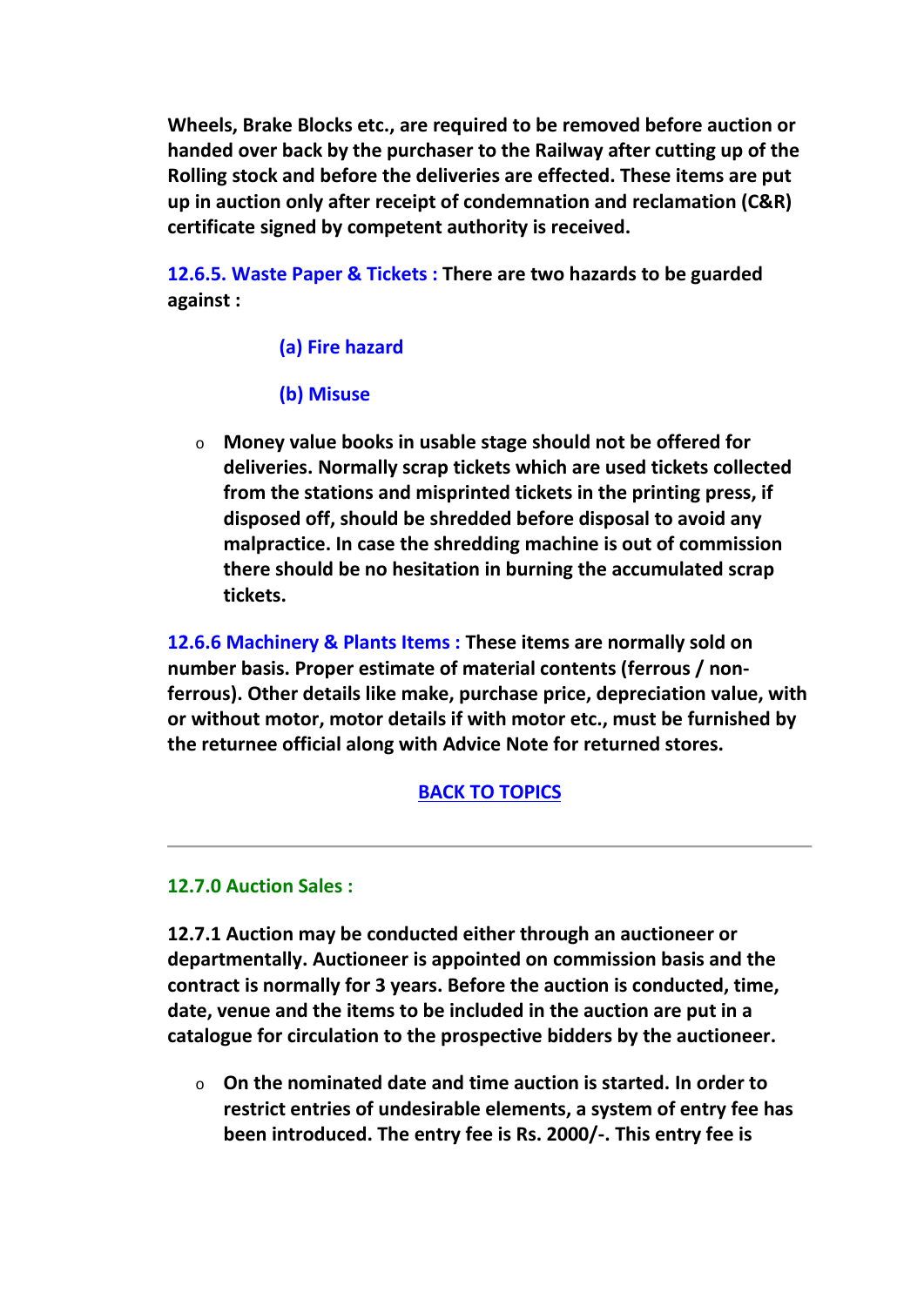**Wheels, Brake Blocks etc., are required to be removed before auction or handed over back by the purchaser to the Railway after cutting up of the Rolling stock and before the deliveries are effected. These items are put up in auction only after receipt of condemnation and reclamation (C&R) certificate signed by competent authority is received.**

**12.6.5. Waste Paper & Tickets : There are two hazards to be guarded against :**

- **(a) Fire hazard**
- **(b) Misuse**

- **Money value books in usable stage should not be offered for deliveries. Normally scrap tickets which are used tickets collected from the stations and misprinted tickets in the printing press, if disposed off, should be shredded before disposal to avoid any malpractice. In case the shredding machine is out of commission there should be no hesitation in burning the accumulated scrap tickets.**

**12.6.6 Machinery & Plants Items : These items are normally sold on number basis. Proper estimate of material contents (ferrous / non-ferrous). Other details like make, purchase price, depreciation value, with or without motor, motor details if with motor etc., must be furnished by the returnee official along with Advice Note for returned stores.**

**BACK TO TOPICS**

---

## 12.7.0 Auction Sales :

**12.7.1 Auction may be conducted either through an auctioneer or departmentally. Auctioneer is appointed on commission basis and the contract is normally for 3 years. Before the auction is conducted, time, date, venue and the items to be included in the auction are put in a catalogue for circulation to the prospective bidders by the auctioneer.**

- **On the nominated date and time auction is started. In order to restrict entries of undesirable elements, a system of entry fee has been introduced. The entry fee is Rs. 2000/-. This entry fee is**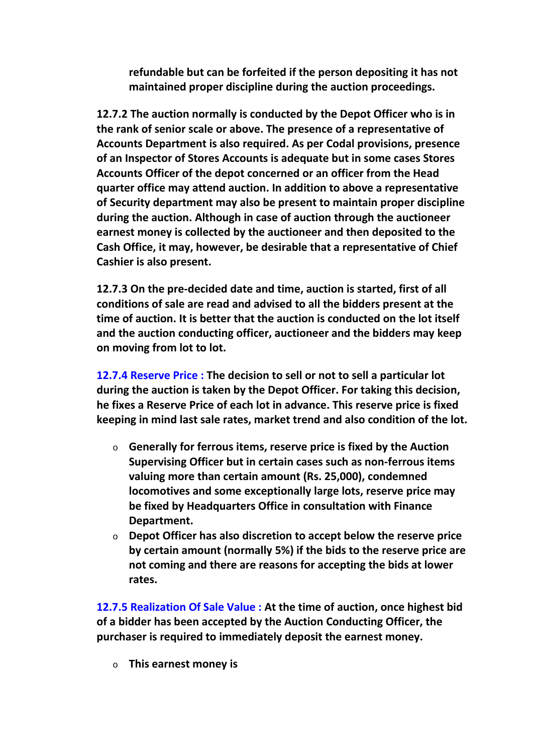**refundable but can be forfeited if the person depositing it has not maintained proper discipline during the auction proceedings.**

**12.7.2 The auction normally is conducted by the Depot Officer who is in the rank of senior scale or above. The presence of a representative of Accounts Department is also required. As per Codal provisions, presence of an Inspector of Stores Accounts is adequate but in some cases Stores Accounts Officer of the depot concerned or an officer from the Head quarter office may attend auction. In addition to above a representative of Security department may also be present to maintain proper discipline during the auction. Although in case of auction through the auctioneer earnest money is collected by the auctioneer and then deposited to the Cash Office, it may, however, be desirable that a representative of Chief Cashier is also present.**

**12.7.3 On the pre-decided date and time, auction is started, first of all conditions of sale are read and advised to all the bidders present at the time of auction. It is better that the auction is conducted on the lot itself and the auction conducting officer, auctioneer and the bidders may keep on moving from lot to lot.**

**12.7.4 Reserve Price : The decision to sell or not to sell a particular lot during the auction is taken by the Depot Officer. For taking this decision, he fixes a Reserve Price of each lot in advance. This reserve price is fixed keeping in mind last sale rates, market trend and also condition of the lot.**

- **Generally for ferrous items, reserve price is fixed by the Auction Supervising Officer but in certain cases such as non-ferrous items valuing more than certain amount (Rs. 25,000), condemned locomotives and some exceptionally large lots, reserve price may be fixed by Headquarters Office in consultation with Finance Department.**
- **Depot Officer has also discretion to accept below the reserve price by certain amount (normally 5%) if the bids to the reserve price are not coming and there are reasons for accepting the bids at lower rates.**

**12.7.5 Realization Of Sale Value : At the time of auction, once highest bid of a bidder has been accepted by the Auction Conducting Officer, the purchaser is required to immediately deposit the earnest money.**

- **This earnest money is**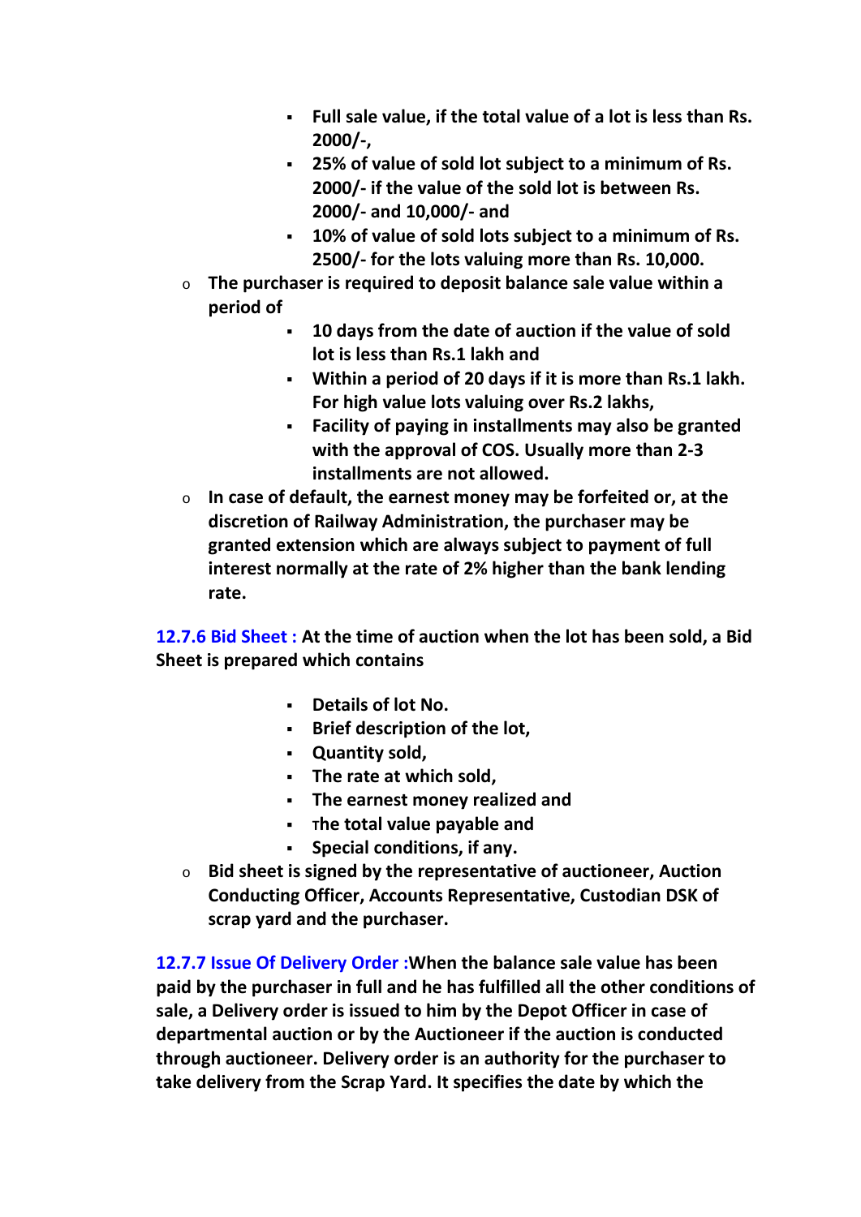- **Full sale value, if the total value of a lot is less than Rs. 2000/-,**
        - **25% of value of sold lot subject to a minimum of Rs. 2000/- if the value of the sold lot is between Rs. 2000/- and 10,000/- and**
        - **10% of value of sold lots subject to a minimum of Rs. 2500/- for the lots valuing more than Rs. 10,000.**
- **The purchaser is required to deposit balance sale value within a period of**
    - **10 days from the date of auction if the value of sold lot is less than Rs.1 lakh and**
    - **Within a period of 20 days if it is more than Rs.1 lakh. For high value lots valuing over Rs.2 lakhs,**
    - **Facility of paying in installments may also be granted with the approval of COS. Usually more than 2-3 installments are not allowed.**
- **In case of default, the earnest money may be forfeited or, at the discretion of Railway Administration, the purchaser may be granted extension which are always subject to payment of full interest normally at the rate of 2% higher than the bank lending rate.**

**12.7.6 Bid Sheet : At the time of auction when the lot has been sold, a Bid Sheet is prepared which contains**

- **Details of lot No.**
- **Brief description of the lot,**
- **Quantity sold,**
- **The rate at which sold,**
- **The earnest money realized and**
- **The total value payable and**
- **Special conditions, if any.**

- **Bid sheet is signed by the representative of auctioneer, Auction Conducting Officer, Accounts Representative, Custodian DSK of scrap yard and the purchaser.**

**12.7.7 Issue Of Delivery Order :When the balance sale value has been paid by the purchaser in full and he has fulfilled all the other conditions of sale, a Delivery order is issued to him by the Depot Officer in case of departmental auction or by the Auctioneer if the auction is conducted through auctioneer. Delivery order is an authority for the purchaser to take delivery from the Scrap Yard. It specifies the date by which the**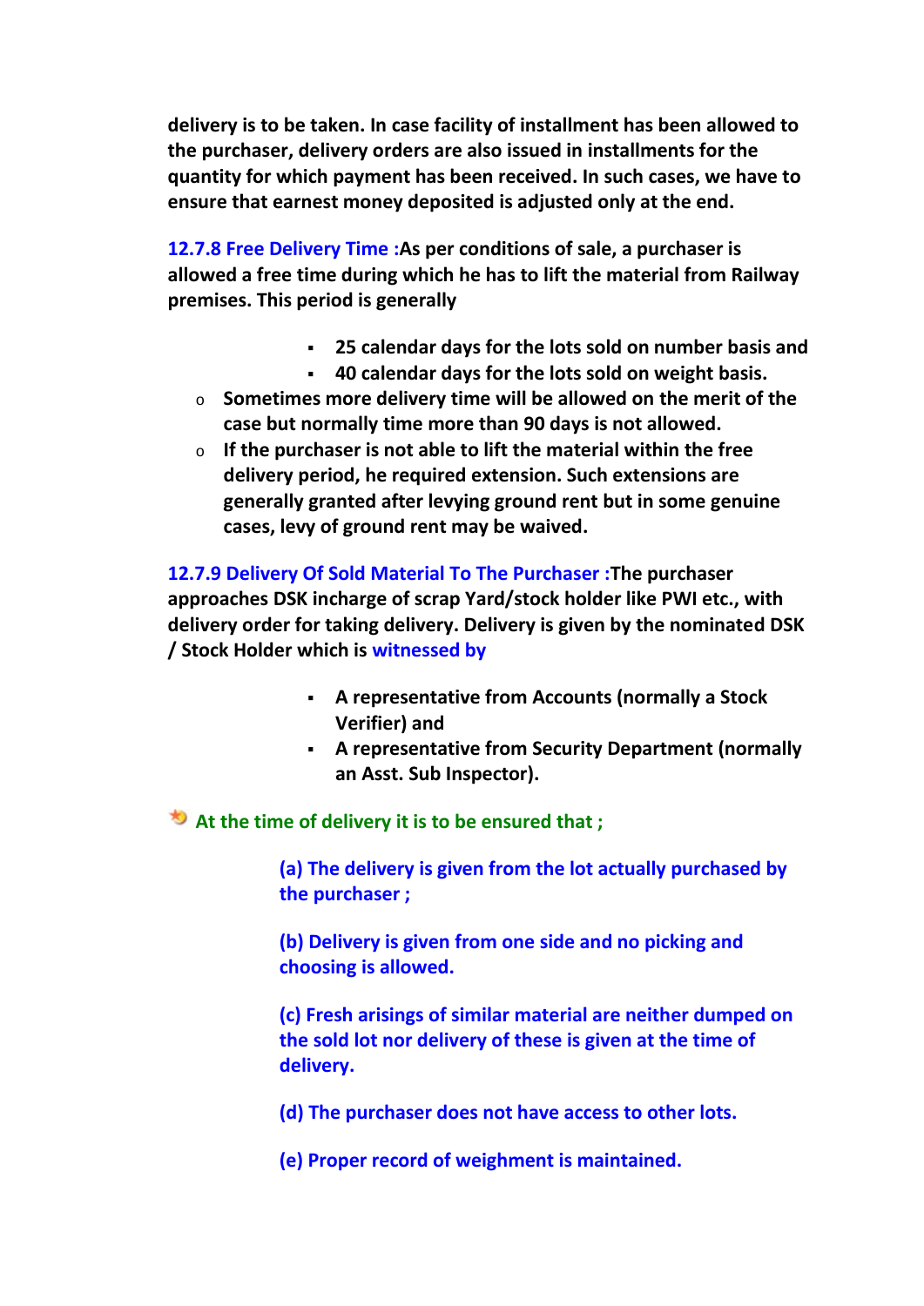**delivery is to be taken. In case facility of installment has been allowed to the purchaser, delivery orders are also issued in installments for the quantity for which payment has been received. In such cases, we have to ensure that earnest money deposited is adjusted only at the end.**

**12.7.8 Free Delivery Time :As per conditions of sale, a purchaser is allowed a free time during which he has to lift the material from Railway premises. This period is generally**

- **25 calendar days for the lots sold on number basis and**
- **40 calendar days for the lots sold on weight basis.**

- **Sometimes more delivery time will be allowed on the merit of the case but normally time more than 90 days is not allowed.**
- **If the purchaser is not able to lift the material within the free delivery period, he required extension. Such extensions are generally granted after levying ground rent but in some genuine cases, levy of ground rent may be waived.**

**12.7.9 Delivery Of Sold Material To The Purchaser :The purchaser approaches DSK incharge of scrap Yard/stock holder like PWI etc., with delivery order for taking delivery. Delivery is given by the nominated DSK / Stock Holder which is witnessed by**

- **A representative from Accounts (normally a Stock Verifier) and**
- **A representative from Security Department (normally an Asst. Sub Inspector).**

**At the time of delivery it is to be ensured that ;**

**(a) The delivery is given from the lot actually purchased by the purchaser ;**

**(b) Delivery is given from one side and no picking and choosing is allowed.**

**(c) Fresh arisings of similar material are neither dumped on the sold lot nor delivery of these is given at the time of delivery.**

**(d) The purchaser does not have access to other lots.**

**(e) Proper record of weighment is maintained.**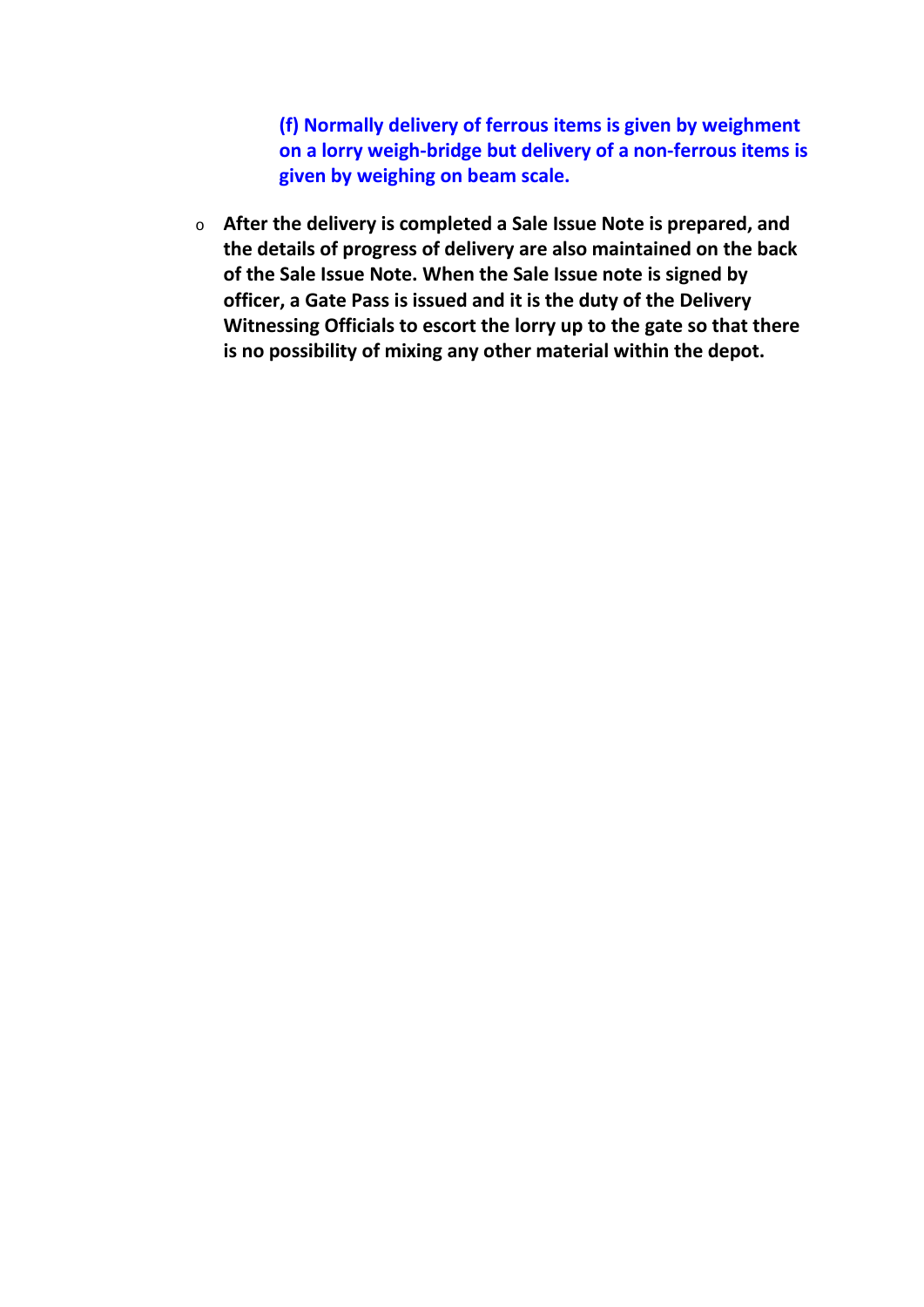**(f) Normally delivery of ferrous items is given by weighment on a lorry weigh-bridge but delivery of a non-ferrous items is given by weighing on beam scale.**

- **After the delivery is completed a Sale Issue Note is prepared, and the details of progress of delivery are also maintained on the back of the Sale Issue Note. When the Sale Issue note is signed by officer, a Gate Pass is issued and it is the duty of the Delivery Witnessing Officials to escort the lorry up to the gate so that there is no possibility of mixing any other material within the depot.**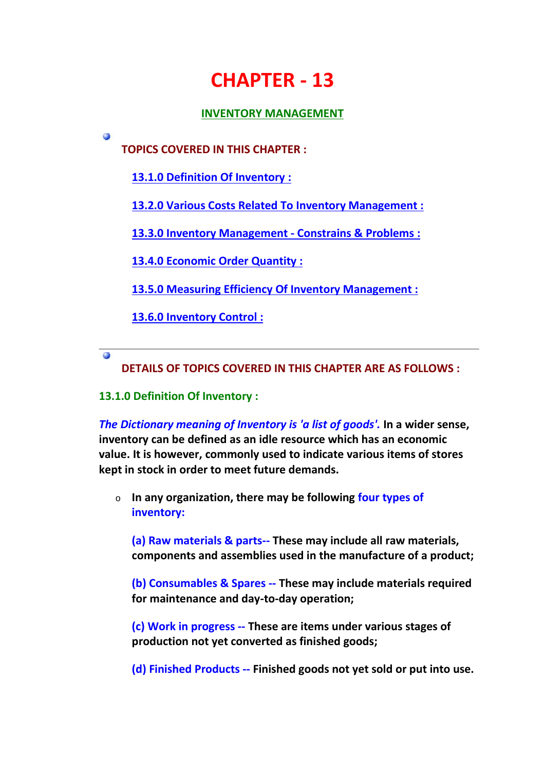# CHAPTER - 13

## INVENTORY MANAGEMENT

**TOPICS COVERED IN THIS CHAPTER :**

- 13.1.0 Definition Of Inventory :
- 13.2.0 Various Costs Related To Inventory Management :
- 13.3.0 Inventory Management - Constrains & Problems :
- 13.4.0 Economic Order Quantity :
- 13.5.0 Measuring Efficiency Of Inventory Management :
- 13.6.0 Inventory Control :

---

**DETAILS OF TOPICS COVERED IN THIS CHAPTER ARE AS FOLLOWS :**

### 13.1.0 Definition Of Inventory :

***The Dictionary meaning of Inventory is 'a list of goods'.*** **In a wider sense, inventory can be defined as an idle resource which has an economic value. It is however, commonly used to indicate various items of stores kept in stock in order to meet future demands.**

- **In any organization, there may be following four types of inventory:**

  **(a) Raw materials & parts-- These may include all raw materials, components and assemblies used in the manufacture of a product;**

  **(b) Consumables & Spares -- These may include materials required for maintenance and day-to-day operation;**

  **(c) Work in progress -- These are items under various stages of production not yet converted as finished goods;**

  **(d) Finished Products -- Finished goods not yet sold or put into use.**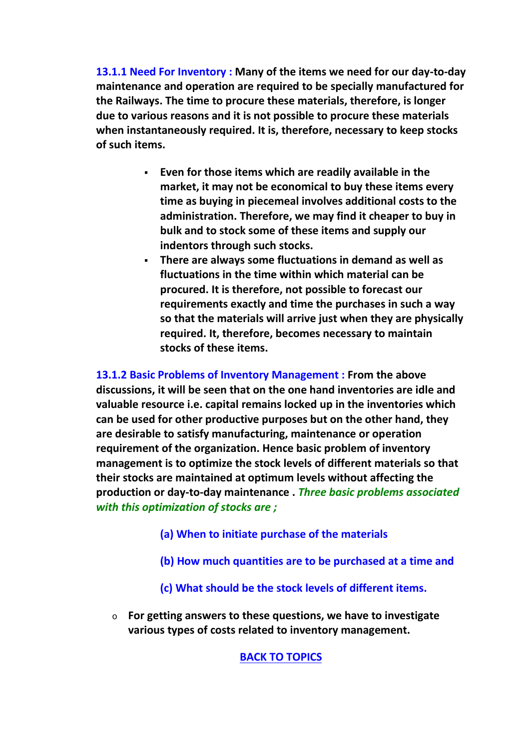**13.1.1 Need For Inventory :** **Many of the items we need for our day-to-day maintenance and operation are required to be specially manufactured for the Railways. The time to procure these materials, therefore, is longer due to various reasons and it is not possible to procure these materials when instantaneously required. It is, therefore, necessary to keep stocks of such items.**

- **Even for those items which are readily available in the market, it may not be economical to buy these items every time as buying in piecemeal involves additional costs to the administration. Therefore, we may find it cheaper to buy in bulk and to stock some of these items and supply our indentors through such stocks.**
- **There are always some fluctuations in demand as well as fluctuations in the time within which material can be procured. It is therefore, not possible to forecast our requirements exactly and time the purchases in such a way so that the materials will arrive just when they are physically required. It, therefore, becomes necessary to maintain stocks of these items.**

**13.1.2 Basic Problems of Inventory Management :** **From the above discussions, it will be seen that on the one hand inventories are idle and valuable resource i.e. capital remains locked up in the inventories which can be used for other productive purposes but on the other hand, they are desirable to satisfy manufacturing, maintenance or operation requirement of the organization. Hence basic problem of inventory management is to optimize the stock levels of different materials so that their stocks are maintained at optimum levels without affecting the production or day-to-day maintenance .** ***Three basic problems associated with this optimization of stocks are ;***

**(a) When to initiate purchase of the materials**

**(b) How much quantities are to be purchased at a time and**

**(c) What should be the stock levels of different items.**

- **For getting answers to these questions, we have to investigate various types of costs related to inventory management.**

**BACK TO TOPICS**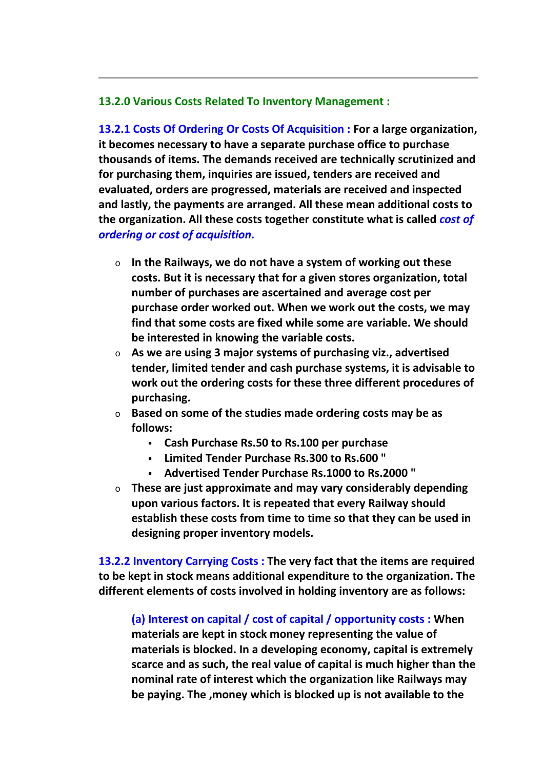## 13.2.0 Various Costs Related To Inventory Management :

**13.2.1 Costs Of Ordering Or Costs Of Acquisition : For a large organization, it becomes necessary to have a separate purchase office to purchase thousands of items. The demands received are technically scrutinized and for purchasing them, inquiries are issued, tenders are received and evaluated, orders are progressed, materials are received and inspected and lastly, the payments are arranged. All these mean additional costs to the organization. All these costs together constitute what is called *cost of ordering or cost of acquisition.***

- **In the Railways, we do not have a system of working out these costs. But it is necessary that for a given stores organization, total number of purchases are ascertained and average cost per purchase order worked out. When we work out the costs, we may find that some costs are fixed while some are variable. We should be interested in knowing the variable costs.**
- **As we are using 3 major systems of purchasing viz., advertised tender, limited tender and cash purchase systems, it is advisable to work out the ordering costs for these three different procedures of purchasing.**
- **Based on some of the studies made ordering costs may be as follows:**
  - **Cash Purchase Rs.50 to Rs.100 per purchase**
  - **Limited Tender Purchase Rs.300 to Rs.600 "**
  - **Advertised Tender Purchase Rs.1000 to Rs.2000 "**
- **These are just approximate and may vary considerably depending upon various factors. It is repeated that every Railway should establish these costs from time to time so that they can be used in designing proper inventory models.**

**13.2.2 Inventory Carrying Costs : The very fact that the items are required to be kept in stock means additional expenditure to the organization. The different elements of costs involved in holding inventory are as follows:**

> **(a) Interest on capital / cost of capital / opportunity costs : When materials are kept in stock money representing the value of materials is blocked. In a developing economy, capital is extremely scarce and as such, the real value of capital is much higher than the nominal rate of interest which the organization like Railways may be paying. The ,money which is blocked up is not available to the**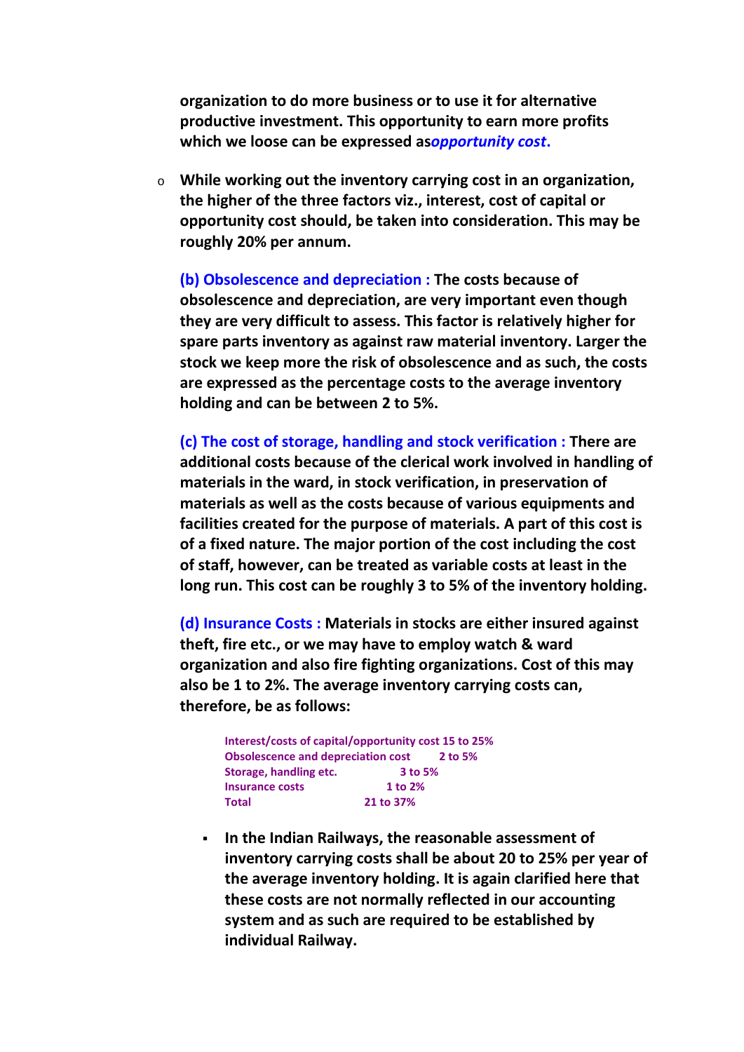**organization to do more business or to use it for alternative productive investment. This opportunity to earn more profits which we loose can be expressed as*opportunity cost*.**

- **While working out the inventory carrying cost in an organization, the higher of the three factors viz., interest, cost of capital or opportunity cost should, be taken into consideration. This may be roughly 20% per annum.**

**(b) Obsolescence and depreciation : The costs because of obsolescence and depreciation, are very important even though they are very difficult to assess. This factor is relatively higher for spare parts inventory as against raw material inventory. Larger the stock we keep more the risk of obsolescence and as such, the costs are expressed as the percentage costs to the average inventory holding and can be between 2 to 5%.**

**(c) The cost of storage, handling and stock verification : There are additional costs because of the clerical work involved in handling of materials in the ward, in stock verification, in preservation of materials as well as the costs because of various equipments and facilities created for the purpose of materials. A part of this cost is of a fixed nature. The major portion of the cost including the cost of staff, however, can be treated as variable costs at least in the long run. This cost can be roughly 3 to 5% of the inventory holding.**

**(d) Insurance Costs : Materials in stocks are either insured against theft, fire etc., or we may have to employ watch & ward organization and also fire fighting organizations. Cost of this may also be 1 to 2%. The average inventory carrying costs can, therefore, be as follows:**

| | |
|---|---|
| **Interest/costs of capital/opportunity cost** | **15 to 25%** |
| **Obsolescence and depreciation cost** | **2 to 5%** |
| **Storage, handling etc.** | **3 to 5%** |
| **Insurance costs** | **1 to 2%** |
| **Total** | **21 to 37%** |

- **In the Indian Railways, the reasonable assessment of inventory carrying costs shall be about 20 to 25% per year of the average inventory holding. It is again clarified here that these costs are not normally reflected in our accounting system and as such are required to be established by individual Railway.**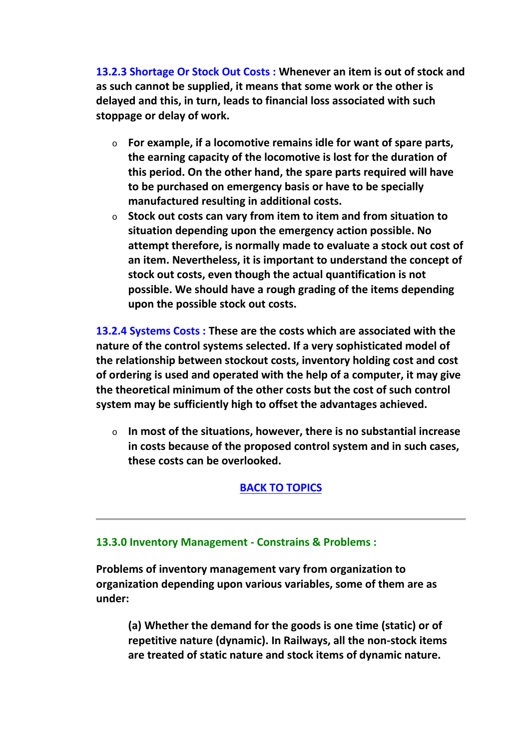**13.2.3 Shortage Or Stock Out Costs : Whenever an item is out of stock and as such cannot be supplied, it means that some work or the other is delayed and this, in turn, leads to financial loss associated with such stoppage or delay of work.**

- **For example, if a locomotive remains idle for want of spare parts, the earning capacity of the locomotive is lost for the duration of this period. On the other hand, the spare parts required will have to be purchased on emergency basis or have to be specially manufactured resulting in additional costs.**
- **Stock out costs can vary from item to item and from situation to situation depending upon the emergency action possible. No attempt therefore, is normally made to evaluate a stock out cost of an item. Nevertheless, it is important to understand the concept of stock out costs, even though the actual quantification is not possible. We should have a rough grading of the items depending upon the possible stock out costs.**

**13.2.4 Systems Costs : These are the costs which are associated with the nature of the control systems selected. If a very sophisticated model of the relationship between stockout costs, inventory holding cost and cost of ordering is used and operated with the help of a computer, it may give the theoretical minimum of the other costs but the cost of such control system may be sufficiently high to offset the advantages achieved.**

- **In most of the situations, however, there is no substantial increase in costs because of the proposed control system and in such cases, these costs can be overlooked.**

**BACK TO TOPICS**

---

### 13.3.0 Inventory Management - Constrains & Problems :

**Problems of inventory management vary from organization to organization depending upon various variables, some of them are as under:**

**(a) Whether the demand for the goods is one time (static) or of repetitive nature (dynamic). In Railways, all the non-stock items are treated of static nature and stock items of dynamic nature.**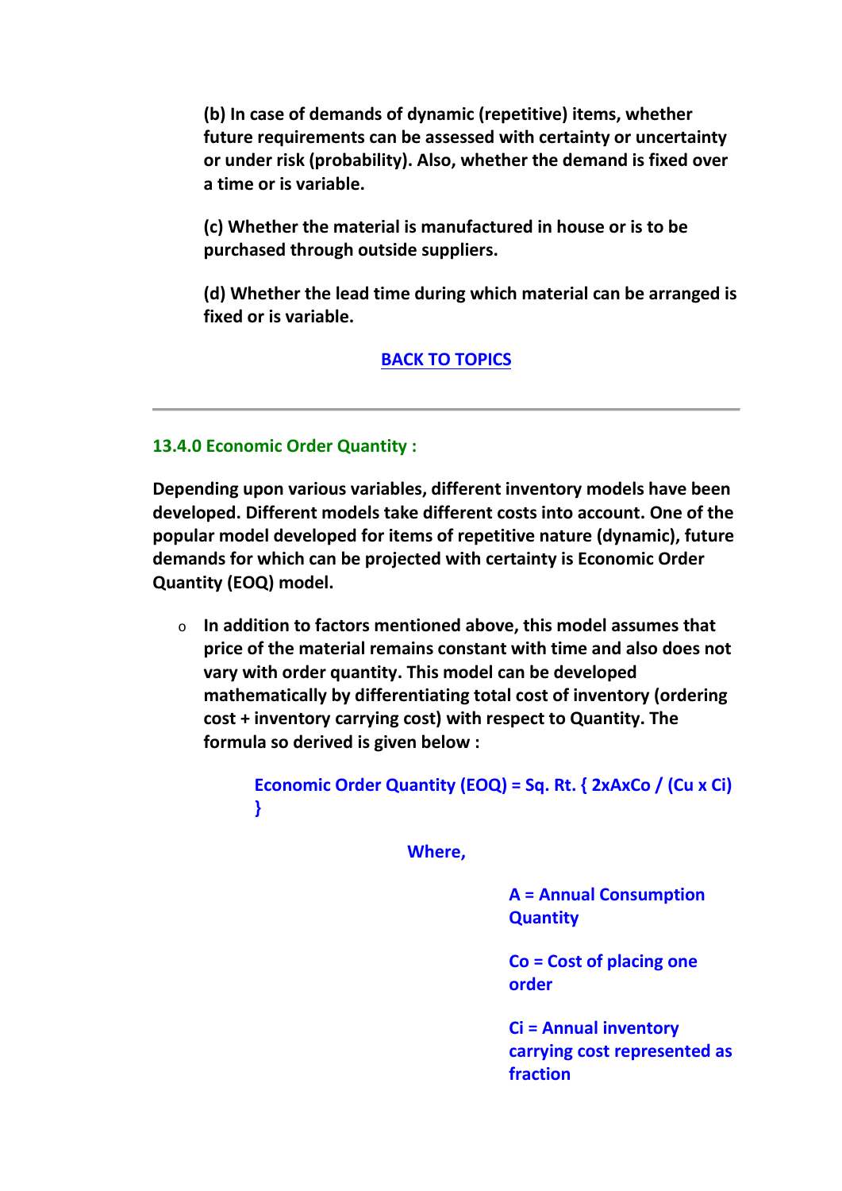**(b) In case of demands of dynamic (repetitive) items, whether future requirements can be assessed with certainty or uncertainty or under risk (probability). Also, whether the demand is fixed over a time or is variable.**

**(c) Whether the material is manufactured in house or is to be purchased through outside suppliers.**

**(d) Whether the lead time during which material can be arranged is fixed or is variable.**

BACK TO TOPICS

---

### 13.4.0 Economic Order Quantity :

**Depending upon various variables, different inventory models have been developed. Different models take different costs into account. One of the popular model developed for items of repetitive nature (dynamic), future demands for which can be projected with certainty is Economic Order Quantity (EOQ) model.**

- **In addition to factors mentioned above, this model assumes that price of the material remains constant with time and also does not vary with order quantity. This model can be developed mathematically by differentiating total cost of inventory (ordering cost + inventory carrying cost) with respect to Quantity. The formula so derived is given below :**

**Economic Order Quantity (EOQ) = Sq. Rt. { 2xAxCo / (Cu x Ci) }**

**Where,**

**A = Annual Consumption Quantity**

**Co = Cost of placing one order**

**Ci = Annual inventory carrying cost represented as fraction**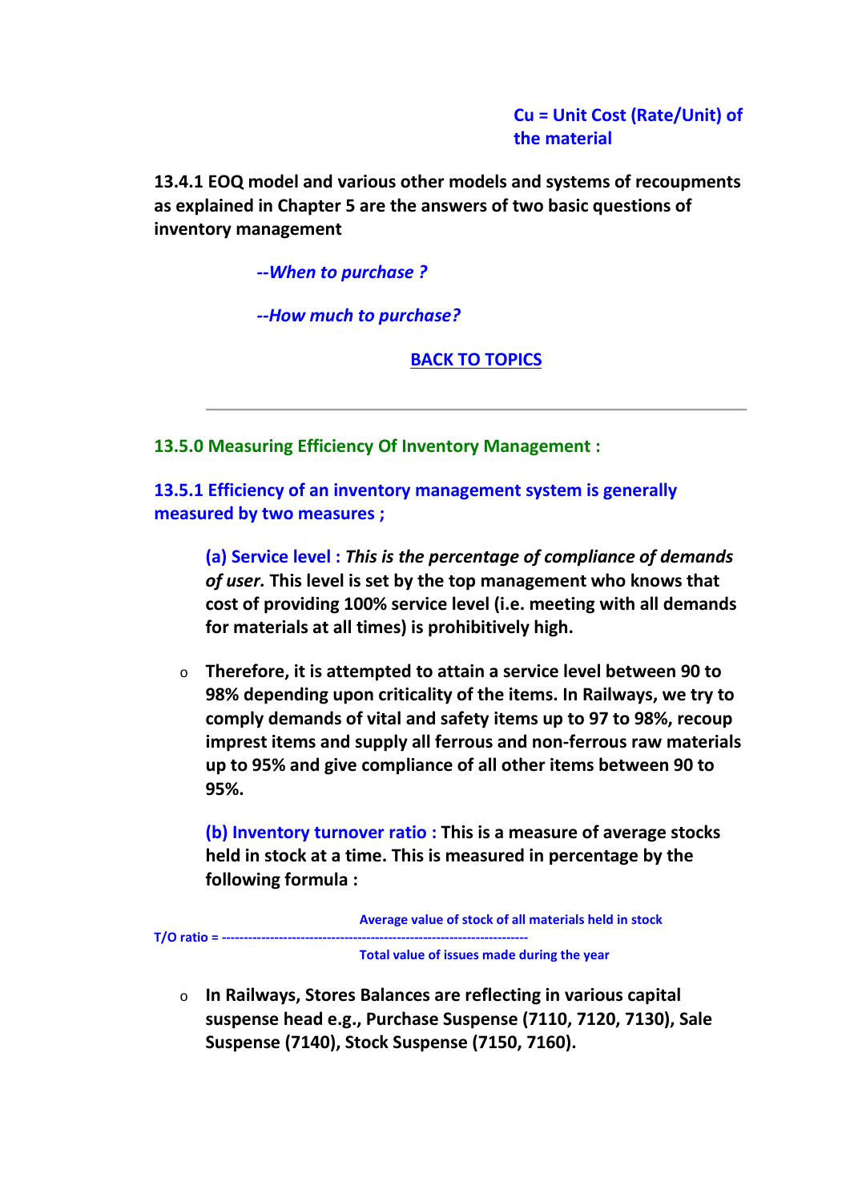Cu = Unit Cost (Rate/Unit) of the material

**13.4.1 EOQ model and various other models and systems of recoupments as explained in Chapter 5 are the answers of two basic questions of inventory management**

> ***--When to purchase ?***
>
> ***--How much to purchase?***

BACK TO TOPICS

---

## 13.5.0 Measuring Efficiency Of Inventory Management :

### 13.5.1 Efficiency of an inventory management system is generally measured by two measures ;

**(a) Service level :** ***This is the percentage of compliance of demands of user.*** **This level is set by the top management who knows that cost of providing 100% service level (i.e. meeting with all demands for materials at all times) is prohibitively high.**

- **Therefore, it is attempted to attain a service level between 90 to 98% depending upon criticality of the items. In Railways, we try to comply demands of vital and safety items up to 97 to 98%, recoup imprest items and supply all ferrous and non-ferrous raw materials up to 95% and give compliance of all other items between 90 to 95%.**

**(b) Inventory turnover ratio :** **This is a measure of average stocks held in stock at a time. This is measured in percentage by the following formula :**

$$\text{T/O ratio} = \frac{\text{Average value of stock of all materials held in stock}}{\text{Total value of issues made during the year}}$$

- **In Railways, Stores Balances are reflecting in various capital suspense head e.g., Purchase Suspense (7110, 7120, 7130), Sale Suspense (7140), Stock Suspense (7150, 7160).**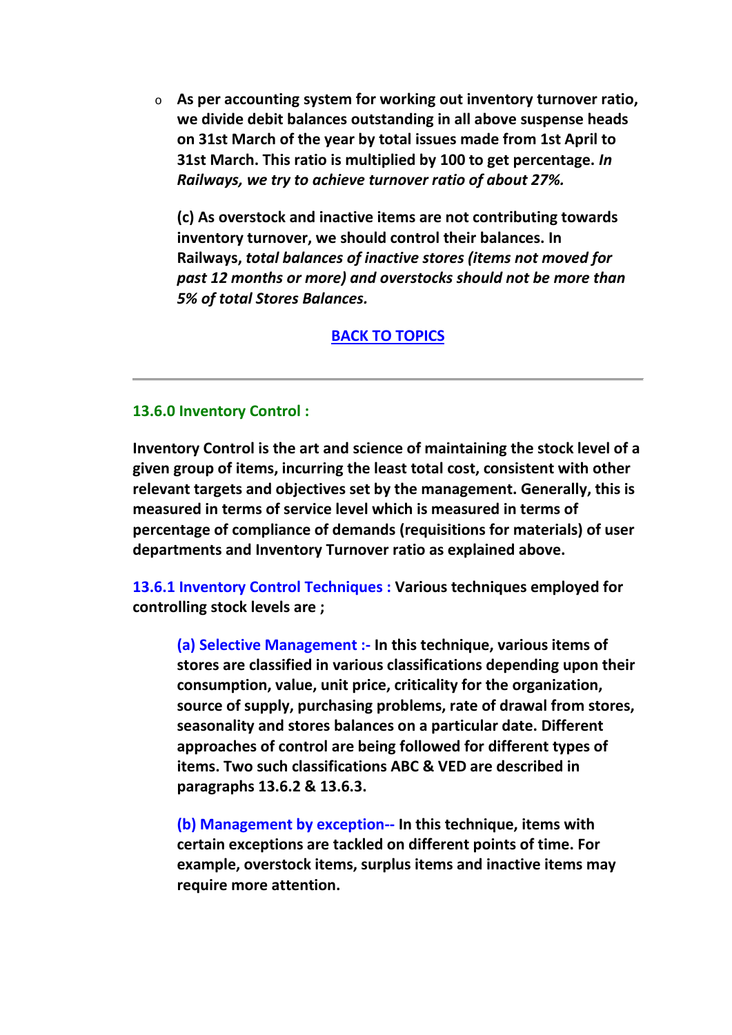- **As per accounting system for working out inventory turnover ratio, we divide debit balances outstanding in all above suspense heads on 31st March of the year by total issues made from 1st April to 31st March. This ratio is multiplied by 100 to get percentage. *In Railways, we try to achieve turnover ratio of about 27%.***

  **(c) As overstock and inactive items are not contributing towards inventory turnover, we should control their balances. In Railways, *total balances of inactive stores (items not moved for past 12 months or more) and overstocks should not be more than 5% of total Stores Balances.***

**BACK TO TOPICS**

---

### 13.6.0 Inventory Control :

**Inventory Control is the art and science of maintaining the stock level of a given group of items, incurring the least total cost, consistent with other relevant targets and objectives set by the management. Generally, this is measured in terms of service level which is measured in terms of percentage of compliance of demands (requisitions for materials) of user departments and Inventory Turnover ratio as explained above.**

**13.6.1 Inventory Control Techniques : Various techniques employed for controlling stock levels are ;**

> **(a) Selective Management :- In this technique, various items of stores are classified in various classifications depending upon their consumption, value, unit price, criticality for the organization, source of supply, purchasing problems, rate of drawal from stores, seasonality and stores balances on a particular date. Different approaches of control are being followed for different types of items. Two such classifications ABC & VED are described in paragraphs 13.6.2 & 13.6.3.**
>
> **(b) Management by exception-- In this technique, items with certain exceptions are tackled on different points of time. For example, overstock items, surplus items and inactive items may require more attention.**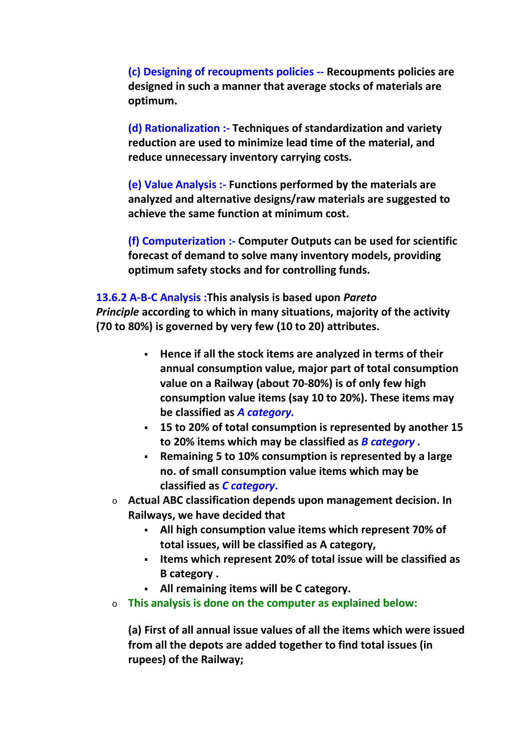**(c) Designing of recoupments policies -- Recoupments policies are designed in such a manner that average stocks of materials are optimum.**

**(d) Rationalization :- Techniques of standardization and variety reduction are used to minimize lead time of the material, and reduce unnecessary inventory carrying costs.**

**(e) Value Analysis :- Functions performed by the materials are analyzed and alternative designs/raw materials are suggested to achieve the same function at minimum cost.**

**(f) Computerization :- Computer Outputs can be used for scientific forecast of demand to solve many inventory models, providing optimum safety stocks and for controlling funds.**

### 13.6.2 A-B-C Analysis :**This analysis is based upon *Pareto Principle* according to which in many situations, majority of the activity (70 to 80%) is governed by very few (10 to 20) attributes.**

- **Hence if all the stock items are analyzed in terms of their annual consumption value, major part of total consumption value on a Railway (about 70-80%) is of only few high consumption value items (say 10 to 20%). These items may be classified as *A category.***
- **15 to 20% of total consumption is represented by another 15 to 20% items which may be classified as *B category .***
- **Remaining 5 to 10% consumption is represented by a large no. of small consumption value items which may be classified as *C category*.**

- **Actual ABC classification depends upon management decision. In Railways, we have decided that**
  - **All high consumption value items which represent 70% of total issues, will be classified as A category,**
  - **Items which represent 20% of total issue will be classified as B category .**
  - **All remaining items will be C category.**
- **This analysis is done on the computer as explained below:**

**(a) First of all annual issue values of all the items which were issued from all the depots are added together to find total issues (in rupees) of the Railway;**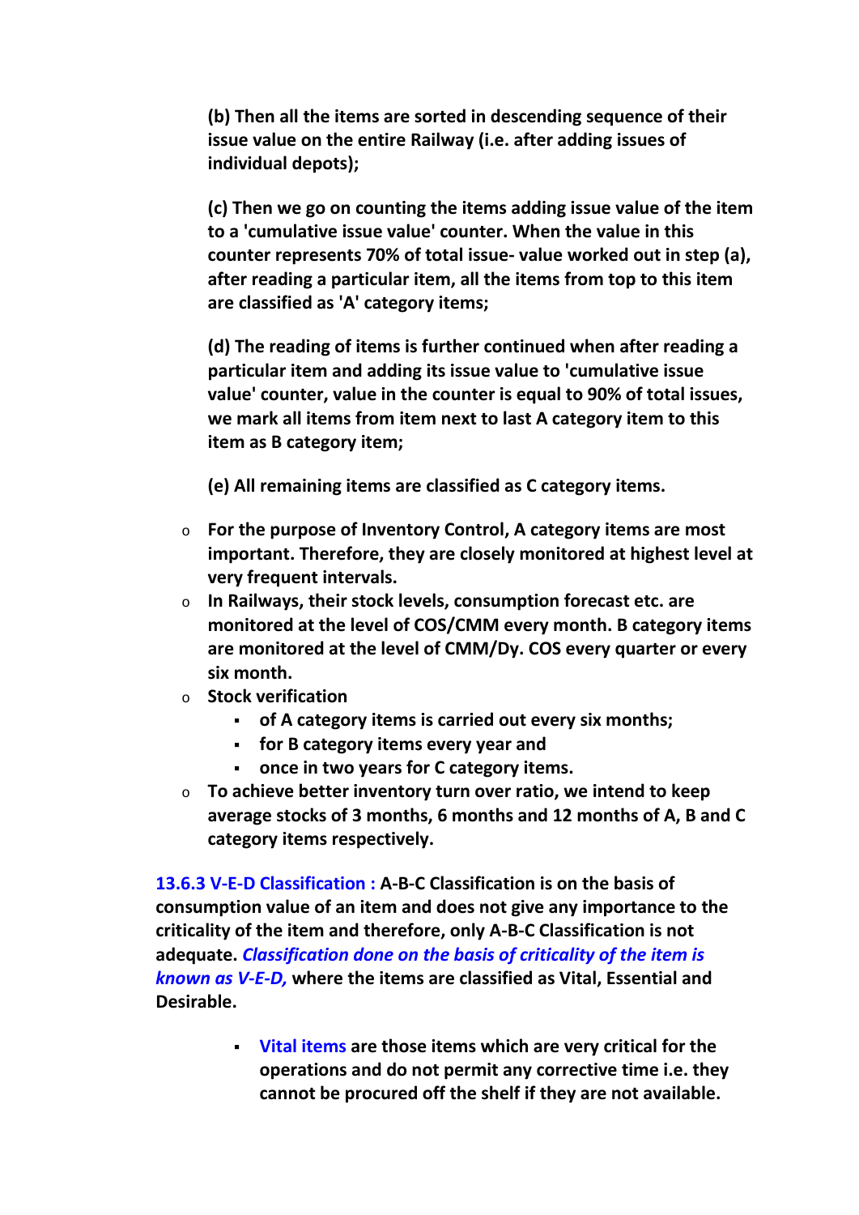**(b) Then all the items are sorted in descending sequence of their issue value on the entire Railway (i.e. after adding issues of individual depots);**

**(c) Then we go on counting the items adding issue value of the item to a 'cumulative issue value' counter. When the value in this counter represents 70% of total issue- value worked out in step (a), after reading a particular item, all the items from top to this item are classified as 'A' category items;**

**(d) The reading of items is further continued when after reading a particular item and adding its issue value to 'cumulative issue value' counter, value in the counter is equal to 90% of total issues, we mark all items from item next to last A category item to this item as B category item;**

**(e) All remaining items are classified as C category items.**

- **For the purpose of Inventory Control, A category items are most important. Therefore, they are closely monitored at highest level at very frequent intervals.**
- **In Railways, their stock levels, consumption forecast etc. are monitored at the level of COS/CMM every month. B category items are monitored at the level of CMM/Dy. COS every quarter or every six month.**
- **Stock verification**
  - **of A category items is carried out every six months;**
  - **for B category items every year and**
  - **once in two years for C category items.**
- **To achieve better inventory turn over ratio, we intend to keep average stocks of 3 months, 6 months and 12 months of A, B and C category items respectively.**

**13.6.3 V-E-D Classification :** **A-B-C Classification is on the basis of consumption value of an item and does not give any importance to the criticality of the item and therefore, only A-B-C Classification is not adequate.** ***Classification done on the basis of criticality of the item is known as V-E-D,*** **where the items are classified as Vital, Essential and Desirable.**

- **Vital items are those items which are very critical for the operations and do not permit any corrective time i.e. they cannot be procured off the shelf if they are not available.**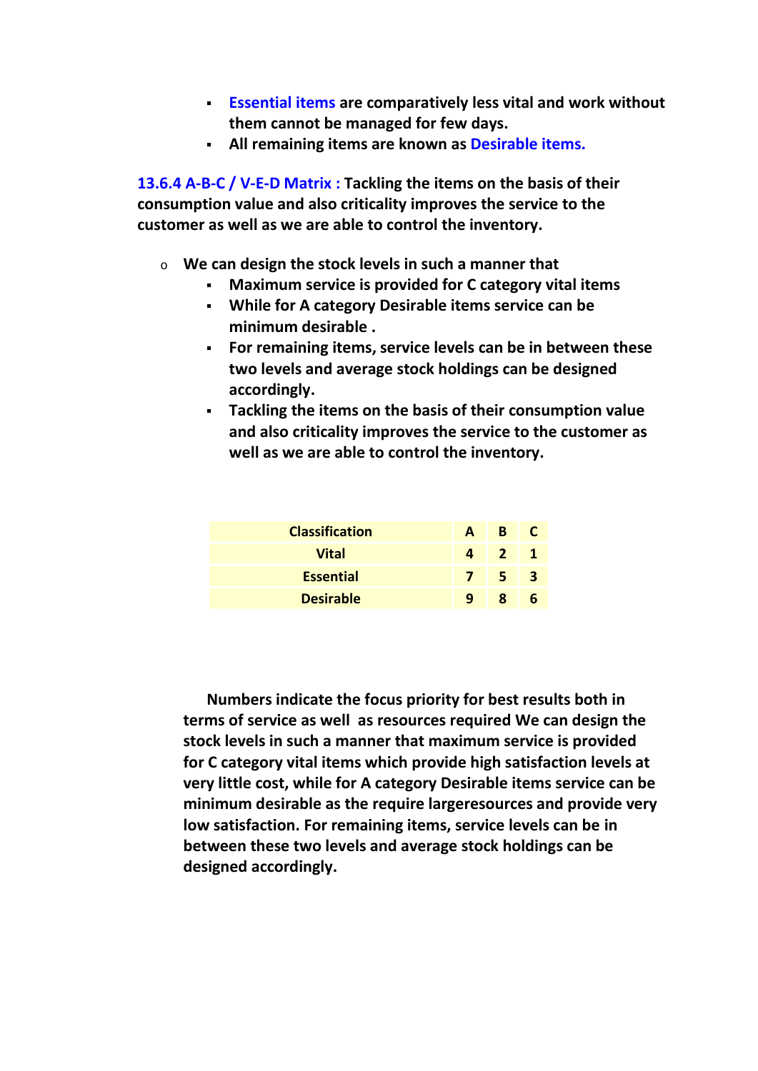- **Essential items are comparatively less vital and work without them cannot be managed for few days.**
- **All remaining items are known as Desirable items.**

**13.6.4 A-B-C / V-E-D Matrix : Tackling the items on the basis of their consumption value and also criticality improves the service to the customer as well as we are able to control the inventory.**

- **We can design the stock levels in such a manner that**
  - **Maximum service is provided for C category vital items**
  - **While for A category Desirable items service can be minimum desirable .**
  - **For remaining items, service levels can be in between these two levels and average stock holdings can be designed accordingly.**
  - **Tackling the items on the basis of their consumption value and also criticality improves the service to the customer as well as we are able to control the inventory.**

| Classification | A | B | C |
|---|---|---|---|
| Vital | 4 | 2 | 1 |
| Essential | 7 | 5 | 3 |
| Desirable | 9 | 8 | 6 |

**Numbers indicate the focus priority for best results both in terms of service as well as resources required We can design the stock levels in such a manner that maximum service is provided for C category vital items which provide high satisfaction levels at very little cost, while for A category Desirable items service can be minimum desirable as the require largeresources and provide very low satisfaction. For remaining items, service levels can be in between these two levels and average stock holdings can be designed accordingly.**